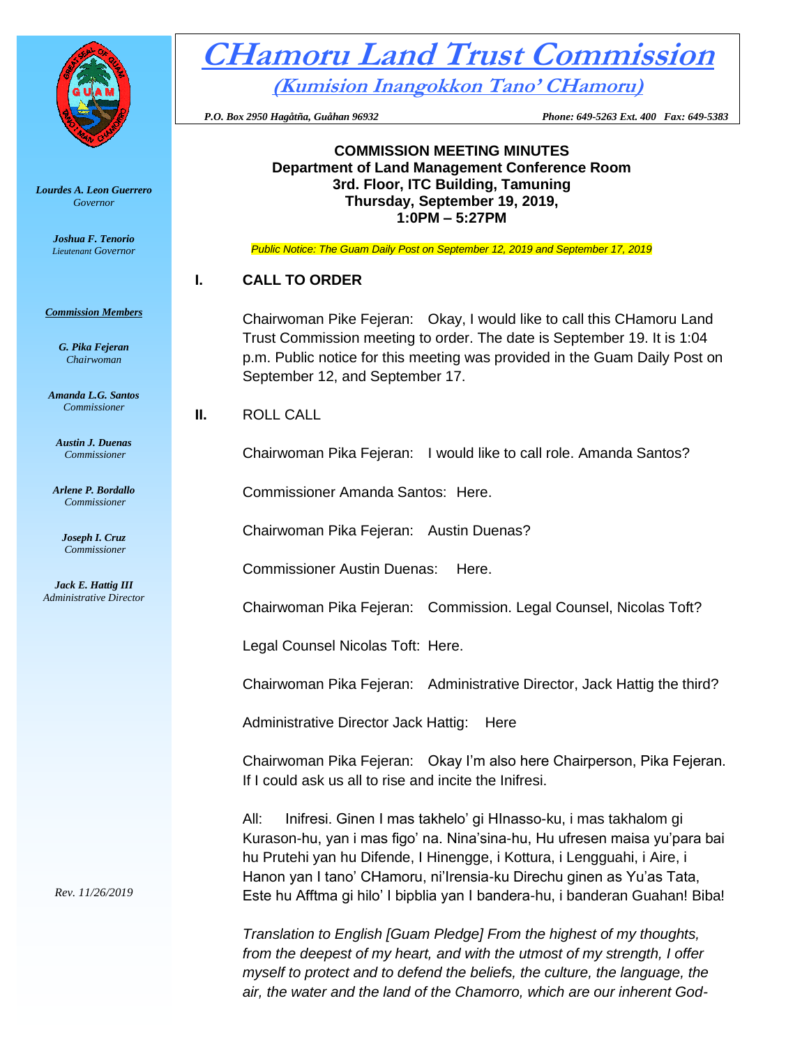# CHamoru Land Trust Commission

## (Kumision Inangokkon Tano' CHamoru)

*P.O. Box 2950 Hagåtña, Guåhan 96932* *Phone: 649-5263 Ext. 400 Fax: 649-5383*

*Lourdes A. Leon Guerrero*
*Governor*

*Joshua F. Tenorio*
*Lieutenant Governor*

***Commission Members***

***G. Pika Fejeran***
*Chairwoman*

***Amanda L.G. Santos***
*Commissioner*

***Austin J. Duenas***
*Commissioner*

***Arlene P. Bordallo***
*Commissioner*

***Joseph I. Cruz***
*Commissioner*

***Jack E. Hattig III***
*Administrative Director*

*Rev. 11/26/2019*

**COMMISSION MEETING MINUTES**
**Department of Land Management Conference Room**
**3rd. Floor, ITC Building, Tamuning**
**Thursday, September 19, 2019,**
**1:0PM – 5:27PM**

*Public Notice: The Guam Daily Post on September 12, 2019 and September 17, 2019*

## I. CALL TO ORDER

Chairwoman Pike Fejeran: Okay, I would like to call this CHamoru Land Trust Commission meeting to order. The date is September 19. It is 1:04 p.m. Public notice for this meeting was provided in the Guam Daily Post on September 12, and September 17.

## II. ROLL CALL

Chairwoman Pika Fejeran: I would like to call role. Amanda Santos?

Commissioner Amanda Santos: Here.

Chairwoman Pika Fejeran: Austin Duenas?

Commissioner Austin Duenas: Here.

Chairwoman Pika Fejeran: Commission. Legal Counsel, Nicolas Toft?

Legal Counsel Nicolas Toft: Here.

Chairwoman Pika Fejeran: Administrative Director, Jack Hattig the third?

Administrative Director Jack Hattig: Here

Chairwoman Pika Fejeran: Okay I'm also here Chairperson, Pika Fejeran. If I could ask us all to rise and incite the Inifresi.

All: Inifresi. Ginen I mas takhelo' gi HInasso-ku, i mas takhalom gi Kurason-hu, yan i mas figo' na. Nina'sina-hu, Hu ufresen maisa yu'para bai hu Prutehi yan hu Difende, I Hinengge, i Kottura, i Lengguahi, i Aire, i Hanon yan I tano' CHamoru, ni'Irensia-ku Direchu ginen as Yu'as Tata, Este hu Afftma gi hilo' I bipblia yan I bandera-hu, i banderan Guahan! Biba!

*Translation to English [Guam Pledge] From the highest of my thoughts, from the deepest of my heart, and with the utmost of my strength, I offer myself to protect and to defend the beliefs, the culture, the language, the air, the water and the land of the Chamorro, which are our inherent God-*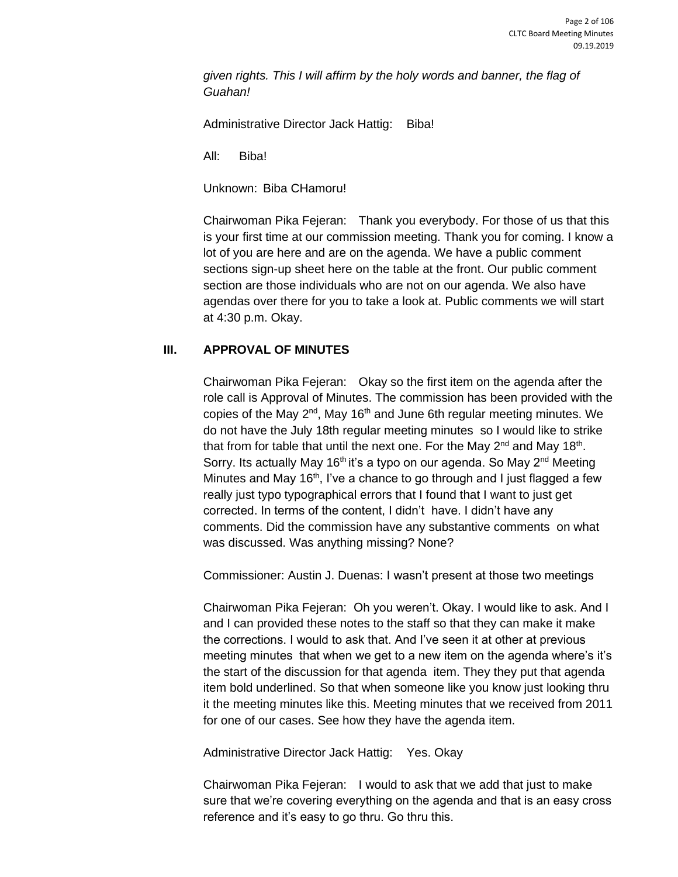*given rights. This I will affirm by the holy words and banner, the flag of Guahan!*

Administrative Director Jack Hattig: Biba!

All: Biba!

Unknown: Biba CHamoru!

Chairwoman Pika Fejeran: Thank you everybody. For those of us that this is your first time at our commission meeting. Thank you for coming. I know a lot of you are here and are on the agenda. We have a public comment sections sign-up sheet here on the table at the front. Our public comment section are those individuals who are not on our agenda. We also have agendas over there for you to take a look at. Public comments we will start at 4:30 p.m. Okay.

## III. APPROVAL OF MINUTES

Chairwoman Pika Fejeran: Okay so the first item on the agenda after the role call is Approval of Minutes. The commission has been provided with the copies of the May 2nd, May 16th and June 6th regular meeting minutes. We do not have the July 18th regular meeting minutes so I would like to strike that from for table that until the next one. For the May 2nd and May 18th. Sorry. Its actually May 16th it's a typo on our agenda. So May 2nd Meeting Minutes and May 16th, I've a chance to go through and I just flagged a few really just typo typographical errors that I found that I want to just get corrected. In terms of the content, I didn't have. I didn't have any comments. Did the commission have any substantive comments on what was discussed. Was anything missing? None?

Commissioner: Austin J. Duenas: I wasn't present at those two meetings

Chairwoman Pika Fejeran: Oh you weren't. Okay. I would like to ask. And I and I can provided these notes to the staff so that they can make it make the corrections. I would to ask that. And I've seen it at other at previous meeting minutes that when we get to a new item on the agenda where's it's the start of the discussion for that agenda item. They they put that agenda item bold underlined. So that when someone like you know just looking thru it the meeting minutes like this. Meeting minutes that we received from 2011 for one of our cases. See how they have the agenda item.

Administrative Director Jack Hattig: Yes. Okay

Chairwoman Pika Fejeran: I would to ask that we add that just to make sure that we're covering everything on the agenda and that is an easy cross reference and it's easy to go thru. Go thru this.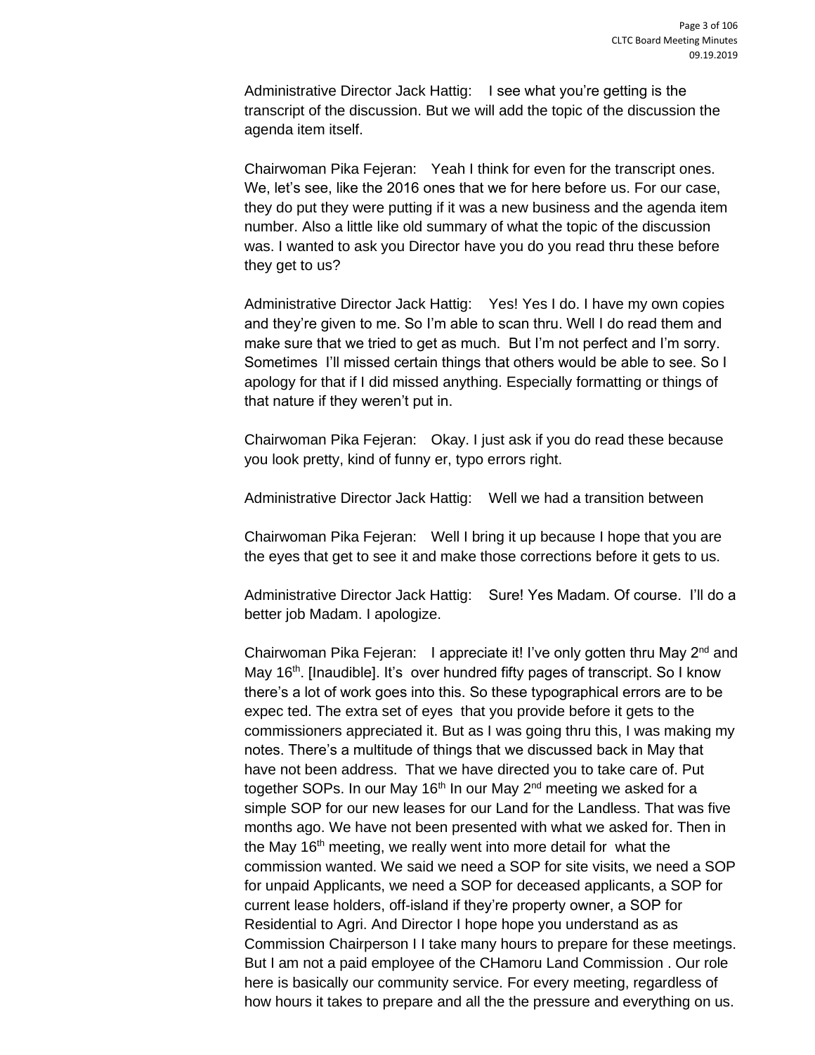Administrative Director Jack Hattig: I see what you're getting is the transcript of the discussion. But we will add the topic of the discussion the agenda item itself.

Chairwoman Pika Fejeran: Yeah I think for even for the transcript ones. We, let's see, like the 2016 ones that we for here before us. For our case, they do put they were putting if it was a new business and the agenda item number. Also a little like old summary of what the topic of the discussion was. I wanted to ask you Director have you do you read thru these before they get to us?

Administrative Director Jack Hattig: Yes! Yes I do. I have my own copies and they're given to me. So I'm able to scan thru. Well I do read them and make sure that we tried to get as much. But I'm not perfect and I'm sorry. Sometimes I'll missed certain things that others would be able to see. So I apology for that if I did missed anything. Especially formatting or things of that nature if they weren't put in.

Chairwoman Pika Fejeran: Okay. I just ask if you do read these because you look pretty, kind of funny er, typo errors right.

Administrative Director Jack Hattig: Well we had a transition between

Chairwoman Pika Fejeran: Well I bring it up because I hope that you are the eyes that get to see it and make those corrections before it gets to us.

Administrative Director Jack Hattig: Sure! Yes Madam. Of course. I'll do a better job Madam. I apologize.

Chairwoman Pika Fejeran: I appreciate it! I've only gotten thru May 2nd and May 16th. [Inaudible]. It's over hundred fifty pages of transcript. So I know there's a lot of work goes into this. So these typographical errors are to be expec ted. The extra set of eyes that you provide before it gets to the commissioners appreciated it. But as I was going thru this, I was making my notes. There's a multitude of things that we discussed back in May that have not been address. That we have directed you to take care of. Put together SOPs. In our May 16th In our May 2nd meeting we asked for a simple SOP for our new leases for our Land for the Landless. That was five months ago. We have not been presented with what we asked for. Then in the May 16th meeting, we really went into more detail for what the commission wanted. We said we need a SOP for site visits, we need a SOP for unpaid Applicants, we need a SOP for deceased applicants, a SOP for current lease holders, off-island if they're property owner, a SOP for Residential to Agri. And Director I hope hope you understand as as Commission Chairperson I I take many hours to prepare for these meetings. But I am not a paid employee of the CHamoru Land Commission . Our role here is basically our community service. For every meeting, regardless of how hours it takes to prepare and all the the pressure and everything on us.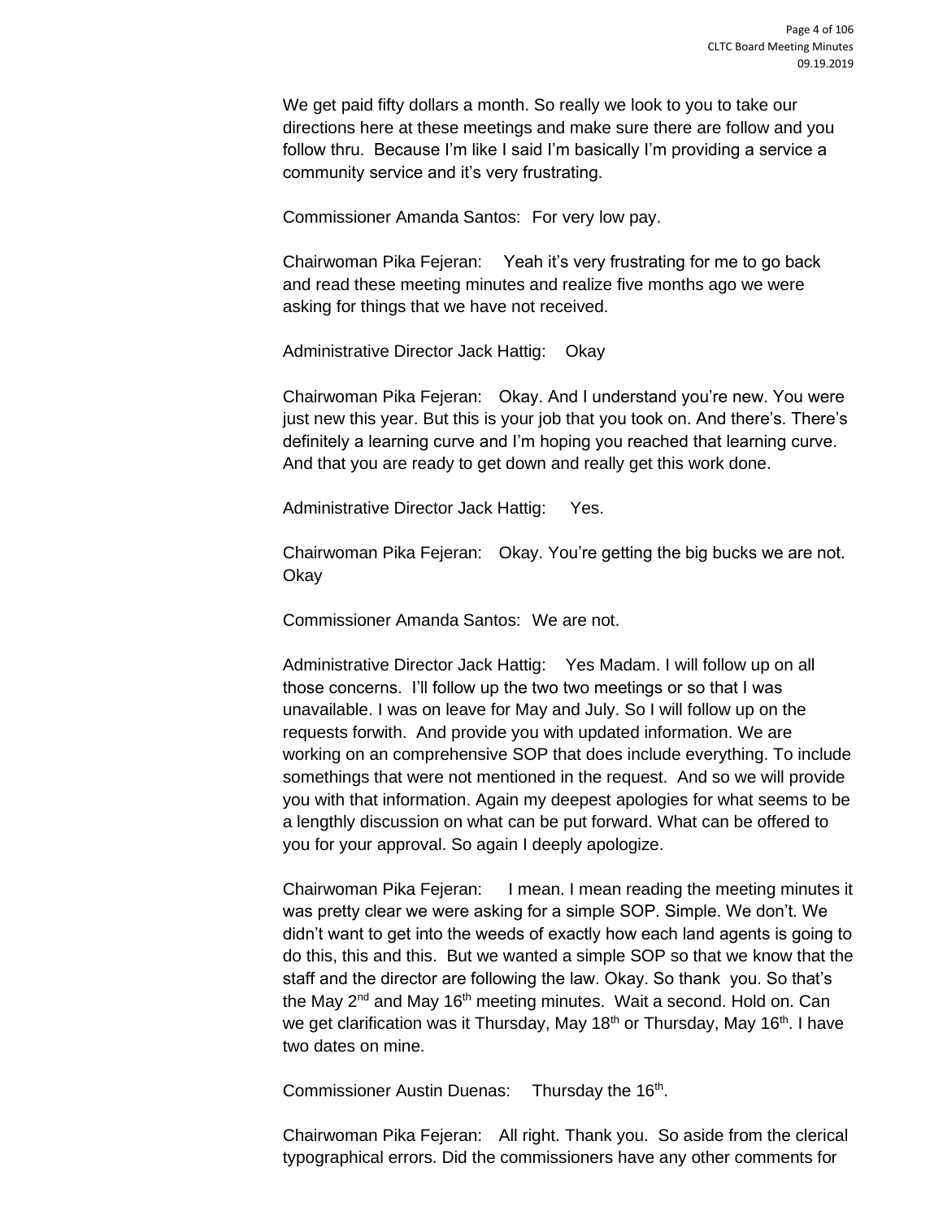We get paid fifty dollars a month. So really we look to you to take our directions here at these meetings and make sure there are follow and you follow thru. Because I'm like I said I'm basically I'm providing a service a community service and it's very frustrating.

Commissioner Amanda Santos: For very low pay.

Chairwoman Pika Fejeran: Yeah it's very frustrating for me to go back and read these meeting minutes and realize five months ago we were asking for things that we have not received.

Administrative Director Jack Hattig: Okay

Chairwoman Pika Fejeran: Okay. And I understand you're new. You were just new this year. But this is your job that you took on. And there's. There's definitely a learning curve and I'm hoping you reached that learning curve. And that you are ready to get down and really get this work done.

Administrative Director Jack Hattig: Yes.

Chairwoman Pika Fejeran: Okay. You're getting the big bucks we are not. Okay

Commissioner Amanda Santos: We are not.

Administrative Director Jack Hattig: Yes Madam. I will follow up on all those concerns. I'll follow up the two two meetings or so that I was unavailable. I was on leave for May and July. So I will follow up on the requests forwith. And provide you with updated information. We are working on an comprehensive SOP that does include everything. To include somethings that were not mentioned in the request. And so we will provide you with that information. Again my deepest apologies for what seems to be a lengthly discussion on what can be put forward. What can be offered to you for your approval. So again I deeply apologize.

Chairwoman Pika Fejeran: I mean. I mean reading the meeting minutes it was pretty clear we were asking for a simple SOP. Simple. We don't. We didn't want to get into the weeds of exactly how each land agents is going to do this, this and this. But we wanted a simple SOP so that we know that the staff and the director are following the law. Okay. So thank you. So that's the May 2nd and May 16th meeting minutes. Wait a second. Hold on. Can we get clarification was it Thursday, May 18th or Thursday, May 16th. I have two dates on mine.

Commissioner Austin Duenas: Thursday the 16th.

Chairwoman Pika Fejeran: All right. Thank you. So aside from the clerical typographical errors. Did the commissioners have any other comments for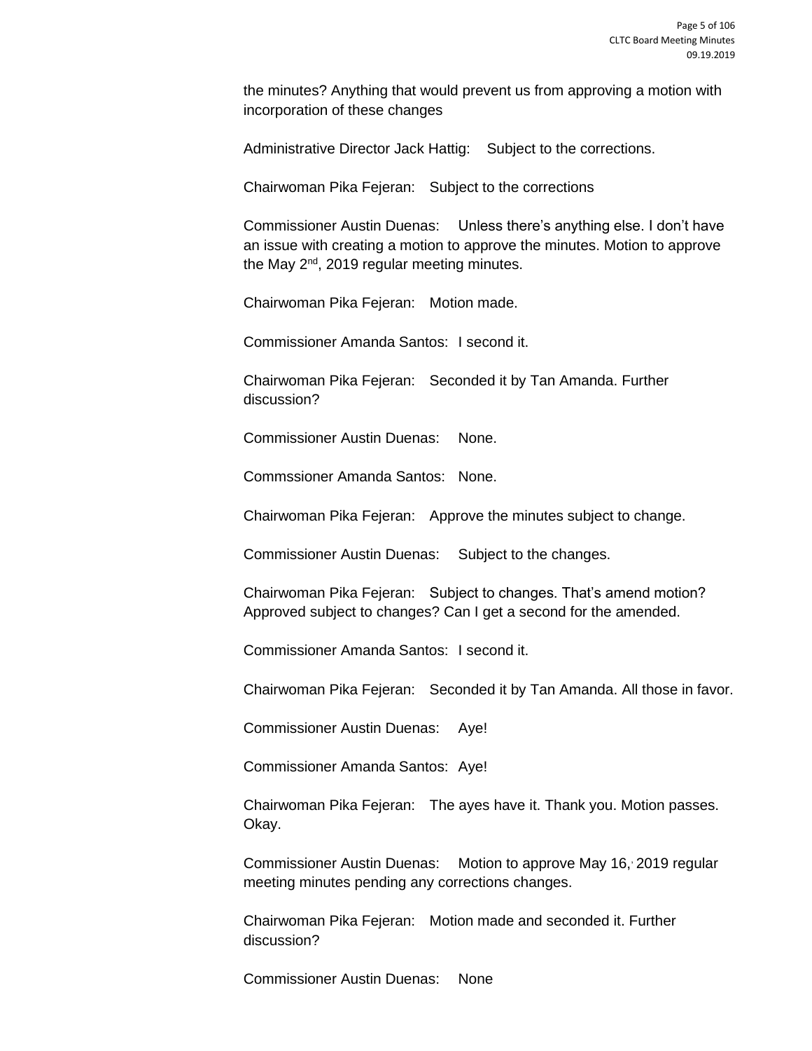the minutes? Anything that would prevent us from approving a motion with incorporation of these changes

Administrative Director Jack Hattig: Subject to the corrections.

Chairwoman Pika Fejeran: Subject to the corrections

Commissioner Austin Duenas: Unless there's anything else. I don't have an issue with creating a motion to approve the minutes. Motion to approve the May 2nd, 2019 regular meeting minutes.

Chairwoman Pika Fejeran: Motion made.

Commissioner Amanda Santos: I second it.

Chairwoman Pika Fejeran: Seconded it by Tan Amanda. Further discussion?

Commissioner Austin Duenas: None.

Commssioner Amanda Santos: None.

Chairwoman Pika Fejeran: Approve the minutes subject to change.

Commissioner Austin Duenas: Subject to the changes.

Chairwoman Pika Fejeran: Subject to changes. That's amend motion? Approved subject to changes? Can I get a second for the amended.

Commissioner Amanda Santos: I second it.

Chairwoman Pika Fejeran: Seconded it by Tan Amanda. All those in favor.

Commissioner Austin Duenas: Aye!

Commissioner Amanda Santos: Aye!

Chairwoman Pika Fejeran: The ayes have it. Thank you. Motion passes. Okay.

Commissioner Austin Duenas: Motion to approve May 16, 2019 regular meeting minutes pending any corrections changes.

Chairwoman Pika Fejeran: Motion made and seconded it. Further discussion?

Commissioner Austin Duenas: None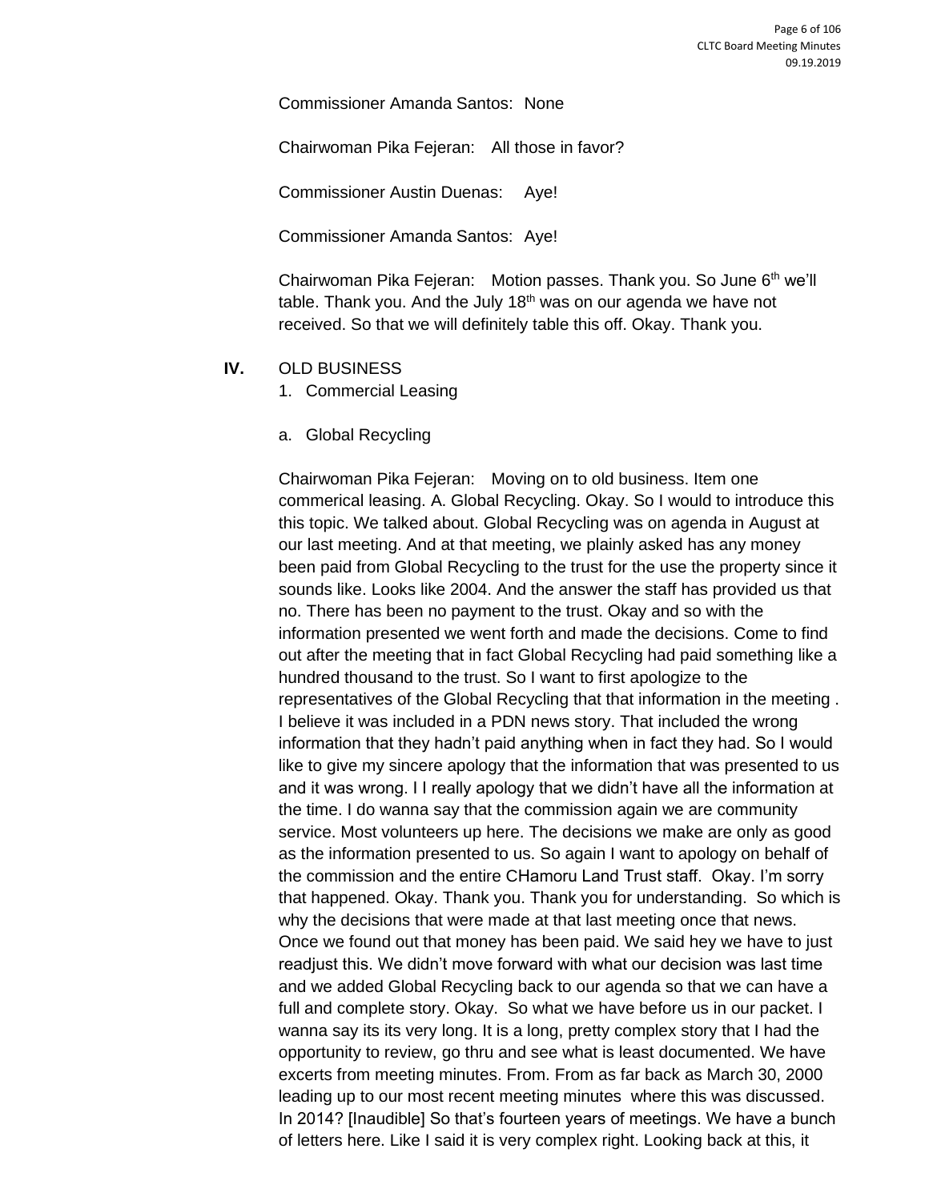Commissioner Amanda Santos: None

Chairwoman Pika Fejeran: All those in favor?

Commissioner Austin Duenas: Aye!

Commissioner Amanda Santos: Aye!

Chairwoman Pika Fejeran: Motion passes. Thank you. So June 6th we'll table. Thank you. And the July 18th was on our agenda we have not received. So that we will definitely table this off. Okay. Thank you.

**IV.** OLD BUSINESS

1. Commercial Leasing

a. Global Recycling

Chairwoman Pika Fejeran: Moving on to old business. Item one commerical leasing. A. Global Recycling. Okay. So I would to introduce this this topic. We talked about. Global Recycling was on agenda in August at our last meeting. And at that meeting, we plainly asked has any money been paid from Global Recycling to the trust for the use the property since it sounds like. Looks like 2004. And the answer the staff has provided us that no. There has been no payment to the trust. Okay and so with the information presented we went forth and made the decisions. Come to find out after the meeting that in fact Global Recycling had paid something like a hundred thousand to the trust. So I want to first apologize to the representatives of the Global Recycling that that information in the meeting . I believe it was included in a PDN news story. That included the wrong information that they hadn't paid anything when in fact they had. So I would like to give my sincere apology that the information that was presented to us and it was wrong. I I really apology that we didn't have all the information at the time. I do wanna say that the commission again we are community service. Most volunteers up here. The decisions we make are only as good as the information presented to us. So again I want to apology on behalf of the commission and the entire CHamoru Land Trust staff. Okay. I'm sorry that happened. Okay. Thank you. Thank you for understanding. So which is why the decisions that were made at that last meeting once that news. Once we found out that money has been paid. We said hey we have to just readjust this. We didn't move forward with what our decision was last time and we added Global Recycling back to our agenda so that we can have a full and complete story. Okay. So what we have before us in our packet. I wanna say its its very long. It is a long, pretty complex story that I had the opportunity to review, go thru and see what is least documented. We have excerts from meeting minutes. From. From as far back as March 30, 2000 leading up to our most recent meeting minutes where this was discussed. In 2014? [Inaudible] So that's fourteen years of meetings. We have a bunch of letters here. Like I said it is very complex right. Looking back at this, it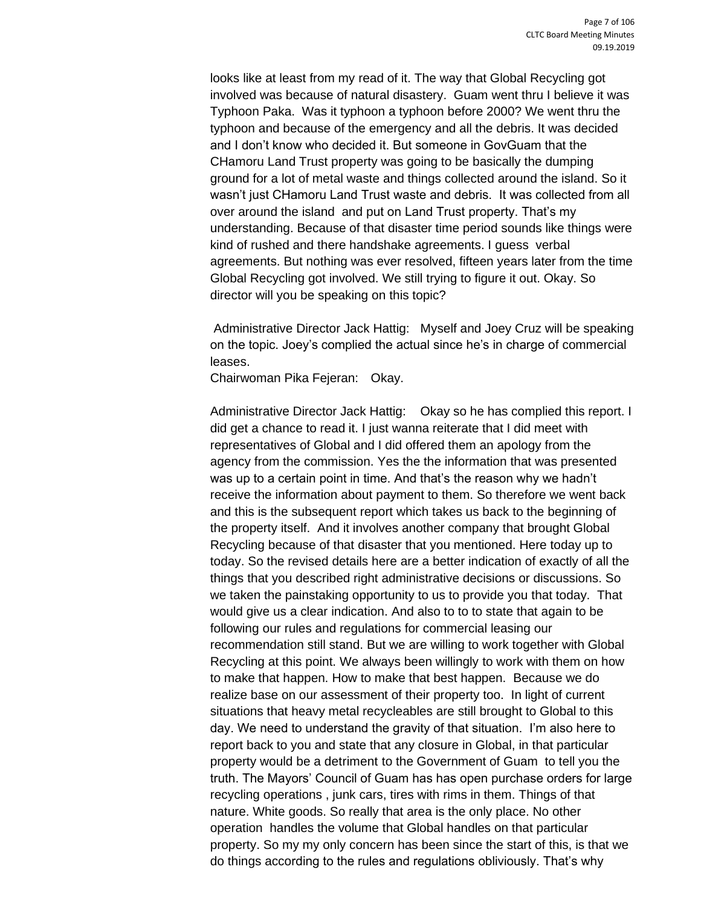looks like at least from my read of it. The way that Global Recycling got involved was because of natural disastery. Guam went thru I believe it was Typhoon Paka. Was it typhoon a typhoon before 2000? We went thru the typhoon and because of the emergency and all the debris. It was decided and I don't know who decided it. But someone in GovGuam that the CHamoru Land Trust property was going to be basically the dumping ground for a lot of metal waste and things collected around the island. So it wasn't just CHamoru Land Trust waste and debris. It was collected from all over around the island and put on Land Trust property. That's my understanding. Because of that disaster time period sounds like things were kind of rushed and there handshake agreements. I guess verbal agreements. But nothing was ever resolved, fifteen years later from the time Global Recycling got involved. We still trying to figure it out. Okay. So director will you be speaking on this topic?

Administrative Director Jack Hattig: Myself and Joey Cruz will be speaking on the topic. Joey's complied the actual since he's in charge of commercial leases.

Chairwoman Pika Fejeran: Okay.

Administrative Director Jack Hattig: Okay so he has complied this report. I did get a chance to read it. I just wanna reiterate that I did meet with representatives of Global and I did offered them an apology from the agency from the commission. Yes the the information that was presented was up to a certain point in time. And that's the reason why we hadn't receive the information about payment to them. So therefore we went back and this is the subsequent report which takes us back to the beginning of the property itself. And it involves another company that brought Global Recycling because of that disaster that you mentioned. Here today up to today. So the revised details here are a better indication of exactly of all the things that you described right administrative decisions or discussions. So we taken the painstaking opportunity to us to provide you that today. That would give us a clear indication. And also to to to state that again to be following our rules and regulations for commercial leasing our recommendation still stand. But we are willing to work together with Global Recycling at this point. We always been willingly to work with them on how to make that happen. How to make that best happen. Because we do realize base on our assessment of their property too. In light of current situations that heavy metal recycleables are still brought to Global to this day. We need to understand the gravity of that situation. I'm also here to report back to you and state that any closure in Global, in that particular property would be a detriment to the Government of Guam to tell you the truth. The Mayors' Council of Guam has has open purchase orders for large recycling operations , junk cars, tires with rims in them. Things of that nature. White goods. So really that area is the only place. No other operation handles the volume that Global handles on that particular property. So my my only concern has been since the start of this, is that we do things according to the rules and regulations obliviously. That's why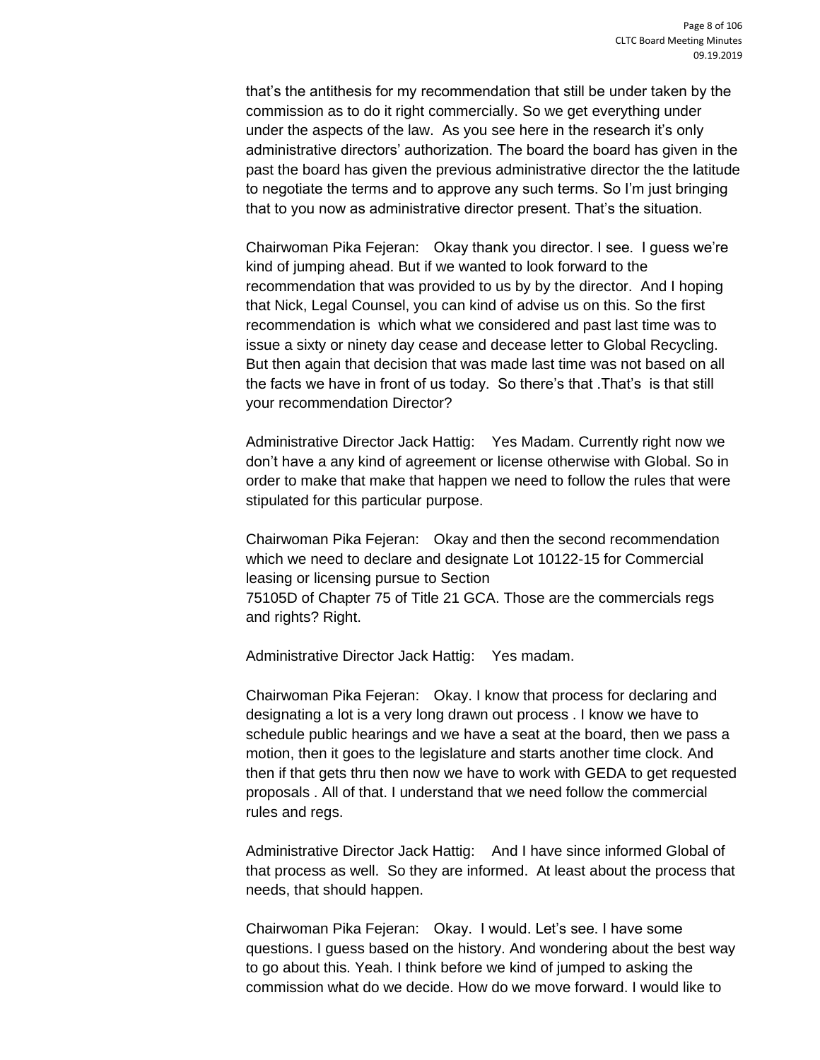that's the antithesis for my recommendation that still be under taken by the commission as to do it right commercially. So we get everything under under the aspects of the law. As you see here in the research it's only administrative directors' authorization. The board the board has given in the past the board has given the previous administrative director the the latitude to negotiate the terms and to approve any such terms. So I'm just bringing that to you now as administrative director present. That's the situation.

Chairwoman Pika Fejeran: Okay thank you director. I see. I guess we're kind of jumping ahead. But if we wanted to look forward to the recommendation that was provided to us by by the director. And I hoping that Nick, Legal Counsel, you can kind of advise us on this. So the first recommendation is which what we considered and past last time was to issue a sixty or ninety day cease and decease letter to Global Recycling. But then again that decision that was made last time was not based on all the facts we have in front of us today. So there's that .That's is that still your recommendation Director?

Administrative Director Jack Hattig: Yes Madam. Currently right now we don't have a any kind of agreement or license otherwise with Global. So in order to make that make that happen we need to follow the rules that were stipulated for this particular purpose.

Chairwoman Pika Fejeran: Okay and then the second recommendation which we need to declare and designate Lot 10122-15 for Commercial leasing or licensing pursue to Section 75105D of Chapter 75 of Title 21 GCA. Those are the commercials regs and rights? Right.

Administrative Director Jack Hattig: Yes madam.

Chairwoman Pika Fejeran: Okay. I know that process for declaring and designating a lot is a very long drawn out process . I know we have to schedule public hearings and we have a seat at the board, then we pass a motion, then it goes to the legislature and starts another time clock. And then if that gets thru then now we have to work with GEDA to get requested proposals . All of that. I understand that we need follow the commercial rules and regs.

Administrative Director Jack Hattig: And I have since informed Global of that process as well. So they are informed. At least about the process that needs, that should happen.

Chairwoman Pika Fejeran: Okay. I would. Let's see. I have some questions. I guess based on the history. And wondering about the best way to go about this. Yeah. I think before we kind of jumped to asking the commission what do we decide. How do we move forward. I would like to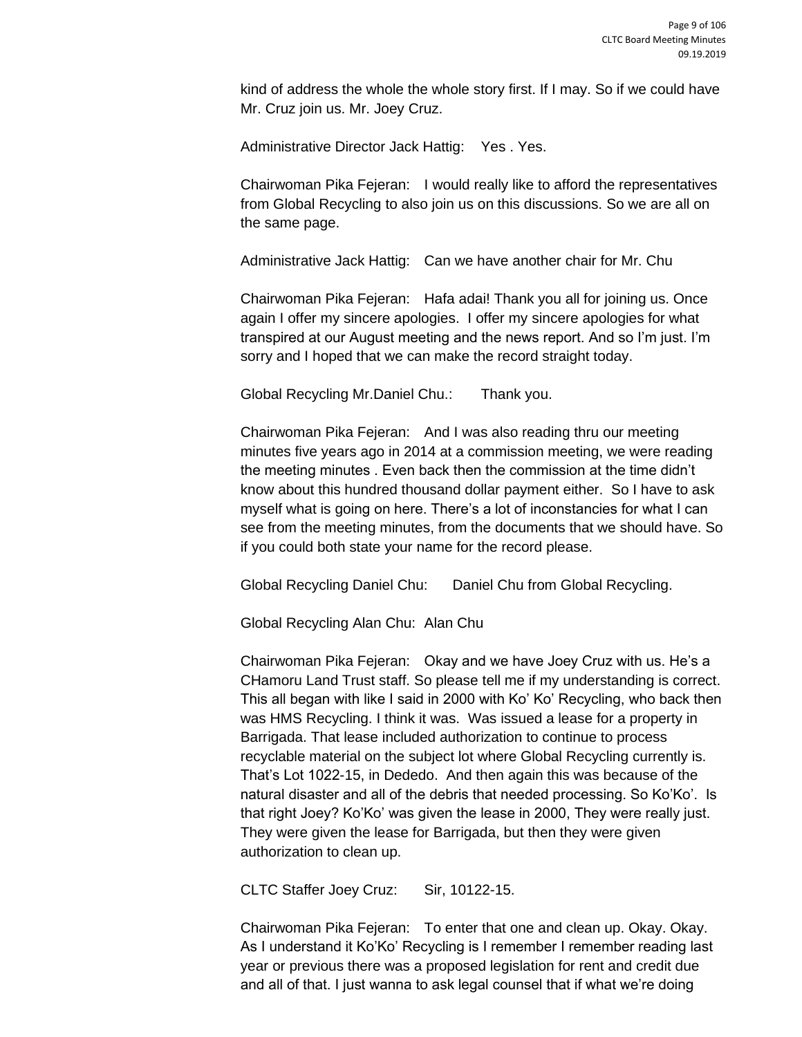kind of address the whole the whole story first. If I may. So if we could have Mr. Cruz join us. Mr. Joey Cruz.

Administrative Director Jack Hattig: Yes . Yes.

Chairwoman Pika Fejeran: I would really like to afford the representatives from Global Recycling to also join us on this discussions. So we are all on the same page.

Administrative Jack Hattig: Can we have another chair for Mr. Chu

Chairwoman Pika Fejeran: Hafa adai! Thank you all for joining us. Once again I offer my sincere apologies. I offer my sincere apologies for what transpired at our August meeting and the news report. And so I'm just. I'm sorry and I hoped that we can make the record straight today.

Global Recycling Mr.Daniel Chu.: Thank you.

Chairwoman Pika Fejeran: And I was also reading thru our meeting minutes five years ago in 2014 at a commission meeting, we were reading the meeting minutes . Even back then the commission at the time didn't know about this hundred thousand dollar payment either. So I have to ask myself what is going on here. There's a lot of inconstancies for what I can see from the meeting minutes, from the documents that we should have. So if you could both state your name for the record please.

Global Recycling Daniel Chu: Daniel Chu from Global Recycling.

Global Recycling Alan Chu: Alan Chu

Chairwoman Pika Fejeran: Okay and we have Joey Cruz with us. He's a CHamoru Land Trust staff. So please tell me if my understanding is correct. This all began with like I said in 2000 with Ko' Ko' Recycling, who back then was HMS Recycling. I think it was. Was issued a lease for a property in Barrigada. That lease included authorization to continue to process recyclable material on the subject lot where Global Recycling currently is. That's Lot 1022-15, in Dededo. And then again this was because of the natural disaster and all of the debris that needed processing. So Ko'Ko'. Is that right Joey? Ko'Ko' was given the lease in 2000, They were really just. They were given the lease for Barrigada, but then they were given authorization to clean up.

CLTC Staffer Joey Cruz: Sir, 10122-15.

Chairwoman Pika Fejeran: To enter that one and clean up. Okay. Okay. As I understand it Ko'Ko' Recycling is I remember I remember reading last year or previous there was a proposed legislation for rent and credit due and all of that. I just wanna to ask legal counsel that if what we're doing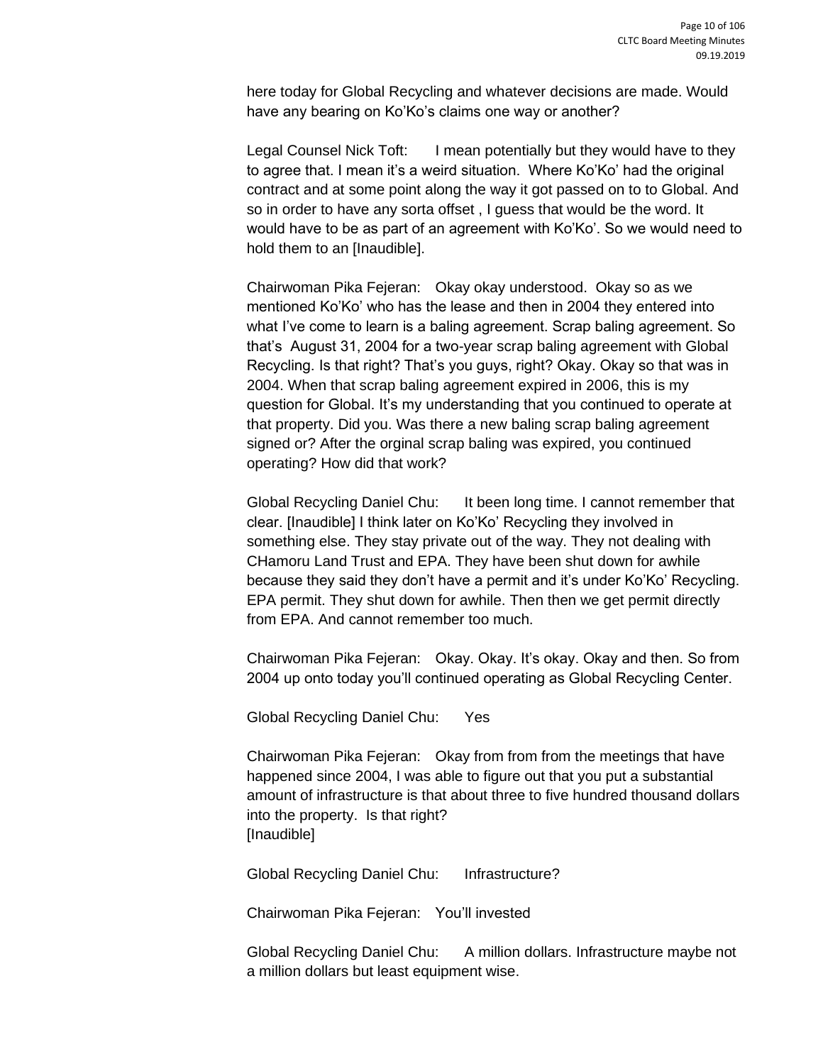here today for Global Recycling and whatever decisions are made. Would have any bearing on Ko'Ko's claims one way or another?

Legal Counsel Nick Toft: I mean potentially but they would have to they to agree that. I mean it's a weird situation. Where Ko'Ko' had the original contract and at some point along the way it got passed on to to Global. And so in order to have any sorta offset , I guess that would be the word. It would have to be as part of an agreement with Ko'Ko'. So we would need to hold them to an [Inaudible].

Chairwoman Pika Fejeran: Okay okay understood. Okay so as we mentioned Ko'Ko' who has the lease and then in 2004 they entered into what I've come to learn is a baling agreement. Scrap baling agreement. So that's August 31, 2004 for a two-year scrap baling agreement with Global Recycling. Is that right? That's you guys, right? Okay. Okay so that was in 2004. When that scrap baling agreement expired in 2006, this is my question for Global. It's my understanding that you continued to operate at that property. Did you. Was there a new baling scrap baling agreement signed or? After the orginal scrap baling was expired, you continued operating? How did that work?

Global Recycling Daniel Chu: It been long time. I cannot remember that clear. [Inaudible] I think later on Ko'Ko' Recycling they involved in something else. They stay private out of the way. They not dealing with CHamoru Land Trust and EPA. They have been shut down for awhile because they said they don't have a permit and it's under Ko'Ko' Recycling. EPA permit. They shut down for awhile. Then then we get permit directly from EPA. And cannot remember too much.

Chairwoman Pika Fejeran: Okay. Okay. It's okay. Okay and then. So from 2004 up onto today you'll continued operating as Global Recycling Center.

Global Recycling Daniel Chu: Yes

Chairwoman Pika Fejeran: Okay from from from the meetings that have happened since 2004, I was able to figure out that you put a substantial amount of infrastructure is that about three to five hundred thousand dollars into the property. Is that right?
[Inaudible]

Global Recycling Daniel Chu: Infrastructure?

Chairwoman Pika Fejeran: You'll invested

Global Recycling Daniel Chu: A million dollars. Infrastructure maybe not a million dollars but least equipment wise.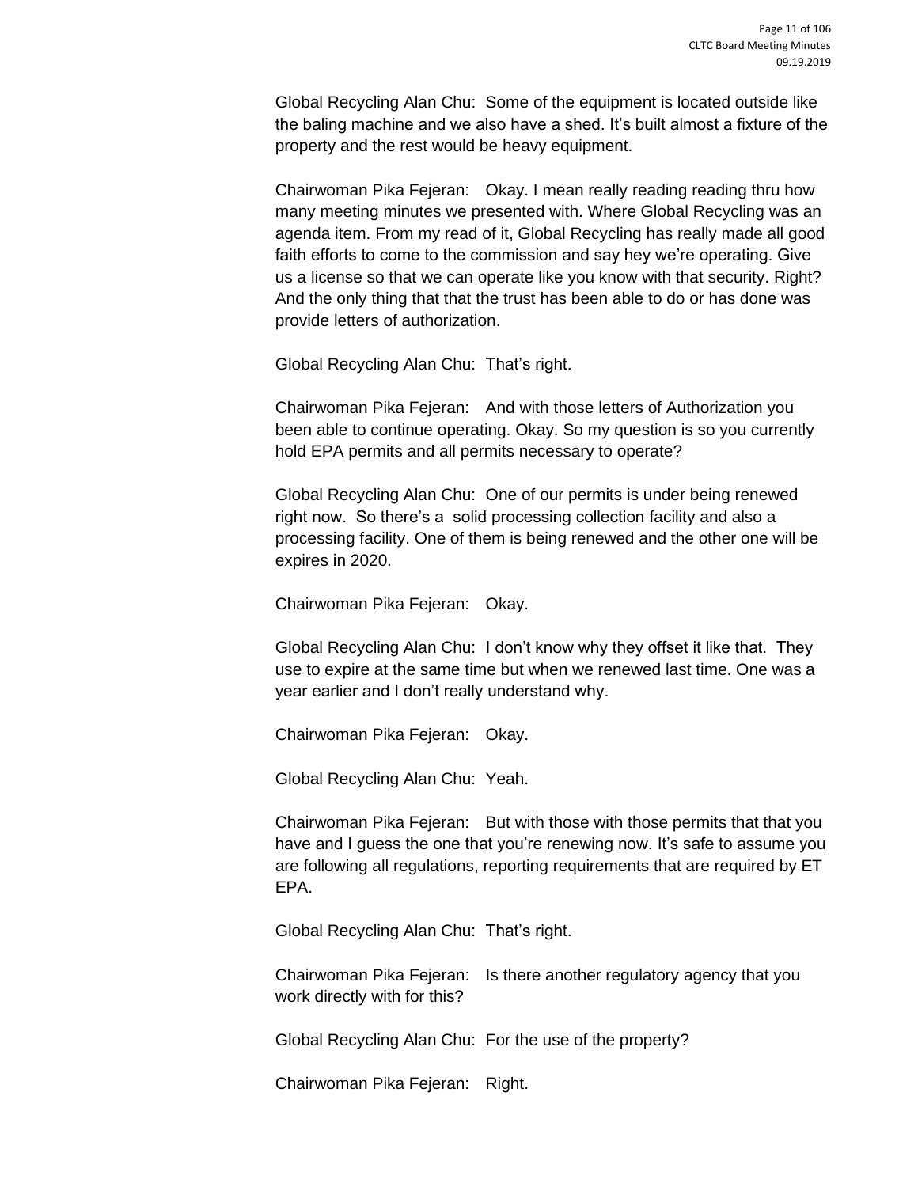Global Recycling Alan Chu: Some of the equipment is located outside like the baling machine and we also have a shed. It's built almost a fixture of the property and the rest would be heavy equipment.

Chairwoman Pika Fejeran: Okay. I mean really reading reading thru how many meeting minutes we presented with. Where Global Recycling was an agenda item. From my read of it, Global Recycling has really made all good faith efforts to come to the commission and say hey we're operating. Give us a license so that we can operate like you know with that security. Right? And the only thing that that the trust has been able to do or has done was provide letters of authorization.

Global Recycling Alan Chu: That's right.

Chairwoman Pika Fejeran: And with those letters of Authorization you been able to continue operating. Okay. So my question is so you currently hold EPA permits and all permits necessary to operate?

Global Recycling Alan Chu: One of our permits is under being renewed right now. So there's a solid processing collection facility and also a processing facility. One of them is being renewed and the other one will be expires in 2020.

Chairwoman Pika Fejeran: Okay.

Global Recycling Alan Chu: I don't know why they offset it like that. They use to expire at the same time but when we renewed last time. One was a year earlier and I don't really understand why.

Chairwoman Pika Fejeran: Okay.

Global Recycling Alan Chu: Yeah.

Chairwoman Pika Fejeran: But with those with those permits that that you have and I guess the one that you're renewing now. It's safe to assume you are following all regulations, reporting requirements that are required by ET EPA.

Global Recycling Alan Chu: That's right.

Chairwoman Pika Fejeran: Is there another regulatory agency that you work directly with for this?

Global Recycling Alan Chu: For the use of the property?

Chairwoman Pika Fejeran: Right.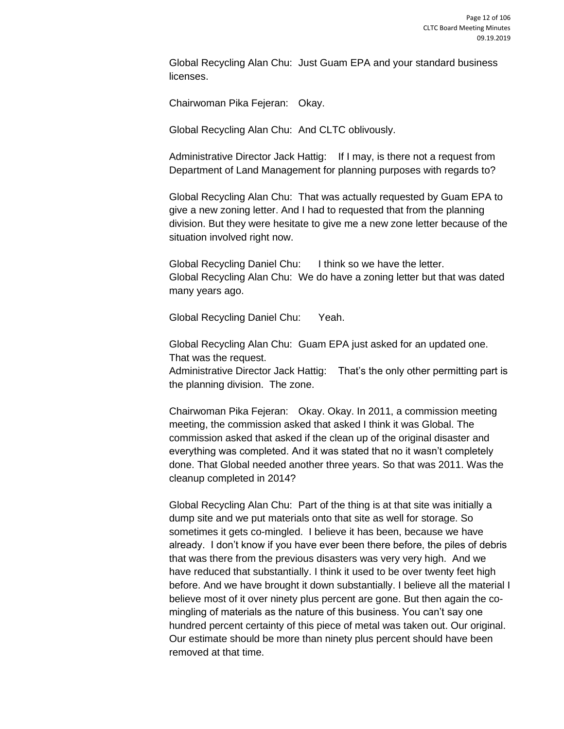Global Recycling Alan Chu: Just Guam EPA and your standard business licenses.

Chairwoman Pika Fejeran: Okay.

Global Recycling Alan Chu: And CLTC oblivously.

Administrative Director Jack Hattig: If I may, is there not a request from Department of Land Management for planning purposes with regards to?

Global Recycling Alan Chu: That was actually requested by Guam EPA to give a new zoning letter. And I had to requested that from the planning division. But they were hesitate to give me a new zone letter because of the situation involved right now.

Global Recycling Daniel Chu: I think so we have the letter.
Global Recycling Alan Chu: We do have a zoning letter but that was dated many years ago.

Global Recycling Daniel Chu: Yeah.

Global Recycling Alan Chu: Guam EPA just asked for an updated one. That was the request.
Administrative Director Jack Hattig: That's the only other permitting part is the planning division. The zone.

Chairwoman Pika Fejeran: Okay. Okay. In 2011, a commission meeting meeting, the commission asked that asked I think it was Global. The commission asked that asked if the clean up of the original disaster and everything was completed. And it was stated that no it wasn't completely done. That Global needed another three years. So that was 2011. Was the cleanup completed in 2014?

Global Recycling Alan Chu: Part of the thing is at that site was initially a dump site and we put materials onto that site as well for storage. So sometimes it gets co-mingled. I believe it has been, because we have already. I don't know if you have ever been there before, the piles of debris that was there from the previous disasters was very very high. And we have reduced that substantially. I think it used to be over twenty feet high before. And we have brought it down substantially. I believe all the material I believe most of it over ninety plus percent are gone. But then again the co-mingling of materials as the nature of this business. You can't say one hundred percent certainty of this piece of metal was taken out. Our original. Our estimate should be more than ninety plus percent should have been removed at that time.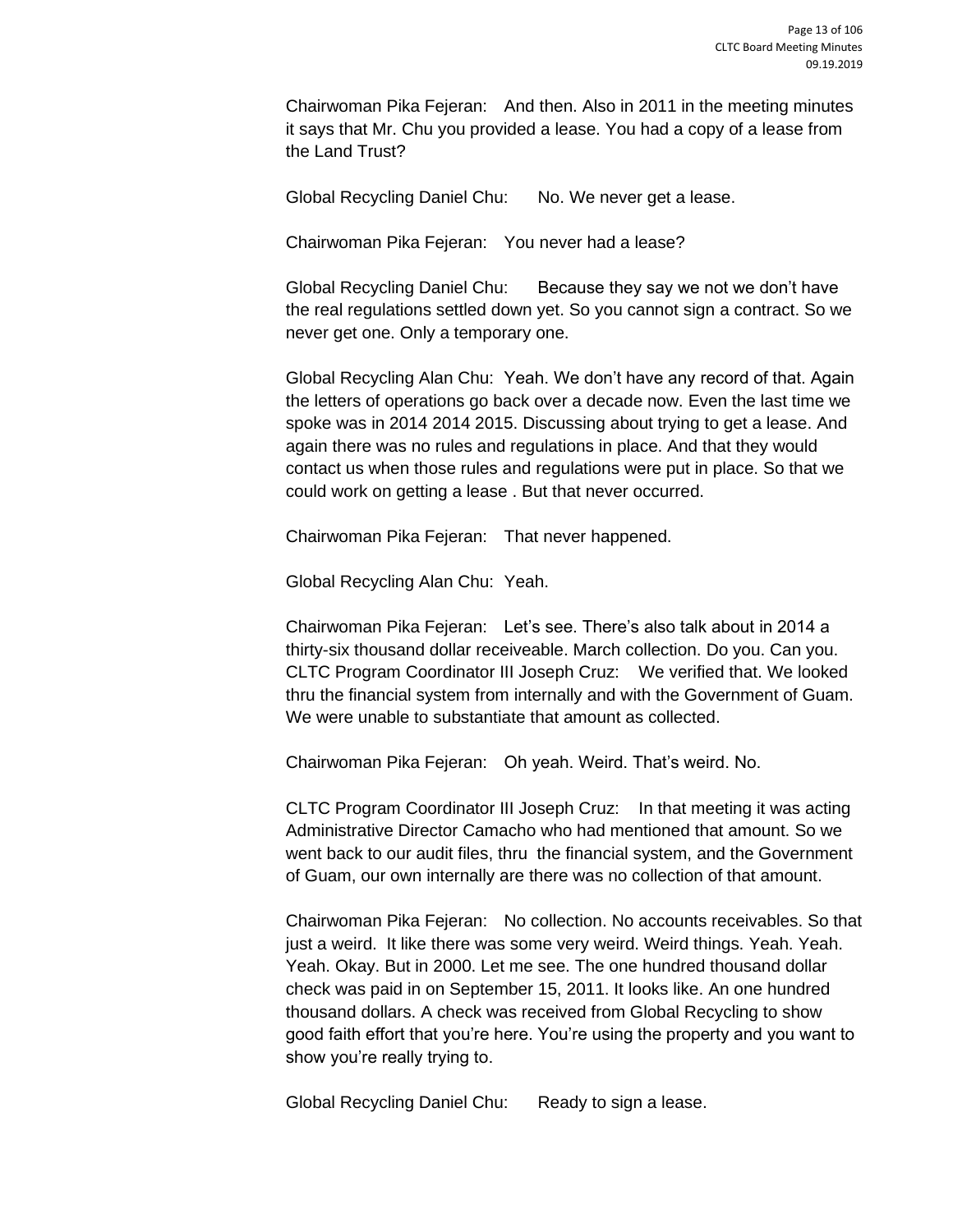Chairwoman Pika Fejeran: And then. Also in 2011 in the meeting minutes it says that Mr. Chu you provided a lease. You had a copy of a lease from the Land Trust?

Global Recycling Daniel Chu: No. We never get a lease.

Chairwoman Pika Fejeran: You never had a lease?

Global Recycling Daniel Chu: Because they say we not we don't have the real regulations settled down yet. So you cannot sign a contract. So we never get one. Only a temporary one.

Global Recycling Alan Chu: Yeah. We don't have any record of that. Again the letters of operations go back over a decade now. Even the last time we spoke was in 2014 2014 2015. Discussing about trying to get a lease. And again there was no rules and regulations in place. And that they would contact us when those rules and regulations were put in place. So that we could work on getting a lease . But that never occurred.

Chairwoman Pika Fejeran: That never happened.

Global Recycling Alan Chu: Yeah.

Chairwoman Pika Fejeran: Let's see. There's also talk about in 2014 a thirty-six thousand dollar receiveable. March collection. Do you. Can you.

CLTC Program Coordinator III Joseph Cruz: We verified that. We looked thru the financial system from internally and with the Government of Guam. We were unable to substantiate that amount as collected.

Chairwoman Pika Fejeran: Oh yeah. Weird. That's weird. No.

CLTC Program Coordinator III Joseph Cruz: In that meeting it was acting Administrative Director Camacho who had mentioned that amount. So we went back to our audit files, thru the financial system, and the Government of Guam, our own internally are there was no collection of that amount.

Chairwoman Pika Fejeran: No collection. No accounts receivables. So that just a weird. It like there was some very weird. Weird things. Yeah. Yeah. Yeah. Okay. But in 2000. Let me see. The one hundred thousand dollar check was paid in on September 15, 2011. It looks like. An one hundred thousand dollars. A check was received from Global Recycling to show good faith effort that you're here. You're using the property and you want to show you're really trying to.

Global Recycling Daniel Chu: Ready to sign a lease.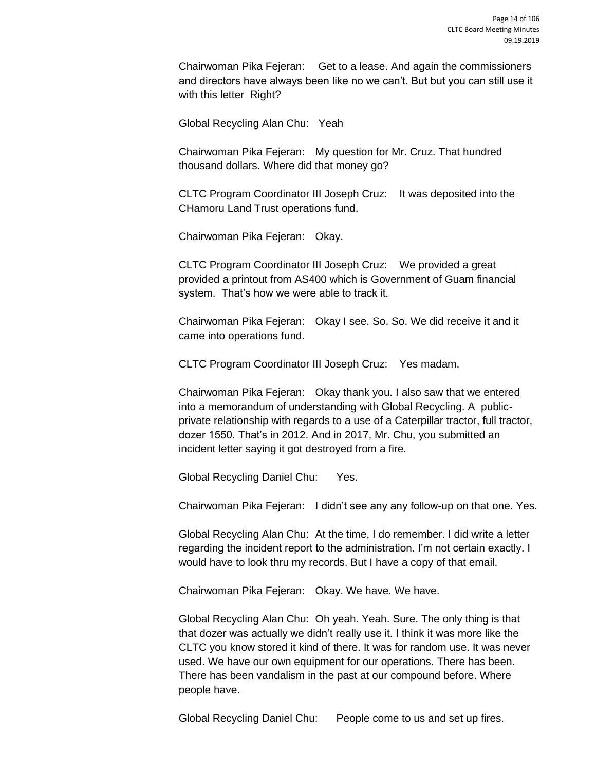Chairwoman Pika Fejeran: Get to a lease. And again the commissioners and directors have always been like no we can't. But but you can still use it with this letter Right?

Global Recycling Alan Chu: Yeah

Chairwoman Pika Fejeran: My question for Mr. Cruz. That hundred thousand dollars. Where did that money go?

CLTC Program Coordinator III Joseph Cruz: It was deposited into the CHamoru Land Trust operations fund.

Chairwoman Pika Fejeran: Okay.

CLTC Program Coordinator III Joseph Cruz: We provided a great provided a printout from AS400 which is Government of Guam financial system. That's how we were able to track it.

Chairwoman Pika Fejeran: Okay I see. So. So. We did receive it and it came into operations fund.

CLTC Program Coordinator III Joseph Cruz: Yes madam.

Chairwoman Pika Fejeran: Okay thank you. I also saw that we entered into a memorandum of understanding with Global Recycling. A public-private relationship with regards to a use of a Caterpillar tractor, full tractor, dozer 1550. That's in 2012. And in 2017, Mr. Chu, you submitted an incident letter saying it got destroyed from a fire.

Global Recycling Daniel Chu: Yes.

Chairwoman Pika Fejeran: I didn't see any any follow-up on that one. Yes.

Global Recycling Alan Chu: At the time, I do remember. I did write a letter regarding the incident report to the administration. I'm not certain exactly. I would have to look thru my records. But I have a copy of that email.

Chairwoman Pika Fejeran: Okay. We have. We have.

Global Recycling Alan Chu: Oh yeah. Yeah. Sure. The only thing is that that dozer was actually we didn't really use it. I think it was more like the CLTC you know stored it kind of there. It was for random use. It was never used. We have our own equipment for our operations. There has been. There has been vandalism in the past at our compound before. Where people have.

Global Recycling Daniel Chu: People come to us and set up fires.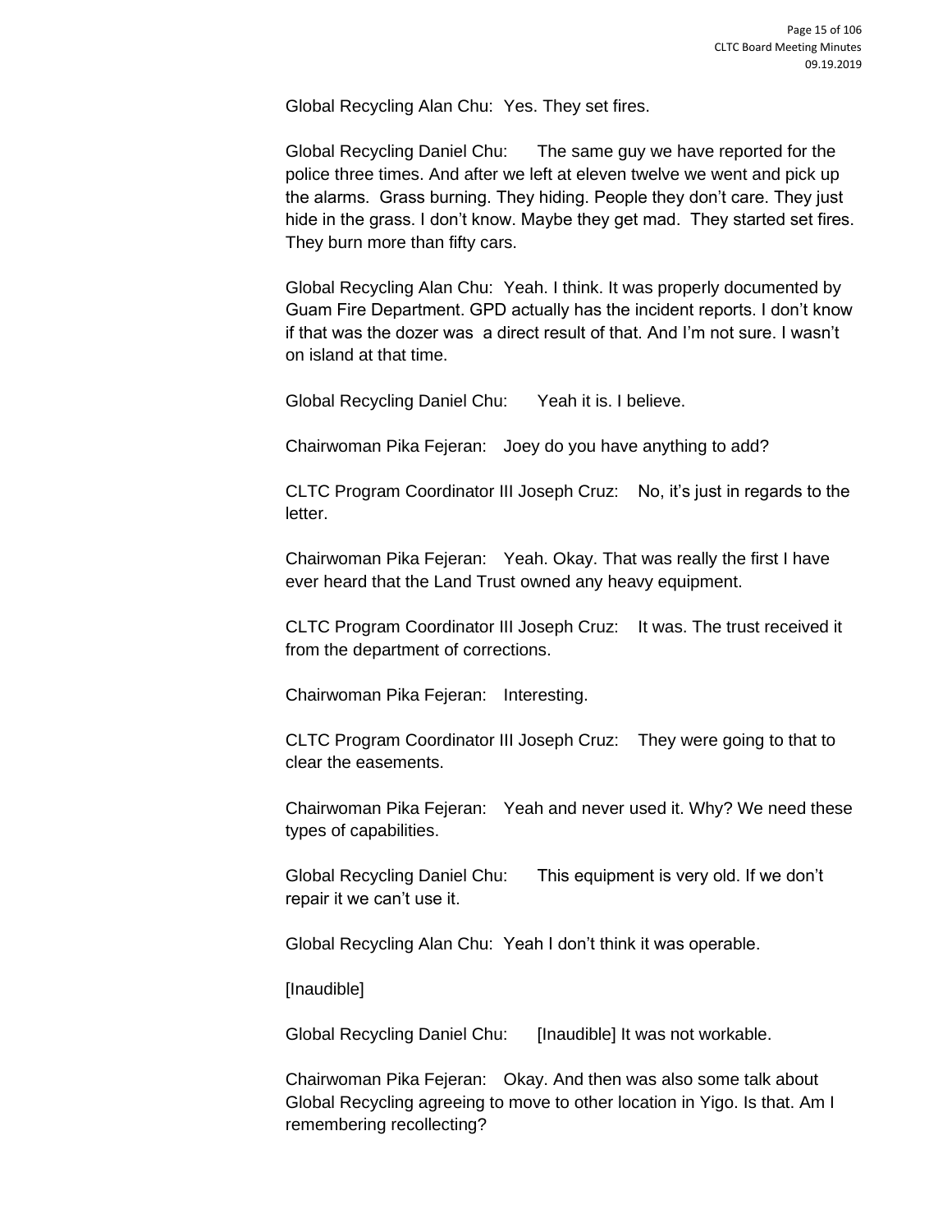Global Recycling Alan Chu: Yes. They set fires.

Global Recycling Daniel Chu: The same guy we have reported for the police three times. And after we left at eleven twelve we went and pick up the alarms. Grass burning. They hiding. People they don't care. They just hide in the grass. I don't know. Maybe they get mad. They started set fires. They burn more than fifty cars.

Global Recycling Alan Chu: Yeah. I think. It was properly documented by Guam Fire Department. GPD actually has the incident reports. I don't know if that was the dozer was a direct result of that. And I'm not sure. I wasn't on island at that time.

Global Recycling Daniel Chu: Yeah it is. I believe.

Chairwoman Pika Fejeran: Joey do you have anything to add?

CLTC Program Coordinator III Joseph Cruz: No, it's just in regards to the letter.

Chairwoman Pika Fejeran: Yeah. Okay. That was really the first I have ever heard that the Land Trust owned any heavy equipment.

CLTC Program Coordinator III Joseph Cruz: It was. The trust received it from the department of corrections.

Chairwoman Pika Fejeran: Interesting.

CLTC Program Coordinator III Joseph Cruz: They were going to that to clear the easements.

Chairwoman Pika Fejeran: Yeah and never used it. Why? We need these types of capabilities.

Global Recycling Daniel Chu: This equipment is very old. If we don't repair it we can't use it.

Global Recycling Alan Chu: Yeah I don't think it was operable.

[Inaudible]

Global Recycling Daniel Chu: [Inaudible] It was not workable.

Chairwoman Pika Fejeran: Okay. And then was also some talk about Global Recycling agreeing to move to other location in Yigo. Is that. Am I remembering recollecting?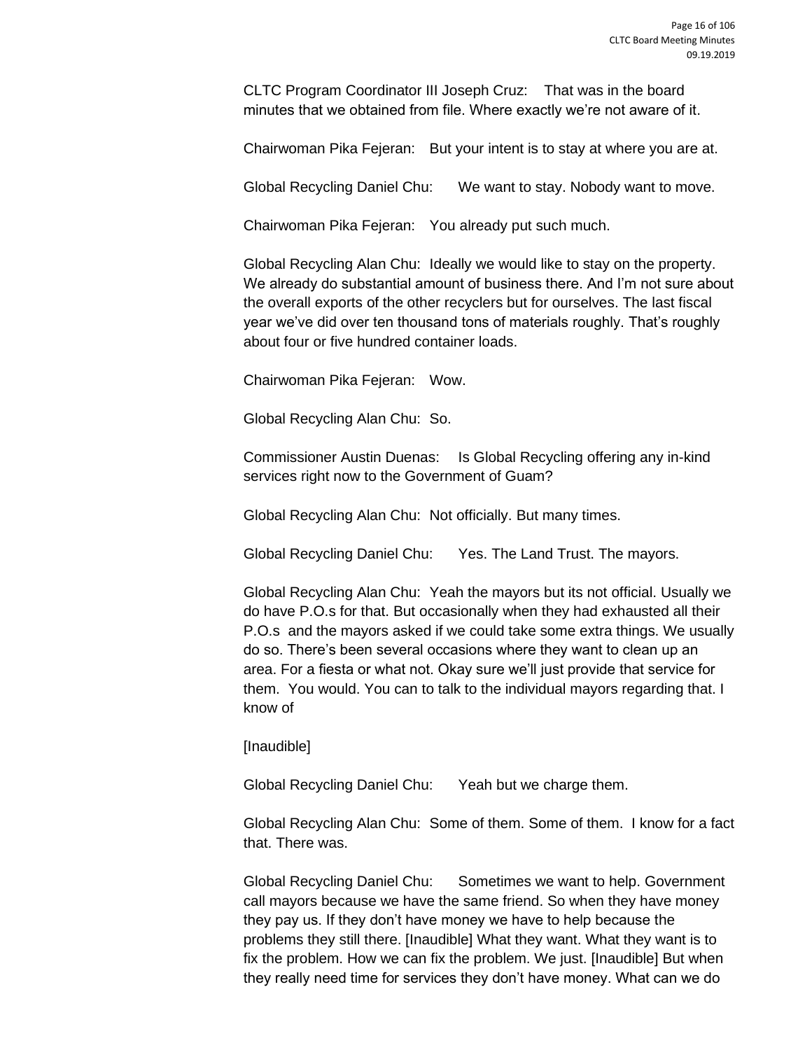CLTC Program Coordinator III Joseph Cruz: That was in the board minutes that we obtained from file. Where exactly we're not aware of it.

Chairwoman Pika Fejeran: But your intent is to stay at where you are at.

Global Recycling Daniel Chu: We want to stay. Nobody want to move.

Chairwoman Pika Fejeran: You already put such much.

Global Recycling Alan Chu: Ideally we would like to stay on the property. We already do substantial amount of business there. And I'm not sure about the overall exports of the other recyclers but for ourselves. The last fiscal year we've did over ten thousand tons of materials roughly. That's roughly about four or five hundred container loads.

Chairwoman Pika Fejeran: Wow.

Global Recycling Alan Chu: So.

Commissioner Austin Duenas: Is Global Recycling offering any in-kind services right now to the Government of Guam?

Global Recycling Alan Chu: Not officially. But many times.

Global Recycling Daniel Chu: Yes. The Land Trust. The mayors.

Global Recycling Alan Chu: Yeah the mayors but its not official. Usually we do have P.O.s for that. But occasionally when they had exhausted all their P.O.s and the mayors asked if we could take some extra things. We usually do so. There's been several occasions where they want to clean up an area. For a fiesta or what not. Okay sure we'll just provide that service for them. You would. You can to talk to the individual mayors regarding that. I know of

[Inaudible]

Global Recycling Daniel Chu: Yeah but we charge them.

Global Recycling Alan Chu: Some of them. Some of them. I know for a fact that. There was.

Global Recycling Daniel Chu: Sometimes we want to help. Government call mayors because we have the same friend. So when they have money they pay us. If they don't have money we have to help because the problems they still there. [Inaudible] What they want. What they want is to fix the problem. How we can fix the problem. We just. [Inaudible] But when they really need time for services they don't have money. What can we do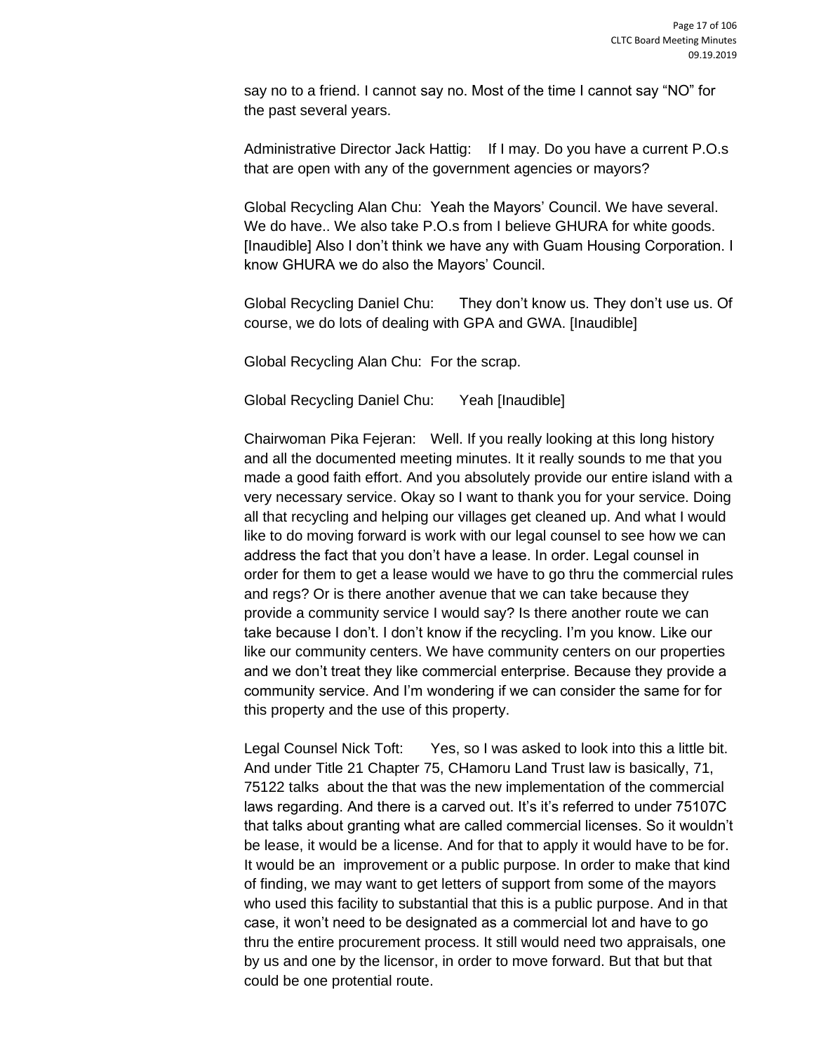say no to a friend. I cannot say no. Most of the time I cannot say "NO" for the past several years.

Administrative Director Jack Hattig: If I may. Do you have a current P.O.s that are open with any of the government agencies or mayors?

Global Recycling Alan Chu: Yeah the Mayors' Council. We have several. We do have.. We also take P.O.s from I believe GHURA for white goods. [Inaudible] Also I don't think we have any with Guam Housing Corporation. I know GHURA we do also the Mayors' Council.

Global Recycling Daniel Chu: They don't know us. They don't use us. Of course, we do lots of dealing with GPA and GWA. [Inaudible]

Global Recycling Alan Chu: For the scrap.

Global Recycling Daniel Chu: Yeah [Inaudible]

Chairwoman Pika Fejeran: Well. If you really looking at this long history and all the documented meeting minutes. It it really sounds to me that you made a good faith effort. And you absolutely provide our entire island with a very necessary service. Okay so I want to thank you for your service. Doing all that recycling and helping our villages get cleaned up. And what I would like to do moving forward is work with our legal counsel to see how we can address the fact that you don't have a lease. In order. Legal counsel in order for them to get a lease would we have to go thru the commercial rules and regs? Or is there another avenue that we can take because they provide a community service I would say? Is there another route we can take because I don't. I don't know if the recycling. I'm you know. Like our like our community centers. We have community centers on our properties and we don't treat they like commercial enterprise. Because they provide a community service. And I'm wondering if we can consider the same for for this property and the use of this property.

Legal Counsel Nick Toft: Yes, so I was asked to look into this a little bit. And under Title 21 Chapter 75, CHamoru Land Trust law is basically, 71, 75122 talks about the that was the new implementation of the commercial laws regarding. And there is a carved out. It's it's referred to under 75107C that talks about granting what are called commercial licenses. So it wouldn't be lease, it would be a license. And for that to apply it would have to be for. It would be an improvement or a public purpose. In order to make that kind of finding, we may want to get letters of support from some of the mayors who used this facility to substantial that this is a public purpose. And in that case, it won't need to be designated as a commercial lot and have to go thru the entire procurement process. It still would need two appraisals, one by us and one by the licensor, in order to move forward. But that but that could be one protential route.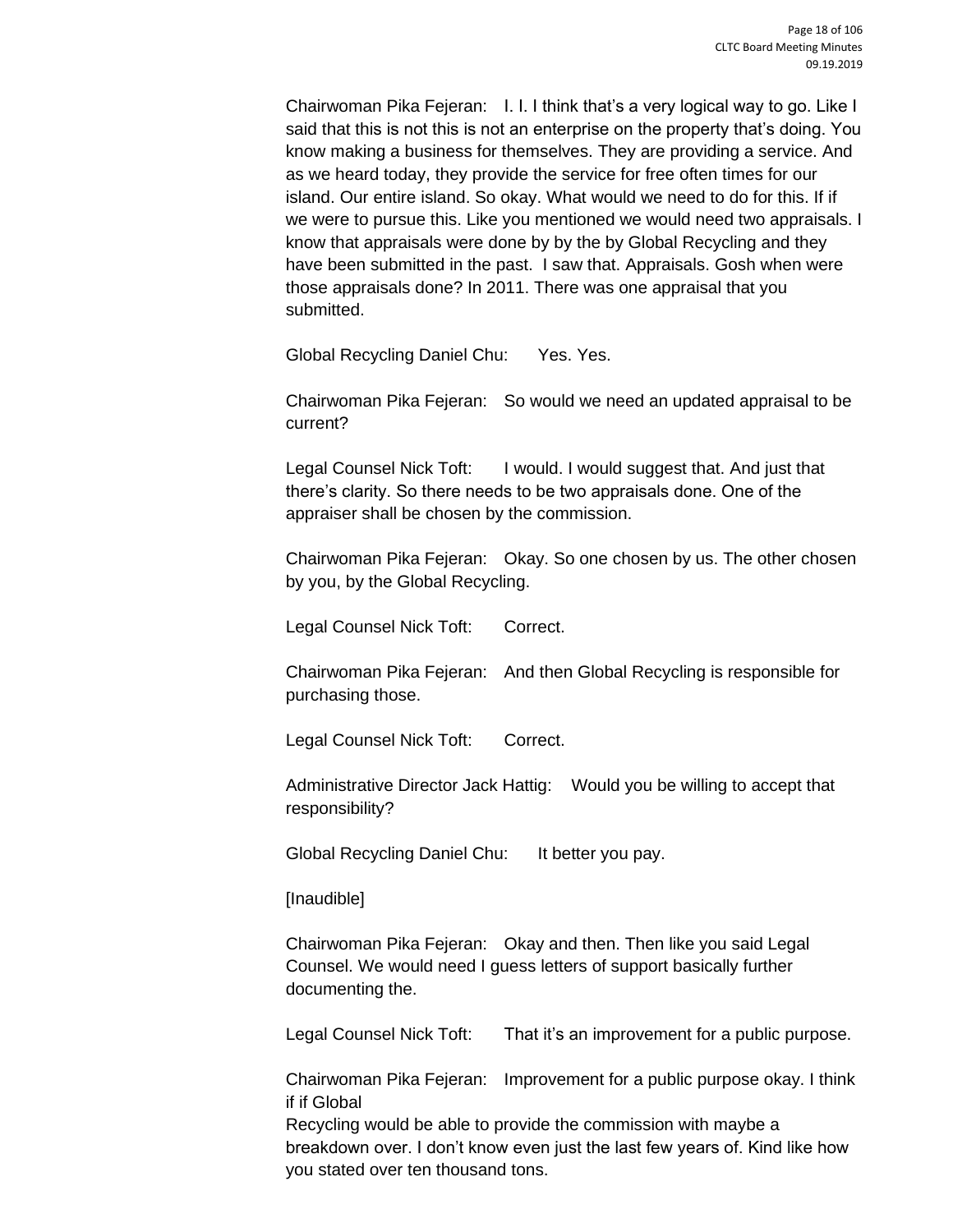Chairwoman Pika Fejeran: I. I. I think that's a very logical way to go. Like I said that this is not this is not an enterprise on the property that's doing. You know making a business for themselves. They are providing a service. And as we heard today, they provide the service for free often times for our island. Our entire island. So okay. What would we need to do for this. If if we were to pursue this. Like you mentioned we would need two appraisals. I know that appraisals were done by by the by Global Recycling and they have been submitted in the past. I saw that. Appraisals. Gosh when were those appraisals done? In 2011. There was one appraisal that you submitted.

Global Recycling Daniel Chu: Yes. Yes.

Chairwoman Pika Fejeran: So would we need an updated appraisal to be current?

Legal Counsel Nick Toft: I would. I would suggest that. And just that there's clarity. So there needs to be two appraisals done. One of the appraiser shall be chosen by the commission.

Chairwoman Pika Fejeran: Okay. So one chosen by us. The other chosen by you, by the Global Recycling.

Legal Counsel Nick Toft: Correct.

Chairwoman Pika Fejeran: And then Global Recycling is responsible for purchasing those.

Legal Counsel Nick Toft: Correct.

Administrative Director Jack Hattig: Would you be willing to accept that responsibility?

Global Recycling Daniel Chu: It better you pay.

[Inaudible]

Chairwoman Pika Fejeran: Okay and then. Then like you said Legal Counsel. We would need I guess letters of support basically further documenting the.

Legal Counsel Nick Toft: That it's an improvement for a public purpose.

Chairwoman Pika Fejeran: Improvement for a public purpose okay. I think if if Global
Recycling would be able to provide the commission with maybe a breakdown over. I don't know even just the last few years of. Kind like how you stated over ten thousand tons.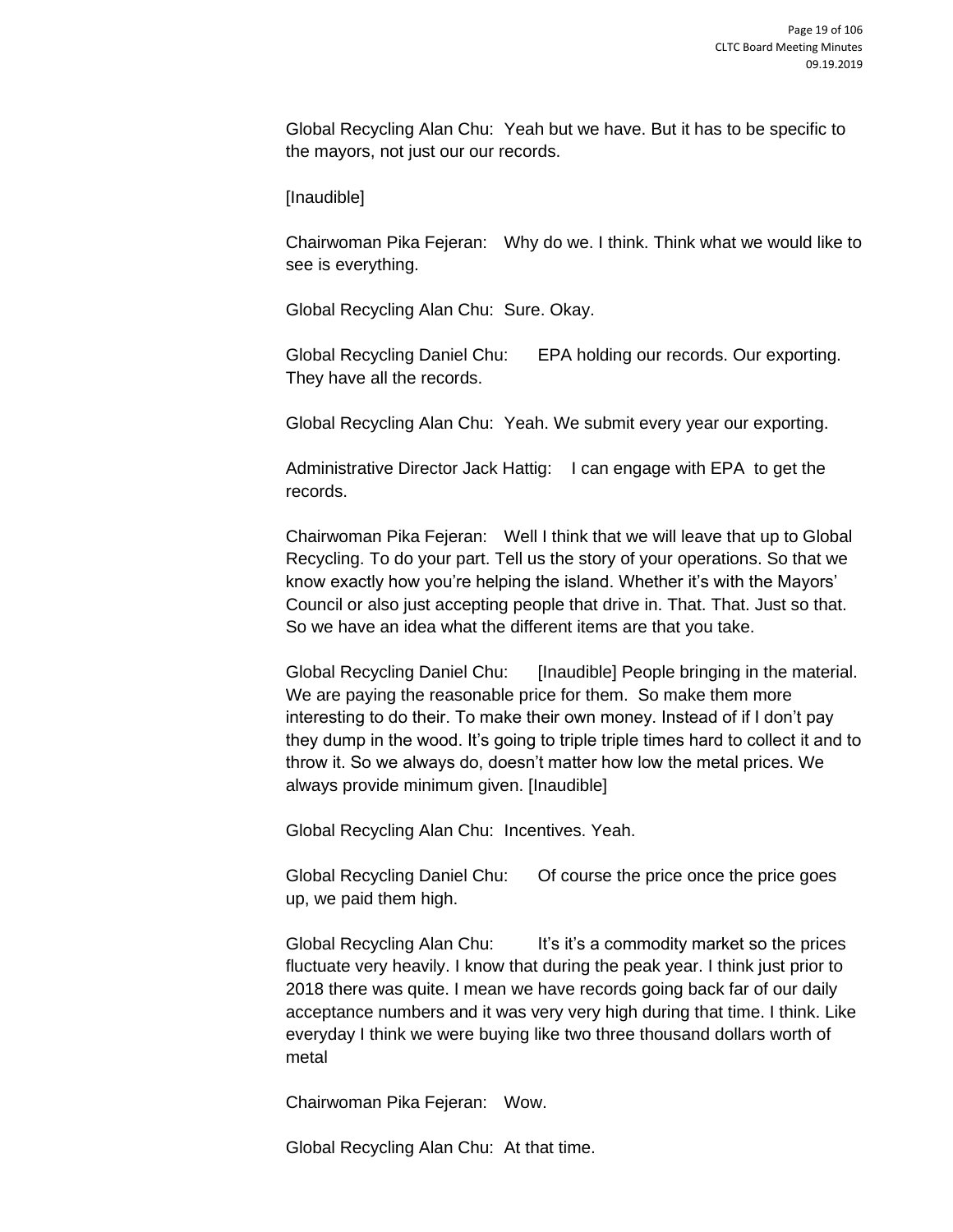Global Recycling Alan Chu: Yeah but we have. But it has to be specific to the mayors, not just our our records.

[Inaudible]

Chairwoman Pika Fejeran: Why do we. I think. Think what we would like to see is everything.

Global Recycling Alan Chu: Sure. Okay.

Global Recycling Daniel Chu: EPA holding our records. Our exporting. They have all the records.

Global Recycling Alan Chu: Yeah. We submit every year our exporting.

Administrative Director Jack Hattig: I can engage with EPA to get the records.

Chairwoman Pika Fejeran: Well I think that we will leave that up to Global Recycling. To do your part. Tell us the story of your operations. So that we know exactly how you're helping the island. Whether it's with the Mayors' Council or also just accepting people that drive in. That. That. Just so that. So we have an idea what the different items are that you take.

Global Recycling Daniel Chu: [Inaudible] People bringing in the material. We are paying the reasonable price for them. So make them more interesting to do their. To make their own money. Instead of if I don't pay they dump in the wood. It's going to triple triple times hard to collect it and to throw it. So we always do, doesn't matter how low the metal prices. We always provide minimum given. [Inaudible]

Global Recycling Alan Chu: Incentives. Yeah.

Global Recycling Daniel Chu: Of course the price once the price goes up, we paid them high.

Global Recycling Alan Chu: It's it's a commodity market so the prices fluctuate very heavily. I know that during the peak year. I think just prior to 2018 there was quite. I mean we have records going back far of our daily acceptance numbers and it was very very high during that time. I think. Like everyday I think we were buying like two three thousand dollars worth of metal

Chairwoman Pika Fejeran: Wow.

Global Recycling Alan Chu: At that time.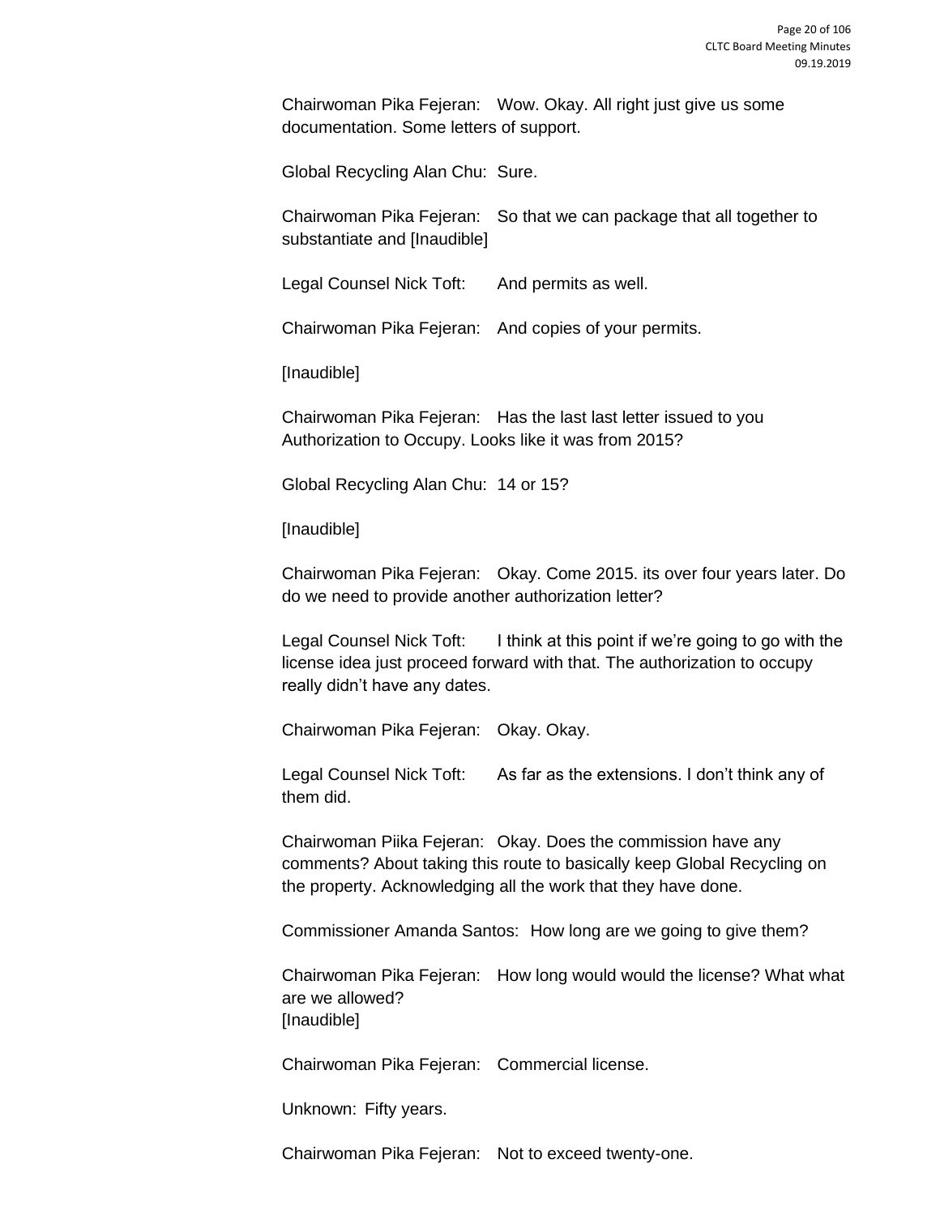Chairwoman Pika Fejeran: Wow. Okay. All right just give us some documentation. Some letters of support.

Global Recycling Alan Chu: Sure.

Chairwoman Pika Fejeran: So that we can package that all together to substantiate and [Inaudible]

Legal Counsel Nick Toft: And permits as well.

Chairwoman Pika Fejeran: And copies of your permits.

[Inaudible]

Chairwoman Pika Fejeran: Has the last last letter issued to you Authorization to Occupy. Looks like it was from 2015?

Global Recycling Alan Chu: 14 or 15?

[Inaudible]

Chairwoman Pika Fejeran: Okay. Come 2015. its over four years later. Do do we need to provide another authorization letter?

Legal Counsel Nick Toft: I think at this point if we're going to go with the license idea just proceed forward with that. The authorization to occupy really didn't have any dates.

Chairwoman Pika Fejeran: Okay. Okay.

Legal Counsel Nick Toft: As far as the extensions. I don't think any of them did.

Chairwoman Piika Fejeran: Okay. Does the commission have any comments? About taking this route to basically keep Global Recycling on the property. Acknowledging all the work that they have done.

Commissioner Amanda Santos: How long are we going to give them?

Chairwoman Pika Fejeran: How long would would the license? What what are we allowed?
[Inaudible]

Chairwoman Pika Fejeran: Commercial license.

Unknown: Fifty years.

Chairwoman Pika Fejeran: Not to exceed twenty-one.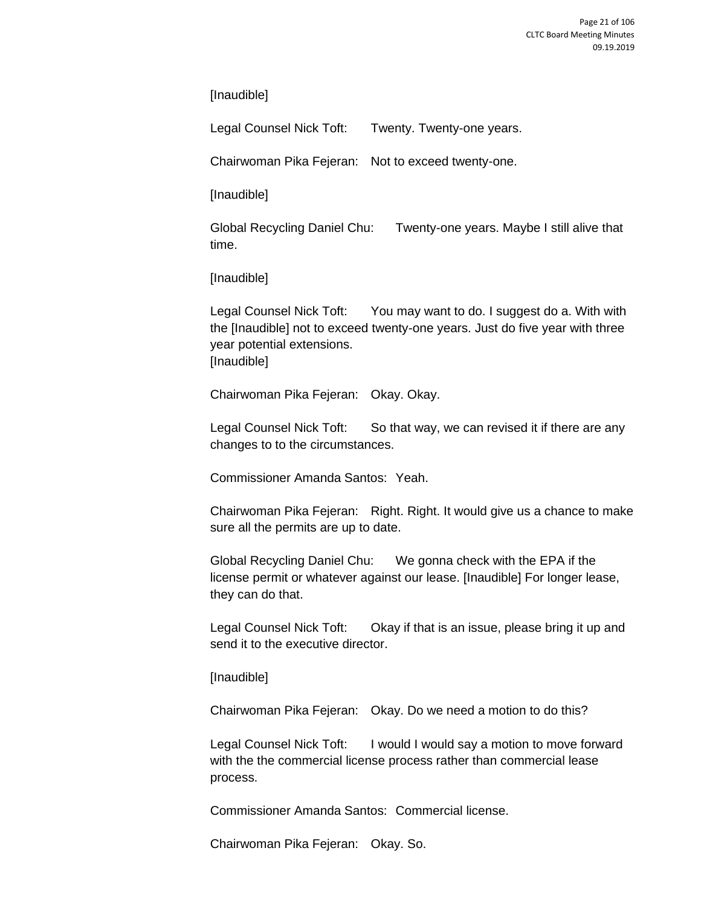[Inaudible]

Legal Counsel Nick Toft: Twenty. Twenty-one years.

Chairwoman Pika Fejeran: Not to exceed twenty-one.

[Inaudible]

Global Recycling Daniel Chu: Twenty-one years. Maybe I still alive that time.

[Inaudible]

Legal Counsel Nick Toft: You may want to do. I suggest do a. With with the [Inaudible] not to exceed twenty-one years. Just do five year with three year potential extensions.
[Inaudible]

Chairwoman Pika Fejeran: Okay. Okay.

Legal Counsel Nick Toft: So that way, we can revised it if there are any changes to to the circumstances.

Commissioner Amanda Santos: Yeah.

Chairwoman Pika Fejeran: Right. Right. It would give us a chance to make sure all the permits are up to date.

Global Recycling Daniel Chu: We gonna check with the EPA if the license permit or whatever against our lease. [Inaudible] For longer lease, they can do that.

Legal Counsel Nick Toft: Okay if that is an issue, please bring it up and send it to the executive director.

[Inaudible]

Chairwoman Pika Fejeran: Okay. Do we need a motion to do this?

Legal Counsel Nick Toft: I would I would say a motion to move forward with the the commercial license process rather than commercial lease process.

Commissioner Amanda Santos: Commercial license.

Chairwoman Pika Fejeran: Okay. So.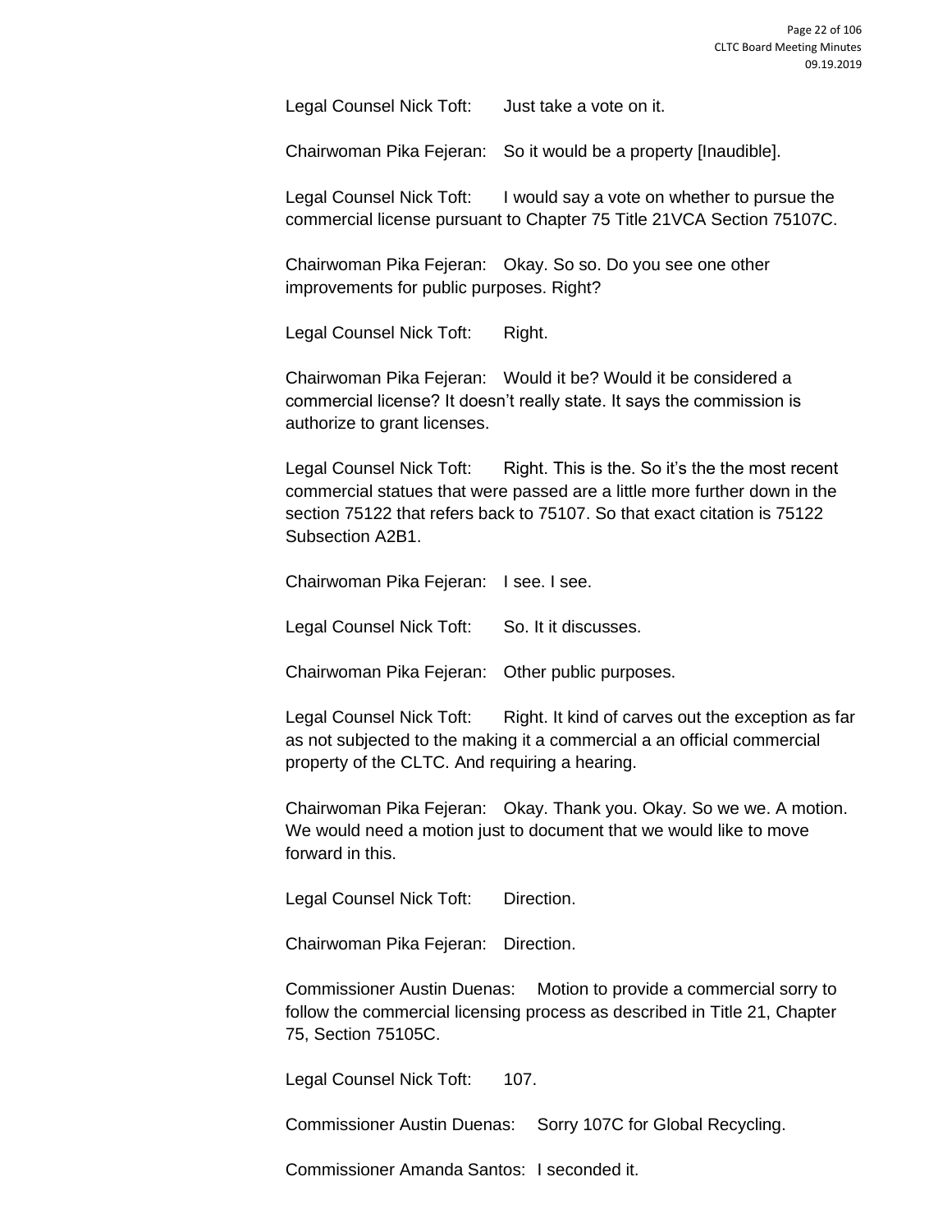Legal Counsel Nick Toft: Just take a vote on it.

Chairwoman Pika Fejeran: So it would be a property [Inaudible].

Legal Counsel Nick Toft: I would say a vote on whether to pursue the commercial license pursuant to Chapter 75 Title 21VCA Section 75107C.

Chairwoman Pika Fejeran: Okay. So so. Do you see one other improvements for public purposes. Right?

Legal Counsel Nick Toft: Right.

Chairwoman Pika Fejeran: Would it be? Would it be considered a commercial license? It doesn't really state. It says the commission is authorize to grant licenses.

Legal Counsel Nick Toft: Right. This is the. So it's the the most recent commercial statues that were passed are a little more further down in the section 75122 that refers back to 75107. So that exact citation is 75122 Subsection A2B1.

Chairwoman Pika Fejeran: I see. I see.

Legal Counsel Nick Toft: So. It it discusses.

Chairwoman Pika Fejeran: Other public purposes.

Legal Counsel Nick Toft: Right. It kind of carves out the exception as far as not subjected to the making it a commercial a an official commercial property of the CLTC. And requiring a hearing.

Chairwoman Pika Fejeran: Okay. Thank you. Okay. So we we. A motion. We would need a motion just to document that we would like to move forward in this.

Legal Counsel Nick Toft: Direction.

Chairwoman Pika Fejeran: Direction.

Commissioner Austin Duenas: Motion to provide a commercial sorry to follow the commercial licensing process as described in Title 21, Chapter 75, Section 75105C.

Legal Counsel Nick Toft: 107.

Commissioner Austin Duenas: Sorry 107C for Global Recycling.

Commissioner Amanda Santos: I seconded it.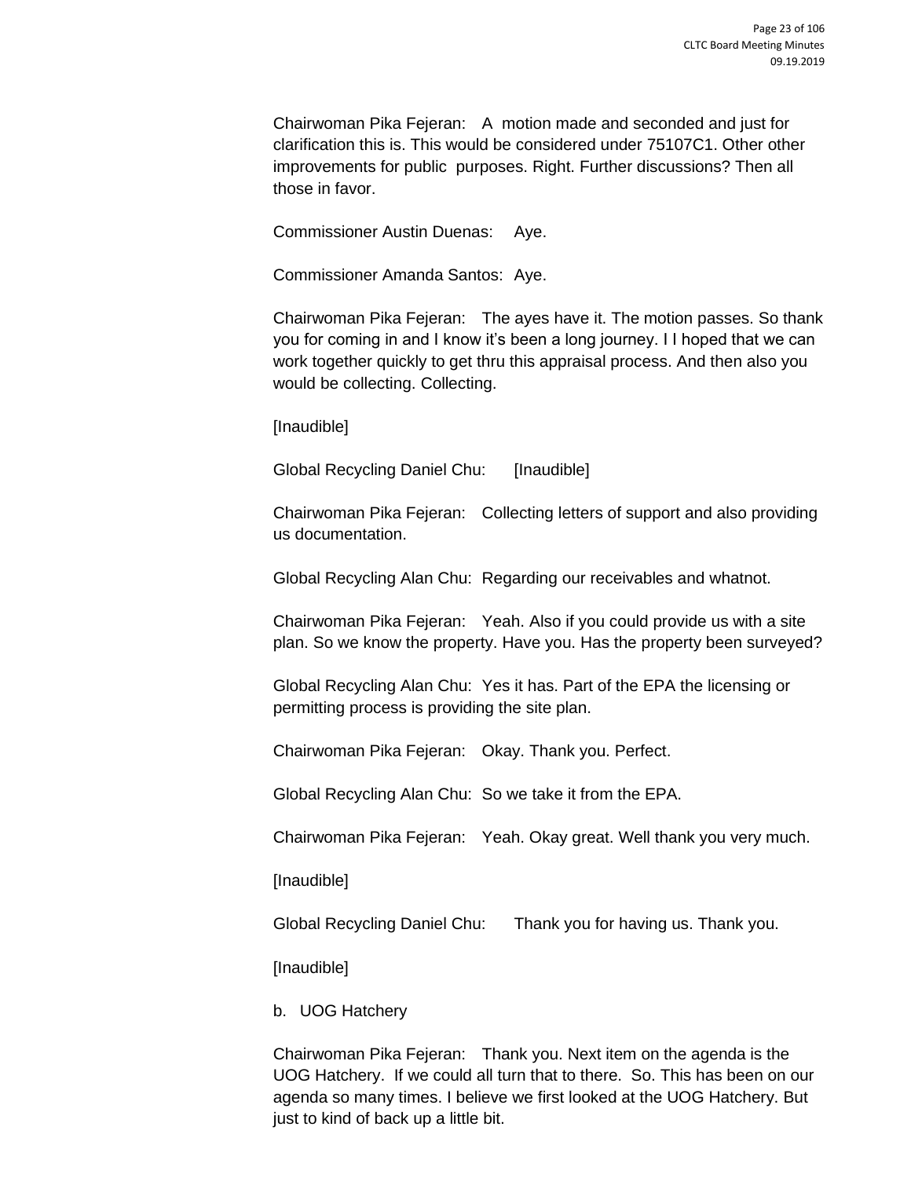Chairwoman Pika Fejeran: A motion made and seconded and just for clarification this is. This would be considered under 75107C1. Other other improvements for public purposes. Right. Further discussions? Then all those in favor.

Commissioner Austin Duenas: Aye.

Commissioner Amanda Santos: Aye.

Chairwoman Pika Fejeran: The ayes have it. The motion passes. So thank you for coming in and I know it's been a long journey. I I hoped that we can work together quickly to get thru this appraisal process. And then also you would be collecting. Collecting.

[Inaudible]

Global Recycling Daniel Chu: [Inaudible]

Chairwoman Pika Fejeran: Collecting letters of support and also providing us documentation.

Global Recycling Alan Chu: Regarding our receivables and whatnot.

Chairwoman Pika Fejeran: Yeah. Also if you could provide us with a site plan. So we know the property. Have you. Has the property been surveyed?

Global Recycling Alan Chu: Yes it has. Part of the EPA the licensing or permitting process is providing the site plan.

Chairwoman Pika Fejeran: Okay. Thank you. Perfect.

Global Recycling Alan Chu: So we take it from the EPA.

Chairwoman Pika Fejeran: Yeah. Okay great. Well thank you very much.

[Inaudible]

Global Recycling Daniel Chu: Thank you for having us. Thank you.

[Inaudible]

b. UOG Hatchery

Chairwoman Pika Fejeran: Thank you. Next item on the agenda is the UOG Hatchery. If we could all turn that to there. So. This has been on our agenda so many times. I believe we first looked at the UOG Hatchery. But just to kind of back up a little bit.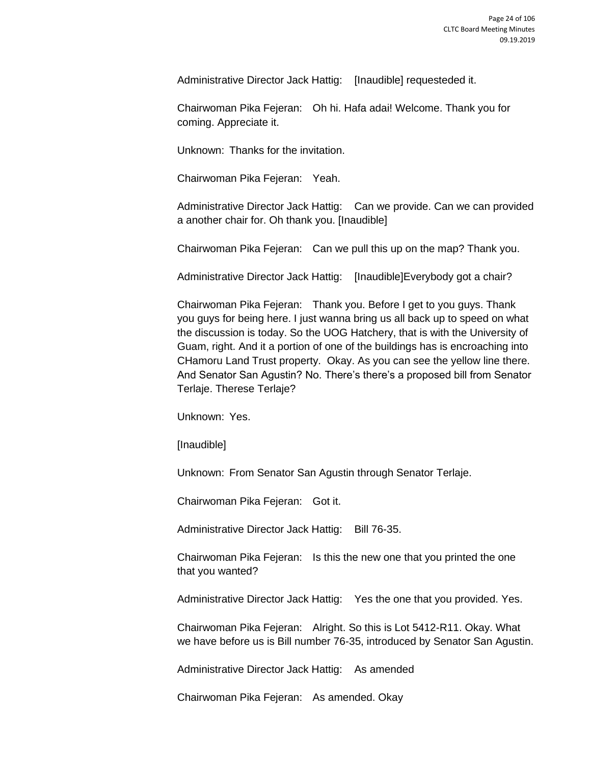Administrative Director Jack Hattig: [Inaudible] requesteded it.

Chairwoman Pika Fejeran: Oh hi. Hafa adai! Welcome. Thank you for coming. Appreciate it.

Unknown: Thanks for the invitation.

Chairwoman Pika Fejeran: Yeah.

Administrative Director Jack Hattig: Can we provide. Can we can provided a another chair for. Oh thank you. [Inaudible]

Chairwoman Pika Fejeran: Can we pull this up on the map? Thank you.

Administrative Director Jack Hattig: [Inaudible]Everybody got a chair?

Chairwoman Pika Fejeran: Thank you. Before I get to you guys. Thank you guys for being here. I just wanna bring us all back up to speed on what the discussion is today. So the UOG Hatchery, that is with the University of Guam, right. And it a portion of one of the buildings has is encroaching into CHamoru Land Trust property. Okay. As you can see the yellow line there. And Senator San Agustin? No. There's there's a proposed bill from Senator Terlaje. Therese Terlaje?

Unknown: Yes.

[Inaudible]

Unknown: From Senator San Agustin through Senator Terlaje.

Chairwoman Pika Fejeran: Got it.

Administrative Director Jack Hattig: Bill 76-35.

Chairwoman Pika Fejeran: Is this the new one that you printed the one that you wanted?

Administrative Director Jack Hattig: Yes the one that you provided. Yes.

Chairwoman Pika Fejeran: Alright. So this is Lot 5412-R11. Okay. What we have before us is Bill number 76-35, introduced by Senator San Agustin.

Administrative Director Jack Hattig: As amended

Chairwoman Pika Fejeran: As amended. Okay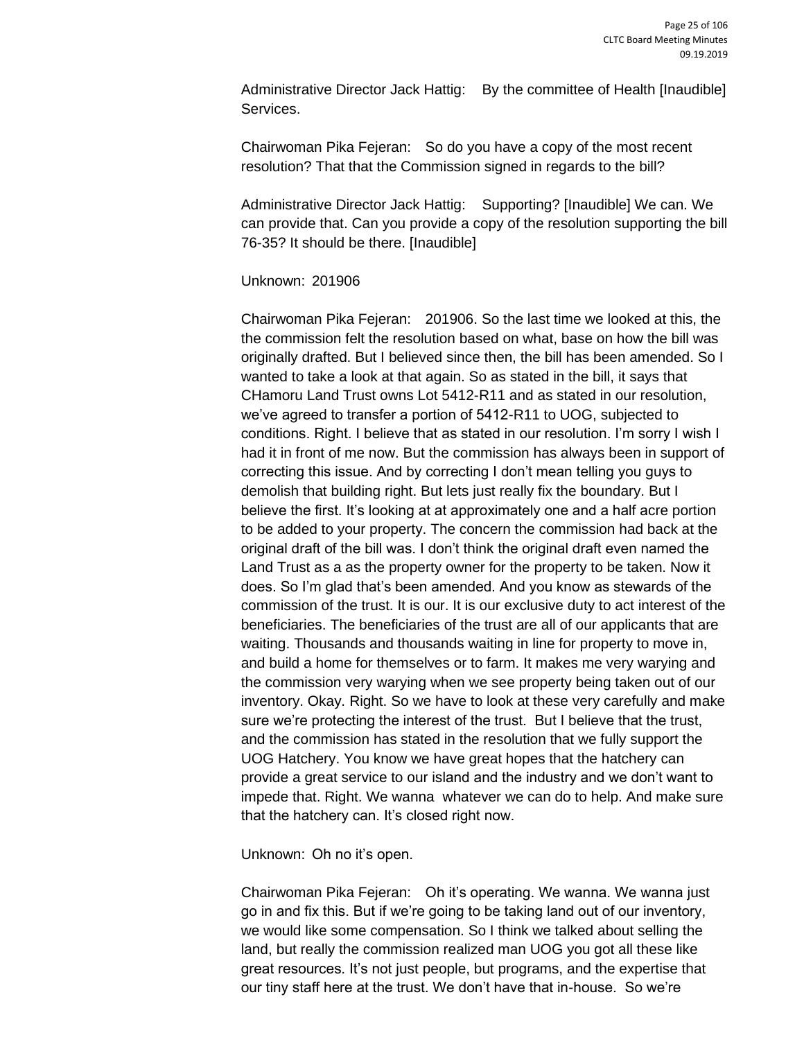Administrative Director Jack Hattig: By the committee of Health [Inaudible] Services.

Chairwoman Pika Fejeran: So do you have a copy of the most recent resolution? That that the Commission signed in regards to the bill?

Administrative Director Jack Hattig: Supporting? [Inaudible] We can. We can provide that. Can you provide a copy of the resolution supporting the bill 76-35? It should be there. [Inaudible]

Unknown: 201906

Chairwoman Pika Fejeran: 201906. So the last time we looked at this, the the commission felt the resolution based on what, base on how the bill was originally drafted. But I believed since then, the bill has been amended. So I wanted to take a look at that again. So as stated in the bill, it says that CHamoru Land Trust owns Lot 5412-R11 and as stated in our resolution, we've agreed to transfer a portion of 5412-R11 to UOG, subjected to conditions. Right. I believe that as stated in our resolution. I'm sorry I wish I had it in front of me now. But the commission has always been in support of correcting this issue. And by correcting I don't mean telling you guys to demolish that building right. But lets just really fix the boundary. But I believe the first. It's looking at at approximately one and a half acre portion to be added to your property. The concern the commission had back at the original draft of the bill was. I don't think the original draft even named the Land Trust as a as the property owner for the property to be taken. Now it does. So I'm glad that's been amended. And you know as stewards of the commission of the trust. It is our. It is our exclusive duty to act interest of the beneficiaries. The beneficiaries of the trust are all of our applicants that are waiting. Thousands and thousands waiting in line for property to move in, and build a home for themselves or to farm. It makes me very warying and the commission very warying when we see property being taken out of our inventory. Okay. Right. So we have to look at these very carefully and make sure we're protecting the interest of the trust. But I believe that the trust, and the commission has stated in the resolution that we fully support the UOG Hatchery. You know we have great hopes that the hatchery can provide a great service to our island and the industry and we don't want to impede that. Right. We wanna whatever we can do to help. And make sure that the hatchery can. It's closed right now.

Unknown: Oh no it's open.

Chairwoman Pika Fejeran: Oh it's operating. We wanna. We wanna just go in and fix this. But if we're going to be taking land out of our inventory, we would like some compensation. So I think we talked about selling the land, but really the commission realized man UOG you got all these like great resources. It's not just people, but programs, and the expertise that our tiny staff here at the trust. We don't have that in-house. So we're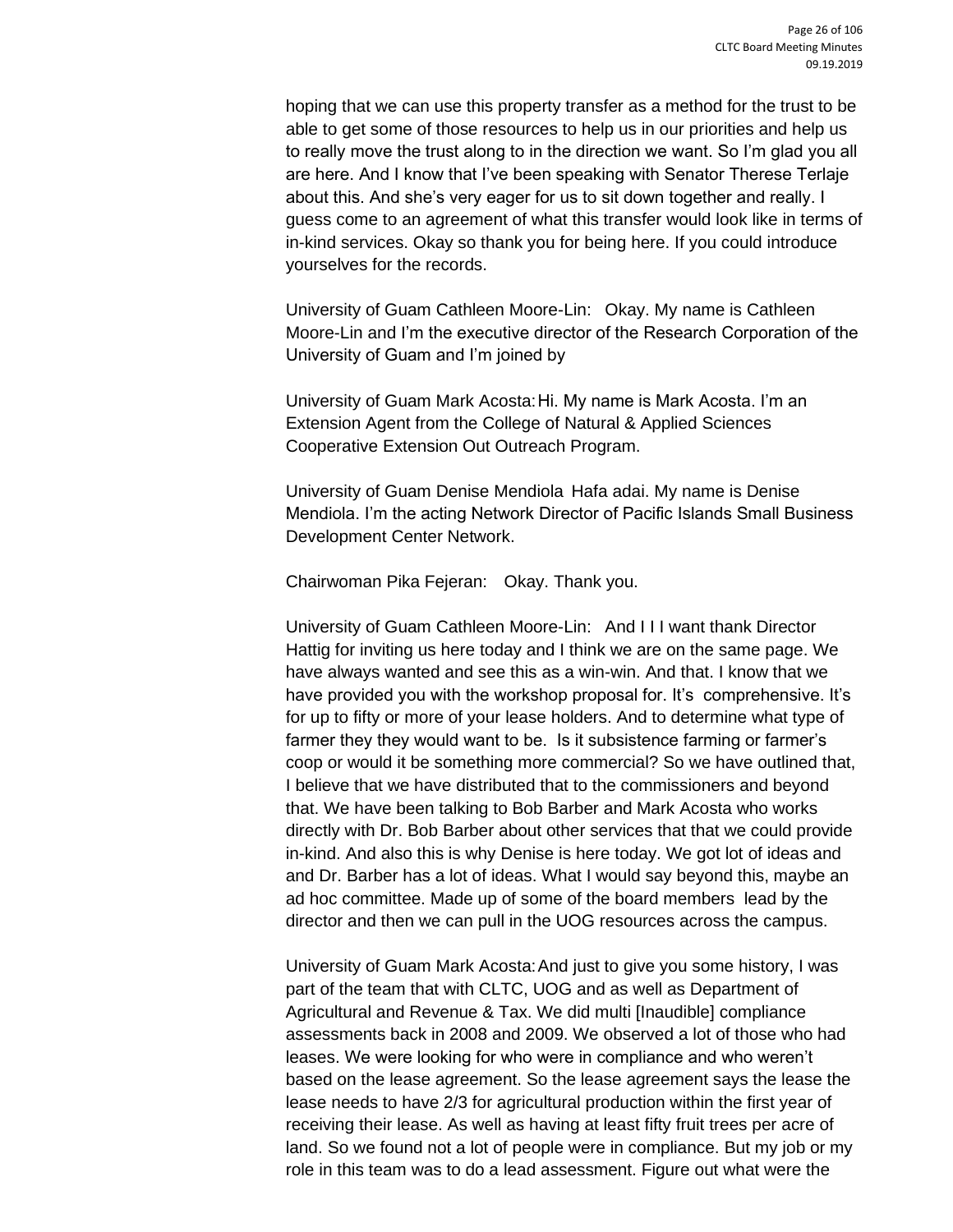hoping that we can use this property transfer as a method for the trust to be able to get some of those resources to help us in our priorities and help us to really move the trust along to in the direction we want. So I'm glad you all are here. And I know that I've been speaking with Senator Therese Terlaje about this. And she's very eager for us to sit down together and really. I guess come to an agreement of what this transfer would look like in terms of in-kind services. Okay so thank you for being here. If you could introduce yourselves for the records.

University of Guam Cathleen Moore-Lin: Okay. My name is Cathleen Moore-Lin and I'm the executive director of the Research Corporation of the University of Guam and I'm joined by

University of Guam Mark Acosta: Hi. My name is Mark Acosta. I'm an Extension Agent from the College of Natural & Applied Sciences Cooperative Extension Out Outreach Program.

University of Guam Denise Mendiola Hafa adai. My name is Denise Mendiola. I'm the acting Network Director of Pacific Islands Small Business Development Center Network.

Chairwoman Pika Fejeran: Okay. Thank you.

University of Guam Cathleen Moore-Lin: And I I I want thank Director Hattig for inviting us here today and I think we are on the same page. We have always wanted and see this as a win-win. And that. I know that we have provided you with the workshop proposal for. It's comprehensive. It's for up to fifty or more of your lease holders. And to determine what type of farmer they they would want to be. Is it subsistence farming or farmer's coop or would it be something more commercial? So we have outlined that, I believe that we have distributed that to the commissioners and beyond that. We have been talking to Bob Barber and Mark Acosta who works directly with Dr. Bob Barber about other services that that we could provide in-kind. And also this is why Denise is here today. We got lot of ideas and and Dr. Barber has a lot of ideas. What I would say beyond this, maybe an ad hoc committee. Made up of some of the board members lead by the director and then we can pull in the UOG resources across the campus.

University of Guam Mark Acosta: And just to give you some history, I was part of the team that with CLTC, UOG and as well as Department of Agricultural and Revenue & Tax. We did multi [Inaudible] compliance assessments back in 2008 and 2009. We observed a lot of those who had leases. We were looking for who were in compliance and who weren't based on the lease agreement. So the lease agreement says the lease the lease needs to have 2/3 for agricultural production within the first year of receiving their lease. As well as having at least fifty fruit trees per acre of land. So we found not a lot of people were in compliance. But my job or my role in this team was to do a lead assessment. Figure out what were the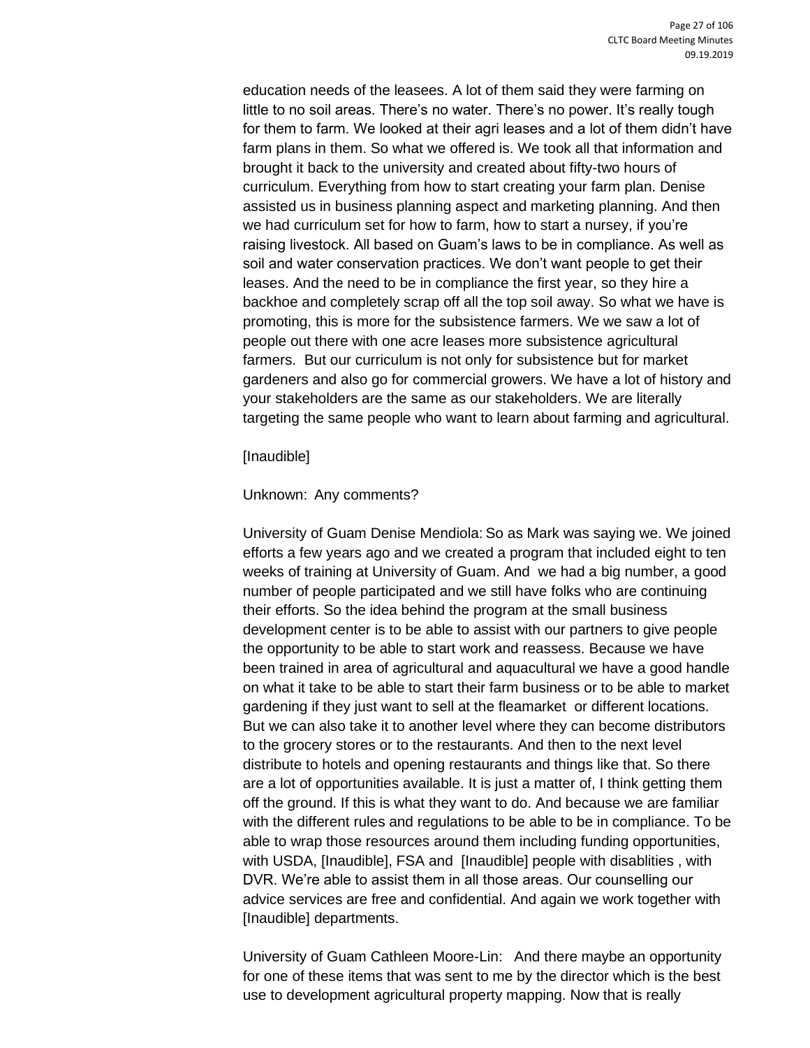education needs of the leasees. A lot of them said they were farming on little to no soil areas. There's no water. There's no power. It's really tough for them to farm. We looked at their agri leases and a lot of them didn't have farm plans in them. So what we offered is. We took all that information and brought it back to the university and created about fifty-two hours of curriculum. Everything from how to start creating your farm plan. Denise assisted us in business planning aspect and marketing planning. And then we had curriculum set for how to farm, how to start a nursey, if you're raising livestock. All based on Guam's laws to be in compliance. As well as soil and water conservation practices. We don't want people to get their leases. And the need to be in compliance the first year, so they hire a backhoe and completely scrap off all the top soil away. So what we have is promoting, this is more for the subsistence farmers. We we saw a lot of people out there with one acre leases more subsistence agricultural farmers. But our curriculum is not only for subsistence but for market gardeners and also go for commercial growers. We have a lot of history and your stakeholders are the same as our stakeholders. We are literally targeting the same people who want to learn about farming and agricultural.

[Inaudible]

Unknown: Any comments?

University of Guam Denise Mendiola: So as Mark was saying we. We joined efforts a few years ago and we created a program that included eight to ten weeks of training at University of Guam. And we had a big number, a good number of people participated and we still have folks who are continuing their efforts. So the idea behind the program at the small business development center is to be able to assist with our partners to give people the opportunity to be able to start work and reassess. Because we have been trained in area of agricultural and aquacultural we have a good handle on what it take to be able to start their farm business or to be able to market gardening if they just want to sell at the fleamarket or different locations. But we can also take it to another level where they can become distributors to the grocery stores or to the restaurants. And then to the next level distribute to hotels and opening restaurants and things like that. So there are a lot of opportunities available. It is just a matter of, I think getting them off the ground. If this is what they want to do. And because we are familiar with the different rules and regulations to be able to be in compliance. To be able to wrap those resources around them including funding opportunities, with USDA, [Inaudible], FSA and [Inaudible] people with disablities , with DVR. We're able to assist them in all those areas. Our counselling our advice services are free and confidential. And again we work together with [Inaudible] departments.

University of Guam Cathleen Moore-Lin: And there maybe an opportunity for one of these items that was sent to me by the director which is the best use to development agricultural property mapping. Now that is really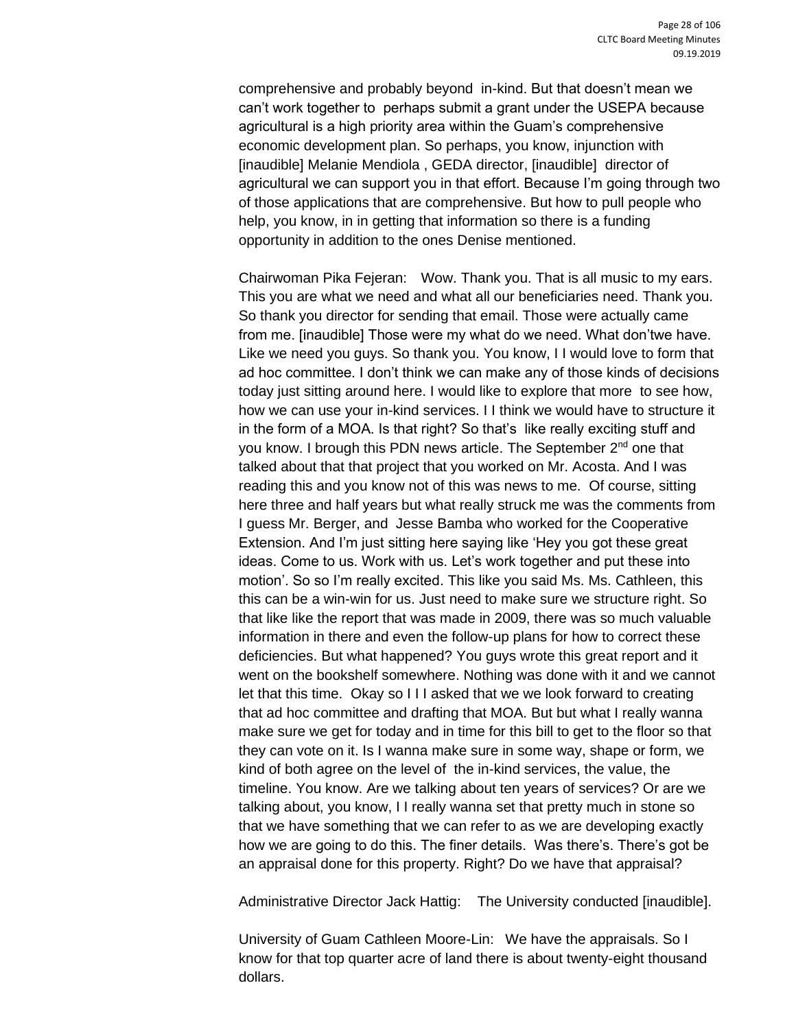comprehensive and probably beyond in-kind. But that doesn't mean we can't work together to perhaps submit a grant under the USEPA because agricultural is a high priority area within the Guam's comprehensive economic development plan. So perhaps, you know, injunction with [inaudible] Melanie Mendiola , GEDA director, [inaudible] director of agricultural we can support you in that effort. Because I'm going through two of those applications that are comprehensive. But how to pull people who help, you know, in in getting that information so there is a funding opportunity in addition to the ones Denise mentioned.

Chairwoman Pika Fejeran: Wow. Thank you. That is all music to my ears. This you are what we need and what all our beneficiaries need. Thank you. So thank you director for sending that email. Those were actually came from me. [inaudible] Those were my what do we need. What don'twe have. Like we need you guys. So thank you. You know, I I would love to form that ad hoc committee. I don't think we can make any of those kinds of decisions today just sitting around here. I would like to explore that more to see how, how we can use your in-kind services. I I think we would have to structure it in the form of a MOA. Is that right? So that's like really exciting stuff and you know. I brough this PDN news article. The September 2nd one that talked about that that project that you worked on Mr. Acosta. And I was reading this and you know not of this was news to me. Of course, sitting here three and half years but what really struck me was the comments from I guess Mr. Berger, and Jesse Bamba who worked for the Cooperative Extension. And I'm just sitting here saying like 'Hey you got these great ideas. Come to us. Work with us. Let's work together and put these into motion'. So so I'm really excited. This like you said Ms. Ms. Cathleen, this this can be a win-win for us. Just need to make sure we structure right. So that like like the report that was made in 2009, there was so much valuable information in there and even the follow-up plans for how to correct these deficiencies. But what happened? You guys wrote this great report and it went on the bookshelf somewhere. Nothing was done with it and we cannot let that this time. Okay so I I I asked that we we look forward to creating that ad hoc committee and drafting that MOA. But but what I really wanna make sure we get for today and in time for this bill to get to the floor so that they can vote on it. Is I wanna make sure in some way, shape or form, we kind of both agree on the level of the in-kind services, the value, the timeline. You know. Are we talking about ten years of services? Or are we talking about, you know, I I really wanna set that pretty much in stone so that we have something that we can refer to as we are developing exactly how we are going to do this. The finer details. Was there's. There's got be an appraisal done for this property. Right? Do we have that appraisal?

Administrative Director Jack Hattig: The University conducted [inaudible].

University of Guam Cathleen Moore-Lin: We have the appraisals. So I know for that top quarter acre of land there is about twenty-eight thousand dollars.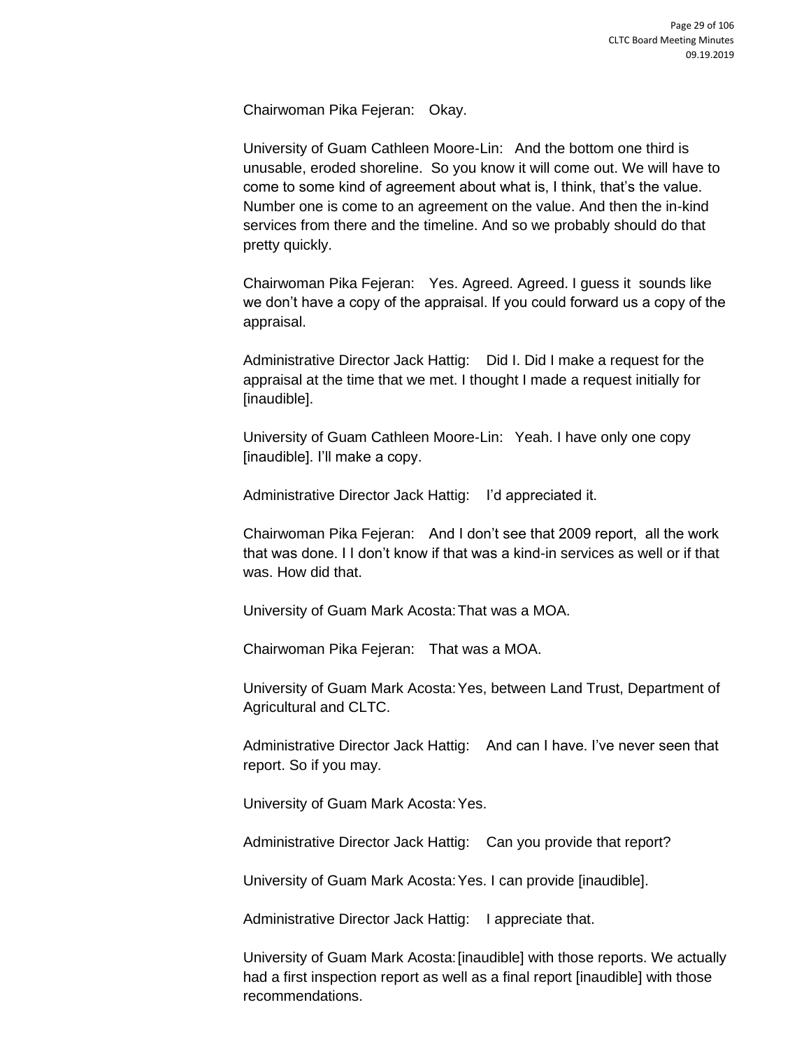Chairwoman Pika Fejeran: Okay.

University of Guam Cathleen Moore-Lin: And the bottom one third is unusable, eroded shoreline. So you know it will come out. We will have to come to some kind of agreement about what is, I think, that's the value. Number one is come to an agreement on the value. And then the in-kind services from there and the timeline. And so we probably should do that pretty quickly.

Chairwoman Pika Fejeran: Yes. Agreed. Agreed. I guess it sounds like we don't have a copy of the appraisal. If you could forward us a copy of the appraisal.

Administrative Director Jack Hattig: Did I. Did I make a request for the appraisal at the time that we met. I thought I made a request initially for [inaudible].

University of Guam Cathleen Moore-Lin: Yeah. I have only one copy [inaudible]. I'll make a copy.

Administrative Director Jack Hattig: I'd appreciated it.

Chairwoman Pika Fejeran: And I don't see that 2009 report, all the work that was done. I I don't know if that was a kind-in services as well or if that was. How did that.

University of Guam Mark Acosta: That was a MOA.

Chairwoman Pika Fejeran: That was a MOA.

University of Guam Mark Acosta: Yes, between Land Trust, Department of Agricultural and CLTC.

Administrative Director Jack Hattig: And can I have. I've never seen that report. So if you may.

University of Guam Mark Acosta: Yes.

Administrative Director Jack Hattig: Can you provide that report?

University of Guam Mark Acosta: Yes. I can provide [inaudible].

Administrative Director Jack Hattig: I appreciate that.

University of Guam Mark Acosta: [inaudible] with those reports. We actually had a first inspection report as well as a final report [inaudible] with those recommendations.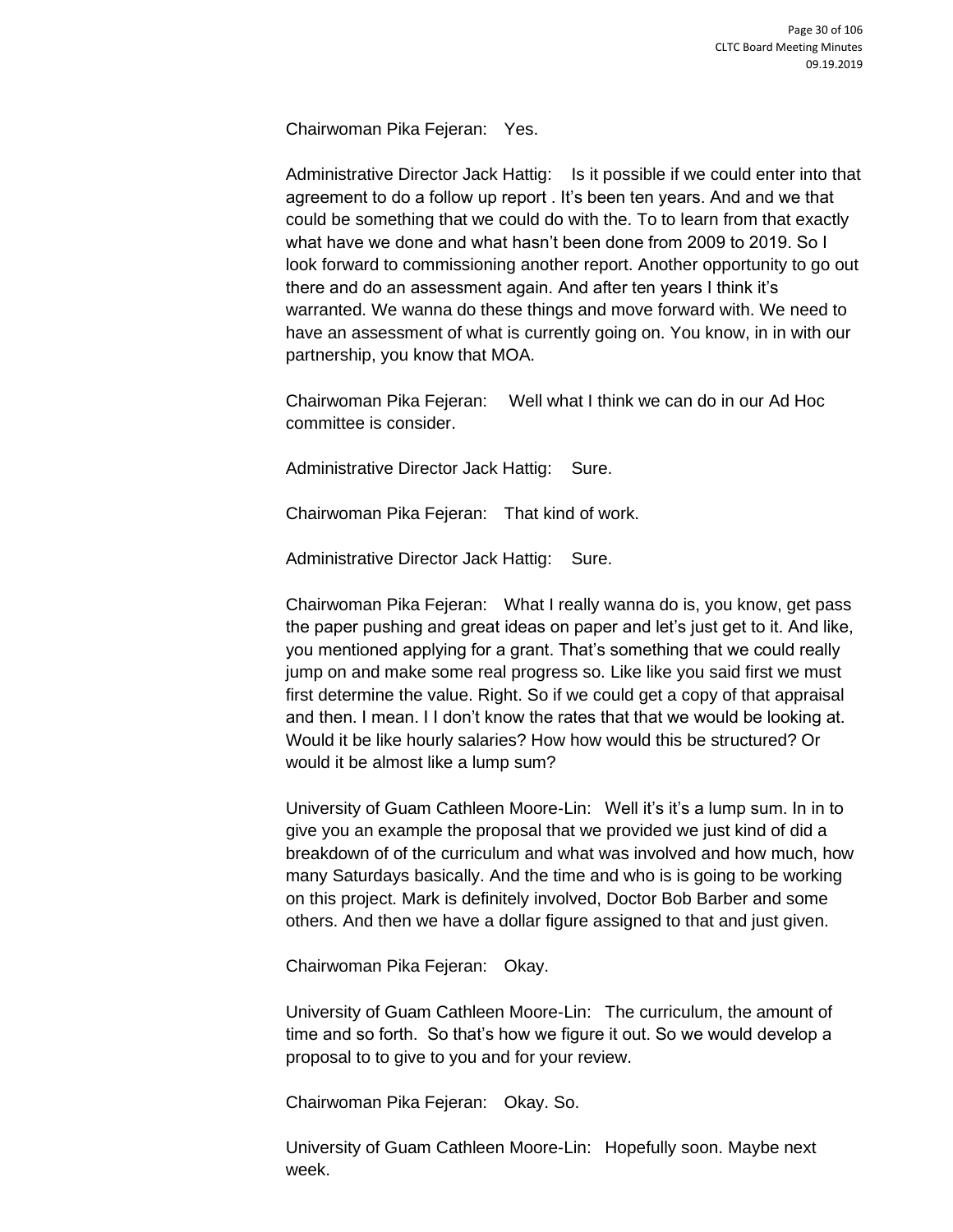Chairwoman Pika Fejeran: Yes.

Administrative Director Jack Hattig: Is it possible if we could enter into that agreement to do a follow up report . It's been ten years. And and we that could be something that we could do with the. To to learn from that exactly what have we done and what hasn't been done from 2009 to 2019. So I look forward to commissioning another report. Another opportunity to go out there and do an assessment again. And after ten years I think it's warranted. We wanna do these things and move forward with. We need to have an assessment of what is currently going on. You know, in in with our partnership, you know that MOA.

Chairwoman Pika Fejeran: Well what I think we can do in our Ad Hoc committee is consider.

Administrative Director Jack Hattig: Sure.

Chairwoman Pika Fejeran: That kind of work.

Administrative Director Jack Hattig: Sure.

Chairwoman Pika Fejeran: What I really wanna do is, you know, get pass the paper pushing and great ideas on paper and let's just get to it. And like, you mentioned applying for a grant. That's something that we could really jump on and make some real progress so. Like like you said first we must first determine the value. Right. So if we could get a copy of that appraisal and then. I mean. I I don't know the rates that that we would be looking at. Would it be like hourly salaries? How how would this be structured? Or would it be almost like a lump sum?

University of Guam Cathleen Moore-Lin: Well it's it's a lump sum. In in to give you an example the proposal that we provided we just kind of did a breakdown of of the curriculum and what was involved and how much, how many Saturdays basically. And the time and who is is going to be working on this project. Mark is definitely involved, Doctor Bob Barber and some others. And then we have a dollar figure assigned to that and just given.

Chairwoman Pika Fejeran: Okay.

University of Guam Cathleen Moore-Lin: The curriculum, the amount of time and so forth. So that's how we figure it out. So we would develop a proposal to to give to you and for your review.

Chairwoman Pika Fejeran: Okay. So.

University of Guam Cathleen Moore-Lin: Hopefully soon. Maybe next week.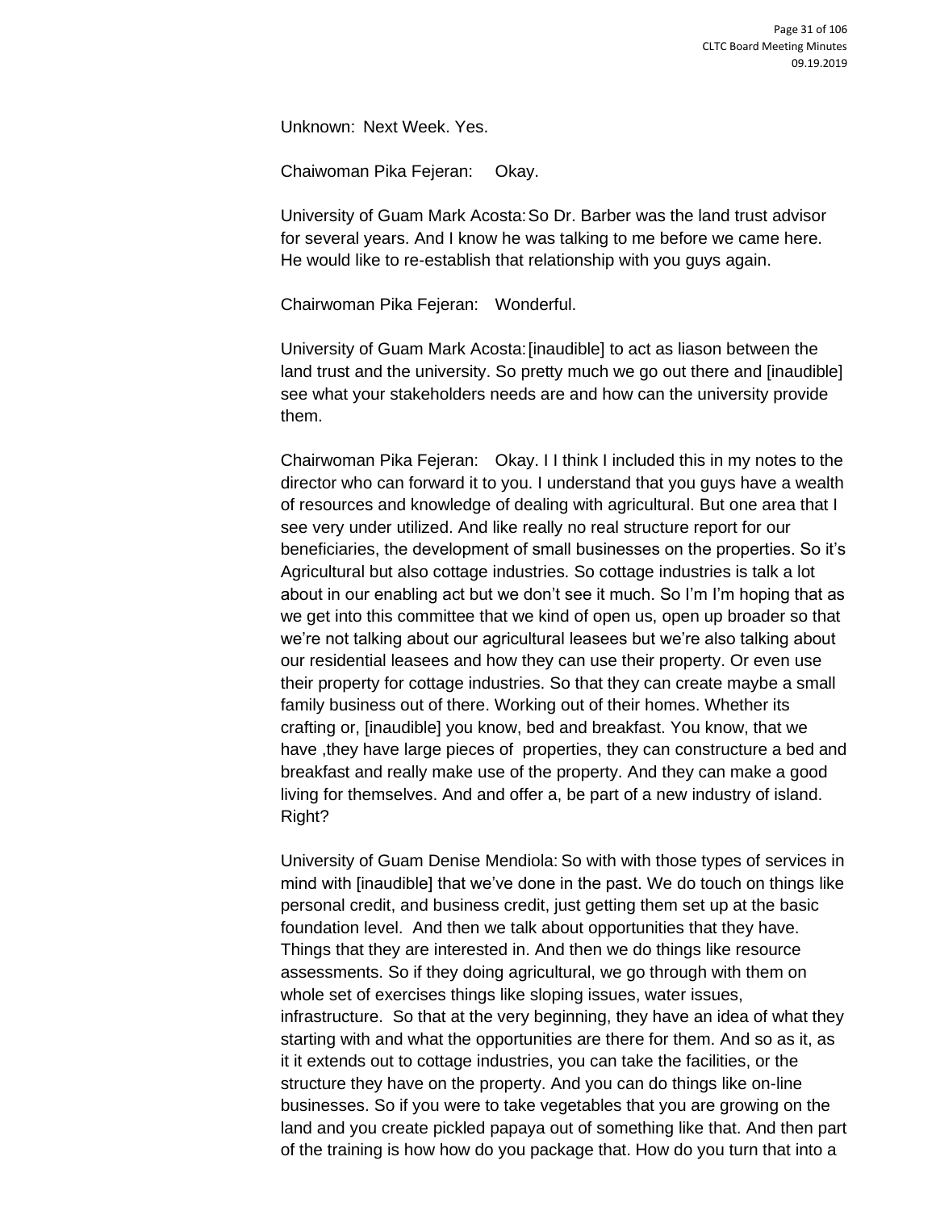Unknown: Next Week. Yes.

Chaiwoman Pika Fejeran: Okay.

University of Guam Mark Acosta: So Dr. Barber was the land trust advisor for several years. And I know he was talking to me before we came here. He would like to re-establish that relationship with you guys again.

Chairwoman Pika Fejeran: Wonderful.

University of Guam Mark Acosta: [inaudible] to act as liason between the land trust and the university. So pretty much we go out there and [inaudible] see what your stakeholders needs are and how can the university provide them.

Chairwoman Pika Fejeran: Okay. I I think I included this in my notes to the director who can forward it to you. I understand that you guys have a wealth of resources and knowledge of dealing with agricultural. But one area that I see very under utilized. And like really no real structure report for our beneficiaries, the development of small businesses on the properties. So it's Agricultural but also cottage industries. So cottage industries is talk a lot about in our enabling act but we don't see it much. So I'm I'm hoping that as we get into this committee that we kind of open us, open up broader so that we're not talking about our agricultural leasees but we're also talking about our residential leasees and how they can use their property. Or even use their property for cottage industries. So that they can create maybe a small family business out of there. Working out of their homes. Whether its crafting or, [inaudible] you know, bed and breakfast. You know, that we have ,they have large pieces of properties, they can constructure a bed and breakfast and really make use of the property. And they can make a good living for themselves. And and offer a, be part of a new industry of island. Right?

University of Guam Denise Mendiola: So with with those types of services in mind with [inaudible] that we've done in the past. We do touch on things like personal credit, and business credit, just getting them set up at the basic foundation level. And then we talk about opportunities that they have. Things that they are interested in. And then we do things like resource assessments. So if they doing agricultural, we go through with them on whole set of exercises things like sloping issues, water issues, infrastructure. So that at the very beginning, they have an idea of what they starting with and what the opportunities are there for them. And so as it, as it it extends out to cottage industries, you can take the facilities, or the structure they have on the property. And you can do things like on-line businesses. So if you were to take vegetables that you are growing on the land and you create pickled papaya out of something like that. And then part of the training is how how do you package that. How do you turn that into a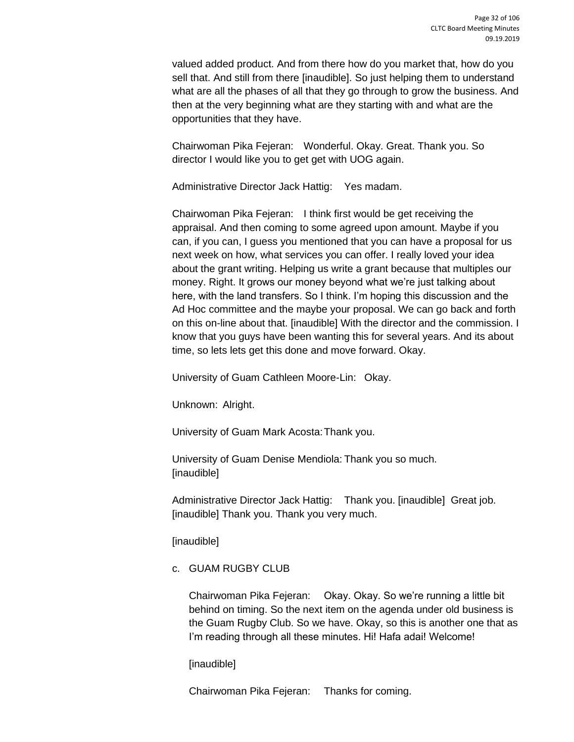valued added product. And from there how do you market that, how do you sell that. And still from there [inaudible]. So just helping them to understand what are all the phases of all that they go through to grow the business. And then at the very beginning what are they starting with and what are the opportunities that they have.

Chairwoman Pika Fejeran: Wonderful. Okay. Great. Thank you. So director I would like you to get get with UOG again.

Administrative Director Jack Hattig: Yes madam.

Chairwoman Pika Fejeran: I think first would be get receiving the appraisal. And then coming to some agreed upon amount. Maybe if you can, if you can, I guess you mentioned that you can have a proposal for us next week on how, what services you can offer. I really loved your idea about the grant writing. Helping us write a grant because that multiples our money. Right. It grows our money beyond what we're just talking about here, with the land transfers. So I think. I'm hoping this discussion and the Ad Hoc committee and the maybe your proposal. We can go back and forth on this on-line about that. [inaudible] With the director and the commission. I know that you guys have been wanting this for several years. And its about time, so lets lets get this done and move forward. Okay.

University of Guam Cathleen Moore-Lin: Okay.

Unknown: Alright.

University of Guam Mark Acosta: Thank you.

University of Guam Denise Mendiola: Thank you so much. [inaudible]

Administrative Director Jack Hattig: Thank you. [inaudible] Great job. [inaudible] Thank you. Thank you very much.

[inaudible]

c. GUAM RUGBY CLUB

Chairwoman Pika Fejeran: Okay. Okay. So we're running a little bit behind on timing. So the next item on the agenda under old business is the Guam Rugby Club. So we have. Okay, so this is another one that as I'm reading through all these minutes. Hi! Hafa adai! Welcome!

[inaudible]

Chairwoman Pika Fejeran: Thanks for coming.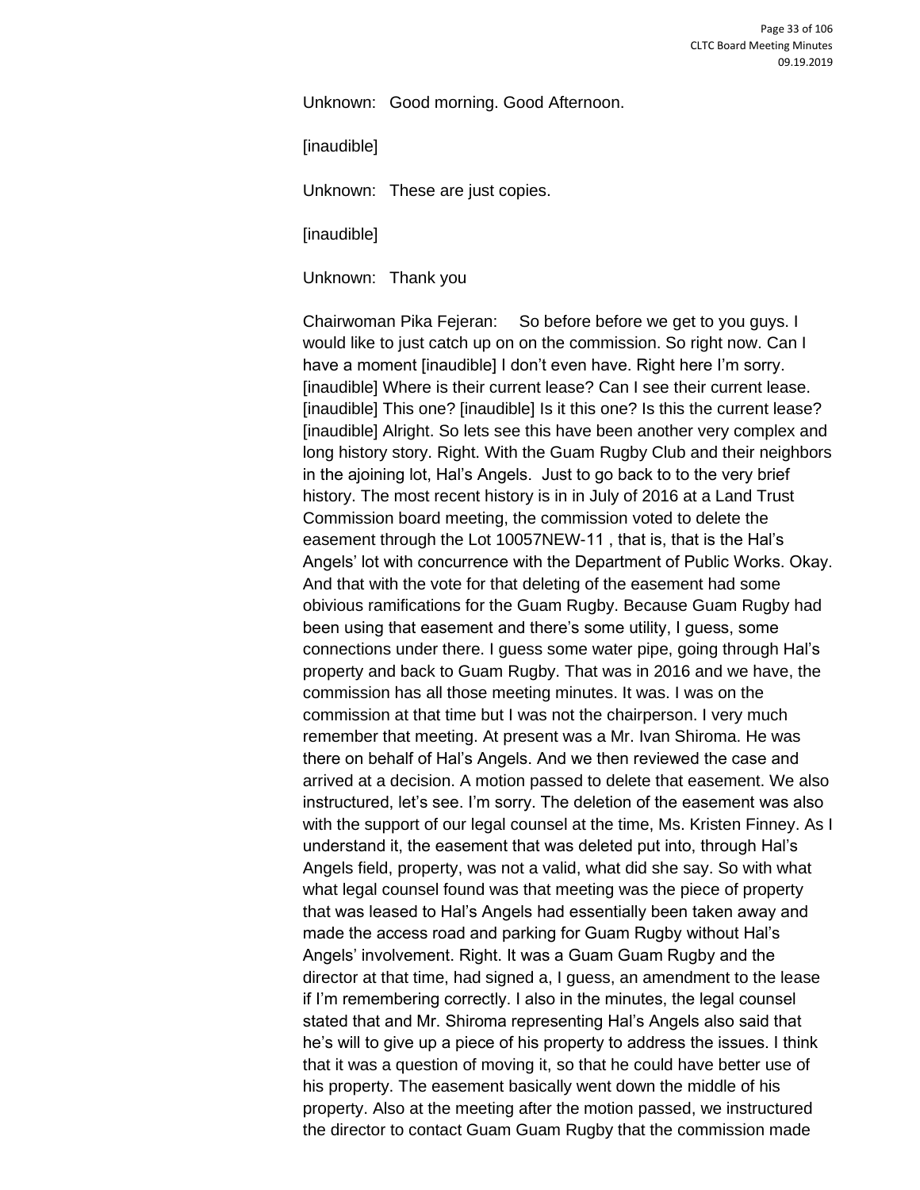Unknown: Good morning. Good Afternoon.

[inaudible]

Unknown: These are just copies.

[inaudible]

Unknown: Thank you

Chairwoman Pika Fejeran: So before before we get to you guys. I would like to just catch up on on the commission. So right now. Can I have a moment [inaudible] I don't even have. Right here I'm sorry. [inaudible] Where is their current lease? Can I see their current lease. [inaudible] This one? [inaudible] Is it this one? Is this the current lease? [inaudible] Alright. So lets see this have been another very complex and long history story. Right. With the Guam Rugby Club and their neighbors in the ajoining lot, Hal's Angels. Just to go back to to the very brief history. The most recent history is in in July of 2016 at a Land Trust Commission board meeting, the commission voted to delete the easement through the Lot 10057NEW-11 , that is, that is the Hal's Angels' lot with concurrence with the Department of Public Works. Okay. And that with the vote for that deleting of the easement had some obivious ramifications for the Guam Rugby. Because Guam Rugby had been using that easement and there's some utility, I guess, some connections under there. I guess some water pipe, going through Hal's property and back to Guam Rugby. That was in 2016 and we have, the commission has all those meeting minutes. It was. I was on the commission at that time but I was not the chairperson. I very much remember that meeting. At present was a Mr. Ivan Shiroma. He was there on behalf of Hal's Angels. And we then reviewed the case and arrived at a decision. A motion passed to delete that easement. We also instructured, let's see. I'm sorry. The deletion of the easement was also with the support of our legal counsel at the time, Ms. Kristen Finney. As I understand it, the easement that was deleted put into, through Hal's Angels field, property, was not a valid, what did she say. So with what what legal counsel found was that meeting was the piece of property that was leased to Hal's Angels had essentially been taken away and made the access road and parking for Guam Rugby without Hal's Angels' involvement. Right. It was a Guam Guam Rugby and the director at that time, had signed a, I guess, an amendment to the lease if I'm remembering correctly. I also in the minutes, the legal counsel stated that and Mr. Shiroma representing Hal's Angels also said that he's will to give up a piece of his property to address the issues. I think that it was a question of moving it, so that he could have better use of his property. The easement basically went down the middle of his property. Also at the meeting after the motion passed, we instructured the director to contact Guam Guam Rugby that the commission made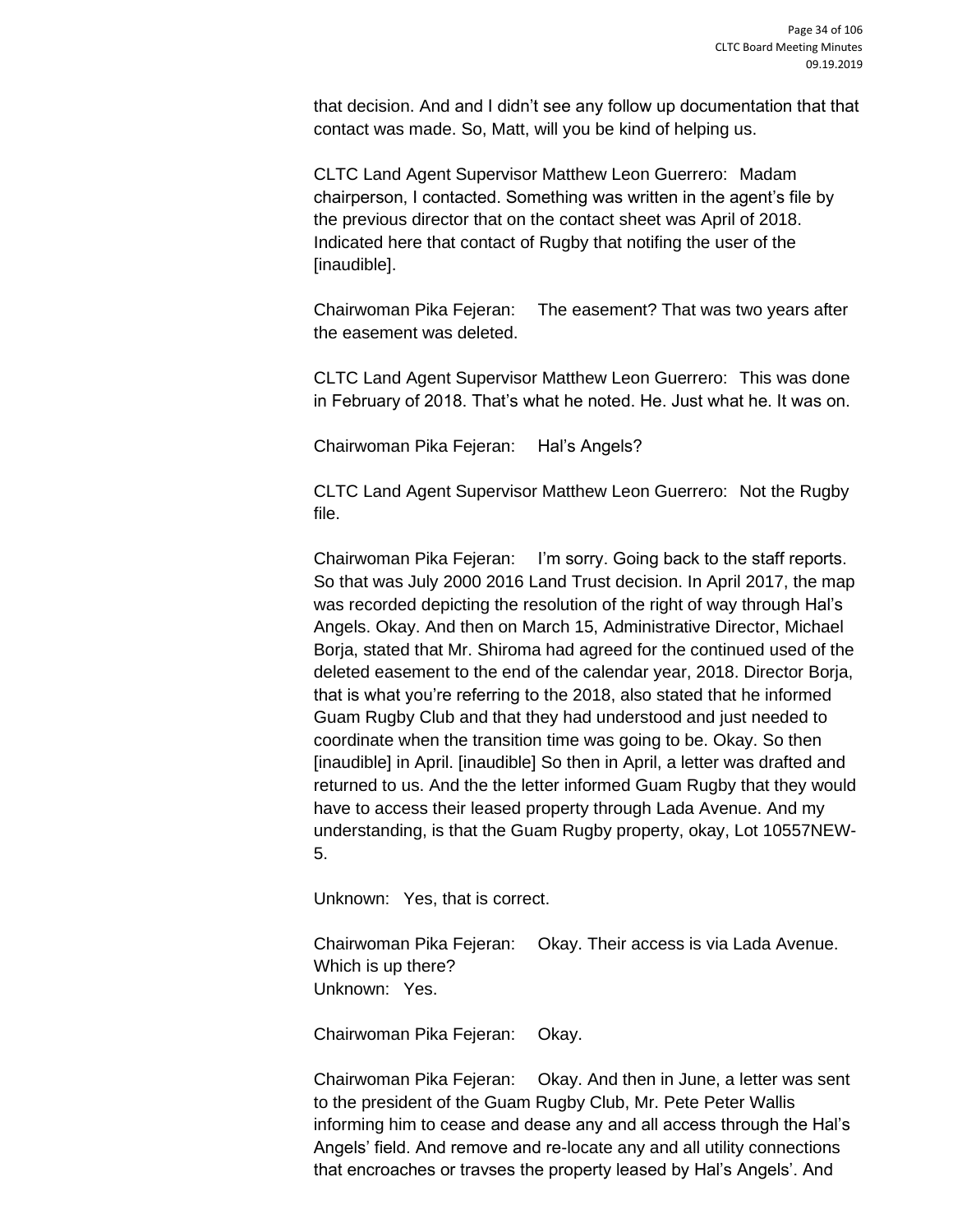that decision. And and I didn't see any follow up documentation that that contact was made. So, Matt, will you be kind of helping us.

CLTC Land Agent Supervisor Matthew Leon Guerrero: Madam chairperson, I contacted. Something was written in the agent's file by the previous director that on the contact sheet was April of 2018. Indicated here that contact of Rugby that notifing the user of the [inaudible].

Chairwoman Pika Fejeran: The easement? That was two years after the easement was deleted.

CLTC Land Agent Supervisor Matthew Leon Guerrero: This was done in February of 2018. That's what he noted. He. Just what he. It was on.

Chairwoman Pika Fejeran: Hal's Angels?

CLTC Land Agent Supervisor Matthew Leon Guerrero: Not the Rugby file.

Chairwoman Pika Fejeran: I'm sorry. Going back to the staff reports. So that was July 2000 2016 Land Trust decision. In April 2017, the map was recorded depicting the resolution of the right of way through Hal's Angels. Okay. And then on March 15, Administrative Director, Michael Borja, stated that Mr. Shiroma had agreed for the continued used of the deleted easement to the end of the calendar year, 2018. Director Borja, that is what you're referring to the 2018, also stated that he informed Guam Rugby Club and that they had understood and just needed to coordinate when the transition time was going to be. Okay. So then [inaudible] in April. [inaudible] So then in April, a letter was drafted and returned to us. And the the letter informed Guam Rugby that they would have to access their leased property through Lada Avenue. And my understanding, is that the Guam Rugby property, okay, Lot 10557NEW-5.

Unknown: Yes, that is correct.

Chairwoman Pika Fejeran: Okay. Their access is via Lada Avenue. Which is up there?
Unknown: Yes.

Chairwoman Pika Fejeran: Okay.

Chairwoman Pika Fejeran: Okay. And then in June, a letter was sent to the president of the Guam Rugby Club, Mr. Pete Peter Wallis informing him to cease and dease any and all access through the Hal's Angels' field. And remove and re-locate any and all utility connections that encroaches or travses the property leased by Hal's Angels'. And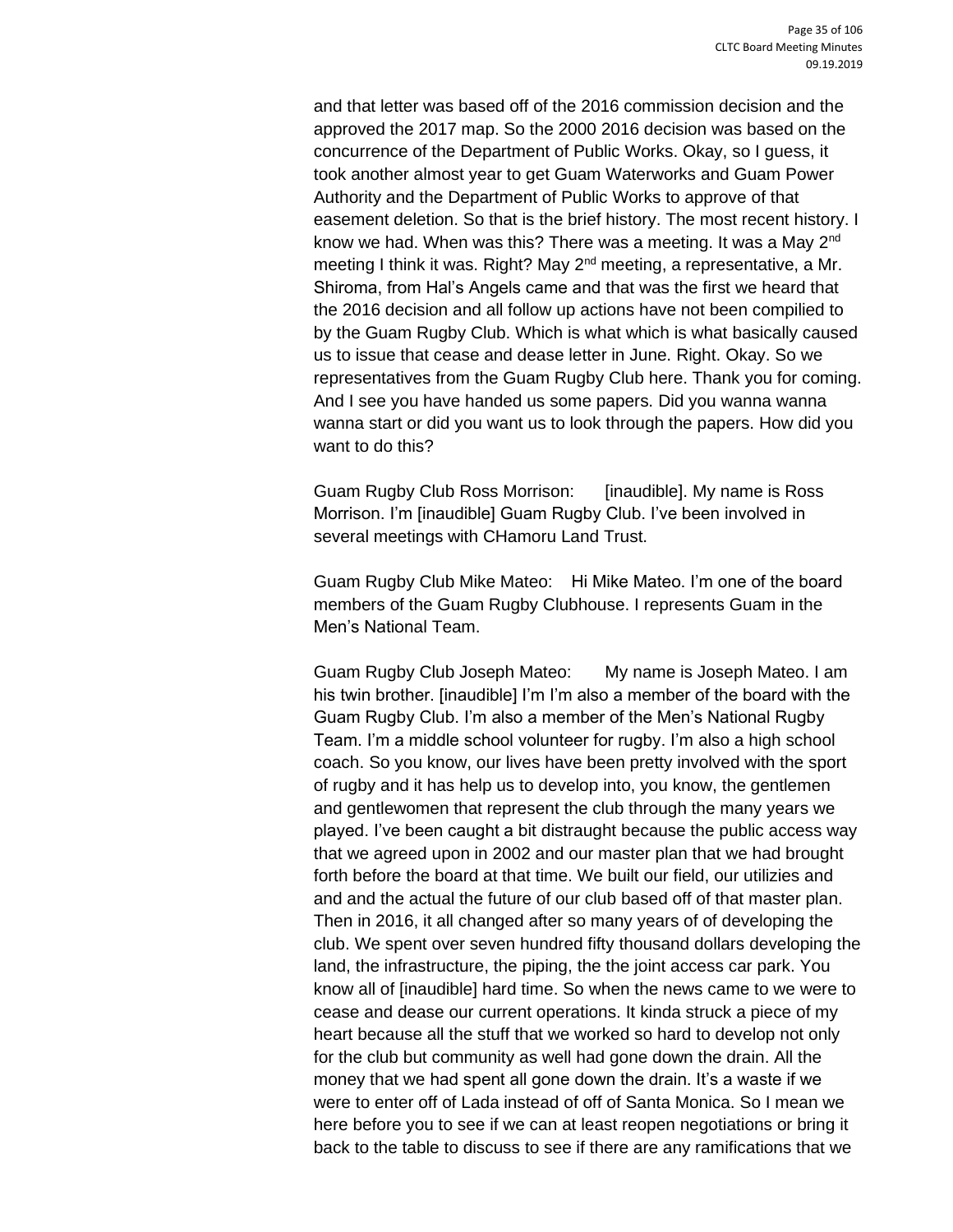and that letter was based off of the 2016 commission decision and the approved the 2017 map. So the 2000 2016 decision was based on the concurrence of the Department of Public Works. Okay, so I guess, it took another almost year to get Guam Waterworks and Guam Power Authority and the Department of Public Works to approve of that easement deletion. So that is the brief history. The most recent history. I know we had. When was this? There was a meeting. It was a May 2nd meeting I think it was. Right? May 2nd meeting, a representative, a Mr. Shiroma, from Hal's Angels came and that was the first we heard that the 2016 decision and all follow up actions have not been compilied to by the Guam Rugby Club. Which is what which is what basically caused us to issue that cease and dease letter in June. Right. Okay. So we representatives from the Guam Rugby Club here. Thank you for coming. And I see you have handed us some papers. Did you wanna wanna wanna start or did you want us to look through the papers. How did you want to do this?

Guam Rugby Club Ross Morrison: [inaudible]. My name is Ross Morrison. I'm [inaudible] Guam Rugby Club. I've been involved in several meetings with CHamoru Land Trust.

Guam Rugby Club Mike Mateo: Hi Mike Mateo. I'm one of the board members of the Guam Rugby Clubhouse. I represents Guam in the Men's National Team.

Guam Rugby Club Joseph Mateo: My name is Joseph Mateo. I am his twin brother. [inaudible] I'm I'm also a member of the board with the Guam Rugby Club. I'm also a member of the Men's National Rugby Team. I'm a middle school volunteer for rugby. I'm also a high school coach. So you know, our lives have been pretty involved with the sport of rugby and it has help us to develop into, you know, the gentlemen and gentlewomen that represent the club through the many years we played. I've been caught a bit distraught because the public access way that we agreed upon in 2002 and our master plan that we had brought forth before the board at that time. We built our field, our utilizies and and and the actual the future of our club based off of that master plan. Then in 2016, it all changed after so many years of of developing the club. We spent over seven hundred fifty thousand dollars developing the land, the infrastructure, the piping, the the joint access car park. You know all of [inaudible] hard time. So when the news came to we were to cease and dease our current operations. It kinda struck a piece of my heart because all the stuff that we worked so hard to develop not only for the club but community as well had gone down the drain. All the money that we had spent all gone down the drain. It's a waste if we were to enter off of Lada instead of off of Santa Monica. So I mean we here before you to see if we can at least reopen negotiations or bring it back to the table to discuss to see if there are any ramifications that we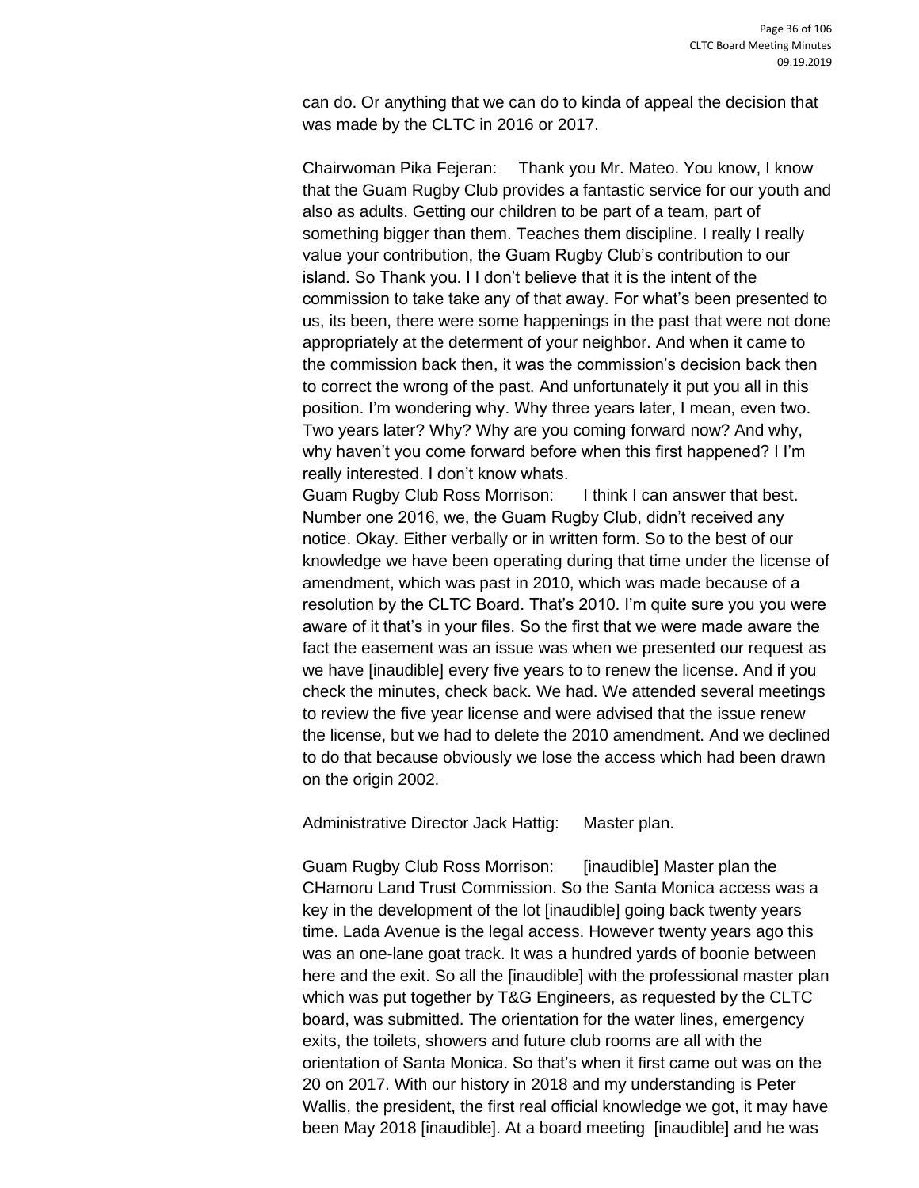can do. Or anything that we can do to kinda of appeal the decision that was made by the CLTC in 2016 or 2017.

Chairwoman Pika Fejeran: Thank you Mr. Mateo. You know, I know that the Guam Rugby Club provides a fantastic service for our youth and also as adults. Getting our children to be part of a team, part of something bigger than them. Teaches them discipline. I really I really value your contribution, the Guam Rugby Club's contribution to our island. So Thank you. I I don't believe that it is the intent of the commission to take take any of that away. For what's been presented to us, its been, there were some happenings in the past that were not done appropriately at the determent of your neighbor. And when it came to the commission back then, it was the commission's decision back then to correct the wrong of the past. And unfortunately it put you all in this position. I'm wondering why. Why three years later, I mean, even two. Two years later? Why? Why are you coming forward now? And why, why haven't you come forward before when this first happened? I I'm really interested. I don't know whats.

Guam Rugby Club Ross Morrison: I think I can answer that best. Number one 2016, we, the Guam Rugby Club, didn't received any notice. Okay. Either verbally or in written form. So to the best of our knowledge we have been operating during that time under the license of amendment, which was past in 2010, which was made because of a resolution by the CLTC Board. That's 2010. I'm quite sure you you were aware of it that's in your files. So the first that we were made aware the fact the easement was an issue was when we presented our request as we have [inaudible] every five years to to renew the license. And if you check the minutes, check back. We had. We attended several meetings to review the five year license and were advised that the issue renew the license, but we had to delete the 2010 amendment. And we declined to do that because obviously we lose the access which had been drawn on the origin 2002.

Administrative Director Jack Hattig: Master plan.

Guam Rugby Club Ross Morrison: [inaudible] Master plan the CHamoru Land Trust Commission. So the Santa Monica access was a key in the development of the lot [inaudible] going back twenty years time. Lada Avenue is the legal access. However twenty years ago this was an one-lane goat track. It was a hundred yards of boonie between here and the exit. So all the [inaudible] with the professional master plan which was put together by T&G Engineers, as requested by the CLTC board, was submitted. The orientation for the water lines, emergency exits, the toilets, showers and future club rooms are all with the orientation of Santa Monica. So that's when it first came out was on the 20 on 2017. With our history in 2018 and my understanding is Peter Wallis, the president, the first real official knowledge we got, it may have been May 2018 [inaudible]. At a board meeting [inaudible] and he was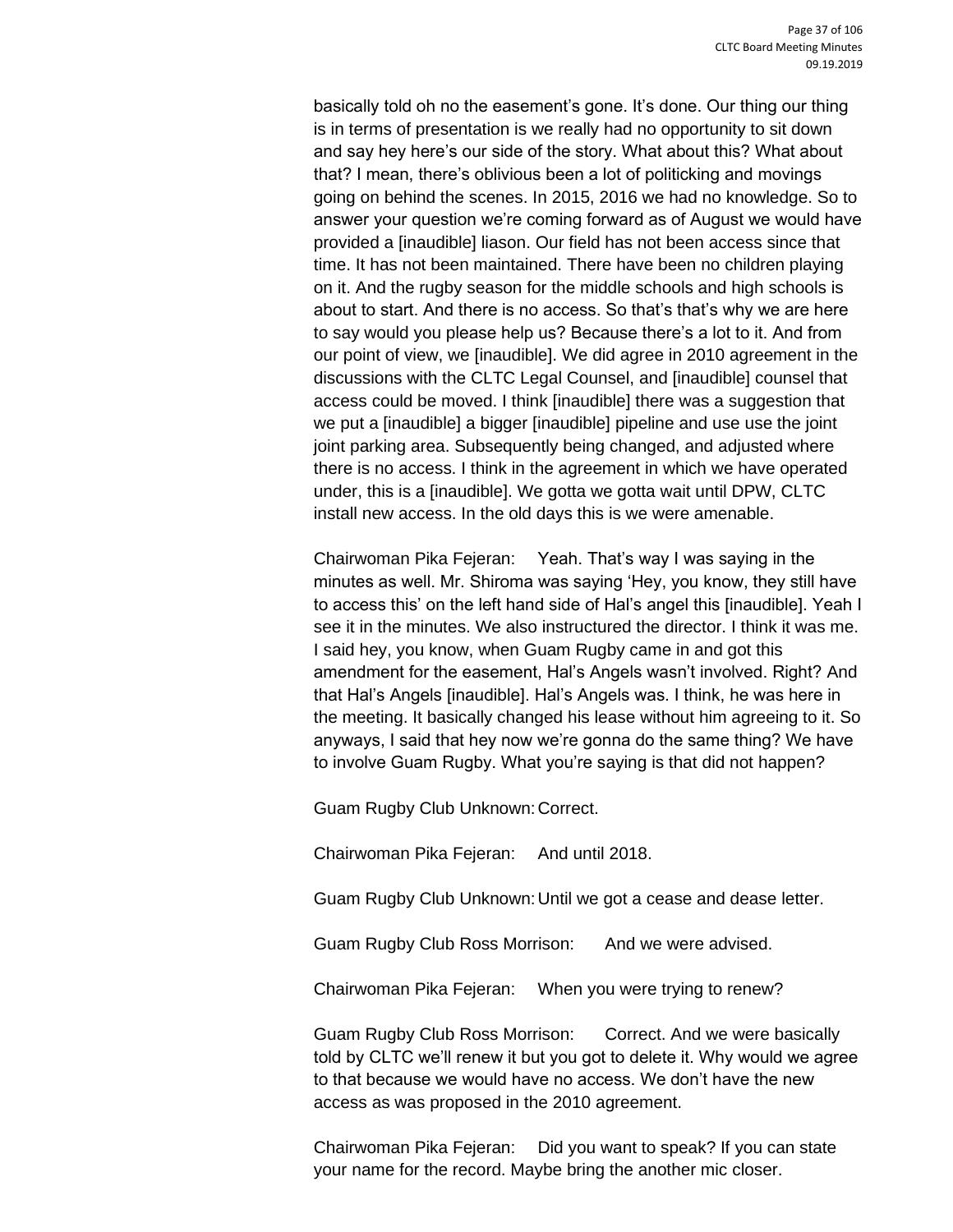basically told oh no the easement's gone. It's done. Our thing our thing is in terms of presentation is we really had no opportunity to sit down and say hey here's our side of the story. What about this? What about that? I mean, there's oblivious been a lot of politicking and movings going on behind the scenes. In 2015, 2016 we had no knowledge. So to answer your question we're coming forward as of August we would have provided a [inaudible] liason. Our field has not been access since that time. It has not been maintained. There have been no children playing on it. And the rugby season for the middle schools and high schools is about to start. And there is no access. So that's that's why we are here to say would you please help us? Because there's a lot to it. And from our point of view, we [inaudible]. We did agree in 2010 agreement in the discussions with the CLTC Legal Counsel, and [inaudible] counsel that access could be moved. I think [inaudible] there was a suggestion that we put a [inaudible] a bigger [inaudible] pipeline and use use the joint joint parking area. Subsequently being changed, and adjusted where there is no access. I think in the agreement in which we have operated under, this is a [inaudible]. We gotta we gotta wait until DPW, CLTC install new access. In the old days this is we were amenable.

Chairwoman Pika Fejeran: Yeah. That's way I was saying in the minutes as well. Mr. Shiroma was saying 'Hey, you know, they still have to access this' on the left hand side of Hal's angel this [inaudible]. Yeah I see it in the minutes. We also instructured the director. I think it was me. I said hey, you know, when Guam Rugby came in and got this amendment for the easement, Hal's Angels wasn't involved. Right? And that Hal's Angels [inaudible]. Hal's Angels was. I think, he was here in the meeting. It basically changed his lease without him agreeing to it. So anyways, I said that hey now we're gonna do the same thing? We have to involve Guam Rugby. What you're saying is that did not happen?

Guam Rugby Club Unknown: Correct.

Chairwoman Pika Fejeran: And until 2018.

Guam Rugby Club Unknown: Until we got a cease and dease letter.

Guam Rugby Club Ross Morrison: And we were advised.

Chairwoman Pika Fejeran: When you were trying to renew?

Guam Rugby Club Ross Morrison: Correct. And we were basically told by CLTC we'll renew it but you got to delete it. Why would we agree to that because we would have no access. We don't have the new access as was proposed in the 2010 agreement.

Chairwoman Pika Fejeran: Did you want to speak? If you can state your name for the record. Maybe bring the another mic closer.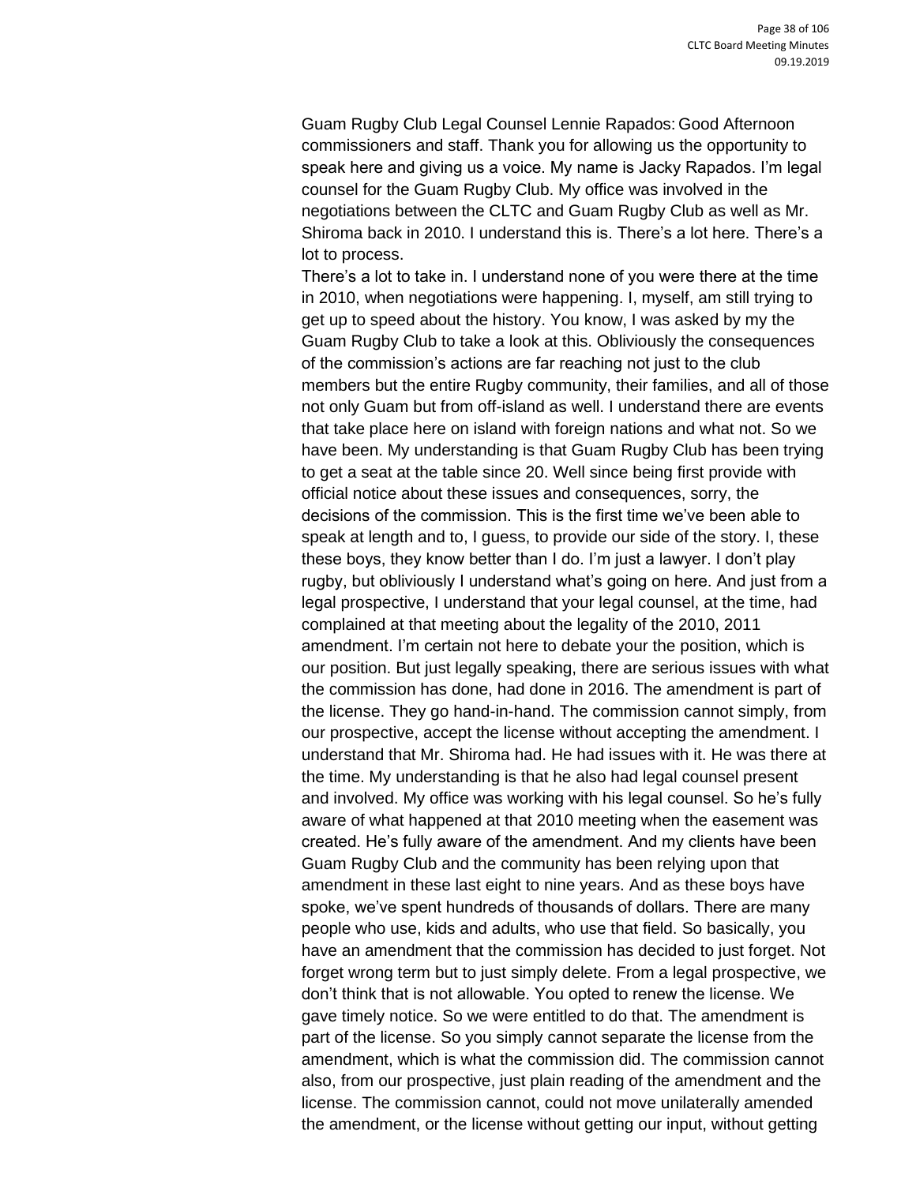Guam Rugby Club Legal Counsel Lennie Rapados: Good Afternoon commissioners and staff. Thank you for allowing us the opportunity to speak here and giving us a voice. My name is Jacky Rapados. I'm legal counsel for the Guam Rugby Club. My office was involved in the negotiations between the CLTC and Guam Rugby Club as well as Mr. Shiroma back in 2010. I understand this is. There's a lot here. There's a lot to process.

There's a lot to take in. I understand none of you were there at the time in 2010, when negotiations were happening. I, myself, am still trying to get up to speed about the history. You know, I was asked by my the Guam Rugby Club to take a look at this. Obliviously the consequences of the commission's actions are far reaching not just to the club members but the entire Rugby community, their families, and all of those not only Guam but from off-island as well. I understand there are events that take place here on island with foreign nations and what not. So we have been. My understanding is that Guam Rugby Club has been trying to get a seat at the table since 20. Well since being first provide with official notice about these issues and consequences, sorry, the decisions of the commission. This is the first time we've been able to speak at length and to, I guess, to provide our side of the story. I, these these boys, they know better than I do. I'm just a lawyer. I don't play rugby, but obliviously I understand what's going on here. And just from a legal prospective, I understand that your legal counsel, at the time, had complained at that meeting about the legality of the 2010, 2011 amendment. I'm certain not here to debate your the position, which is our position. But just legally speaking, there are serious issues with what the commission has done, had done in 2016. The amendment is part of the license. They go hand-in-hand. The commission cannot simply, from our prospective, accept the license without accepting the amendment. I understand that Mr. Shiroma had. He had issues with it. He was there at the time. My understanding is that he also had legal counsel present and involved. My office was working with his legal counsel. So he's fully aware of what happened at that 2010 meeting when the easement was created. He's fully aware of the amendment. And my clients have been Guam Rugby Club and the community has been relying upon that amendment in these last eight to nine years. And as these boys have spoke, we've spent hundreds of thousands of dollars. There are many people who use, kids and adults, who use that field. So basically, you have an amendment that the commission has decided to just forget. Not forget wrong term but to just simply delete. From a legal prospective, we don't think that is not allowable. You opted to renew the license. We gave timely notice. So we were entitled to do that. The amendment is part of the license. So you simply cannot separate the license from the amendment, which is what the commission did. The commission cannot also, from our prospective, just plain reading of the amendment and the license. The commission cannot, could not move unilaterally amended the amendment, or the license without getting our input, without getting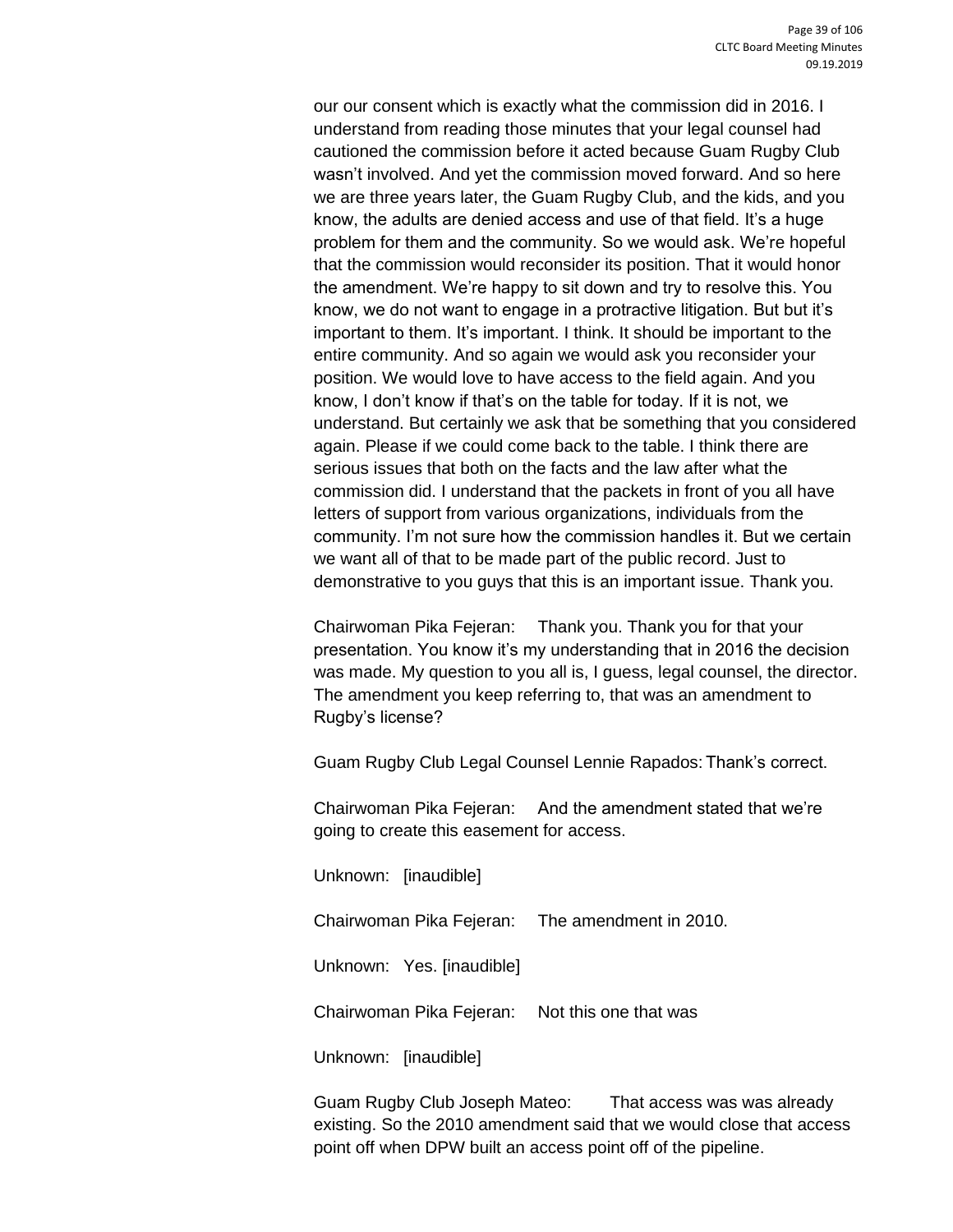our our consent which is exactly what the commission did in 2016. I understand from reading those minutes that your legal counsel had cautioned the commission before it acted because Guam Rugby Club wasn't involved. And yet the commission moved forward. And so here we are three years later, the Guam Rugby Club, and the kids, and you know, the adults are denied access and use of that field. It's a huge problem for them and the community. So we would ask. We're hopeful that the commission would reconsider its position. That it would honor the amendment. We're happy to sit down and try to resolve this. You know, we do not want to engage in a protractive litigation. But but it's important to them. It's important. I think. It should be important to the entire community. And so again we would ask you reconsider your position. We would love to have access to the field again. And you know, I don't know if that's on the table for today. If it is not, we understand. But certainly we ask that be something that you considered again. Please if we could come back to the table. I think there are serious issues that both on the facts and the law after what the commission did. I understand that the packets in front of you all have letters of support from various organizations, individuals from the community. I'm not sure how the commission handles it. But we certain we want all of that to be made part of the public record. Just to demonstrative to you guys that this is an important issue. Thank you.

Chairwoman Pika Fejeran: Thank you. Thank you for that your presentation. You know it's my understanding that in 2016 the decision was made. My question to you all is, I guess, legal counsel, the director. The amendment you keep referring to, that was an amendment to Rugby's license?

Guam Rugby Club Legal Counsel Lennie Rapados: Thank's correct.

Chairwoman Pika Fejeran: And the amendment stated that we're going to create this easement for access.

Unknown: [inaudible]

Chairwoman Pika Fejeran: The amendment in 2010.

Unknown: Yes. [inaudible]

Chairwoman Pika Fejeran: Not this one that was

Unknown: [inaudible]

Guam Rugby Club Joseph Mateo: That access was was already existing. So the 2010 amendment said that we would close that access point off when DPW built an access point off of the pipeline.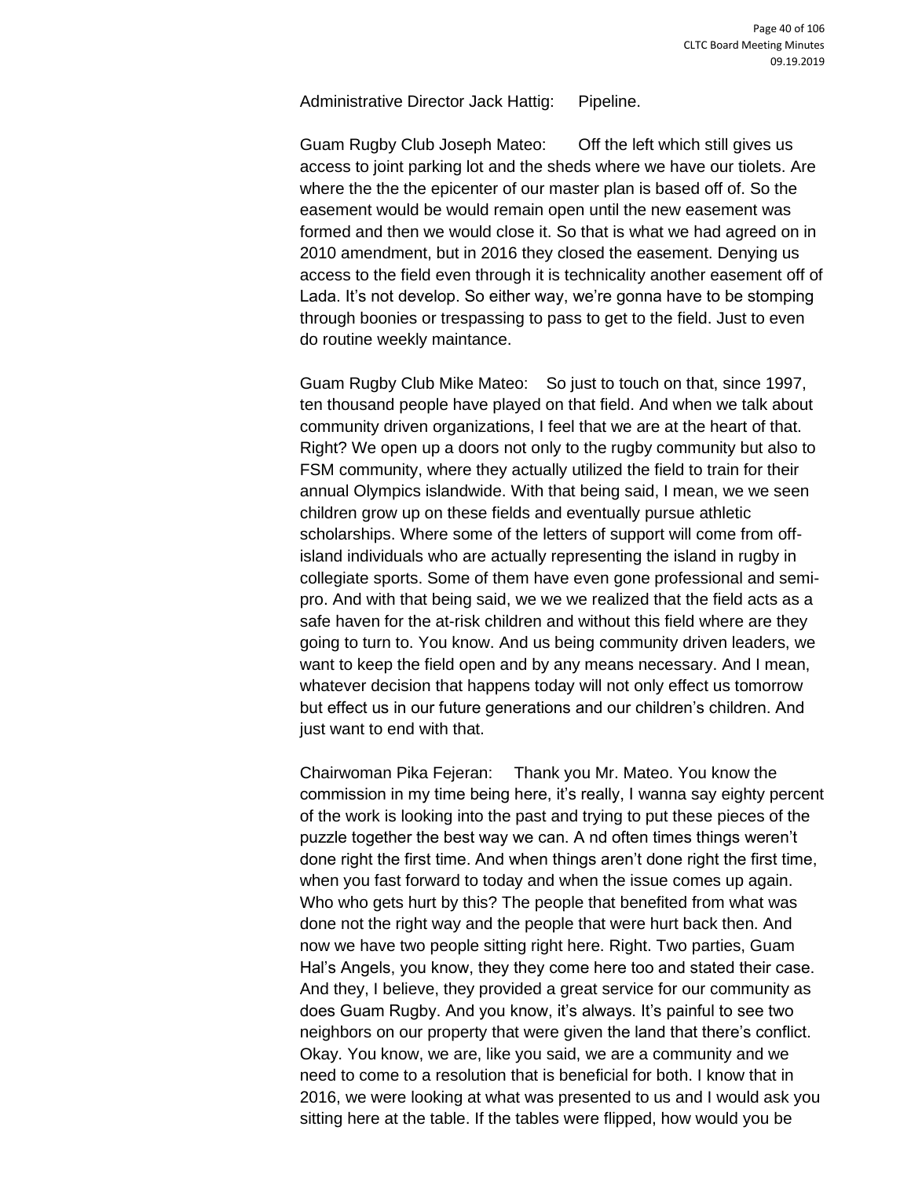Administrative Director Jack Hattig: Pipeline.

Guam Rugby Club Joseph Mateo: Off the left which still gives us access to joint parking lot and the sheds where we have our tiolets. Are where the the the epicenter of our master plan is based off of. So the easement would be would remain open until the new easement was formed and then we would close it. So that is what we had agreed on in 2010 amendment, but in 2016 they closed the easement. Denying us access to the field even through it is technicality another easement off of Lada. It's not develop. So either way, we're gonna have to be stomping through boonies or trespassing to pass to get to the field. Just to even do routine weekly maintance.

Guam Rugby Club Mike Mateo: So just to touch on that, since 1997, ten thousand people have played on that field. And when we talk about community driven organizations, I feel that we are at the heart of that. Right? We open up a doors not only to the rugby community but also to FSM community, where they actually utilized the field to train for their annual Olympics islandwide. With that being said, I mean, we we seen children grow up on these fields and eventually pursue athletic scholarships. Where some of the letters of support will come from off-island individuals who are actually representing the island in rugby in collegiate sports. Some of them have even gone professional and semi-pro. And with that being said, we we realized that the field acts as a safe haven for the at-risk children and without this field where are they going to turn to. You know. And us being community driven leaders, we want to keep the field open and by any means necessary. And I mean, whatever decision that happens today will not only effect us tomorrow but effect us in our future generations and our children's children. And just want to end with that.

Chairwoman Pika Fejeran: Thank you Mr. Mateo. You know the commission in my time being here, it's really, I wanna say eighty percent of the work is looking into the past and trying to put these pieces of the puzzle together the best way we can. A nd often times things weren't done right the first time. And when things aren't done right the first time, when you fast forward to today and when the issue comes up again. Who who gets hurt by this? The people that benefited from what was done not the right way and the people that were hurt back then. And now we have two people sitting right here. Right. Two parties, Guam Hal's Angels, you know, they they come here too and stated their case. And they, I believe, they provided a great service for our community as does Guam Rugby. And you know, it's always. It's painful to see two neighbors on our property that were given the land that there's conflict. Okay. You know, we are, like you said, we are a community and we need to come to a resolution that is beneficial for both. I know that in 2016, we were looking at what was presented to us and I would ask you sitting here at the table. If the tables were flipped, how would you be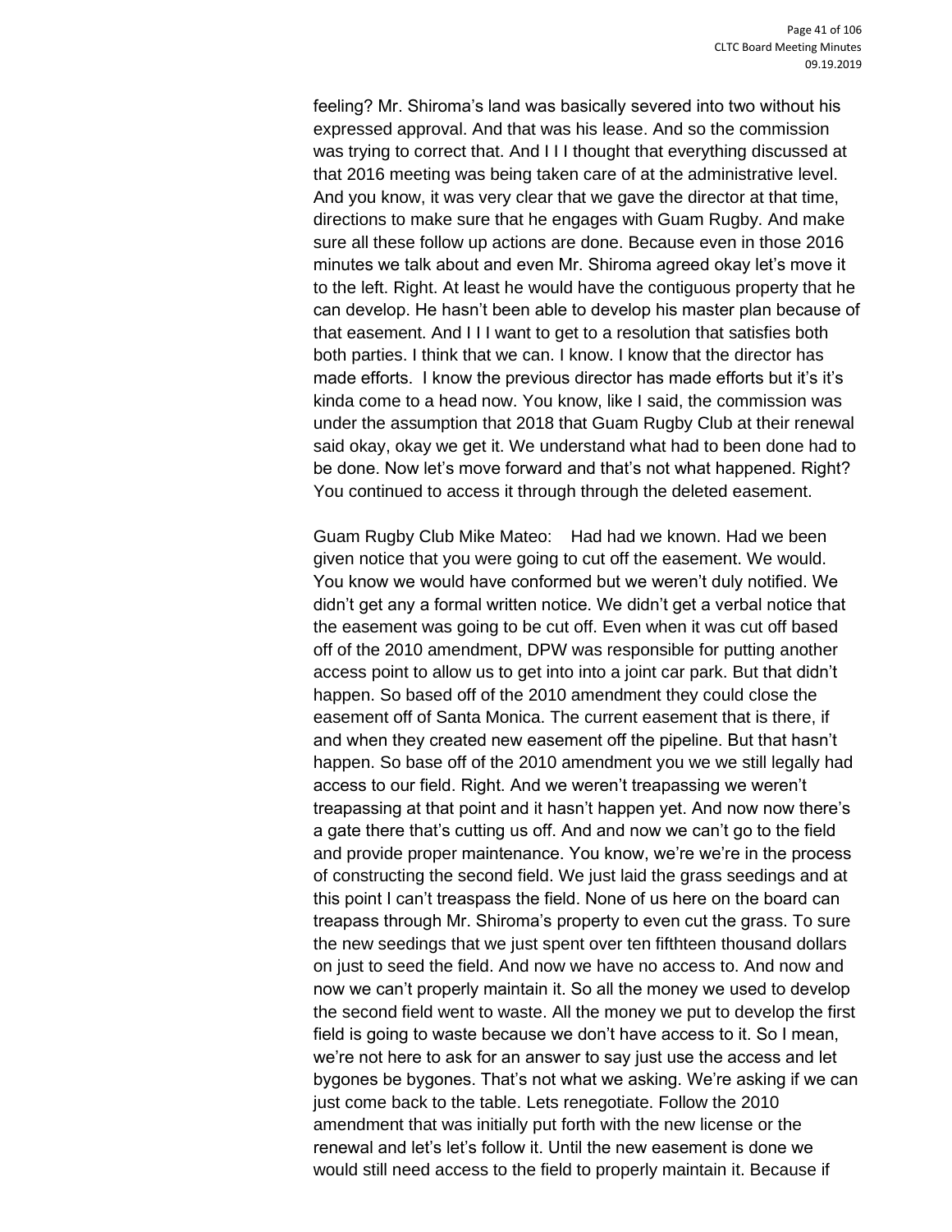feeling? Mr. Shiroma's land was basically severed into two without his expressed approval. And that was his lease. And so the commission was trying to correct that. And I I I thought that everything discussed at that 2016 meeting was being taken care of at the administrative level. And you know, it was very clear that we gave the director at that time, directions to make sure that he engages with Guam Rugby. And make sure all these follow up actions are done. Because even in those 2016 minutes we talk about and even Mr. Shiroma agreed okay let's move it to the left. Right. At least he would have the contiguous property that he can develop. He hasn't been able to develop his master plan because of that easement. And I I I want to get to a resolution that satisfies both both parties. I think that we can. I know. I know that the director has made efforts. I know the previous director has made efforts but it's it's kinda come to a head now. You know, like I said, the commission was under the assumption that 2018 that Guam Rugby Club at their renewal said okay, okay we get it. We understand what had to been done had to be done. Now let's move forward and that's not what happened. Right? You continued to access it through through the deleted easement.

Guam Rugby Club Mike Mateo: Had had we known. Had we been given notice that you were going to cut off the easement. We would. You know we would have conformed but we weren't duly notified. We didn't get any a formal written notice. We didn't get a verbal notice that the easement was going to be cut off. Even when it was cut off based off of the 2010 amendment, DPW was responsible for putting another access point to allow us to get into into a joint car park. But that didn't happen. So based off of the 2010 amendment they could close the easement off of Santa Monica. The current easement that is there, if and when they created new easement off the pipeline. But that hasn't happen. So base off of the 2010 amendment you we we still legally had access to our field. Right. And we weren't treapassing we weren't treapassing at that point and it hasn't happen yet. And now now there's a gate there that's cutting us off. And and now we can't go to the field and provide proper maintenance. You know, we're we're in the process of constructing the second field. We just laid the grass seedings and at this point I can't treaspass the field. None of us here on the board can treapass through Mr. Shiroma's property to even cut the grass. To sure the new seedings that we just spent over ten fifthteen thousand dollars on just to seed the field. And now we have no access to. And now and now we can't properly maintain it. So all the money we used to develop the second field went to waste. All the money we put to develop the first field is going to waste because we don't have access to it. So I mean, we're not here to ask for an answer to say just use the access and let bygones be bygones. That's not what we asking. We're asking if we can just come back to the table. Lets renegotiate. Follow the 2010 amendment that was initially put forth with the new license or the renewal and let's let's follow it. Until the new easement is done we would still need access to the field to properly maintain it. Because if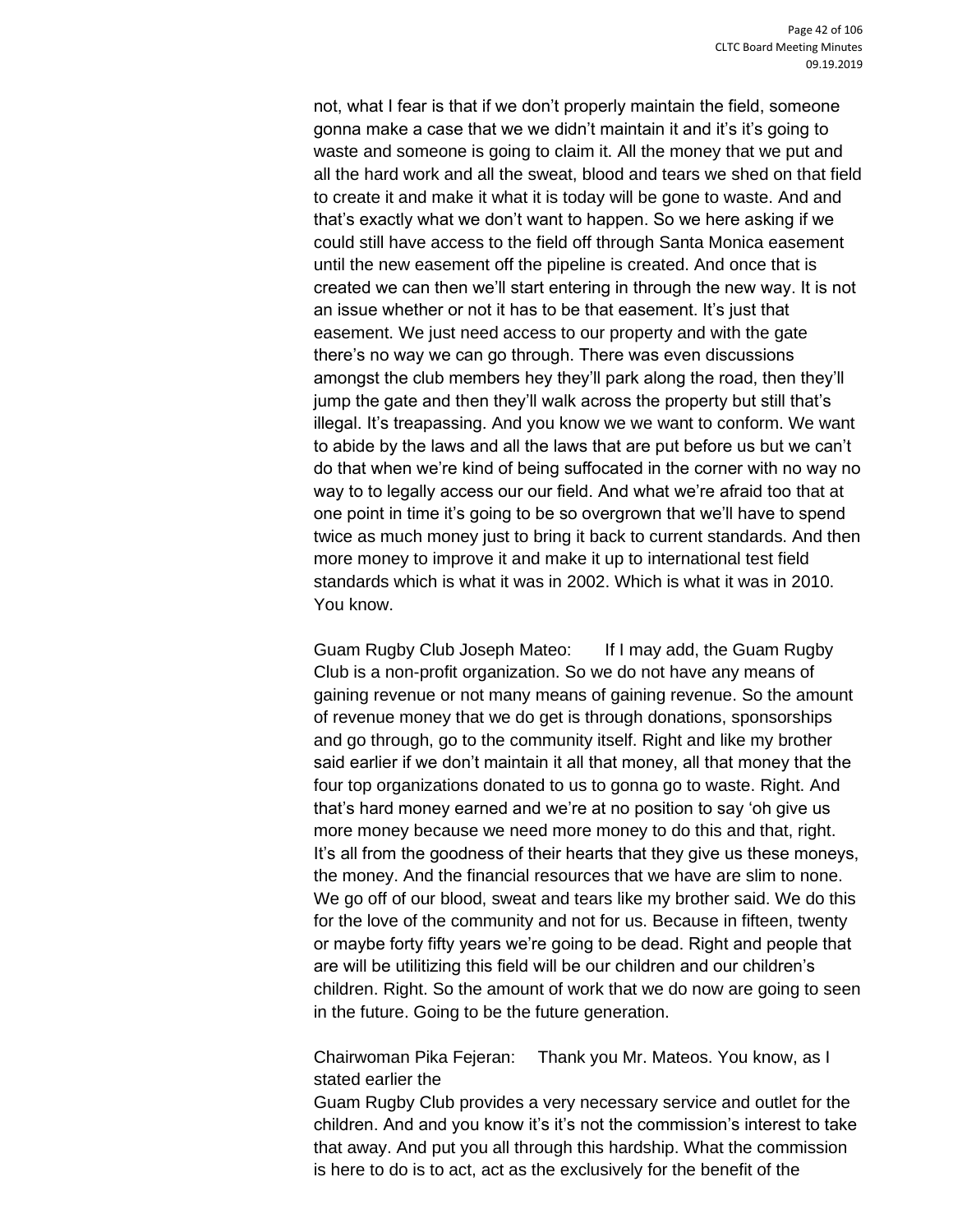not, what I fear is that if we don't properly maintain the field, someone gonna make a case that we we didn't maintain it and it's it's going to waste and someone is going to claim it. All the money that we put and all the hard work and all the sweat, blood and tears we shed on that field to create it and make it what it is today will be gone to waste. And and that's exactly what we don't want to happen. So we here asking if we could still have access to the field off through Santa Monica easement until the new easement off the pipeline is created. And once that is created we can then we'll start entering in through the new way. It is not an issue whether or not it has to be that easement. It's just that easement. We just need access to our property and with the gate there's no way we can go through. There was even discussions amongst the club members hey they'll park along the road, then they'll jump the gate and then they'll walk across the property but still that's illegal. It's treapassing. And you know we we want to conform. We want to abide by the laws and all the laws that are put before us but we can't do that when we're kind of being suffocated in the corner with no way no way to to legally access our our field. And what we're afraid too that at one point in time it's going to be so overgrown that we'll have to spend twice as much money just to bring it back to current standards. And then more money to improve it and make it up to international test field standards which is what it was in 2002. Which is what it was in 2010. You know.

Guam Rugby Club Joseph Mateo: If I may add, the Guam Rugby Club is a non-profit organization. So we do not have any means of gaining revenue or not many means of gaining revenue. So the amount of revenue money that we do get is through donations, sponsorships and go through, go to the community itself. Right and like my brother said earlier if we don't maintain it all that money, all that money that the four top organizations donated to us to gonna go to waste. Right. And that's hard money earned and we're at no position to say 'oh give us more money because we need more money to do this and that, right. It's all from the goodness of their hearts that they give us these moneys, the money. And the financial resources that we have are slim to none. We go off of our blood, sweat and tears like my brother said. We do this for the love of the community and not for us. Because in fifteen, twenty or maybe forty fifty years we're going to be dead. Right and people that are will be utilitizing this field will be our children and our children's children. Right. So the amount of work that we do now are going to seen in the future. Going to be the future generation.

Chairwoman Pika Fejeran: Thank you Mr. Mateos. You know, as I stated earlier the
Guam Rugby Club provides a very necessary service and outlet for the children. And and you know it's it's not the commission's interest to take that away. And put you all through this hardship. What the commission is here to do is to act, act as the exclusively for the benefit of the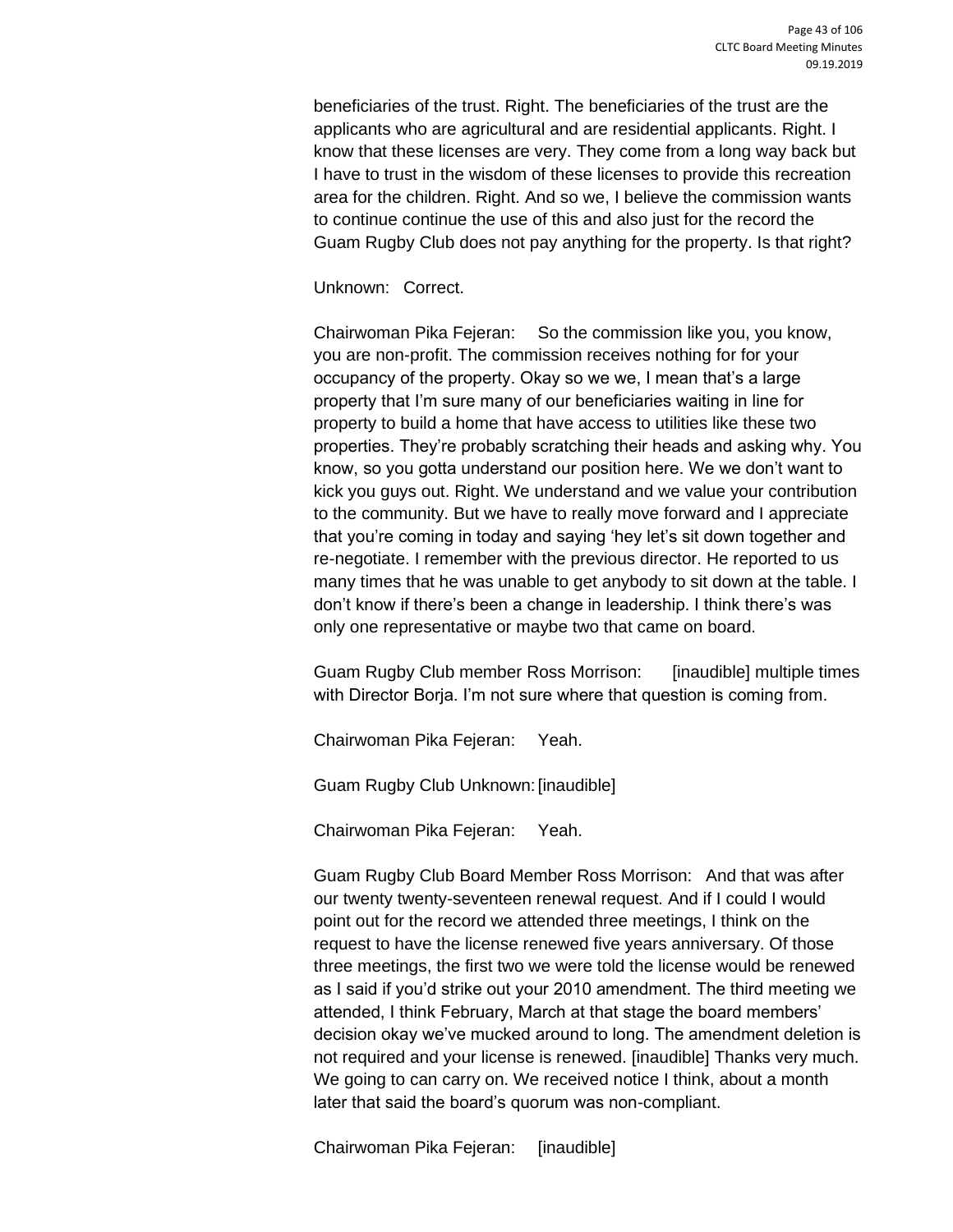beneficiaries of the trust. Right. The beneficiaries of the trust are the applicants who are agricultural and are residential applicants. Right. I know that these licenses are very. They come from a long way back but I have to trust in the wisdom of these licenses to provide this recreation area for the children. Right. And so we, I believe the commission wants to continue continue the use of this and also just for the record the Guam Rugby Club does not pay anything for the property. Is that right?

Unknown: Correct.

Chairwoman Pika Fejeran: So the commission like you, you know, you are non-profit. The commission receives nothing for for your occupancy of the property. Okay so we we, I mean that's a large property that I'm sure many of our beneficiaries waiting in line for property to build a home that have access to utilities like these two properties. They're probably scratching their heads and asking why. You know, so you gotta understand our position here. We we don't want to kick you guys out. Right. We understand and we value your contribution to the community. But we have to really move forward and I appreciate that you're coming in today and saying 'hey let's sit down together and re-negotiate. I remember with the previous director. He reported to us many times that he was unable to get anybody to sit down at the table. I don't know if there's been a change in leadership. I think there's was only one representative or maybe two that came on board.

Guam Rugby Club member Ross Morrison: [inaudible] multiple times with Director Borja. I'm not sure where that question is coming from.

Chairwoman Pika Fejeran: Yeah.

Guam Rugby Club Unknown: [inaudible]

Chairwoman Pika Fejeran: Yeah.

Guam Rugby Club Board Member Ross Morrison: And that was after our twenty twenty-seventeen renewal request. And if I could I would point out for the record we attended three meetings, I think on the request to have the license renewed five years anniversary. Of those three meetings, the first two we were told the license would be renewed as I said if you'd strike out your 2010 amendment. The third meeting we attended, I think February, March at that stage the board members' decision okay we've mucked around to long. The amendment deletion is not required and your license is renewed. [inaudible] Thanks very much. We going to can carry on. We received notice I think, about a month later that said the board's quorum was non-compliant.

Chairwoman Pika Fejeran: [inaudible]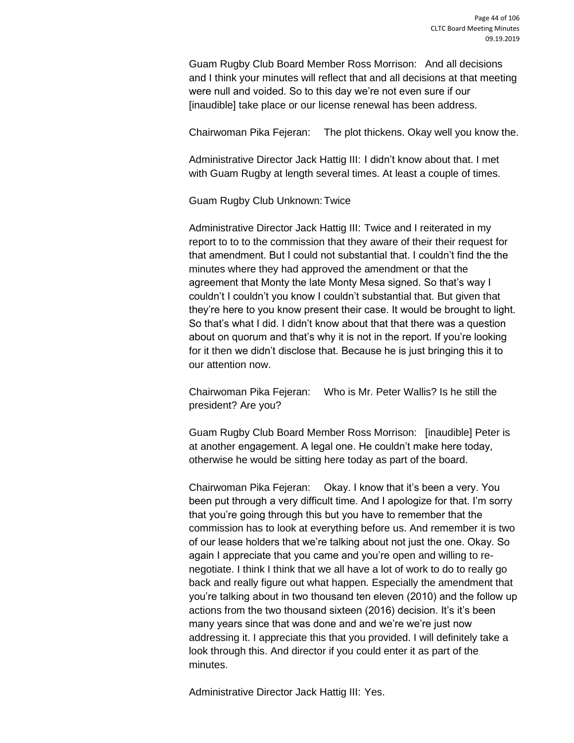Guam Rugby Club Board Member Ross Morrison: And all decisions and I think your minutes will reflect that and all decisions at that meeting were null and voided. So to this day we're not even sure if our [inaudible] take place or our license renewal has been address.

Chairwoman Pika Fejeran: The plot thickens. Okay well you know the.

Administrative Director Jack Hattig III: I didn't know about that. I met with Guam Rugby at length several times. At least a couple of times.

Guam Rugby Club Unknown: Twice

Administrative Director Jack Hattig III: Twice and I reiterated in my report to to to the commission that they aware of their their request for that amendment. But I could not substantial that. I couldn't find the the minutes where they had approved the amendment or that the agreement that Monty the late Monty Mesa signed. So that's way I couldn't I couldn't you know I couldn't substantial that. But given that they're here to you know present their case. It would be brought to light. So that's what I did. I didn't know about that that there was a question about on quorum and that's why it is not in the report. If you're looking for it then we didn't disclose that. Because he is just bringing this it to our attention now.

Chairwoman Pika Fejeran: Who is Mr. Peter Wallis? Is he still the president? Are you?

Guam Rugby Club Board Member Ross Morrison: [inaudible] Peter is at another engagement. A legal one. He couldn't make here today, otherwise he would be sitting here today as part of the board.

Chairwoman Pika Fejeran: Okay. I know that it's been a very. You been put through a very difficult time. And I apologize for that. I'm sorry that you're going through this but you have to remember that the commission has to look at everything before us. And remember it is two of our lease holders that we're talking about not just the one. Okay. So again I appreciate that you came and you're open and willing to re-negotiate. I think I think that we all have a lot of work to do to really go back and really figure out what happen. Especially the amendment that you're talking about in two thousand ten eleven (2010) and the follow up actions from the two thousand sixteen (2016) decision. It's it's been many years since that was done and and we're we're just now addressing it. I appreciate this that you provided. I will definitely take a look through this. And director if you could enter it as part of the minutes.

Administrative Director Jack Hattig III: Yes.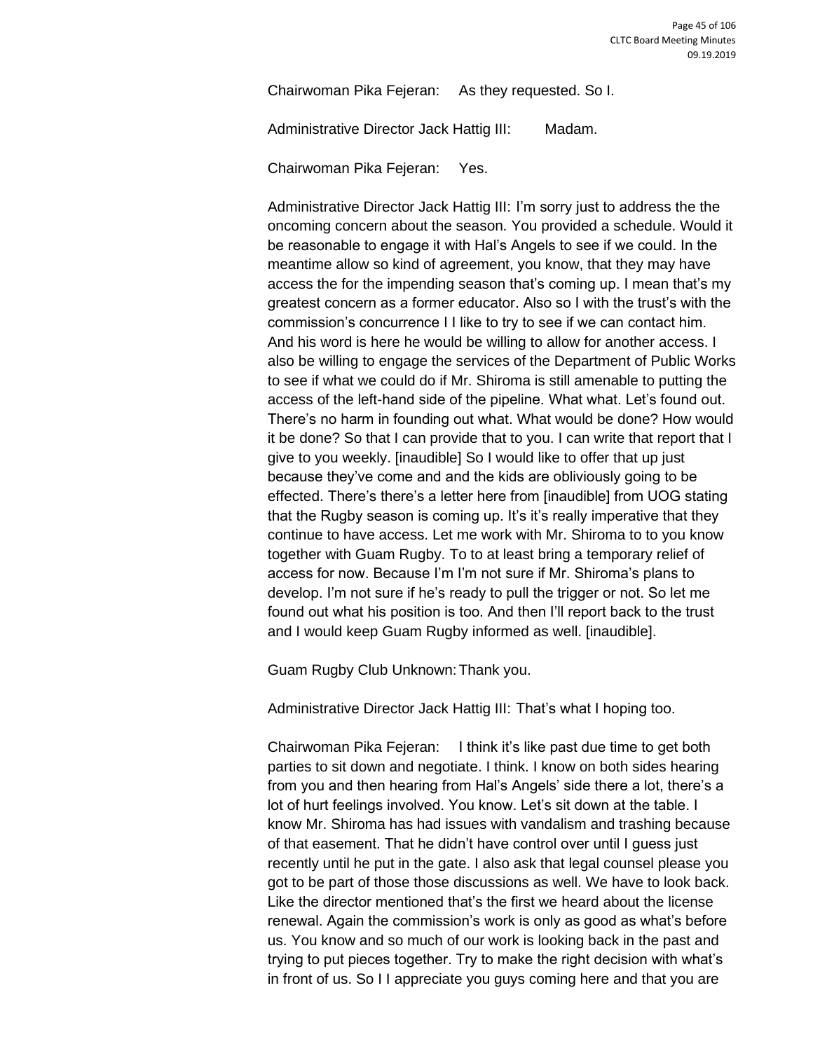Chairwoman Pika Fejeran: As they requested. So I.

Administrative Director Jack Hattig III: Madam.

Chairwoman Pika Fejeran: Yes.

Administrative Director Jack Hattig III: I'm sorry just to address the the oncoming concern about the season. You provided a schedule. Would it be reasonable to engage it with Hal's Angels to see if we could. In the meantime allow so kind of agreement, you know, that they may have access the for the impending season that's coming up. I mean that's my greatest concern as a former educator. Also so I with the trust's with the commission's concurrence I I like to try to see if we can contact him. And his word is here he would be willing to allow for another access. I also be willing to engage the services of the Department of Public Works to see if what we could do if Mr. Shiroma is still amenable to putting the access of the left-hand side of the pipeline. What what. Let's found out. There's no harm in founding out what. What would be done? How would it be done? So that I can provide that to you. I can write that report that I give to you weekly. [inaudible] So I would like to offer that up just because they've come and and the kids are obliviously going to be effected. There's there's a letter here from [inaudible] from UOG stating that the Rugby season is coming up. It's it's really imperative that they continue to have access. Let me work with Mr. Shiroma to to you know together with Guam Rugby. To to at least bring a temporary relief of access for now. Because I'm I'm not sure if Mr. Shiroma's plans to develop. I'm not sure if he's ready to pull the trigger or not. So let me found out what his position is too. And then I'll report back to the trust and I would keep Guam Rugby informed as well. [inaudible].

Guam Rugby Club Unknown: Thank you.

Administrative Director Jack Hattig III: That's what I hoping too.

Chairwoman Pika Fejeran: I think it's like past due time to get both parties to sit down and negotiate. I think. I know on both sides hearing from you and then hearing from Hal's Angels' side there a lot, there's a lot of hurt feelings involved. You know. Let's sit down at the table. I know Mr. Shiroma has had issues with vandalism and trashing because of that easement. That he didn't have control over until I guess just recently until he put in the gate. I also ask that legal counsel please you got to be part of those those discussions as well. We have to look back. Like the director mentioned that's the first we heard about the license renewal. Again the commission's work is only as good as what's before us. You know and so much of our work is looking back in the past and trying to put pieces together. Try to make the right decision with what's in front of us. So I I appreciate you guys coming here and that you are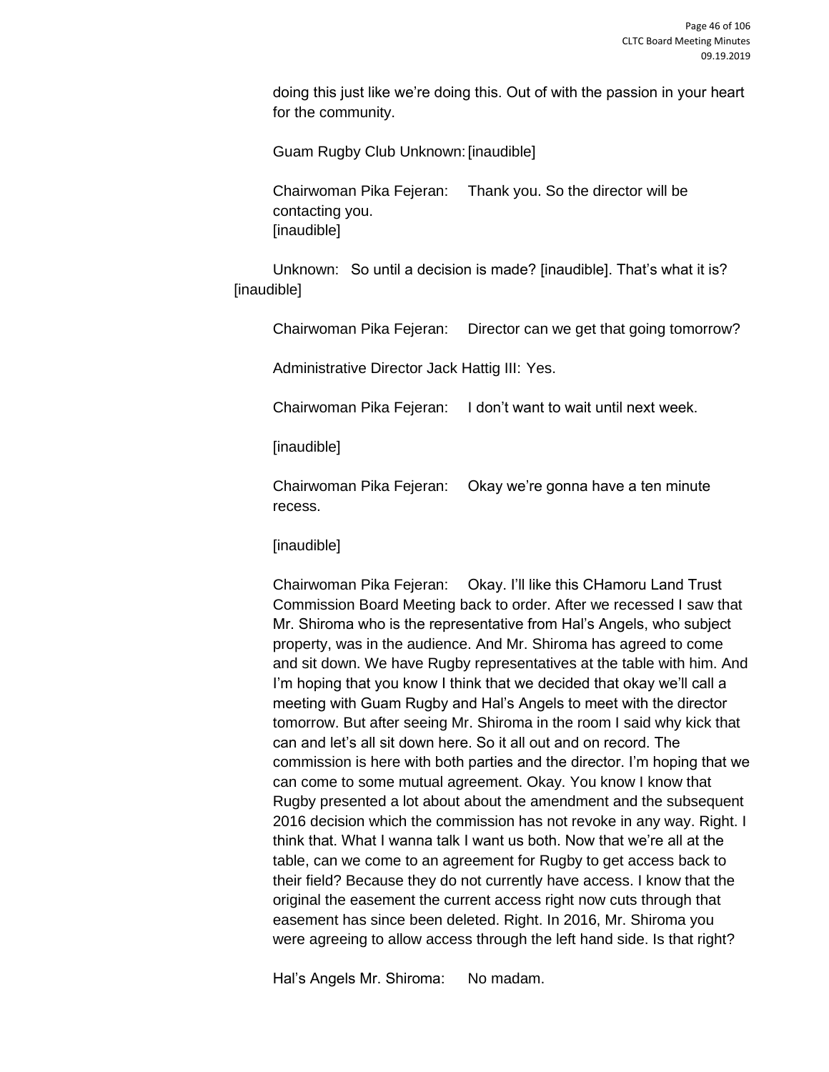doing this just like we're doing this. Out of with the passion in your heart for the community.

Guam Rugby Club Unknown: [inaudible]

Chairwoman Pika Fejeran: Thank you. So the director will be contacting you.
[inaudible]

Unknown: So until a decision is made? [inaudible]. That's what it is? [inaudible]

Chairwoman Pika Fejeran: Director can we get that going tomorrow?

Administrative Director Jack Hattig III: Yes.

Chairwoman Pika Fejeran: I don't want to wait until next week.

[inaudible]

Chairwoman Pika Fejeran: Okay we're gonna have a ten minute recess.

[inaudible]

Chairwoman Pika Fejeran: Okay. I'll like this CHamoru Land Trust Commission Board Meeting back to order. After we recessed I saw that Mr. Shiroma who is the representative from Hal's Angels, who subject property, was in the audience. And Mr. Shiroma has agreed to come and sit down. We have Rugby representatives at the table with him. And I'm hoping that you know I think that we decided that okay we'll call a meeting with Guam Rugby and Hal's Angels to meet with the director tomorrow. But after seeing Mr. Shiroma in the room I said why kick that can and let's all sit down here. So it all out and on record. The commission is here with both parties and the director. I'm hoping that we can come to some mutual agreement. Okay. You know I know that Rugby presented a lot about about the amendment and the subsequent 2016 decision which the commission has not revoke in any way. Right. I think that. What I wanna talk I want us both. Now that we're all at the table, can we come to an agreement for Rugby to get access back to their field? Because they do not currently have access. I know that the original the easement the current access right now cuts through that easement has since been deleted. Right. In 2016, Mr. Shiroma you were agreeing to allow access through the left hand side. Is that right?

Hal's Angels Mr. Shiroma: No madam.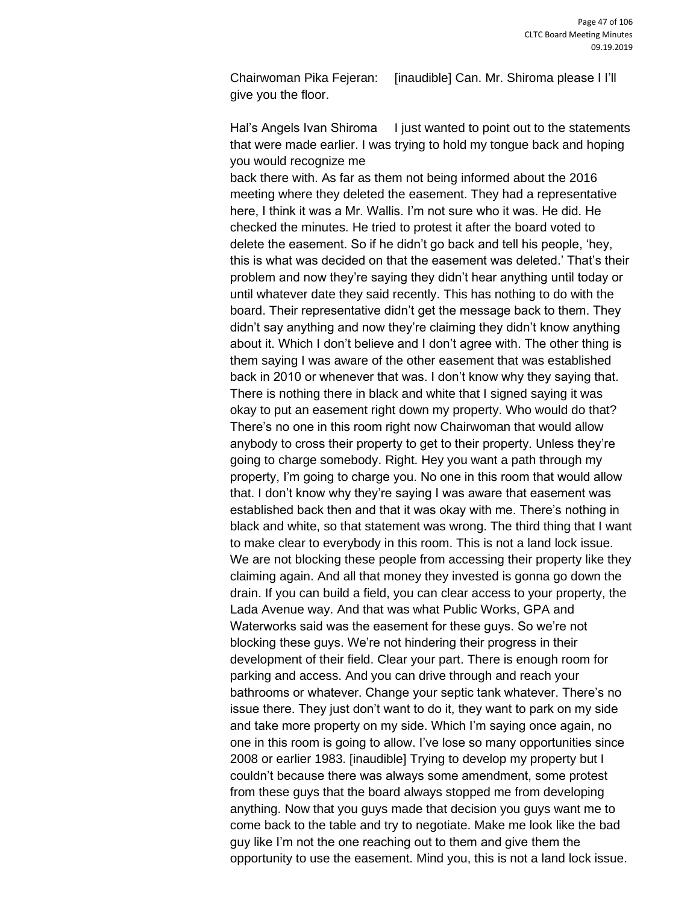Chairwoman Pika Fejeran: [inaudible] Can. Mr. Shiroma please I I'll give you the floor.

Hal's Angels Ivan Shiroma I just wanted to point out to the statements that were made earlier. I was trying to hold my tongue back and hoping you would recognize me back there with. As far as them not being informed about the 2016 meeting where they deleted the easement. They had a representative here, I think it was a Mr. Wallis. I'm not sure who it was. He did. He checked the minutes. He tried to protest it after the board voted to delete the easement. So if he didn't go back and tell his people, 'hey, this is what was decided on that the easement was deleted.' That's their problem and now they're saying they didn't hear anything until today or until whatever date they said recently. This has nothing to do with the board. Their representative didn't get the message back to them. They didn't say anything and now they're claiming they didn't know anything about it. Which I don't believe and I don't agree with. The other thing is them saying I was aware of the other easement that was established back in 2010 or whenever that was. I don't know why they saying that. There is nothing there in black and white that I signed saying it was okay to put an easement right down my property. Who would do that? There's no one in this room right now Chairwoman that would allow anybody to cross their property to get to their property. Unless they're going to charge somebody. Right. Hey you want a path through my property, I'm going to charge you. No one in this room that would allow that. I don't know why they're saying I was aware that easement was established back then and that it was okay with me. There's nothing in black and white, so that statement was wrong. The third thing that I want to make clear to everybody in this room. This is not a land lock issue. We are not blocking these people from accessing their property like they claiming again. And all that money they invested is gonna go down the drain. If you can build a field, you can clear access to your property, the Lada Avenue way. And that was what Public Works, GPA and Waterworks said was the easement for these guys. So we're not blocking these guys. We're not hindering their progress in their development of their field. Clear your part. There is enough room for parking and access. And you can drive through and reach your bathrooms or whatever. Change your septic tank whatever. There's no issue there. They just don't want to do it, they want to park on my side and take more property on my side. Which I'm saying once again, no one in this room is going to allow. I've lose so many opportunities since 2008 or earlier 1983. [inaudible] Trying to develop my property but I couldn't because there was always some amendment, some protest from these guys that the board always stopped me from developing anything. Now that you guys made that decision you guys want me to come back to the table and try to negotiate. Make me look like the bad guy like I'm not the one reaching out to them and give them the opportunity to use the easement. Mind you, this is not a land lock issue.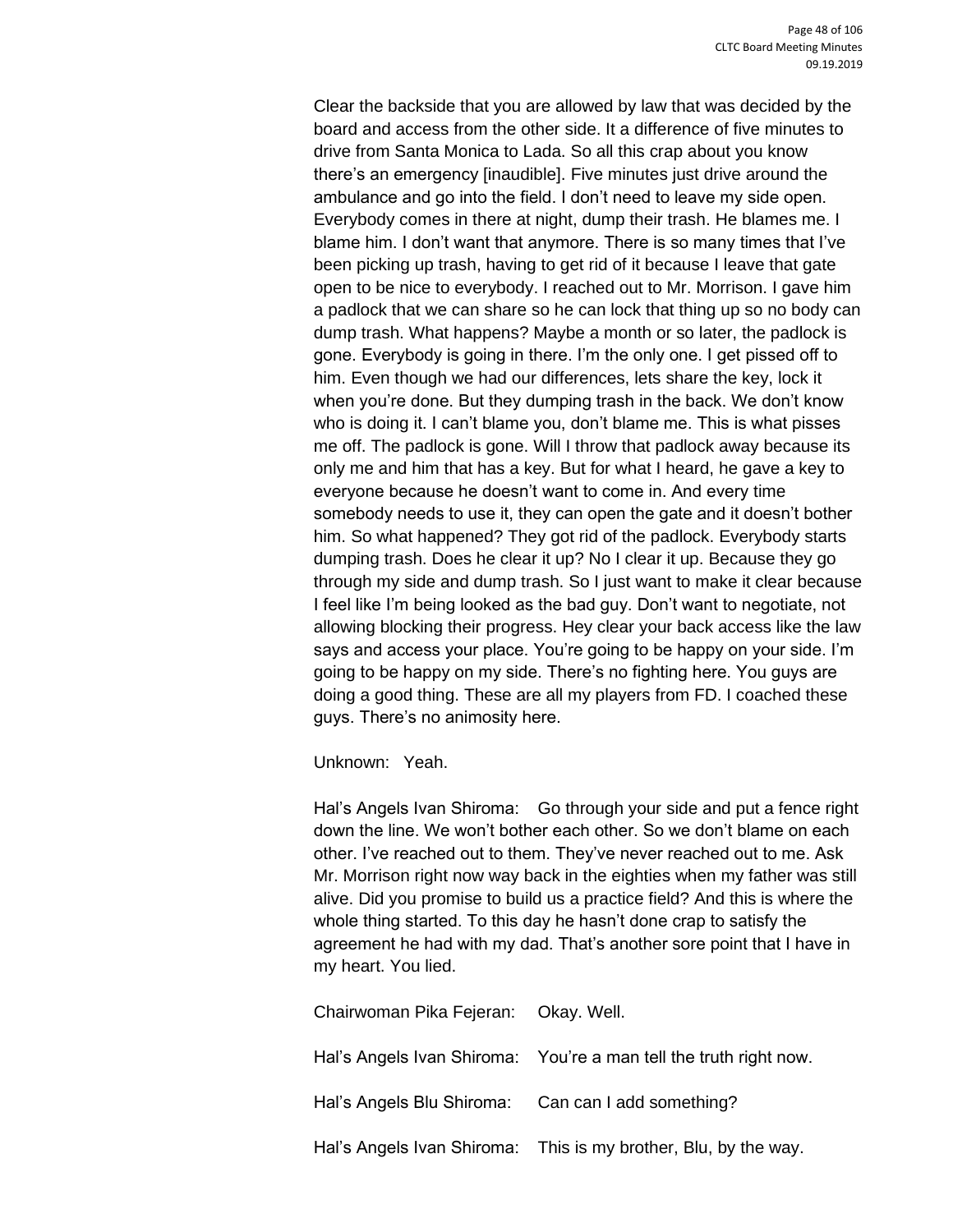Clear the backside that you are allowed by law that was decided by the board and access from the other side. It a difference of five minutes to drive from Santa Monica to Lada. So all this crap about you know there's an emergency [inaudible]. Five minutes just drive around the ambulance and go into the field. I don't need to leave my side open. Everybody comes in there at night, dump their trash. He blames me. I blame him. I don't want that anymore. There is so many times that I've been picking up trash, having to get rid of it because I leave that gate open to be nice to everybody. I reached out to Mr. Morrison. I gave him a padlock that we can share so he can lock that thing up so no body can dump trash. What happens? Maybe a month or so later, the padlock is gone. Everybody is going in there. I'm the only one. I get pissed off to him. Even though we had our differences, lets share the key, lock it when you're done. But they dumping trash in the back. We don't know who is doing it. I can't blame you, don't blame me. This is what pisses me off. The padlock is gone. Will I throw that padlock away because its only me and him that has a key. But for what I heard, he gave a key to everyone because he doesn't want to come in. And every time somebody needs to use it, they can open the gate and it doesn't bother him. So what happened? They got rid of the padlock. Everybody starts dumping trash. Does he clear it up? No I clear it up. Because they go through my side and dump trash. So I just want to make it clear because I feel like I'm being looked as the bad guy. Don't want to negotiate, not allowing blocking their progress. Hey clear your back access like the law says and access your place. You're going to be happy on your side. I'm going to be happy on my side. There's no fighting here. You guys are doing a good thing. These are all my players from FD. I coached these guys. There's no animosity here.

Unknown: Yeah.

Hal's Angels Ivan Shiroma: Go through your side and put a fence right down the line. We won't bother each other. So we don't blame on each other. I've reached out to them. They've never reached out to me. Ask Mr. Morrison right now way back in the eighties when my father was still alive. Did you promise to build us a practice field? And this is where the whole thing started. To this day he hasn't done crap to satisfy the agreement he had with my dad. That's another sore point that I have in my heart. You lied.

Chairwoman Pika Fejeran: Okay. Well.

Hal's Angels Ivan Shiroma: You're a man tell the truth right now.

Hal's Angels Blu Shiroma: Can can I add something?

Hal's Angels Ivan Shiroma: This is my brother, Blu, by the way.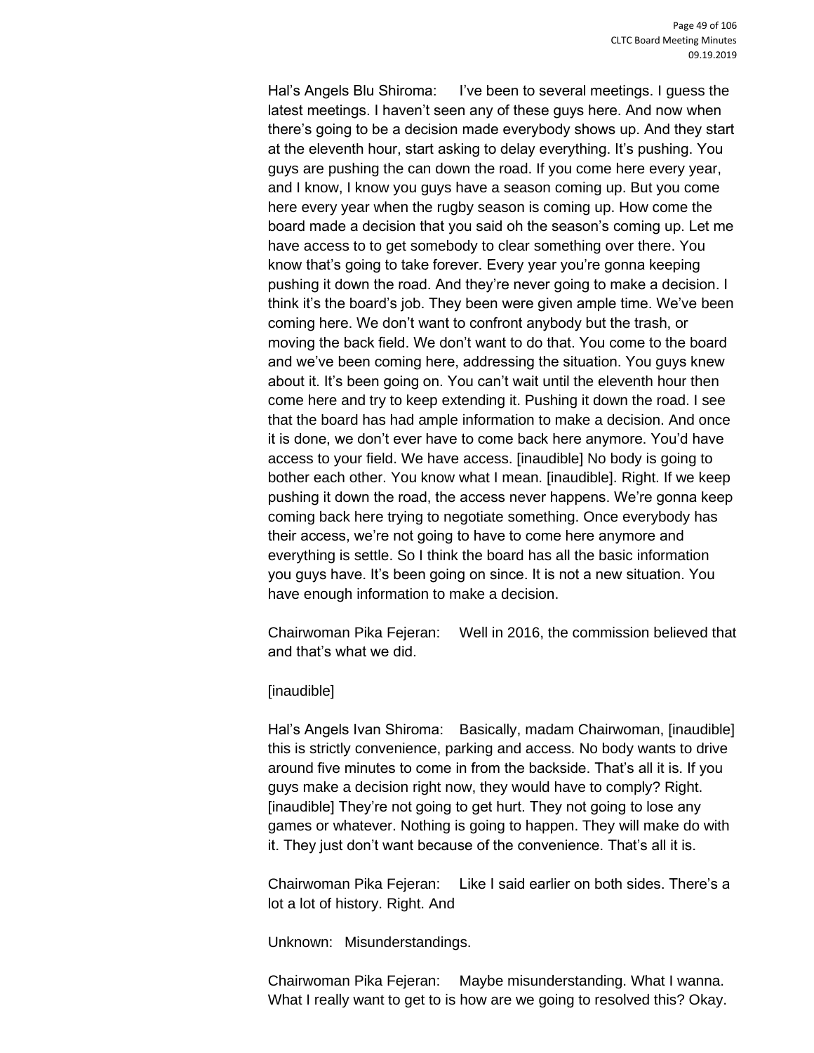Hal's Angels Blu Shiroma: I've been to several meetings. I guess the latest meetings. I haven't seen any of these guys here. And now when there's going to be a decision made everybody shows up. And they start at the eleventh hour, start asking to delay everything. It's pushing. You guys are pushing the can down the road. If you come here every year, and I know, I know you guys have a season coming up. But you come here every year when the rugby season is coming up. How come the board made a decision that you said oh the season's coming up. Let me have access to to get somebody to clear something over there. You know that's going to take forever. Every year you're gonna keeping pushing it down the road. And they're never going to make a decision. I think it's the board's job. They been were given ample time. We've been coming here. We don't want to confront anybody but the trash, or moving the back field. We don't want to do that. You come to the board and we've been coming here, addressing the situation. You guys knew about it. It's been going on. You can't wait until the eleventh hour then come here and try to keep extending it. Pushing it down the road. I see that the board has had ample information to make a decision. And once it is done, we don't ever have to come back here anymore. You'd have access to your field. We have access. [inaudible] No body is going to bother each other. You know what I mean. [inaudible]. Right. If we keep pushing it down the road, the access never happens. We're gonna keep coming back here trying to negotiate something. Once everybody has their access, we're not going to have to come here anymore and everything is settle. So I think the board has all the basic information you guys have. It's been going on since. It is not a new situation. You have enough information to make a decision.

Chairwoman Pika Fejeran: Well in 2016, the commission believed that and that's what we did.

[inaudible]

Hal's Angels Ivan Shiroma: Basically, madam Chairwoman, [inaudible] this is strictly convenience, parking and access. No body wants to drive around five minutes to come in from the backside. That's all it is. If you guys make a decision right now, they would have to comply? Right. [inaudible] They're not going to get hurt. They not going to lose any games or whatever. Nothing is going to happen. They will make do with it. They just don't want because of the convenience. That's all it is.

Chairwoman Pika Fejeran: Like I said earlier on both sides. There's a lot a lot of history. Right. And

Unknown: Misunderstandings.

Chairwoman Pika Fejeran: Maybe misunderstanding. What I wanna. What I really want to get to is how are we going to resolved this? Okay.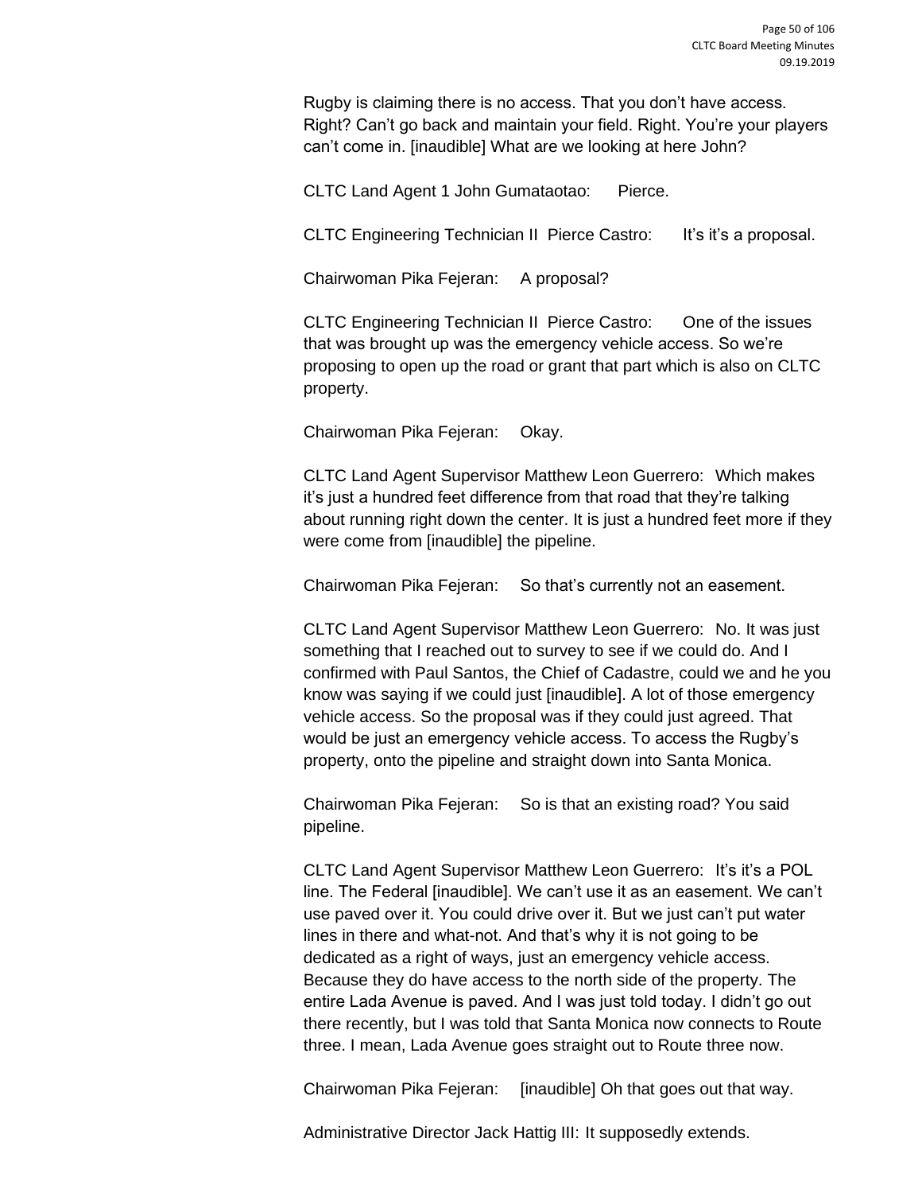Rugby is claiming there is no access. That you don't have access. Right? Can't go back and maintain your field. Right. You're your players can't come in. [inaudible] What are we looking at here John?

CLTC Land Agent 1 John Gumataotao: Pierce.

CLTC Engineering Technician II Pierce Castro: It's it's a proposal.

Chairwoman Pika Fejeran: A proposal?

CLTC Engineering Technician II Pierce Castro: One of the issues that was brought up was the emergency vehicle access. So we're proposing to open up the road or grant that part which is also on CLTC property.

Chairwoman Pika Fejeran: Okay.

CLTC Land Agent Supervisor Matthew Leon Guerrero: Which makes it's just a hundred feet difference from that road that they're talking about running right down the center. It is just a hundred feet more if they were come from [inaudible] the pipeline.

Chairwoman Pika Fejeran: So that's currently not an easement.

CLTC Land Agent Supervisor Matthew Leon Guerrero: No. It was just something that I reached out to survey to see if we could do. And I confirmed with Paul Santos, the Chief of Cadastre, could we and he you know was saying if we could just [inaudible]. A lot of those emergency vehicle access. So the proposal was if they could just agreed. That would be just an emergency vehicle access. To access the Rugby's property, onto the pipeline and straight down into Santa Monica.

Chairwoman Pika Fejeran: So is that an existing road? You said pipeline.

CLTC Land Agent Supervisor Matthew Leon Guerrero: It's it's a POL line. The Federal [inaudible]. We can't use it as an easement. We can't use paved over it. You could drive over it. But we just can't put water lines in there and what-not. And that's why it is not going to be dedicated as a right of ways, just an emergency vehicle access. Because they do have access to the north side of the property. The entire Lada Avenue is paved. And I was just told today. I didn't go out there recently, but I was told that Santa Monica now connects to Route three. I mean, Lada Avenue goes straight out to Route three now.

Chairwoman Pika Fejeran: [inaudible] Oh that goes out that way.

Administrative Director Jack Hattig III: It supposedly extends.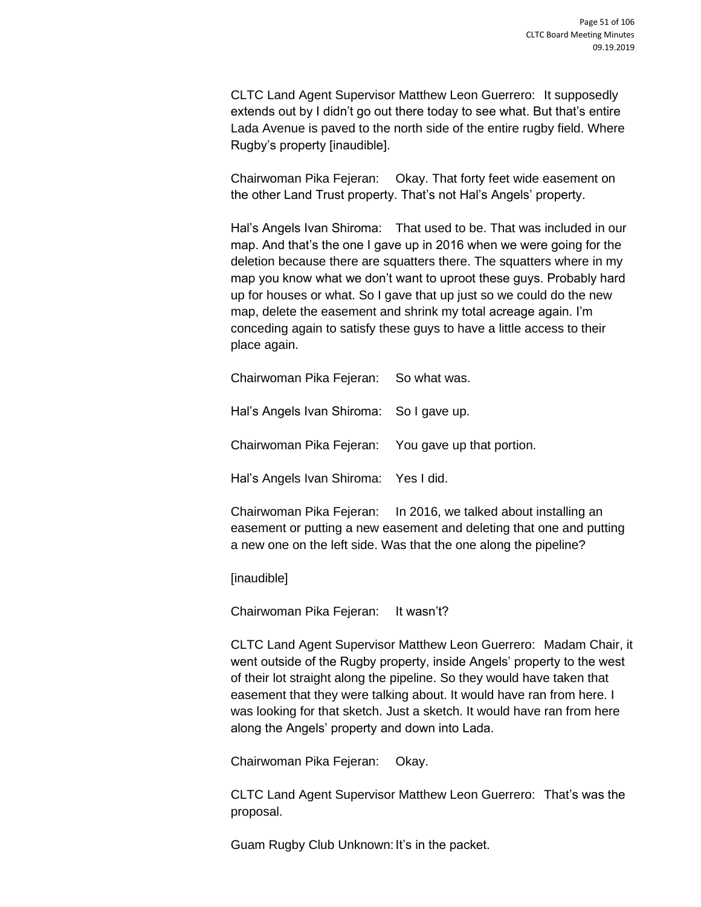CLTC Land Agent Supervisor Matthew Leon Guerrero: It supposedly extends out by I didn't go out there today to see what. But that's entire Lada Avenue is paved to the north side of the entire rugby field. Where Rugby's property [inaudible].

Chairwoman Pika Fejeran: Okay. That forty feet wide easement on the other Land Trust property. That's not Hal's Angels' property.

Hal's Angels Ivan Shiroma: That used to be. That was included in our map. And that's the one I gave up in 2016 when we were going for the deletion because there are squatters there. The squatters where in my map you know what we don't want to uproot these guys. Probably hard up for houses or what. So I gave that up just so we could do the new map, delete the easement and shrink my total acreage again. I'm conceding again to satisfy these guys to have a little access to their place again.

Chairwoman Pika Fejeran: So what was.

Hal's Angels Ivan Shiroma: So I gave up.

Chairwoman Pika Fejeran: You gave up that portion.

Hal's Angels Ivan Shiroma: Yes I did.

Chairwoman Pika Fejeran: In 2016, we talked about installing an easement or putting a new easement and deleting that one and putting a new one on the left side. Was that the one along the pipeline?

[inaudible]

Chairwoman Pika Fejeran: It wasn't?

CLTC Land Agent Supervisor Matthew Leon Guerrero: Madam Chair, it went outside of the Rugby property, inside Angels' property to the west of their lot straight along the pipeline. So they would have taken that easement that they were talking about. It would have ran from here. I was looking for that sketch. Just a sketch. It would have ran from here along the Angels' property and down into Lada.

Chairwoman Pika Fejeran: Okay.

CLTC Land Agent Supervisor Matthew Leon Guerrero: That's was the proposal.

Guam Rugby Club Unknown: It's in the packet.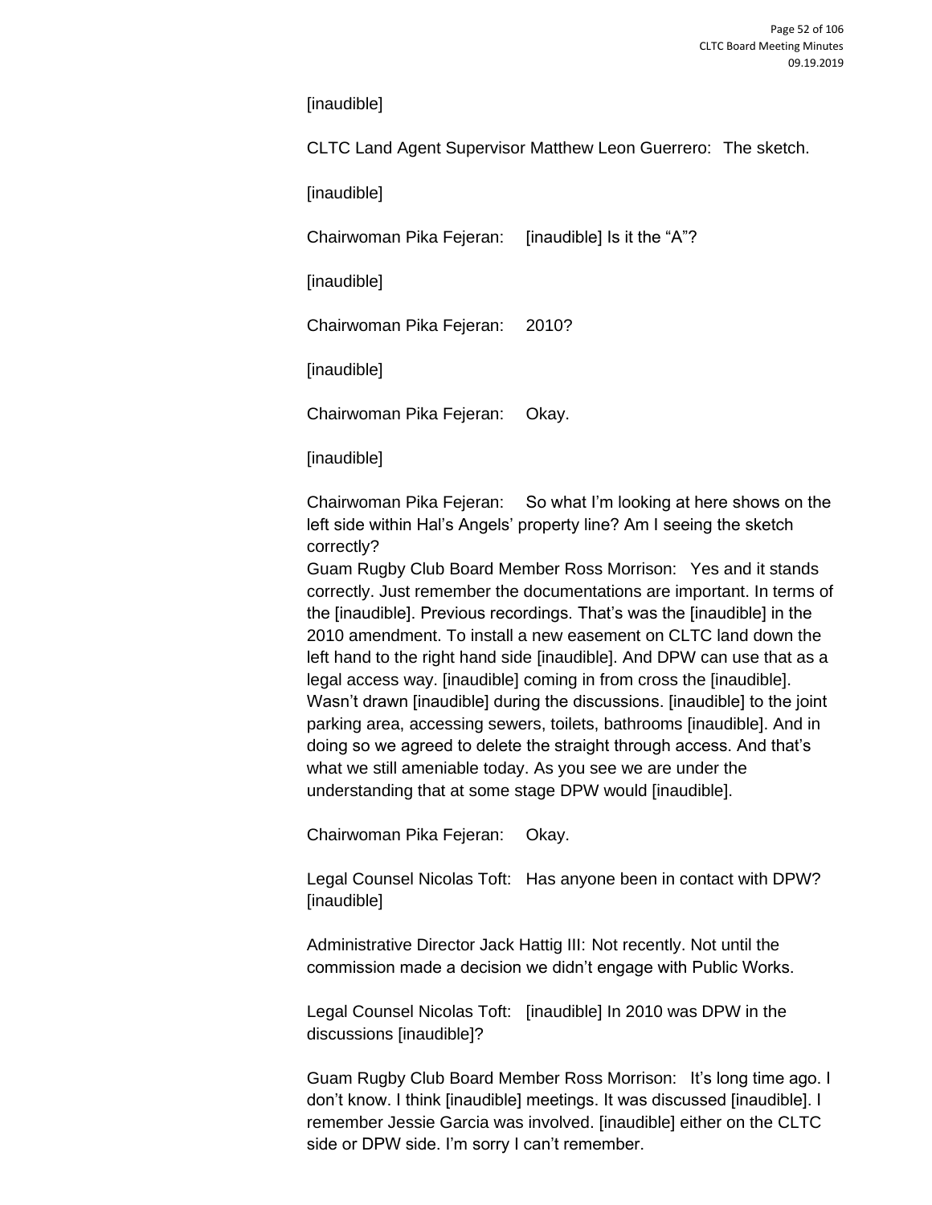[inaudible]

CLTC Land Agent Supervisor Matthew Leon Guerrero: The sketch.

[inaudible]

Chairwoman Pika Fejeran: [inaudible] Is it the "A"?

[inaudible]

Chairwoman Pika Fejeran: 2010?

[inaudible]

Chairwoman Pika Fejeran: Okay.

[inaudible]

Chairwoman Pika Fejeran: So what I'm looking at here shows on the left side within Hal's Angels' property line? Am I seeing the sketch correctly?

Guam Rugby Club Board Member Ross Morrison: Yes and it stands correctly. Just remember the documentations are important. In terms of the [inaudible]. Previous recordings. That's was the [inaudible] in the 2010 amendment. To install a new easement on CLTC land down the left hand to the right hand side [inaudible]. And DPW can use that as a legal access way. [inaudible] coming in from cross the [inaudible]. Wasn't drawn [inaudible] during the discussions. [inaudible] to the joint parking area, accessing sewers, toilets, bathrooms [inaudible]. And in doing so we agreed to delete the straight through access. And that's what we still ameniable today. As you see we are under the understanding that at some stage DPW would [inaudible].

Chairwoman Pika Fejeran: Okay.

Legal Counsel Nicolas Toft: Has anyone been in contact with DPW? [inaudible]

Administrative Director Jack Hattig III: Not recently. Not until the commission made a decision we didn't engage with Public Works.

Legal Counsel Nicolas Toft: [inaudible] In 2010 was DPW in the discussions [inaudible]?

Guam Rugby Club Board Member Ross Morrison: It's long time ago. I don't know. I think [inaudible] meetings. It was discussed [inaudible]. I remember Jessie Garcia was involved. [inaudible] either on the CLTC side or DPW side. I'm sorry I can't remember.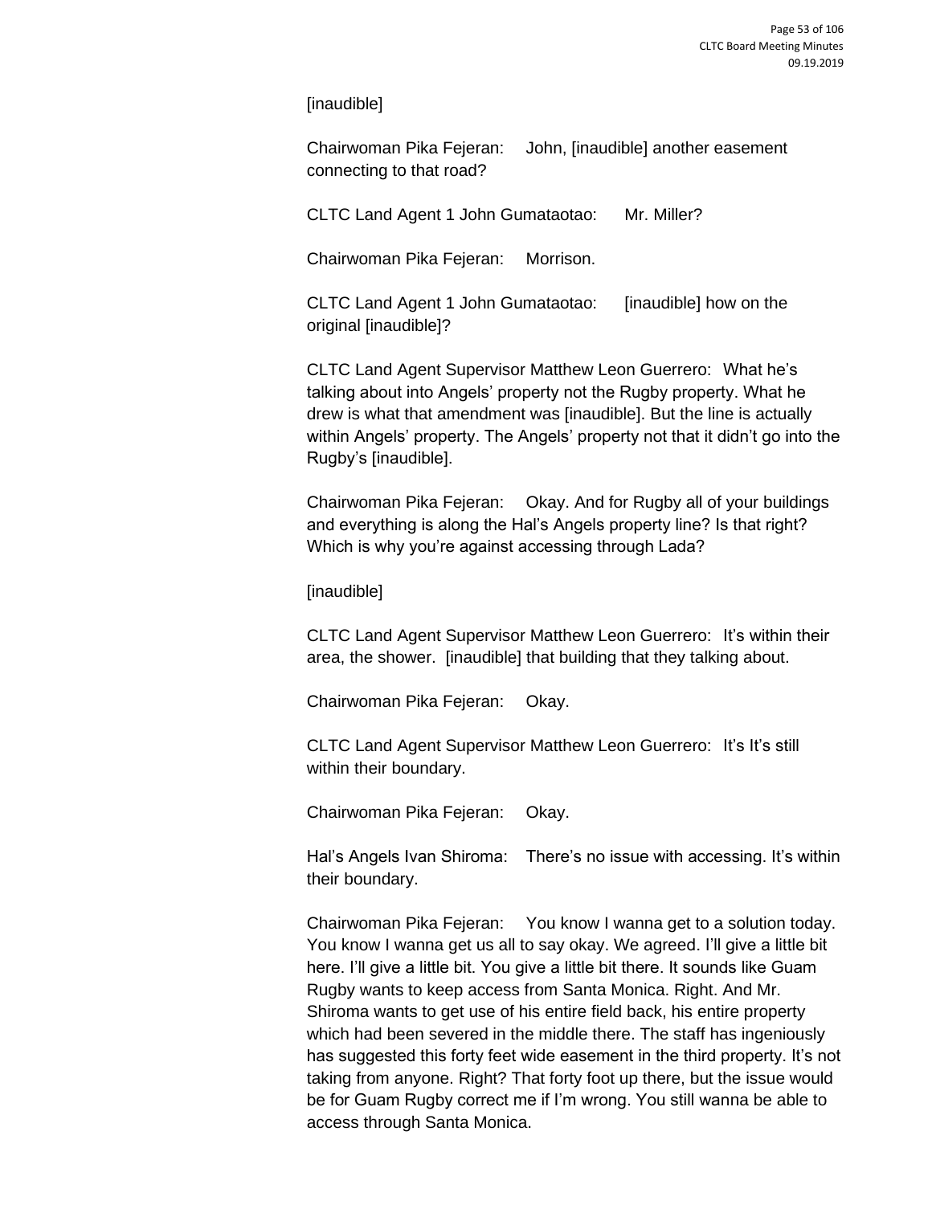[inaudible]

Chairwoman Pika Fejeran: John, [inaudible] another easement connecting to that road?

CLTC Land Agent 1 John Gumataotao: Mr. Miller?

Chairwoman Pika Fejeran: Morrison.

CLTC Land Agent 1 John Gumataotao: [inaudible] how on the original [inaudible]?

CLTC Land Agent Supervisor Matthew Leon Guerrero: What he's talking about into Angels' property not the Rugby property. What he drew is what that amendment was [inaudible]. But the line is actually within Angels' property. The Angels' property not that it didn't go into the Rugby's [inaudible].

Chairwoman Pika Fejeran: Okay. And for Rugby all of your buildings and everything is along the Hal's Angels property line? Is that right? Which is why you're against accessing through Lada?

[inaudible]

CLTC Land Agent Supervisor Matthew Leon Guerrero: It's within their area, the shower. [inaudible] that building that they talking about.

Chairwoman Pika Fejeran: Okay.

CLTC Land Agent Supervisor Matthew Leon Guerrero: It's It's still within their boundary.

Chairwoman Pika Fejeran: Okay.

Hal's Angels Ivan Shiroma: There's no issue with accessing. It's within their boundary.

Chairwoman Pika Fejeran: You know I wanna get to a solution today. You know I wanna get us all to say okay. We agreed. I'll give a little bit here. I'll give a little bit. You give a little bit there. It sounds like Guam Rugby wants to keep access from Santa Monica. Right. And Mr. Shiroma wants to get use of his entire field back, his entire property which had been severed in the middle there. The staff has ingeniously has suggested this forty feet wide easement in the third property. It's not taking from anyone. Right? That forty foot up there, but the issue would be for Guam Rugby correct me if I'm wrong. You still wanna be able to access through Santa Monica.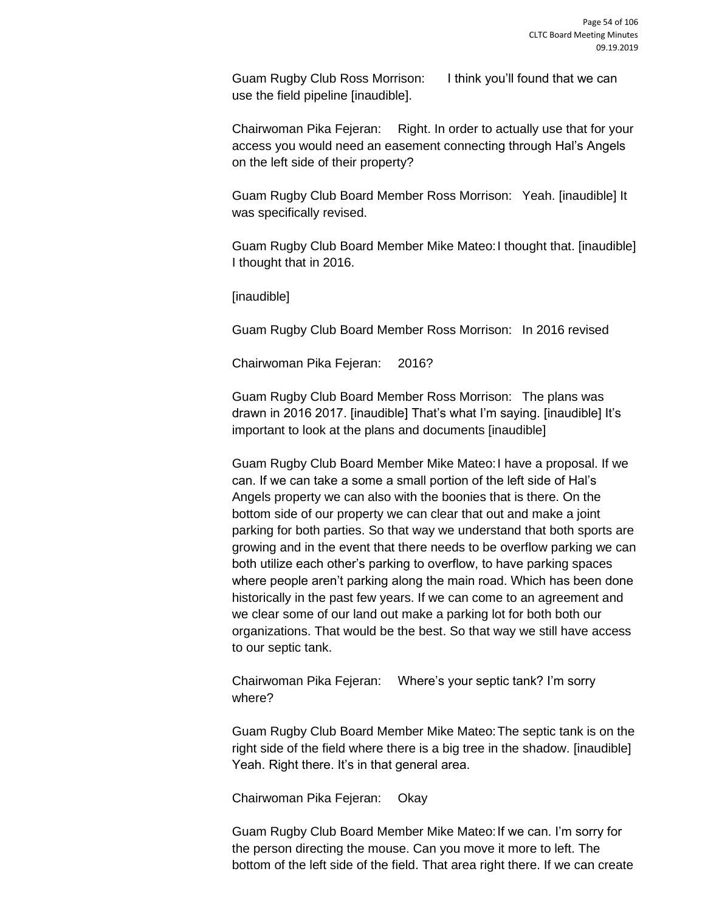Guam Rugby Club Ross Morrison: I think you'll found that we can use the field pipeline [inaudible].

Chairwoman Pika Fejeran: Right. In order to actually use that for your access you would need an easement connecting through Hal's Angels on the left side of their property?

Guam Rugby Club Board Member Ross Morrison: Yeah. [inaudible] It was specifically revised.

Guam Rugby Club Board Member Mike Mateo: I thought that. [inaudible] I thought that in 2016.

[inaudible]

Guam Rugby Club Board Member Ross Morrison: In 2016 revised

Chairwoman Pika Fejeran: 2016?

Guam Rugby Club Board Member Ross Morrison: The plans was drawn in 2016 2017. [inaudible] That's what I'm saying. [inaudible] It's important to look at the plans and documents [inaudible]

Guam Rugby Club Board Member Mike Mateo: I have a proposal. If we can. If we can take a some a small portion of the left side of Hal's Angels property we can also with the boonies that is there. On the bottom side of our property we can clear that out and make a joint parking for both parties. So that way we understand that both sports are growing and in the event that there needs to be overflow parking we can both utilize each other's parking to overflow, to have parking spaces where people aren't parking along the main road. Which has been done historically in the past few years. If we can come to an agreement and we clear some of our land out make a parking lot for both both our organizations. That would be the best. So that way we still have access to our septic tank.

Chairwoman Pika Fejeran: Where's your septic tank? I'm sorry where?

Guam Rugby Club Board Member Mike Mateo: The septic tank is on the right side of the field where there is a big tree in the shadow. [inaudible] Yeah. Right there. It's in that general area.

Chairwoman Pika Fejeran: Okay

Guam Rugby Club Board Member Mike Mateo: If we can. I'm sorry for the person directing the mouse. Can you move it more to left. The bottom of the left side of the field. That area right there. If we can create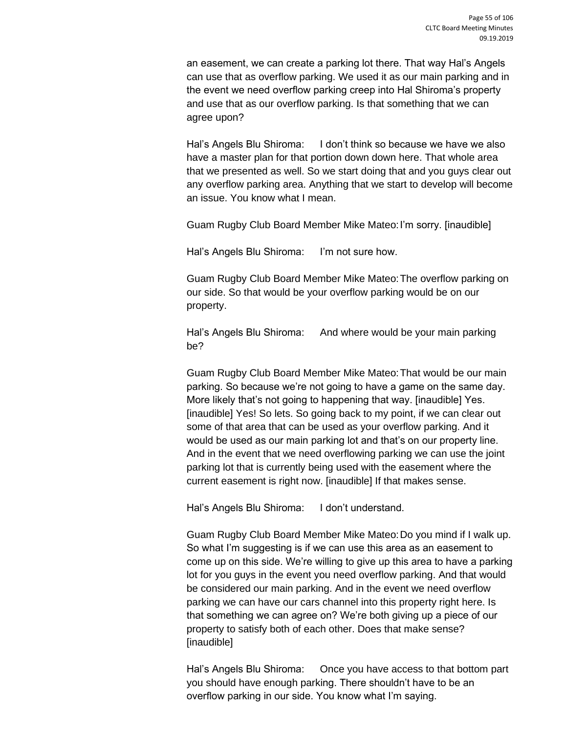an easement, we can create a parking lot there. That way Hal's Angels can use that as overflow parking. We used it as our main parking and in the event we need overflow parking creep into Hal Shiroma's property and use that as our overflow parking. Is that something that we can agree upon?

Hal's Angels Blu Shiroma: I don't think so because we have we also have a master plan for that portion down down here. That whole area that we presented as well. So we start doing that and you guys clear out any overflow parking area. Anything that we start to develop will become an issue. You know what I mean.

Guam Rugby Club Board Member Mike Mateo: I'm sorry. [inaudible]

Hal's Angels Blu Shiroma: I'm not sure how.

Guam Rugby Club Board Member Mike Mateo: The overflow parking on our side. So that would be your overflow parking would be on our property.

Hal's Angels Blu Shiroma: And where would be your main parking be?

Guam Rugby Club Board Member Mike Mateo: That would be our main parking. So because we're not going to have a game on the same day. More likely that's not going to happening that way. [inaudible] Yes. [inaudible] Yes! So lets. So going back to my point, if we can clear out some of that area that can be used as your overflow parking. And it would be used as our main parking lot and that's on our property line. And in the event that we need overflowing parking we can use the joint parking lot that is currently being used with the easement where the current easement is right now. [inaudible] If that makes sense.

Hal's Angels Blu Shiroma: I don't understand.

Guam Rugby Club Board Member Mike Mateo: Do you mind if I walk up. So what I'm suggesting is if we can use this area as an easement to come up on this side. We're willing to give up this area to have a parking lot for you guys in the event you need overflow parking. And that would be considered our main parking. And in the event we need overflow parking we can have our cars channel into this property right here. Is that something we can agree on? We're both giving up a piece of our property to satisfy both of each other. Does that make sense? [inaudible]

Hal's Angels Blu Shiroma: Once you have access to that bottom part you should have enough parking. There shouldn't have to be an overflow parking in our side. You know what I'm saying.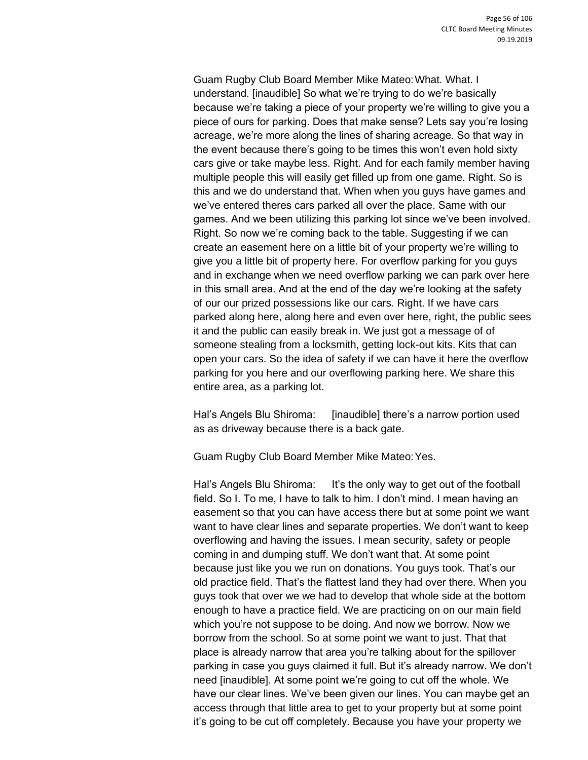Guam Rugby Club Board Member Mike Mateo: What. What. I understand. [inaudible] So what we're trying to do we're basically because we're taking a piece of your property we're willing to give you a piece of ours for parking. Does that make sense? Lets say you're losing acreage, we're more along the lines of sharing acreage. So that way in the event because there's going to be times this won't even hold sixty cars give or take maybe less. Right. And for each family member having multiple people this will easily get filled up from one game. Right. So is this and we do understand that. When when you guys have games and we've entered theres cars parked all over the place. Same with our games. And we been utilizing this parking lot since we've been involved. Right. So now we're coming back to the table. Suggesting if we can create an easement here on a little bit of your property we're willing to give you a little bit of property here. For overflow parking for you guys and in exchange when we need overflow parking we can park over here in this small area. And at the end of the day we're looking at the safety of our our prized possessions like our cars. Right. If we have cars parked along here, along here and even over here, right, the public sees it and the public can easily break in. We just got a message of of someone stealing from a locksmith, getting lock-out kits. Kits that can open your cars. So the idea of safety if we can have it here the overflow parking for you here and our overflowing parking here. We share this entire area, as a parking lot.

Hal's Angels Blu Shiroma: [inaudible] there's a narrow portion used as as driveway because there is a back gate.

Guam Rugby Club Board Member Mike Mateo: Yes.

Hal's Angels Blu Shiroma: It's the only way to get out of the football field. So I. To me, I have to talk to him. I don't mind. I mean having an easement so that you can have access there but at some point we want want to have clear lines and separate properties. We don't want to keep overflowing and having the issues. I mean security, safety or people coming in and dumping stuff. We don't want that. At some point because just like you we run on donations. You guys took. That's our old practice field. That's the flattest land they had over there. When you guys took that over we we had to develop that whole side at the bottom enough to have a practice field. We are practicing on on our main field which you're not suppose to be doing. And now we borrow. Now we borrow from the school. So at some point we want to just. That that place is already narrow that area you're talking about for the spillover parking in case you guys claimed it full. But it's already narrow. We don't need [inaudible]. At some point we're going to cut off the whole. We have our clear lines. We've been given our lines. You can maybe get an access through that little area to get to your property but at some point it's going to be cut off completely. Because you have your property we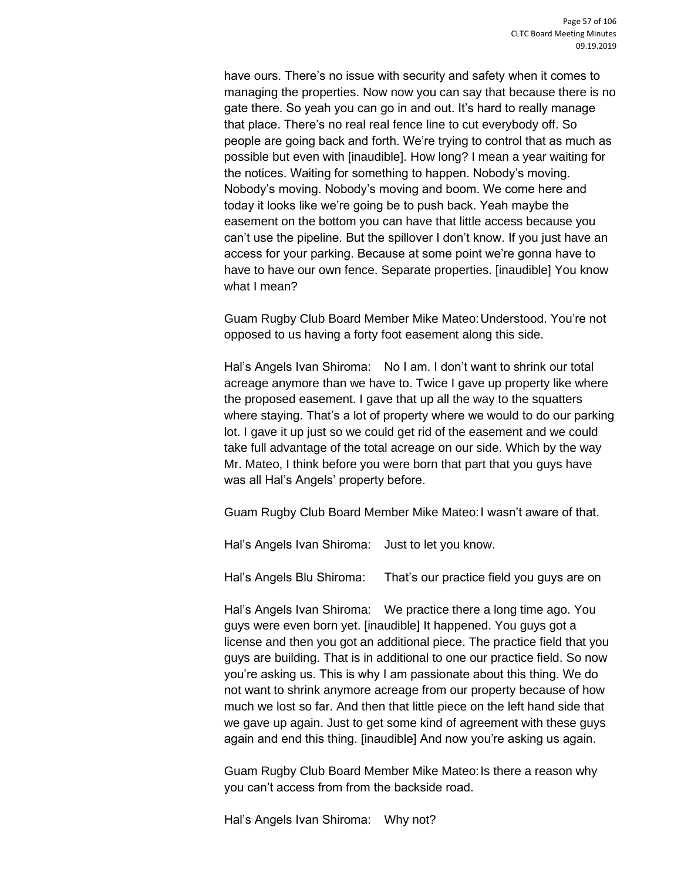have ours. There's no issue with security and safety when it comes to managing the properties. Now now you can say that because there is no gate there. So yeah you can go in and out. It's hard to really manage that place. There's no real real fence line to cut everybody off. So people are going back and forth. We're trying to control that as much as possible but even with [inaudible]. How long? I mean a year waiting for the notices. Waiting for something to happen. Nobody's moving. Nobody's moving. Nobody's moving and boom. We come here and today it looks like we're going be to push back. Yeah maybe the easement on the bottom you can have that little access because you can't use the pipeline. But the spillover I don't know. If you just have an access for your parking. Because at some point we're gonna have to have to have our own fence. Separate properties. [inaudible] You know what I mean?

Guam Rugby Club Board Member Mike Mateo: Understood. You're not opposed to us having a forty foot easement along this side.

Hal's Angels Ivan Shiroma: No I am. I don't want to shrink our total acreage anymore than we have to. Twice I gave up property like where the proposed easement. I gave that up all the way to the squatters where staying. That's a lot of property where we would to do our parking lot. I gave it up just so we could get rid of the easement and we could take full advantage of the total acreage on our side. Which by the way Mr. Mateo, I think before you were born that part that you guys have was all Hal's Angels' property before.

Guam Rugby Club Board Member Mike Mateo: I wasn't aware of that.

Hal's Angels Ivan Shiroma: Just to let you know.

Hal's Angels Blu Shiroma: That's our practice field you guys are on

Hal's Angels Ivan Shiroma: We practice there a long time ago. You guys were even born yet. [inaudible] It happened. You guys got a license and then you got an additional piece. The practice field that you guys are building. That is in additional to one our practice field. So now you're asking us. This is why I am passionate about this thing. We do not want to shrink anymore acreage from our property because of how much we lost so far. And then that little piece on the left hand side that we gave up again. Just to get some kind of agreement with these guys again and end this thing. [inaudible] And now you're asking us again.

Guam Rugby Club Board Member Mike Mateo: Is there a reason why you can't access from from the backside road.

Hal's Angels Ivan Shiroma: Why not?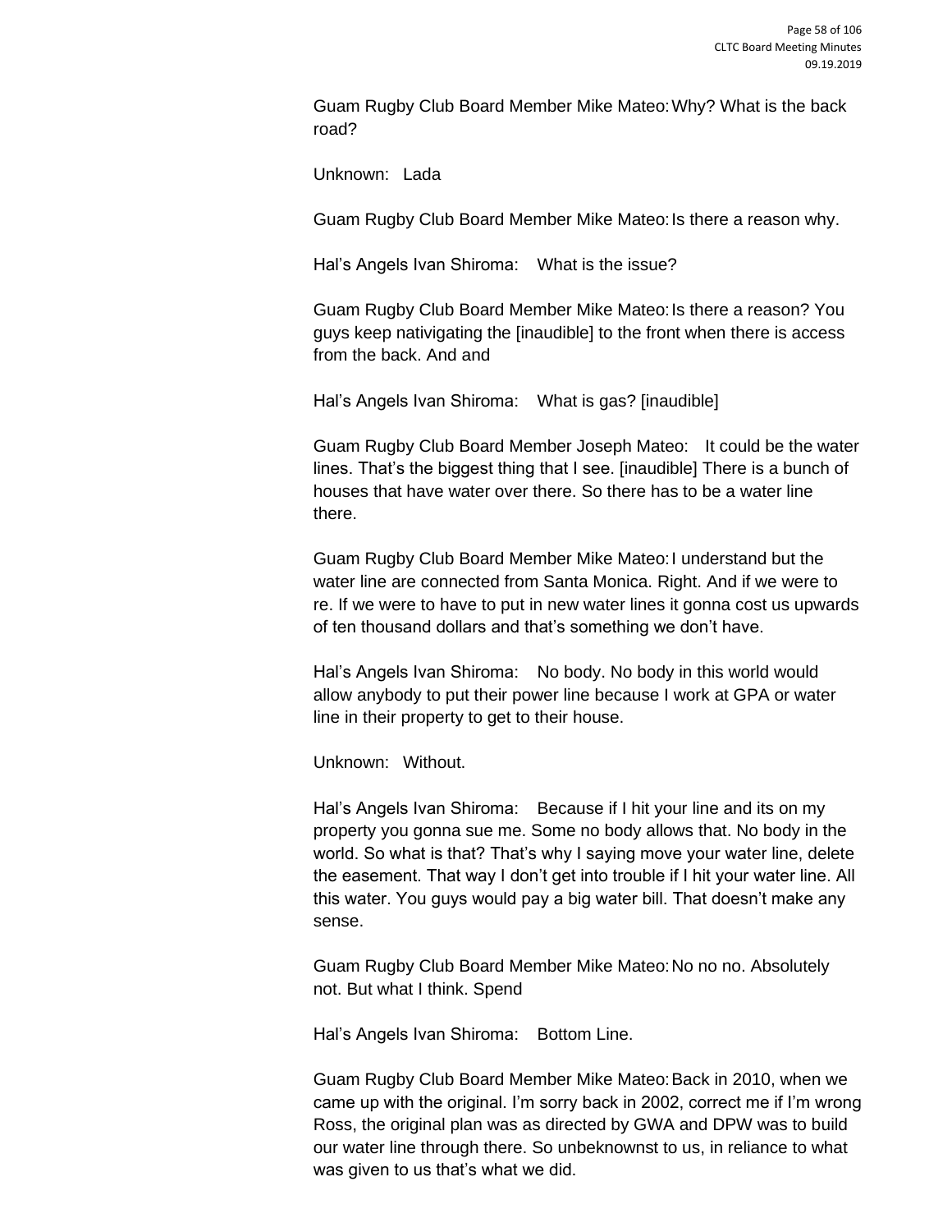Guam Rugby Club Board Member Mike Mateo: Why? What is the back road?

Unknown: Lada

Guam Rugby Club Board Member Mike Mateo: Is there a reason why.

Hal's Angels Ivan Shiroma: What is the issue?

Guam Rugby Club Board Member Mike Mateo: Is there a reason? You guys keep nativigating the [inaudible] to the front when there is access from the back. And and

Hal's Angels Ivan Shiroma: What is gas? [inaudible]

Guam Rugby Club Board Member Joseph Mateo: It could be the water lines. That's the biggest thing that I see. [inaudible] There is a bunch of houses that have water over there. So there has to be a water line there.

Guam Rugby Club Board Member Mike Mateo: I understand but the water line are connected from Santa Monica. Right. And if we were to re. If we were to have to put in new water lines it gonna cost us upwards of ten thousand dollars and that's something we don't have.

Hal's Angels Ivan Shiroma: No body. No body in this world would allow anybody to put their power line because I work at GPA or water line in their property to get to their house.

Unknown: Without.

Hal's Angels Ivan Shiroma: Because if I hit your line and its on my property you gonna sue me. Some no body allows that. No body in the world. So what is that? That's why I saying move your water line, delete the easement. That way I don't get into trouble if I hit your water line. All this water. You guys would pay a big water bill. That doesn't make any sense.

Guam Rugby Club Board Member Mike Mateo: No no no. Absolutely not. But what I think. Spend

Hal's Angels Ivan Shiroma: Bottom Line.

Guam Rugby Club Board Member Mike Mateo: Back in 2010, when we came up with the original. I'm sorry back in 2002, correct me if I'm wrong Ross, the original plan was as directed by GWA and DPW was to build our water line through there. So unbeknownst to us, in reliance to what was given to us that's what we did.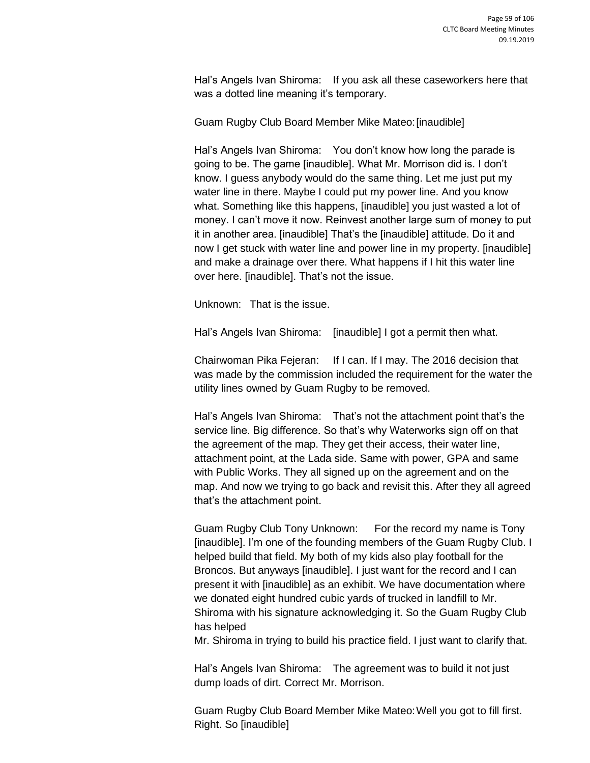Hal's Angels Ivan Shiroma: If you ask all these caseworkers here that was a dotted line meaning it's temporary.

Guam Rugby Club Board Member Mike Mateo: [inaudible]

Hal's Angels Ivan Shiroma: You don't know how long the parade is going to be. The game [inaudible]. What Mr. Morrison did is. I don't know. I guess anybody would do the same thing. Let me just put my water line in there. Maybe I could put my power line. And you know what. Something like this happens, [inaudible] you just wasted a lot of money. I can't move it now. Reinvest another large sum of money to put it in another area. [inaudible] That's the [inaudible] attitude. Do it and now I get stuck with water line and power line in my property. [inaudible] and make a drainage over there. What happens if I hit this water line over here. [inaudible]. That's not the issue.

Unknown: That is the issue.

Hal's Angels Ivan Shiroma: [inaudible] I got a permit then what.

Chairwoman Pika Fejeran: If I can. If I may. The 2016 decision that was made by the commission included the requirement for the water the utility lines owned by Guam Rugby to be removed.

Hal's Angels Ivan Shiroma: That's not the attachment point that's the service line. Big difference. So that's why Waterworks sign off on that the agreement of the map. They get their access, their water line, attachment point, at the Lada side. Same with power, GPA and same with Public Works. They all signed up on the agreement and on the map. And now we trying to go back and revisit this. After they all agreed that's the attachment point.

Guam Rugby Club Tony Unknown: For the record my name is Tony [inaudible]. I'm one of the founding members of the Guam Rugby Club. I helped build that field. My both of my kids also play football for the Broncos. But anyways [inaudible]. I just want for the record and I can present it with [inaudible] as an exhibit. We have documentation where we donated eight hundred cubic yards of trucked in landfill to Mr. Shiroma with his signature acknowledging it. So the Guam Rugby Club has helped
Mr. Shiroma in trying to build his practice field. I just want to clarify that.

Hal's Angels Ivan Shiroma: The agreement was to build it not just dump loads of dirt. Correct Mr. Morrison.

Guam Rugby Club Board Member Mike Mateo: Well you got to fill first. Right. So [inaudible]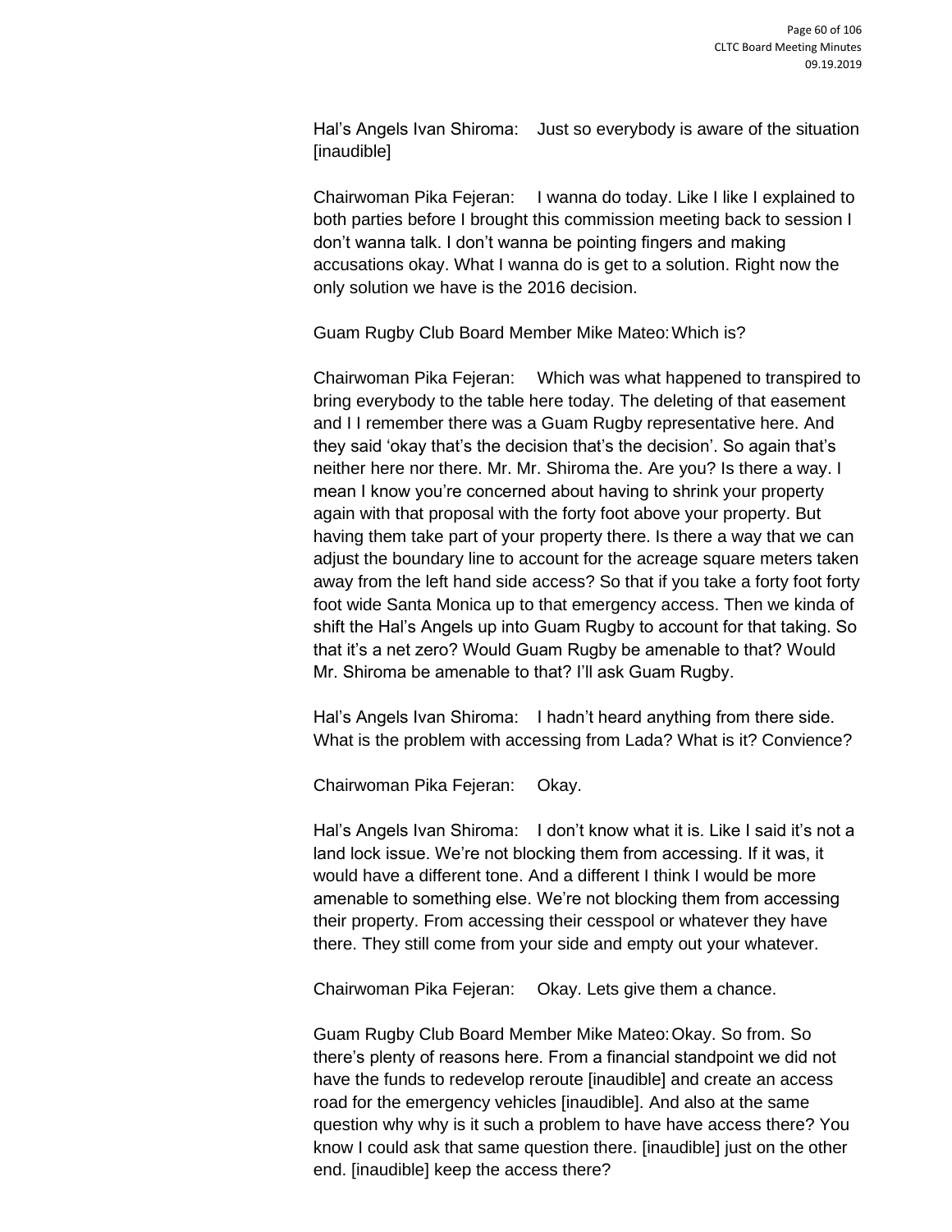Hal's Angels Ivan Shiroma: Just so everybody is aware of the situation [inaudible]

Chairwoman Pika Fejeran: I wanna do today. Like I like I explained to both parties before I brought this commission meeting back to session I don't wanna talk. I don't wanna be pointing fingers and making accusations okay. What I wanna do is get to a solution. Right now the only solution we have is the 2016 decision.

Guam Rugby Club Board Member Mike Mateo: Which is?

Chairwoman Pika Fejeran: Which was what happened to transpired to bring everybody to the table here today. The deleting of that easement and I I remember there was a Guam Rugby representative here. And they said 'okay that's the decision that's the decision'. So again that's neither here nor there. Mr. Mr. Shiroma the. Are you? Is there a way. I mean I know you're concerned about having to shrink your property again with that proposal with the forty foot above your property. But having them take part of your property there. Is there a way that we can adjust the boundary line to account for the acreage square meters taken away from the left hand side access? So that if you take a forty foot forty foot wide Santa Monica up to that emergency access. Then we kinda of shift the Hal's Angels up into Guam Rugby to account for that taking. So that it's a net zero? Would Guam Rugby be amenable to that? Would Mr. Shiroma be amenable to that? I'll ask Guam Rugby.

Hal's Angels Ivan Shiroma: I hadn't heard anything from there side. What is the problem with accessing from Lada? What is it? Convience?

Chairwoman Pika Fejeran: Okay.

Hal's Angels Ivan Shiroma: I don't know what it is. Like I said it's not a land lock issue. We're not blocking them from accessing. If it was, it would have a different tone. And a different I think I would be more amenable to something else. We're not blocking them from accessing their property. From accessing their cesspool or whatever they have there. They still come from your side and empty out your whatever.

Chairwoman Pika Fejeran: Okay. Lets give them a chance.

Guam Rugby Club Board Member Mike Mateo: Okay. So from. So there's plenty of reasons here. From a financial standpoint we did not have the funds to redevelop reroute [inaudible] and create an access road for the emergency vehicles [inaudible]. And also at the same question why why is it such a problem to have have access there? You know I could ask that same question there. [inaudible] just on the other end. [inaudible] keep the access there?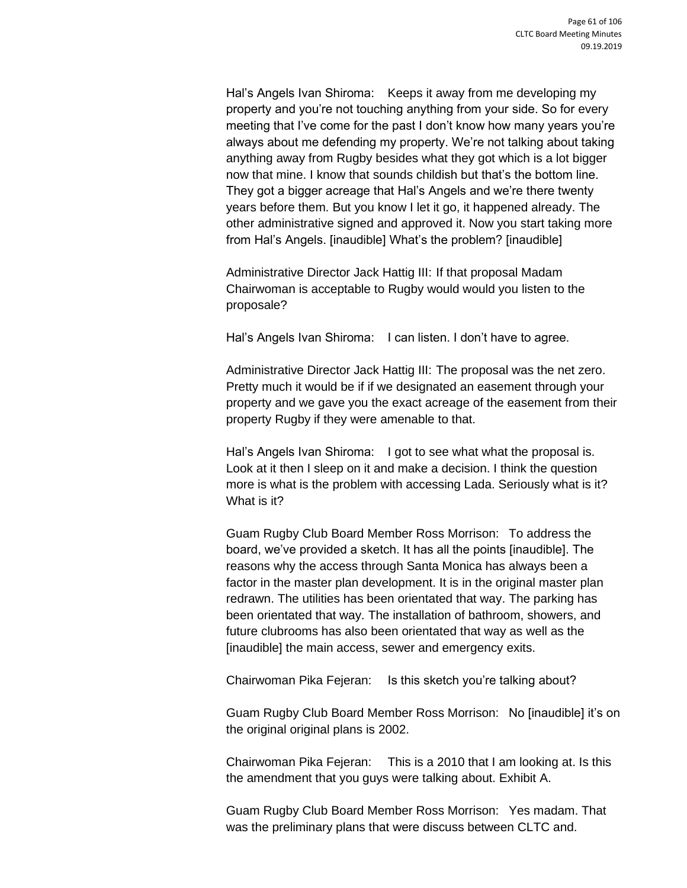Hal's Angels Ivan Shiroma: Keeps it away from me developing my property and you're not touching anything from your side. So for every meeting that I've come for the past I don't know how many years you're always about me defending my property. We're not talking about taking anything away from Rugby besides what they got which is a lot bigger now that mine. I know that sounds childish but that's the bottom line. They got a bigger acreage that Hal's Angels and we're there twenty years before them. But you know I let it go, it happened already. The other administrative signed and approved it. Now you start taking more from Hal's Angels. [inaudible] What's the problem? [inaudible]

Administrative Director Jack Hattig III: If that proposal Madam Chairwoman is acceptable to Rugby would would you listen to the proposale?

Hal's Angels Ivan Shiroma: I can listen. I don't have to agree.

Administrative Director Jack Hattig III: The proposal was the net zero. Pretty much it would be if if we designated an easement through your property and we gave you the exact acreage of the easement from their property Rugby if they were amenable to that.

Hal's Angels Ivan Shiroma: I got to see what what the proposal is. Look at it then I sleep on it and make a decision. I think the question more is what is the problem with accessing Lada. Seriously what is it? What is it?

Guam Rugby Club Board Member Ross Morrison: To address the board, we've provided a sketch. It has all the points [inaudible]. The reasons why the access through Santa Monica has always been a factor in the master plan development. It is in the original master plan redrawn. The utilities has been orientated that way. The parking has been orientated that way. The installation of bathroom, showers, and future clubrooms has also been orientated that way as well as the [inaudible] the main access, sewer and emergency exits.

Chairwoman Pika Fejeran: Is this sketch you're talking about?

Guam Rugby Club Board Member Ross Morrison: No [inaudible] it's on the original original plans is 2002.

Chairwoman Pika Fejeran: This is a 2010 that I am looking at. Is this the amendment that you guys were talking about. Exhibit A.

Guam Rugby Club Board Member Ross Morrison: Yes madam. That was the preliminary plans that were discuss between CLTC and.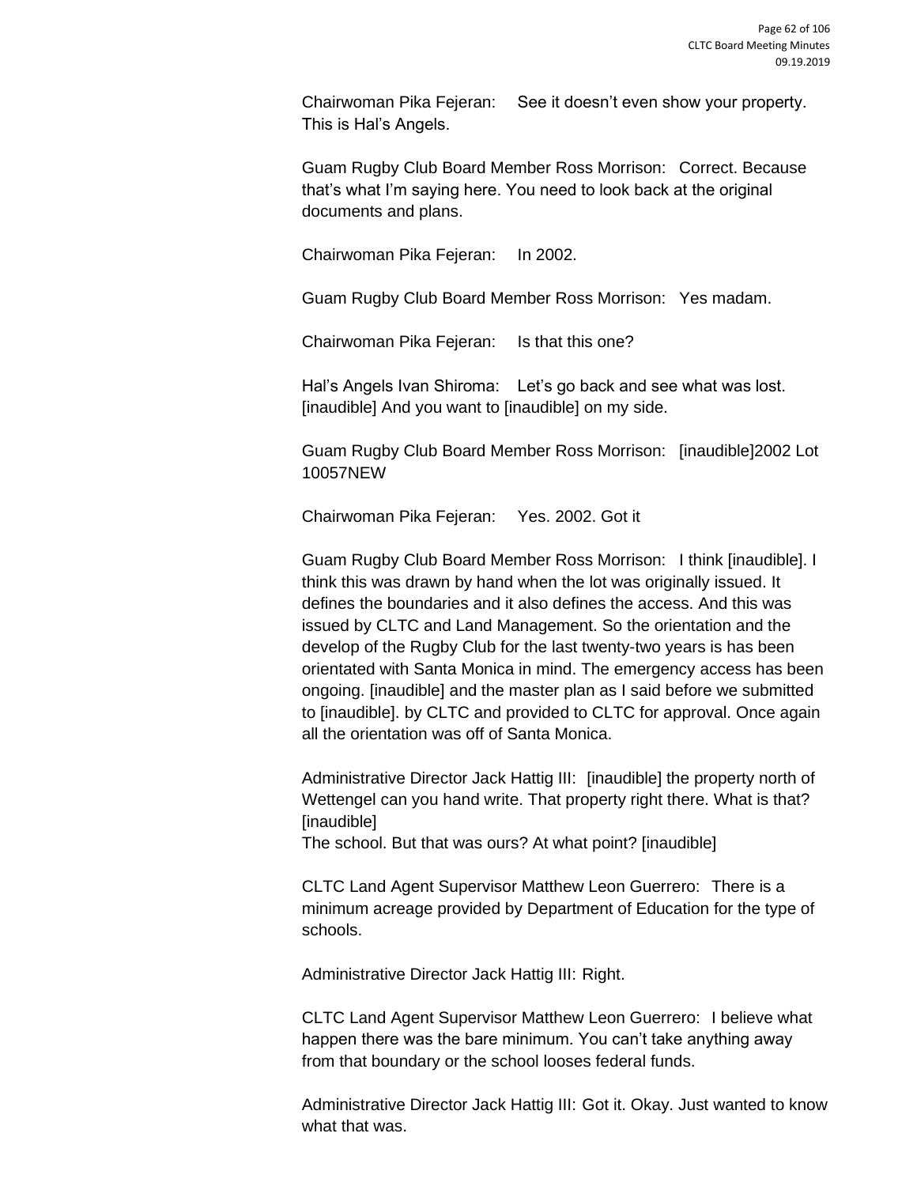Chairwoman Pika Fejeran: See it doesn't even show your property. This is Hal's Angels.

Guam Rugby Club Board Member Ross Morrison: Correct. Because that's what I'm saying here. You need to look back at the original documents and plans.

Chairwoman Pika Fejeran: In 2002.

Guam Rugby Club Board Member Ross Morrison: Yes madam.

Chairwoman Pika Fejeran: Is that this one?

Hal's Angels Ivan Shiroma: Let's go back and see what was lost. [inaudible] And you want to [inaudible] on my side.

Guam Rugby Club Board Member Ross Morrison: [inaudible]2002 Lot 10057NEW

Chairwoman Pika Fejeran: Yes. 2002. Got it

Guam Rugby Club Board Member Ross Morrison: I think [inaudible]. I think this was drawn by hand when the lot was originally issued. It defines the boundaries and it also defines the access. And this was issued by CLTC and Land Management. So the orientation and the develop of the Rugby Club for the last twenty-two years is has been orientated with Santa Monica in mind. The emergency access has been ongoing. [inaudible] and the master plan as I said before we submitted to [inaudible]. by CLTC and provided to CLTC for approval. Once again all the orientation was off of Santa Monica.

Administrative Director Jack Hattig III: [inaudible] the property north of Wettengel can you hand write. That property right there. What is that? [inaudible]
The school. But that was ours? At what point? [inaudible]

CLTC Land Agent Supervisor Matthew Leon Guerrero: There is a minimum acreage provided by Department of Education for the type of schools.

Administrative Director Jack Hattig III: Right.

CLTC Land Agent Supervisor Matthew Leon Guerrero: I believe what happen there was the bare minimum. You can't take anything away from that boundary or the school looses federal funds.

Administrative Director Jack Hattig III: Got it. Okay. Just wanted to know what that was.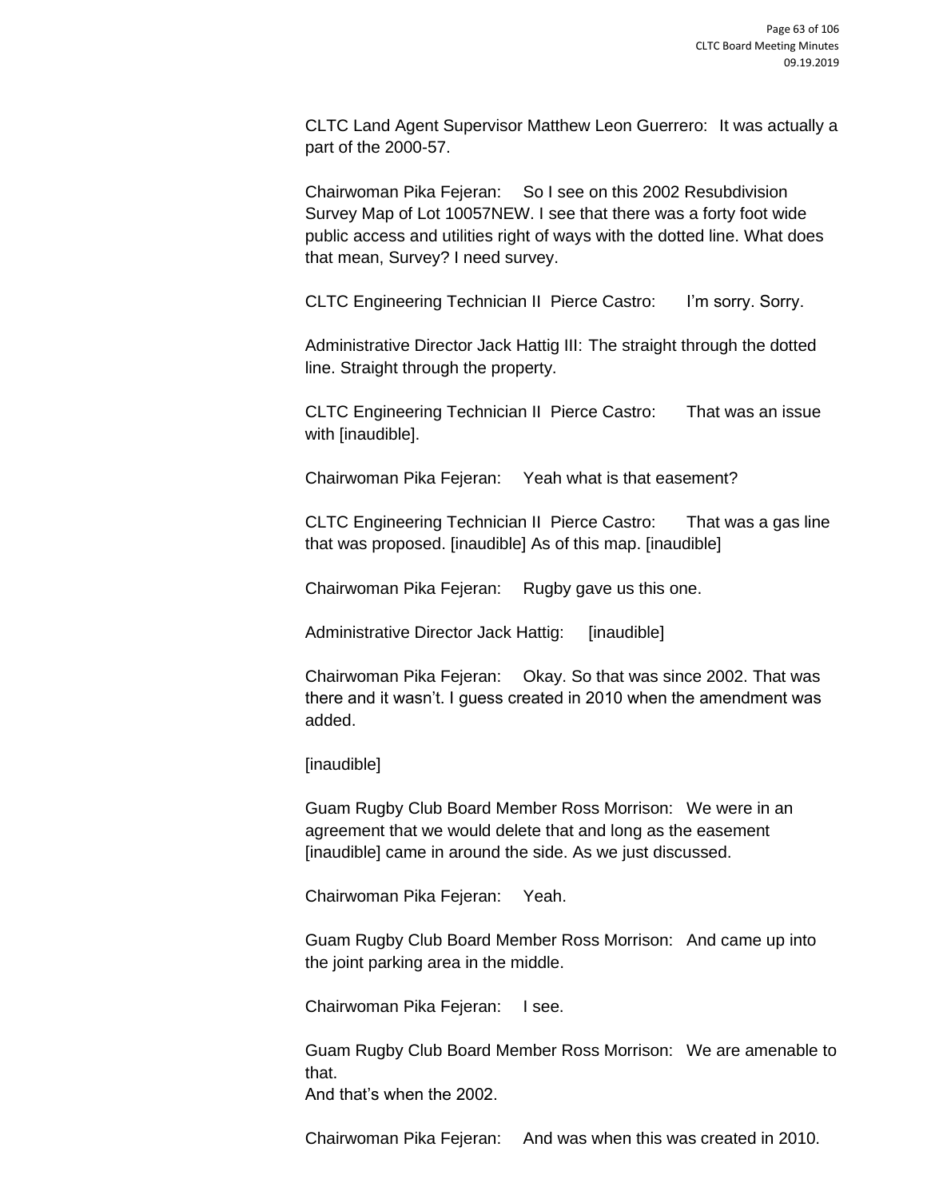CLTC Land Agent Supervisor Matthew Leon Guerrero: It was actually a part of the 2000-57.

Chairwoman Pika Fejeran: So I see on this 2002 Resubdivision Survey Map of Lot 10057NEW. I see that there was a forty foot wide public access and utilities right of ways with the dotted line. What does that mean, Survey? I need survey.

CLTC Engineering Technician II Pierce Castro: I'm sorry. Sorry.

Administrative Director Jack Hattig III: The straight through the dotted line. Straight through the property.

CLTC Engineering Technician II Pierce Castro: That was an issue with [inaudible].

Chairwoman Pika Fejeran: Yeah what is that easement?

CLTC Engineering Technician II Pierce Castro: That was a gas line that was proposed. [inaudible] As of this map. [inaudible]

Chairwoman Pika Fejeran: Rugby gave us this one.

Administrative Director Jack Hattig: [inaudible]

Chairwoman Pika Fejeran: Okay. So that was since 2002. That was there and it wasn't. I guess created in 2010 when the amendment was added.

[inaudible]

Guam Rugby Club Board Member Ross Morrison: We were in an agreement that we would delete that and long as the easement [inaudible] came in around the side. As we just discussed.

Chairwoman Pika Fejeran: Yeah.

Guam Rugby Club Board Member Ross Morrison: And came up into the joint parking area in the middle.

Chairwoman Pika Fejeran: I see.

Guam Rugby Club Board Member Ross Morrison: We are amenable to that.
And that's when the 2002.

Chairwoman Pika Fejeran: And was when this was created in 2010.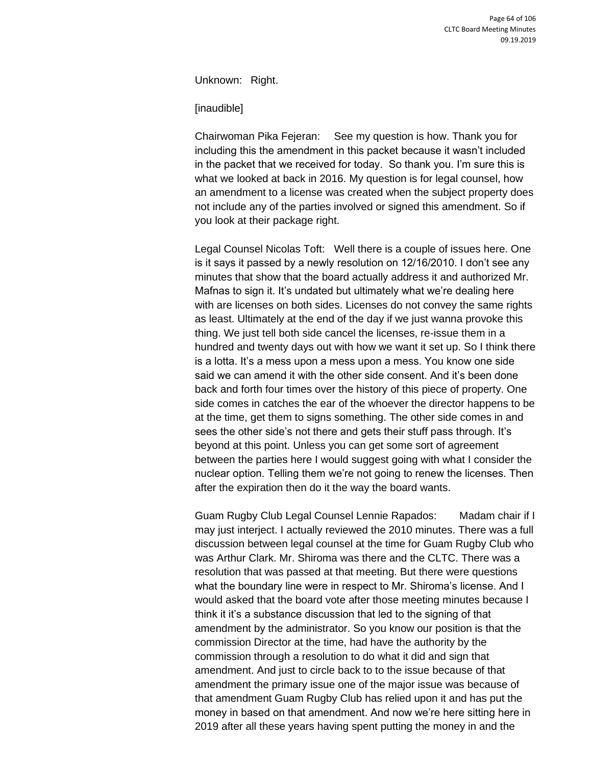Unknown: Right.

[inaudible]

Chairwoman Pika Fejeran: See my question is how. Thank you for including this the amendment in this packet because it wasn't included in the packet that we received for today. So thank you. I'm sure this is what we looked at back in 2016. My question is for legal counsel, how an amendment to a license was created when the subject property does not include any of the parties involved or signed this amendment. So if you look at their package right.

Legal Counsel Nicolas Toft: Well there is a couple of issues here. One is it says it passed by a newly resolution on 12/16/2010. I don't see any minutes that show that the board actually address it and authorized Mr. Mafnas to sign it. It's undated but ultimately what we're dealing here with are licenses on both sides. Licenses do not convey the same rights as least. Ultimately at the end of the day if we just wanna provoke this thing. We just tell both side cancel the licenses, re-issue them in a hundred and twenty days out with how we want it set up. So I think there is a lotta. It's a mess upon a mess upon a mess. You know one side said we can amend it with the other side consent. And it's been done back and forth four times over the history of this piece of property. One side comes in catches the ear of the whoever the director happens to be at the time, get them to signs something. The other side comes in and sees the other side's not there and gets their stuff pass through. It's beyond at this point. Unless you can get some sort of agreement between the parties here I would suggest going with what I consider the nuclear option. Telling them we're not going to renew the licenses. Then after the expiration then do it the way the board wants.

Guam Rugby Club Legal Counsel Lennie Rapados: Madam chair if I may just interject. I actually reviewed the 2010 minutes. There was a full discussion between legal counsel at the time for Guam Rugby Club who was Arthur Clark. Mr. Shiroma was there and the CLTC. There was a resolution that was passed at that meeting. But there were questions what the boundary line were in respect to Mr. Shiroma's license. And I would asked that the board vote after those meeting minutes because I think it it's a substance discussion that led to the signing of that amendment by the administrator. So you know our position is that the commission Director at the time, had have the authority by the commission through a resolution to do what it did and sign that amendment. And just to circle back to to the issue because of that amendment the primary issue one of the major issue was because of that amendment Guam Rugby Club has relied upon it and has put the money in based on that amendment. And now we're here sitting here in 2019 after all these years having spent putting the money in and the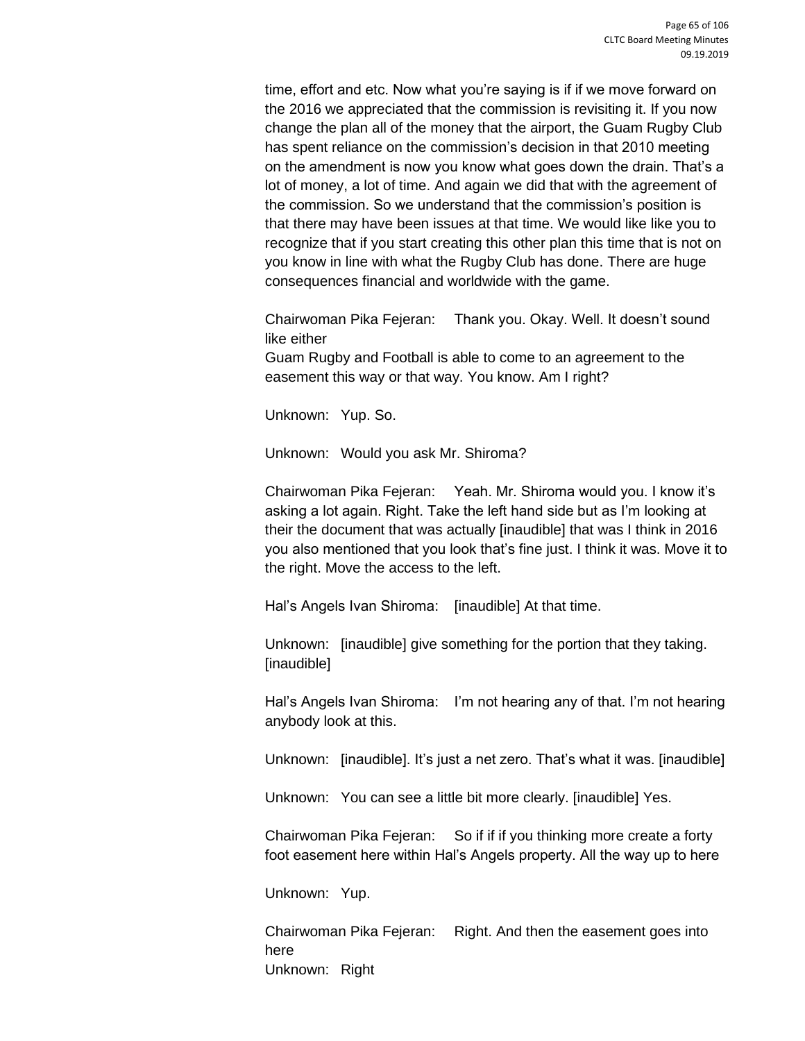time, effort and etc. Now what you're saying is if if we move forward on the 2016 we appreciated that the commission is revisiting it. If you now change the plan all of the money that the airport, the Guam Rugby Club has spent reliance on the commission's decision in that 2010 meeting on the amendment is now you know what goes down the drain. That's a lot of money, a lot of time. And again we did that with the agreement of the commission. So we understand that the commission's position is that there may have been issues at that time. We would like like you to recognize that if you start creating this other plan this time that is not on you know in line with what the Rugby Club has done. There are huge consequences financial and worldwide with the game.

Chairwoman Pika Fejeran: Thank you. Okay. Well. It doesn't sound like either
Guam Rugby and Football is able to come to an agreement to the easement this way or that way. You know. Am I right?

Unknown: Yup. So.

Unknown: Would you ask Mr. Shiroma?

Chairwoman Pika Fejeran: Yeah. Mr. Shiroma would you. I know it's asking a lot again. Right. Take the left hand side but as I'm looking at their the document that was actually [inaudible] that was I think in 2016 you also mentioned that you look that's fine just. I think it was. Move it to the right. Move the access to the left.

Hal's Angels Ivan Shiroma: [inaudible] At that time.

Unknown: [inaudible] give something for the portion that they taking. [inaudible]

Hal's Angels Ivan Shiroma: I'm not hearing any of that. I'm not hearing anybody look at this.

Unknown: [inaudible]. It's just a net zero. That's what it was. [inaudible]

Unknown: You can see a little bit more clearly. [inaudible] Yes.

Chairwoman Pika Fejeran: So if if if you thinking more create a forty foot easement here within Hal's Angels property. All the way up to here

Unknown: Yup.

Chairwoman Pika Fejeran: Right. And then the easement goes into here
Unknown: Right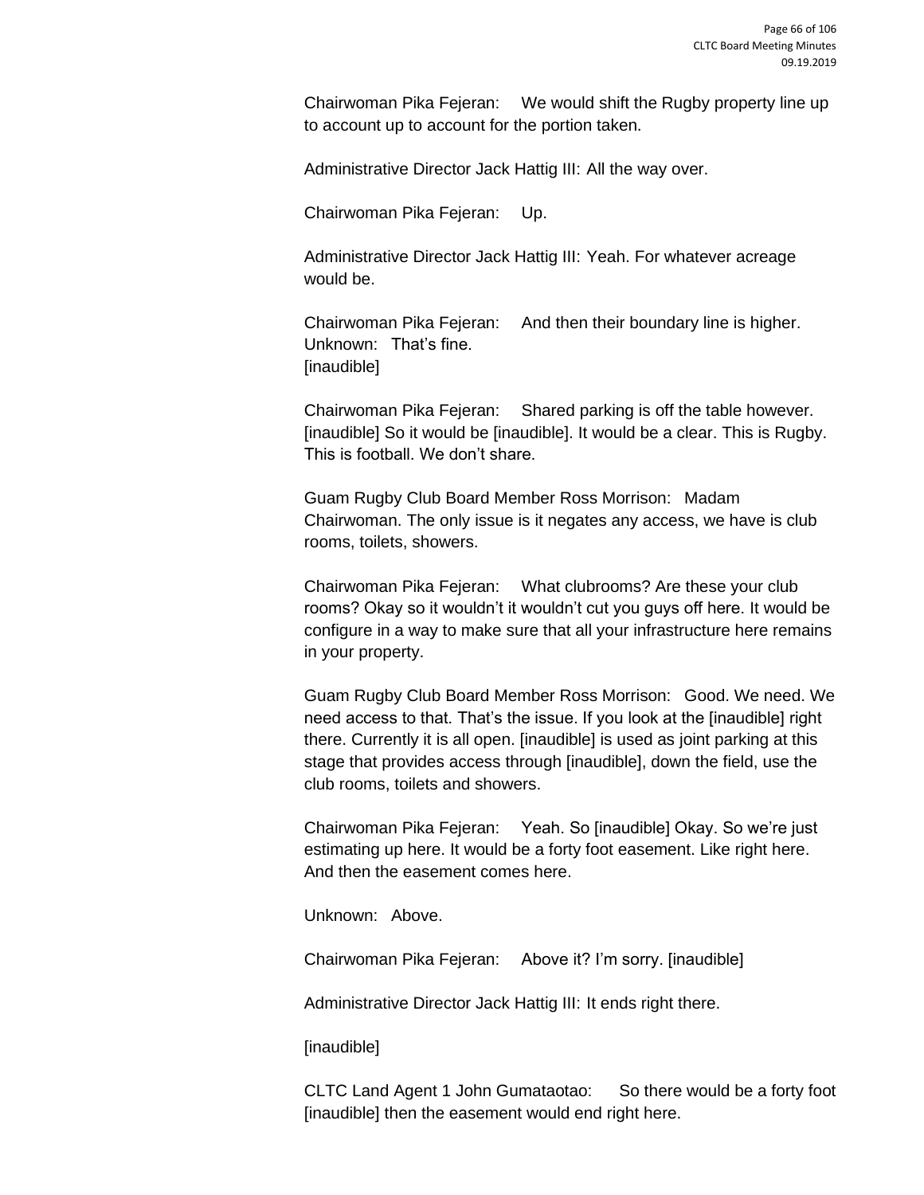Chairwoman Pika Fejeran: We would shift the Rugby property line up to account up to account for the portion taken.

Administrative Director Jack Hattig III: All the way over.

Chairwoman Pika Fejeran: Up.

Administrative Director Jack Hattig III: Yeah. For whatever acreage would be.

Chairwoman Pika Fejeran: And then their boundary line is higher.
Unknown: That's fine.
[inaudible]

Chairwoman Pika Fejeran: Shared parking is off the table however. [inaudible] So it would be [inaudible]. It would be a clear. This is Rugby. This is football. We don't share.

Guam Rugby Club Board Member Ross Morrison: Madam Chairwoman. The only issue is it negates any access, we have is club rooms, toilets, showers.

Chairwoman Pika Fejeran: What clubrooms? Are these your club rooms? Okay so it wouldn't it wouldn't cut you guys off here. It would be configure in a way to make sure that all your infrastructure here remains in your property.

Guam Rugby Club Board Member Ross Morrison: Good. We need. We need access to that. That's the issue. If you look at the [inaudible] right there. Currently it is all open. [inaudible] is used as joint parking at this stage that provides access through [inaudible], down the field, use the club rooms, toilets and showers.

Chairwoman Pika Fejeran: Yeah. So [inaudible] Okay. So we're just estimating up here. It would be a forty foot easement. Like right here. And then the easement comes here.

Unknown: Above.

Chairwoman Pika Fejeran: Above it? I'm sorry. [inaudible]

Administrative Director Jack Hattig III: It ends right there.

[inaudible]

CLTC Land Agent 1 John Gumataotao: So there would be a forty foot [inaudible] then the easement would end right here.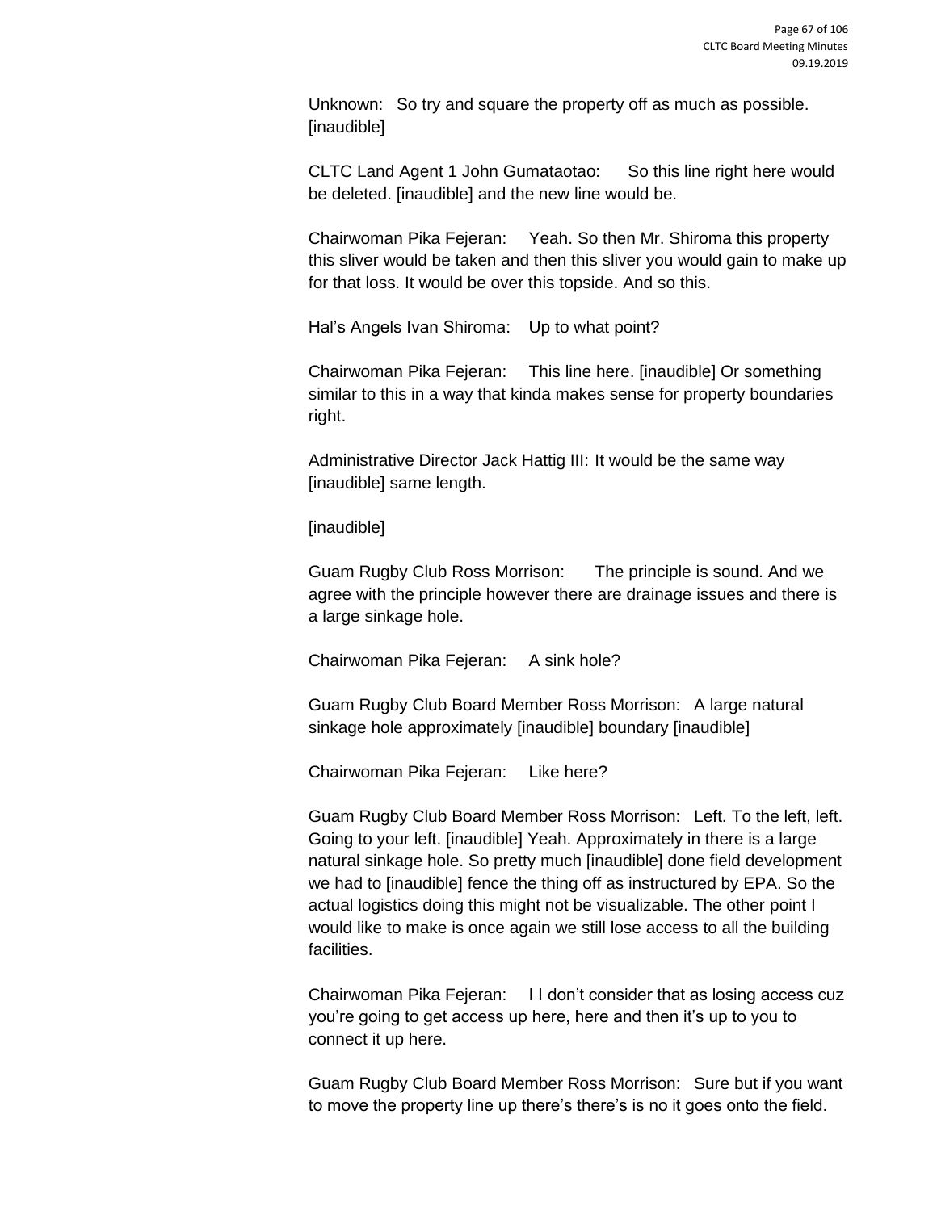Unknown: So try and square the property off as much as possible. [inaudible]

CLTC Land Agent 1 John Gumataotao: So this line right here would be deleted. [inaudible] and the new line would be.

Chairwoman Pika Fejeran: Yeah. So then Mr. Shiroma this property this sliver would be taken and then this sliver you would gain to make up for that loss. It would be over this topside. And so this.

Hal's Angels Ivan Shiroma: Up to what point?

Chairwoman Pika Fejeran: This line here. [inaudible] Or something similar to this in a way that kinda makes sense for property boundaries right.

Administrative Director Jack Hattig III: It would be the same way [inaudible] same length.

[inaudible]

Guam Rugby Club Ross Morrison: The principle is sound. And we agree with the principle however there are drainage issues and there is a large sinkage hole.

Chairwoman Pika Fejeran: A sink hole?

Guam Rugby Club Board Member Ross Morrison: A large natural sinkage hole approximately [inaudible] boundary [inaudible]

Chairwoman Pika Fejeran: Like here?

Guam Rugby Club Board Member Ross Morrison: Left. To the left, left. Going to your left. [inaudible] Yeah. Approximately in there is a large natural sinkage hole. So pretty much [inaudible] done field development we had to [inaudible] fence the thing off as instructured by EPA. So the actual logistics doing this might not be visualizable. The other point I would like to make is once again we still lose access to all the building facilities.

Chairwoman Pika Fejeran: I I don't consider that as losing access cuz you're going to get access up here, here and then it's up to you to connect it up here.

Guam Rugby Club Board Member Ross Morrison: Sure but if you want to move the property line up there's there's is no it goes onto the field.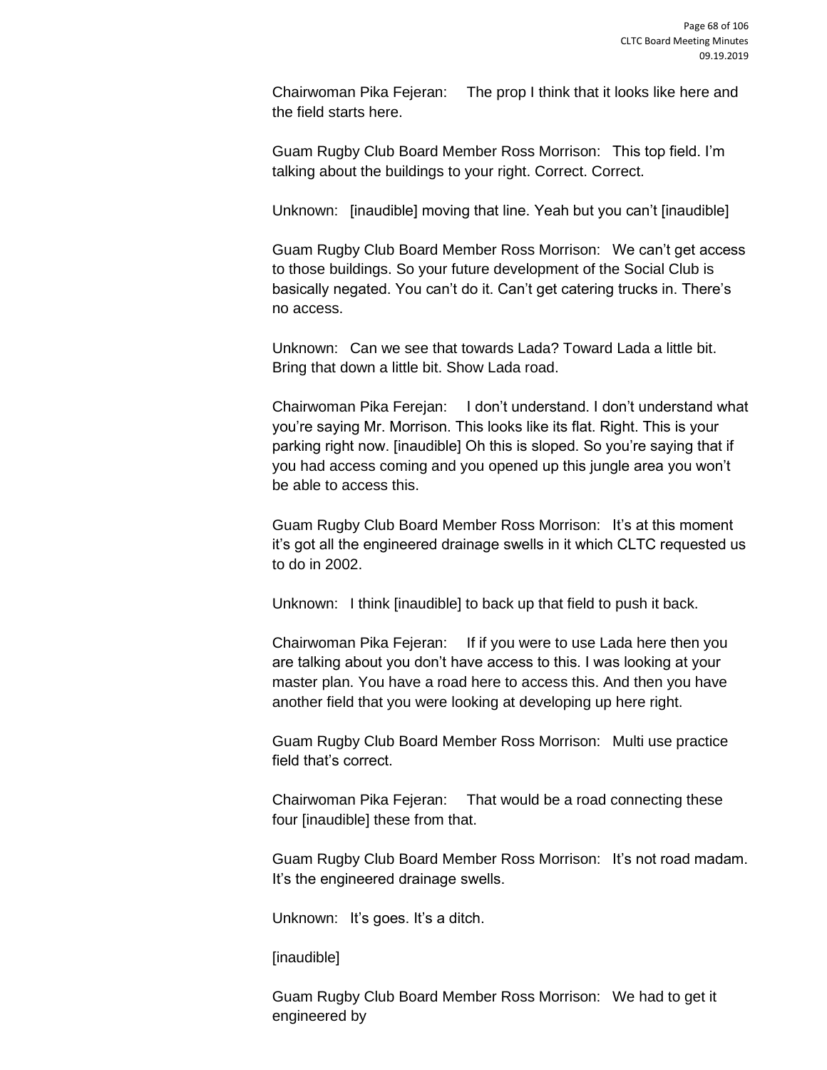Chairwoman Pika Fejeran: The prop I think that it looks like here and the field starts here.

Guam Rugby Club Board Member Ross Morrison: This top field. I'm talking about the buildings to your right. Correct. Correct.

Unknown: [inaudible] moving that line. Yeah but you can't [inaudible]

Guam Rugby Club Board Member Ross Morrison: We can't get access to those buildings. So your future development of the Social Club is basically negated. You can't do it. Can't get catering trucks in. There's no access.

Unknown: Can we see that towards Lada? Toward Lada a little bit. Bring that down a little bit. Show Lada road.

Chairwoman Pika Ferejan: I don't understand. I don't understand what you're saying Mr. Morrison. This looks like its flat. Right. This is your parking right now. [inaudible] Oh this is sloped. So you're saying that if you had access coming and you opened up this jungle area you won't be able to access this.

Guam Rugby Club Board Member Ross Morrison: It's at this moment it's got all the engineered drainage swells in it which CLTC requested us to do in 2002.

Unknown: I think [inaudible] to back up that field to push it back.

Chairwoman Pika Fejeran: If if you were to use Lada here then you are talking about you don't have access to this. I was looking at your master plan. You have a road here to access this. And then you have another field that you were looking at developing up here right.

Guam Rugby Club Board Member Ross Morrison: Multi use practice field that's correct.

Chairwoman Pika Fejeran: That would be a road connecting these four [inaudible] these from that.

Guam Rugby Club Board Member Ross Morrison: It's not road madam. It's the engineered drainage swells.

Unknown: It's goes. It's a ditch.

[inaudible]

Guam Rugby Club Board Member Ross Morrison: We had to get it engineered by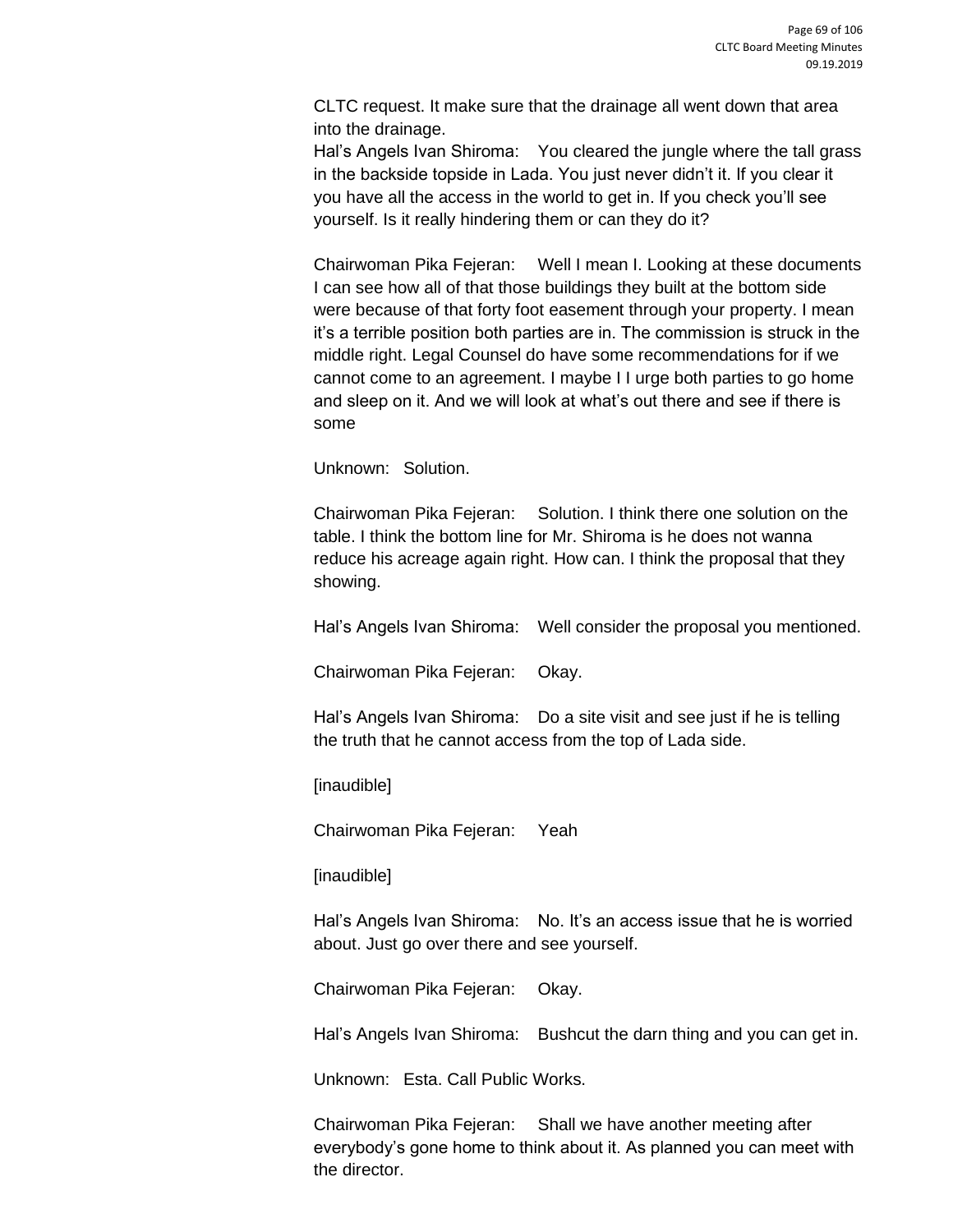CLTC request. It make sure that the drainage all went down that area into the drainage.

Hal's Angels Ivan Shiroma: You cleared the jungle where the tall grass in the backside topside in Lada. You just never didn't it. If you clear it you have all the access in the world to get in. If you check you'll see yourself. Is it really hindering them or can they do it?

Chairwoman Pika Fejeran: Well I mean I. Looking at these documents I can see how all of that those buildings they built at the bottom side were because of that forty foot easement through your property. I mean it's a terrible position both parties are in. The commission is struck in the middle right. Legal Counsel do have some recommendations for if we cannot come to an agreement. I maybe I I urge both parties to go home and sleep on it. And we will look at what's out there and see if there is some

Unknown: Solution.

Chairwoman Pika Fejeran: Solution. I think there one solution on the table. I think the bottom line for Mr. Shiroma is he does not wanna reduce his acreage again right. How can. I think the proposal that they showing.

Hal's Angels Ivan Shiroma: Well consider the proposal you mentioned.

Chairwoman Pika Fejeran: Okay.

Hal's Angels Ivan Shiroma: Do a site visit and see just if he is telling the truth that he cannot access from the top of Lada side.

[inaudible]

Chairwoman Pika Fejeran: Yeah

[inaudible]

Hal's Angels Ivan Shiroma: No. It's an access issue that he is worried about. Just go over there and see yourself.

Chairwoman Pika Fejeran: Okay.

Hal's Angels Ivan Shiroma: Bushcut the darn thing and you can get in.

Unknown: Esta. Call Public Works.

Chairwoman Pika Fejeran: Shall we have another meeting after everybody's gone home to think about it. As planned you can meet with the director.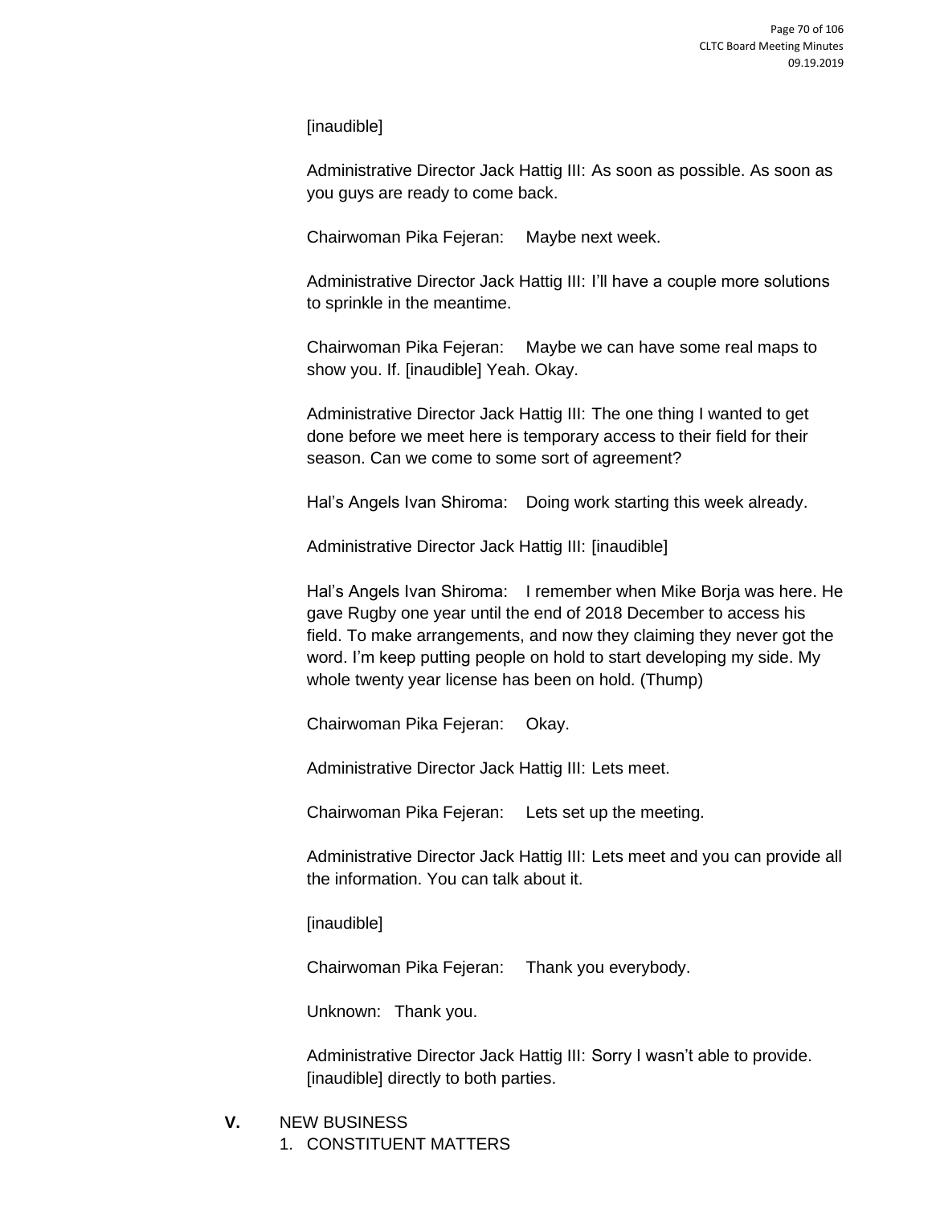[inaudible]

Administrative Director Jack Hattig III: As soon as possible. As soon as you guys are ready to come back.

Chairwoman Pika Fejeran: Maybe next week.

Administrative Director Jack Hattig III: I'll have a couple more solutions to sprinkle in the meantime.

Chairwoman Pika Fejeran: Maybe we can have some real maps to show you. If. [inaudible] Yeah. Okay.

Administrative Director Jack Hattig III: The one thing I wanted to get done before we meet here is temporary access to their field for their season. Can we come to some sort of agreement?

Hal's Angels Ivan Shiroma: Doing work starting this week already.

Administrative Director Jack Hattig III: [inaudible]

Hal's Angels Ivan Shiroma: I remember when Mike Borja was here. He gave Rugby one year until the end of 2018 December to access his field. To make arrangements, and now they claiming they never got the word. I'm keep putting people on hold to start developing my side. My whole twenty year license has been on hold. (Thump)

Chairwoman Pika Fejeran: Okay.

Administrative Director Jack Hattig III: Lets meet.

Chairwoman Pika Fejeran: Lets set up the meeting.

Administrative Director Jack Hattig III: Lets meet and you can provide all the information. You can talk about it.

[inaudible]

Chairwoman Pika Fejeran: Thank you everybody.

Unknown: Thank you.

Administrative Director Jack Hattig III: Sorry I wasn't able to provide. [inaudible] directly to both parties.

**V.** NEW BUSINESS

1. CONSTITUENT MATTERS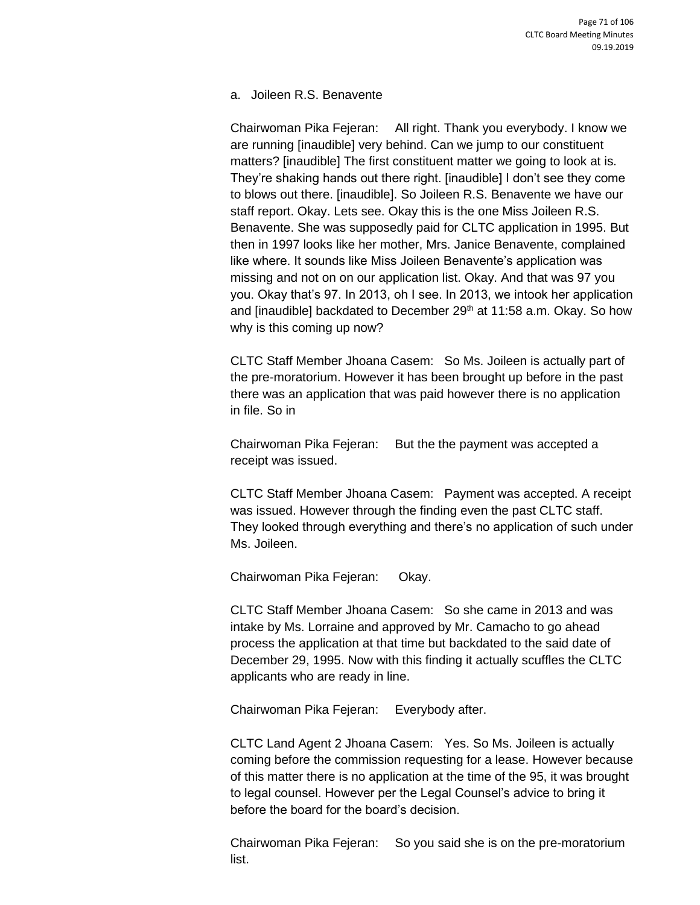a. Joileen R.S. Benavente

Chairwoman Pika Fejeran: All right. Thank you everybody. I know we are running [inaudible] very behind. Can we jump to our constituent matters? [inaudible] The first constituent matter we going to look at is. They're shaking hands out there right. [inaudible] I don't see they come to blows out there. [inaudible]. So Joileen R.S. Benavente we have our staff report. Okay. Lets see. Okay this is the one Miss Joileen R.S. Benavente. She was supposedly paid for CLTC application in 1995. But then in 1997 looks like her mother, Mrs. Janice Benavente, complained like where. It sounds like Miss Joileen Benavente's application was missing and not on on our application list. Okay. And that was 97 you you. Okay that's 97. In 2013, oh I see. In 2013, we intook her application and [inaudible] backdated to December 29th at 11:58 a.m. Okay. So how why is this coming up now?

CLTC Staff Member Jhoana Casem: So Ms. Joileen is actually part of the pre-moratorium. However it has been brought up before in the past there was an application that was paid however there is no application in file. So in

Chairwoman Pika Fejeran: But the the payment was accepted a receipt was issued.

CLTC Staff Member Jhoana Casem: Payment was accepted. A receipt was issued. However through the finding even the past CLTC staff. They looked through everything and there's no application of such under Ms. Joileen.

Chairwoman Pika Fejeran: Okay.

CLTC Staff Member Jhoana Casem: So she came in 2013 and was intake by Ms. Lorraine and approved by Mr. Camacho to go ahead process the application at that time but backdated to the said date of December 29, 1995. Now with this finding it actually scuffles the CLTC applicants who are ready in line.

Chairwoman Pika Fejeran: Everybody after.

CLTC Land Agent 2 Jhoana Casem: Yes. So Ms. Joileen is actually coming before the commission requesting for a lease. However because of this matter there is no application at the time of the 95, it was brought to legal counsel. However per the Legal Counsel's advice to bring it before the board for the board's decision.

Chairwoman Pika Fejeran: So you said she is on the pre-moratorium list.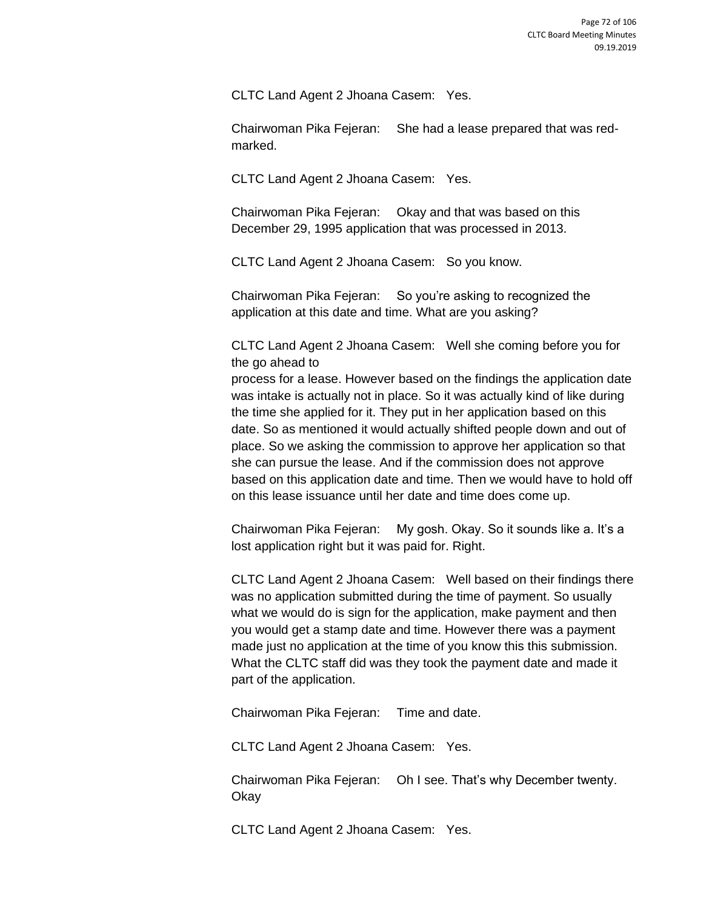CLTC Land Agent 2 Jhoana Casem: Yes.

Chairwoman Pika Fejeran: She had a lease prepared that was red-marked.

CLTC Land Agent 2 Jhoana Casem: Yes.

Chairwoman Pika Fejeran: Okay and that was based on this December 29, 1995 application that was processed in 2013.

CLTC Land Agent 2 Jhoana Casem: So you know.

Chairwoman Pika Fejeran: So you're asking to recognized the application at this date and time. What are you asking?

CLTC Land Agent 2 Jhoana Casem: Well she coming before you for the go ahead to
process for a lease. However based on the findings the application date was intake is actually not in place. So it was actually kind of like during the time she applied for it. They put in her application based on this date. So as mentioned it would actually shifted people down and out of place. So we asking the commission to approve her application so that she can pursue the lease. And if the commission does not approve based on this application date and time. Then we would have to hold off on this lease issuance until her date and time does come up.

Chairwoman Pika Fejeran: My gosh. Okay. So it sounds like a. It's a lost application right but it was paid for. Right.

CLTC Land Agent 2 Jhoana Casem: Well based on their findings there was no application submitted during the time of payment. So usually what we would do is sign for the application, make payment and then you would get a stamp date and time. However there was a payment made just no application at the time of you know this this submission. What the CLTC staff did was they took the payment date and made it part of the application.

Chairwoman Pika Fejeran: Time and date.

CLTC Land Agent 2 Jhoana Casem: Yes.

Chairwoman Pika Fejeran: Oh I see. That's why December twenty. Okay

CLTC Land Agent 2 Jhoana Casem: Yes.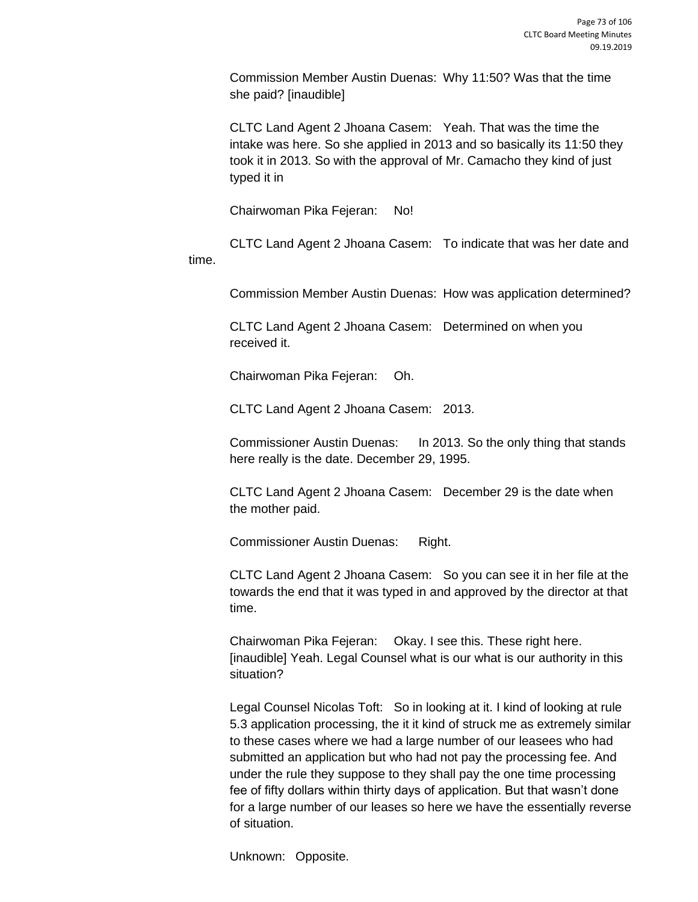Commission Member Austin Duenas: Why 11:50? Was that the time she paid? [inaudible]

CLTC Land Agent 2 Jhoana Casem: Yeah. That was the time the intake was here. So she applied in 2013 and so basically its 11:50 they took it in 2013. So with the approval of Mr. Camacho they kind of just typed it in

Chairwoman Pika Fejeran: No!

CLTC Land Agent 2 Jhoana Casem: To indicate that was her date and time.

Commission Member Austin Duenas: How was application determined?

CLTC Land Agent 2 Jhoana Casem: Determined on when you received it.

Chairwoman Pika Fejeran: Oh.

CLTC Land Agent 2 Jhoana Casem: 2013.

Commissioner Austin Duenas: In 2013. So the only thing that stands here really is the date. December 29, 1995.

CLTC Land Agent 2 Jhoana Casem: December 29 is the date when the mother paid.

Commissioner Austin Duenas: Right.

CLTC Land Agent 2 Jhoana Casem: So you can see it in her file at the towards the end that it was typed in and approved by the director at that time.

Chairwoman Pika Fejeran: Okay. I see this. These right here. [inaudible] Yeah. Legal Counsel what is our what is our authority in this situation?

Legal Counsel Nicolas Toft: So in looking at it. I kind of looking at rule 5.3 application processing, the it it kind of struck me as extremely similar to these cases where we had a large number of our leasees who had submitted an application but who had not pay the processing fee. And under the rule they suppose to they shall pay the one time processing fee of fifty dollars within thirty days of application. But that wasn't done for a large number of our leases so here we have the essentially reverse of situation.

Unknown: Opposite.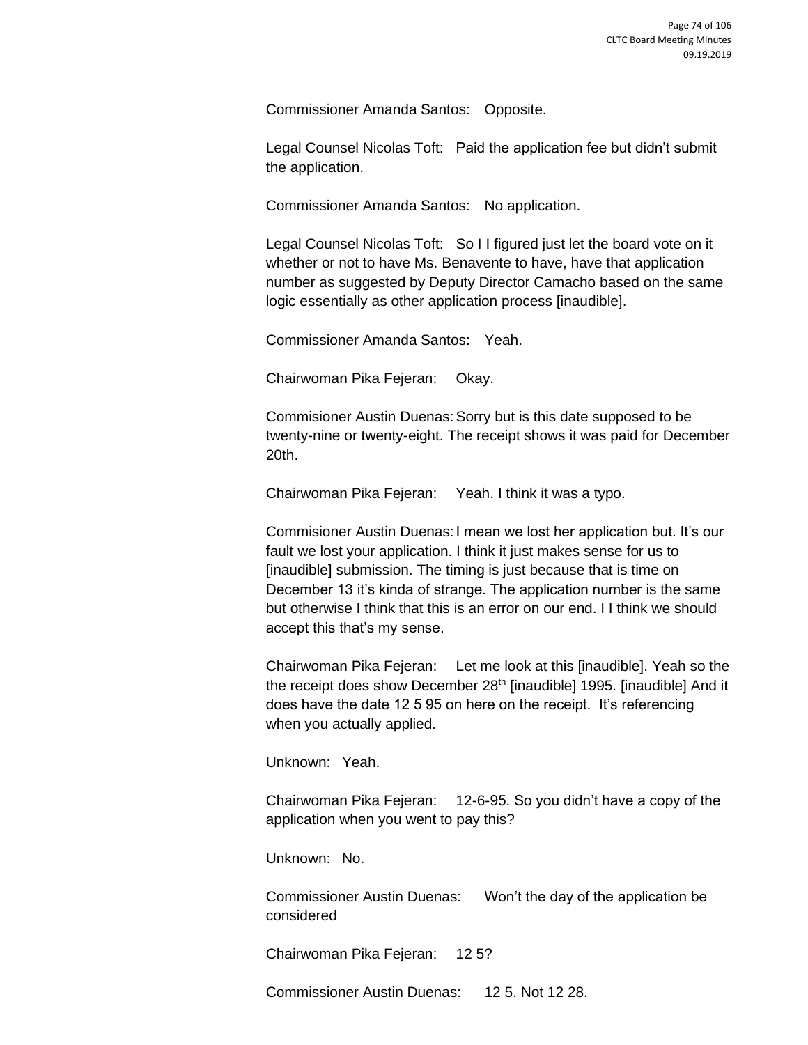Commissioner Amanda Santos: Opposite.

Legal Counsel Nicolas Toft: Paid the application fee but didn't submit the application.

Commissioner Amanda Santos: No application.

Legal Counsel Nicolas Toft: So I I figured just let the board vote on it whether or not to have Ms. Benavente to have, have that application number as suggested by Deputy Director Camacho based on the same logic essentially as other application process [inaudible].

Commissioner Amanda Santos: Yeah.

Chairwoman Pika Fejeran: Okay.

Commisioner Austin Duenas: Sorry but is this date supposed to be twenty-nine or twenty-eight. The receipt shows it was paid for December 20th.

Chairwoman Pika Fejeran: Yeah. I think it was a typo.

Commisioner Austin Duenas: I mean we lost her application but. It's our fault we lost your application. I think it just makes sense for us to [inaudible] submission. The timing is just because that is time on December 13 it's kinda of strange. The application number is the same but otherwise I think that this is an error on our end. I I think we should accept this that's my sense.

Chairwoman Pika Fejeran: Let me look at this [inaudible]. Yeah so the the receipt does show December 28th [inaudible] 1995. [inaudible] And it does have the date 12 5 95 on here on the receipt. It's referencing when you actually applied.

Unknown: Yeah.

Chairwoman Pika Fejeran: 12-6-95. So you didn't have a copy of the application when you went to pay this?

Unknown: No.

Commissioner Austin Duenas: Won't the day of the application be considered

Chairwoman Pika Fejeran: 12 5?

Commissioner Austin Duenas: 12 5. Not 12 28.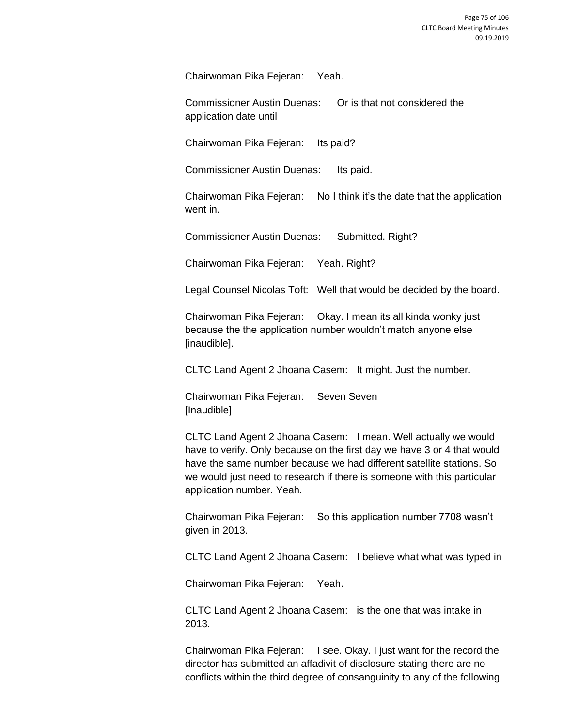Chairwoman Pika Fejeran: Yeah.

Commissioner Austin Duenas: Or is that not considered the application date until

Chairwoman Pika Fejeran: Its paid?

Commissioner Austin Duenas: Its paid.

Chairwoman Pika Fejeran: No I think it's the date that the application went in.

Commissioner Austin Duenas: Submitted. Right?

Chairwoman Pika Fejeran: Yeah. Right?

Legal Counsel Nicolas Toft: Well that would be decided by the board.

Chairwoman Pika Fejeran: Okay. I mean its all kinda wonky just because the the application number wouldn't match anyone else [inaudible].

CLTC Land Agent 2 Jhoana Casem: It might. Just the number.

Chairwoman Pika Fejeran: Seven Seven
[Inaudible]

CLTC Land Agent 2 Jhoana Casem: I mean. Well actually we would have to verify. Only because on the first day we have 3 or 4 that would have the same number because we had different satellite stations. So we would just need to research if there is someone with this particular application number. Yeah.

Chairwoman Pika Fejeran: So this application number 7708 wasn't given in 2013.

CLTC Land Agent 2 Jhoana Casem: I believe what what was typed in

Chairwoman Pika Fejeran: Yeah.

CLTC Land Agent 2 Jhoana Casem: is the one that was intake in 2013.

Chairwoman Pika Fejeran: I see. Okay. I just want for the record the director has submitted an affadivit of disclosure stating there are no conflicts within the third degree of consanguinity to any of the following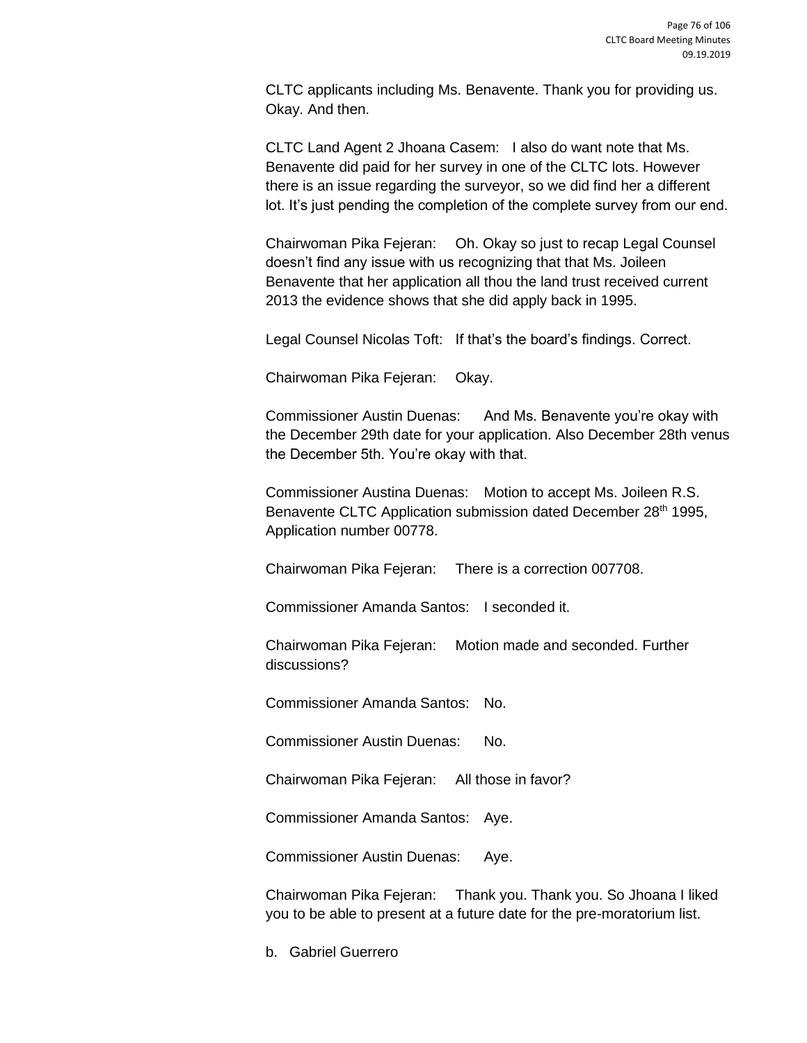CLTC applicants including Ms. Benavente. Thank you for providing us. Okay. And then.

CLTC Land Agent 2 Jhoana Casem: I also do want note that Ms. Benavente did paid for her survey in one of the CLTC lots. However there is an issue regarding the surveyor, so we did find her a different lot. It's just pending the completion of the complete survey from our end.

Chairwoman Pika Fejeran: Oh. Okay so just to recap Legal Counsel doesn't find any issue with us recognizing that that Ms. Joileen Benavente that her application all thou the land trust received current 2013 the evidence shows that she did apply back in 1995.

Legal Counsel Nicolas Toft: If that's the board's findings. Correct.

Chairwoman Pika Fejeran: Okay.

Commissioner Austin Duenas: And Ms. Benavente you're okay with the December 29th date for your application. Also December 28th venus the December 5th. You're okay with that.

Commissioner Austina Duenas: Motion to accept Ms. Joileen R.S. Benavente CLTC Application submission dated December 28th 1995, Application number 00778.

Chairwoman Pika Fejeran: There is a correction 007708.

Commissioner Amanda Santos: I seconded it.

Chairwoman Pika Fejeran: Motion made and seconded. Further discussions?

Commissioner Amanda Santos: No.

Commissioner Austin Duenas: No.

Chairwoman Pika Fejeran: All those in favor?

Commissioner Amanda Santos: Aye.

Commissioner Austin Duenas: Aye.

Chairwoman Pika Fejeran: Thank you. Thank you. So Jhoana I liked you to be able to present at a future date for the pre-moratorium list.

b. Gabriel Guerrero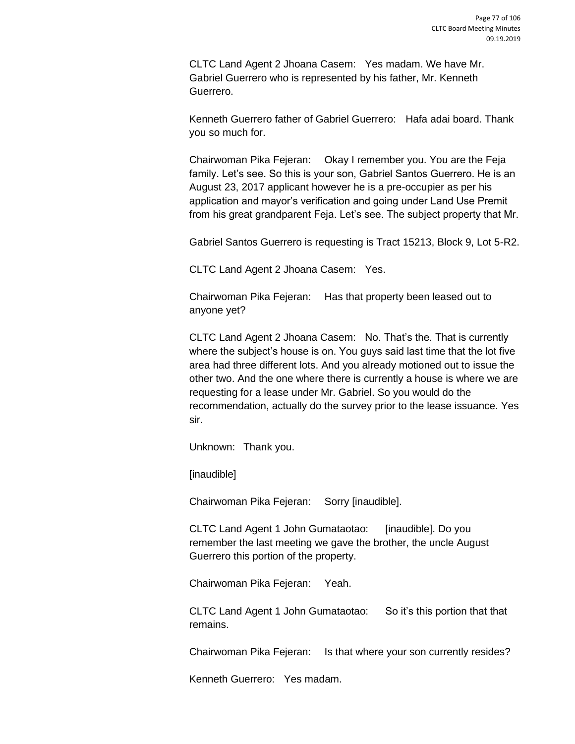CLTC Land Agent 2 Jhoana Casem: Yes madam. We have Mr. Gabriel Guerrero who is represented by his father, Mr. Kenneth Guerrero.

Kenneth Guerrero father of Gabriel Guerrero: Hafa adai board. Thank you so much for.

Chairwoman Pika Fejeran: Okay I remember you. You are the Feja family. Let's see. So this is your son, Gabriel Santos Guerrero. He is an August 23, 2017 applicant however he is a pre-occupier as per his application and mayor's verification and going under Land Use Premit from his great grandparent Feja. Let's see. The subject property that Mr.

Gabriel Santos Guerrero is requesting is Tract 15213, Block 9, Lot 5-R2.

CLTC Land Agent 2 Jhoana Casem: Yes.

Chairwoman Pika Fejeran: Has that property been leased out to anyone yet?

CLTC Land Agent 2 Jhoana Casem: No. That's the. That is currently where the subject's house is on. You guys said last time that the lot five area had three different lots. And you already motioned out to issue the other two. And the one where there is currently a house is where we are requesting for a lease under Mr. Gabriel. So you would do the recommendation, actually do the survey prior to the lease issuance. Yes sir.

Unknown: Thank you.

[inaudible]

Chairwoman Pika Fejeran: Sorry [inaudible].

CLTC Land Agent 1 John Gumataotao: [inaudible]. Do you remember the last meeting we gave the brother, the uncle August Guerrero this portion of the property.

Chairwoman Pika Fejeran: Yeah.

CLTC Land Agent 1 John Gumataotao: So it's this portion that that remains.

Chairwoman Pika Fejeran: Is that where your son currently resides?

Kenneth Guerrero: Yes madam.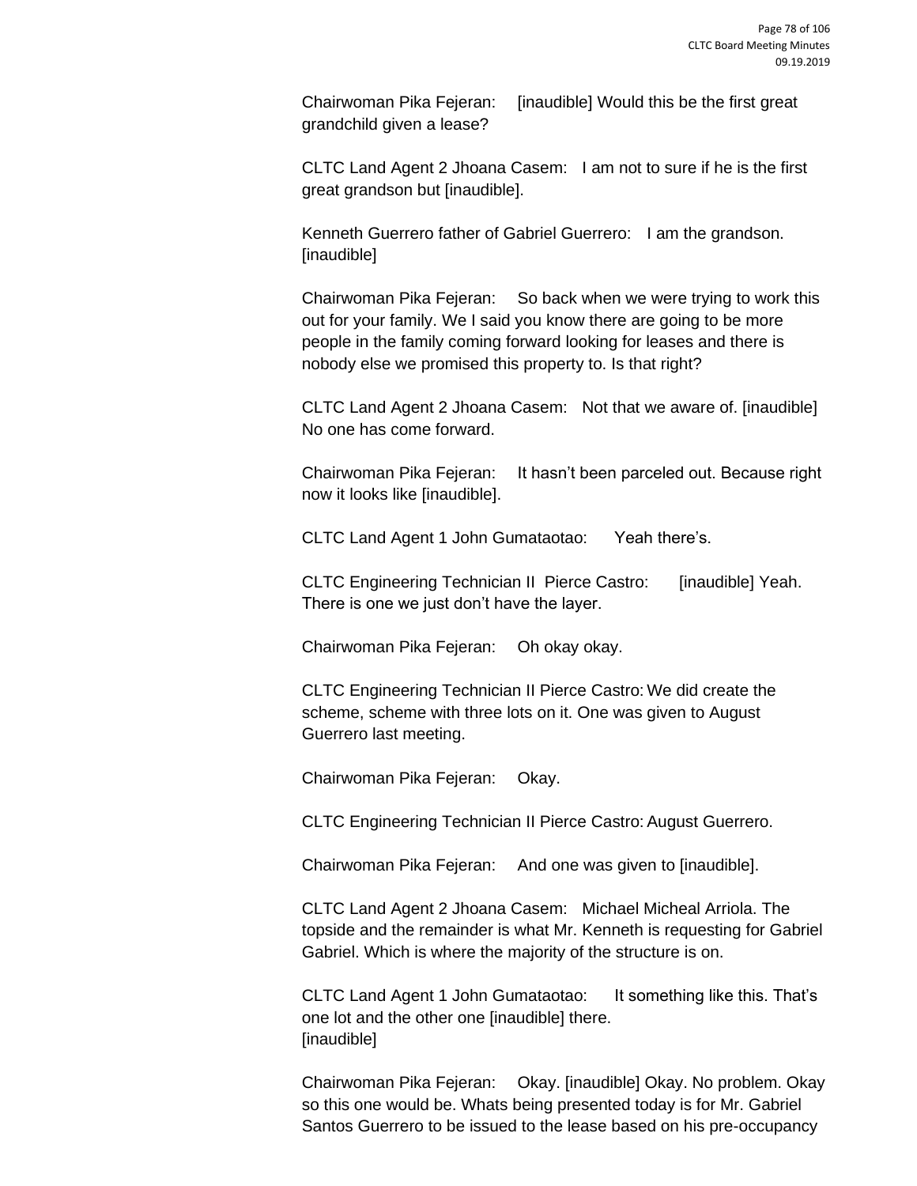Chairwoman Pika Fejeran: [inaudible] Would this be the first great grandchild given a lease?

CLTC Land Agent 2 Jhoana Casem: I am not to sure if he is the first great grandson but [inaudible].

Kenneth Guerrero father of Gabriel Guerrero: I am the grandson. [inaudible]

Chairwoman Pika Fejeran: So back when we were trying to work this out for your family. We I said you know there are going to be more people in the family coming forward looking for leases and there is nobody else we promised this property to. Is that right?

CLTC Land Agent 2 Jhoana Casem: Not that we aware of. [inaudible] No one has come forward.

Chairwoman Pika Fejeran: It hasn't been parceled out. Because right now it looks like [inaudible].

CLTC Land Agent 1 John Gumataotao: Yeah there's.

CLTC Engineering Technician II Pierce Castro: [inaudible] Yeah. There is one we just don't have the layer.

Chairwoman Pika Fejeran: Oh okay okay.

CLTC Engineering Technician II Pierce Castro: We did create the scheme, scheme with three lots on it. One was given to August Guerrero last meeting.

Chairwoman Pika Fejeran: Okay.

CLTC Engineering Technician II Pierce Castro: August Guerrero.

Chairwoman Pika Fejeran: And one was given to [inaudible].

CLTC Land Agent 2 Jhoana Casem: Michael Micheal Arriola. The topside and the remainder is what Mr. Kenneth is requesting for Gabriel Gabriel. Which is where the majority of the structure is on.

CLTC Land Agent 1 John Gumataotao: It something like this. That's one lot and the other one [inaudible] there.
[inaudible]

Chairwoman Pika Fejeran: Okay. [inaudible] Okay. No problem. Okay so this one would be. Whats being presented today is for Mr. Gabriel Santos Guerrero to be issued to the lease based on his pre-occupancy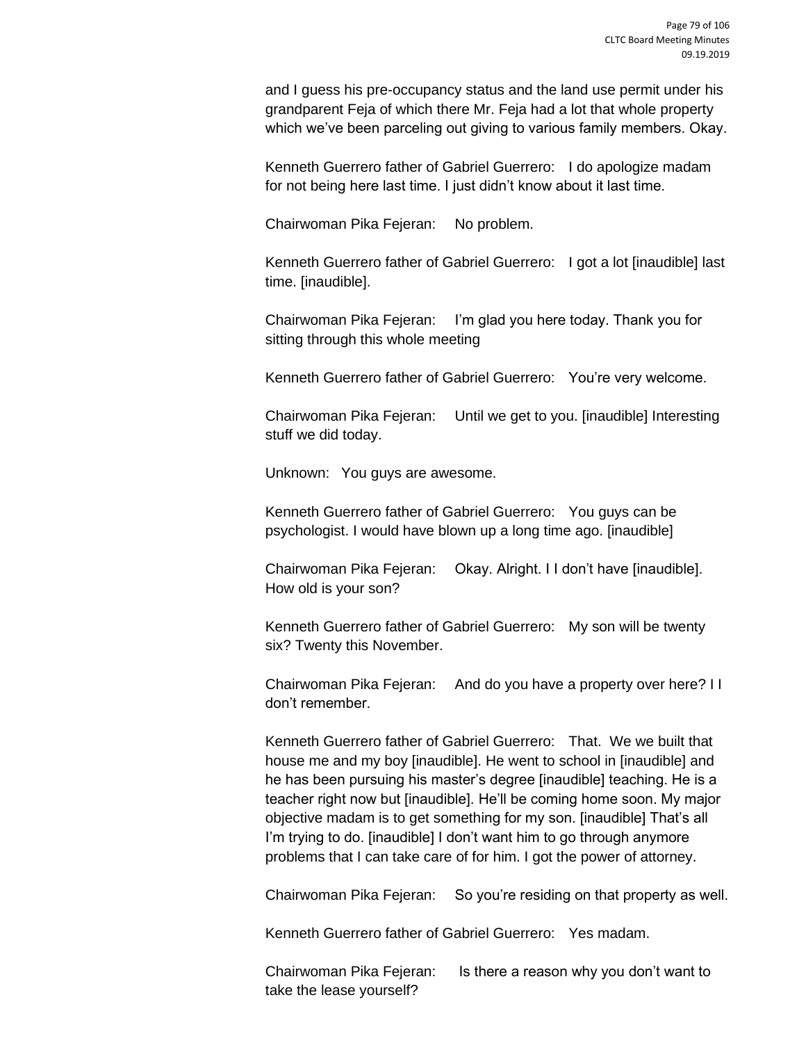and I guess his pre-occupancy status and the land use permit under his grandparent Feja of which there Mr. Feja had a lot that whole property which we've been parceling out giving to various family members. Okay.

Kenneth Guerrero father of Gabriel Guerrero: I do apologize madam for not being here last time. I just didn't know about it last time.

Chairwoman Pika Fejeran: No problem.

Kenneth Guerrero father of Gabriel Guerrero: I got a lot [inaudible] last time. [inaudible].

Chairwoman Pika Fejeran: I'm glad you here today. Thank you for sitting through this whole meeting

Kenneth Guerrero father of Gabriel Guerrero: You're very welcome.

Chairwoman Pika Fejeran: Until we get to you. [inaudible] Interesting stuff we did today.

Unknown: You guys are awesome.

Kenneth Guerrero father of Gabriel Guerrero: You guys can be psychologist. I would have blown up a long time ago. [inaudible]

Chairwoman Pika Fejeran: Okay. Alright. I I don't have [inaudible]. How old is your son?

Kenneth Guerrero father of Gabriel Guerrero: My son will be twenty six? Twenty this November.

Chairwoman Pika Fejeran: And do you have a property over here? I I don't remember.

Kenneth Guerrero father of Gabriel Guerrero: That. We we built that house me and my boy [inaudible]. He went to school in [inaudible] and he has been pursuing his master's degree [inaudible] teaching. He is a teacher right now but [inaudible]. He'll be coming home soon. My major objective madam is to get something for my son. [inaudible] That's all I'm trying to do. [inaudible] I don't want him to go through anymore problems that I can take care of for him. I got the power of attorney.

Chairwoman Pika Fejeran: So you're residing on that property as well.

Kenneth Guerrero father of Gabriel Guerrero: Yes madam.

Chairwoman Pika Fejeran: Is there a reason why you don't want to take the lease yourself?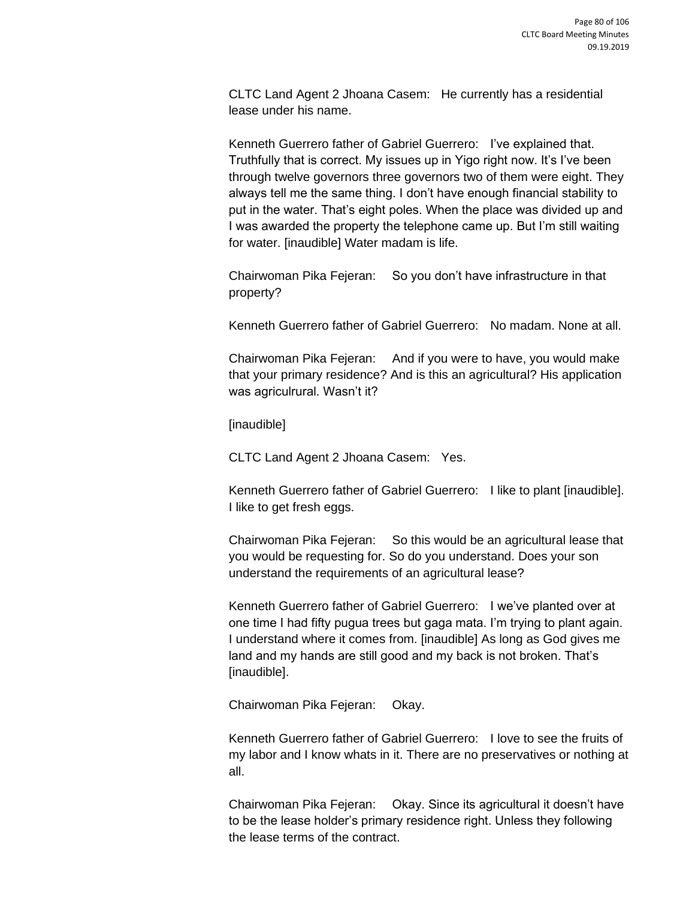CLTC Land Agent 2 Jhoana Casem: He currently has a residential lease under his name.

Kenneth Guerrero father of Gabriel Guerrero: I've explained that. Truthfully that is correct. My issues up in Yigo right now. It's I've been through twelve governors three governors two of them were eight. They always tell me the same thing. I don't have enough financial stability to put in the water. That's eight poles. When the place was divided up and I was awarded the property the telephone came up. But I'm still waiting for water. [inaudible] Water madam is life.

Chairwoman Pika Fejeran: So you don't have infrastructure in that property?

Kenneth Guerrero father of Gabriel Guerrero: No madam. None at all.

Chairwoman Pika Fejeran: And if you were to have, you would make that your primary residence? And is this an agricultural? His application was agriculrural. Wasn't it?

[inaudible]

CLTC Land Agent 2 Jhoana Casem: Yes.

Kenneth Guerrero father of Gabriel Guerrero: I like to plant [inaudible]. I like to get fresh eggs.

Chairwoman Pika Fejeran: So this would be an agricultural lease that you would be requesting for. So do you understand. Does your son understand the requirements of an agricultural lease?

Kenneth Guerrero father of Gabriel Guerrero: I we've planted over at one time I had fifty pugua trees but gaga mata. I'm trying to plant again. I understand where it comes from. [inaudible] As long as God gives me land and my hands are still good and my back is not broken. That's [inaudible].

Chairwoman Pika Fejeran: Okay.

Kenneth Guerrero father of Gabriel Guerrero: I love to see the fruits of my labor and I know whats in it. There are no preservatives or nothing at all.

Chairwoman Pika Fejeran: Okay. Since its agricultural it doesn't have to be the lease holder's primary residence right. Unless they following the lease terms of the contract.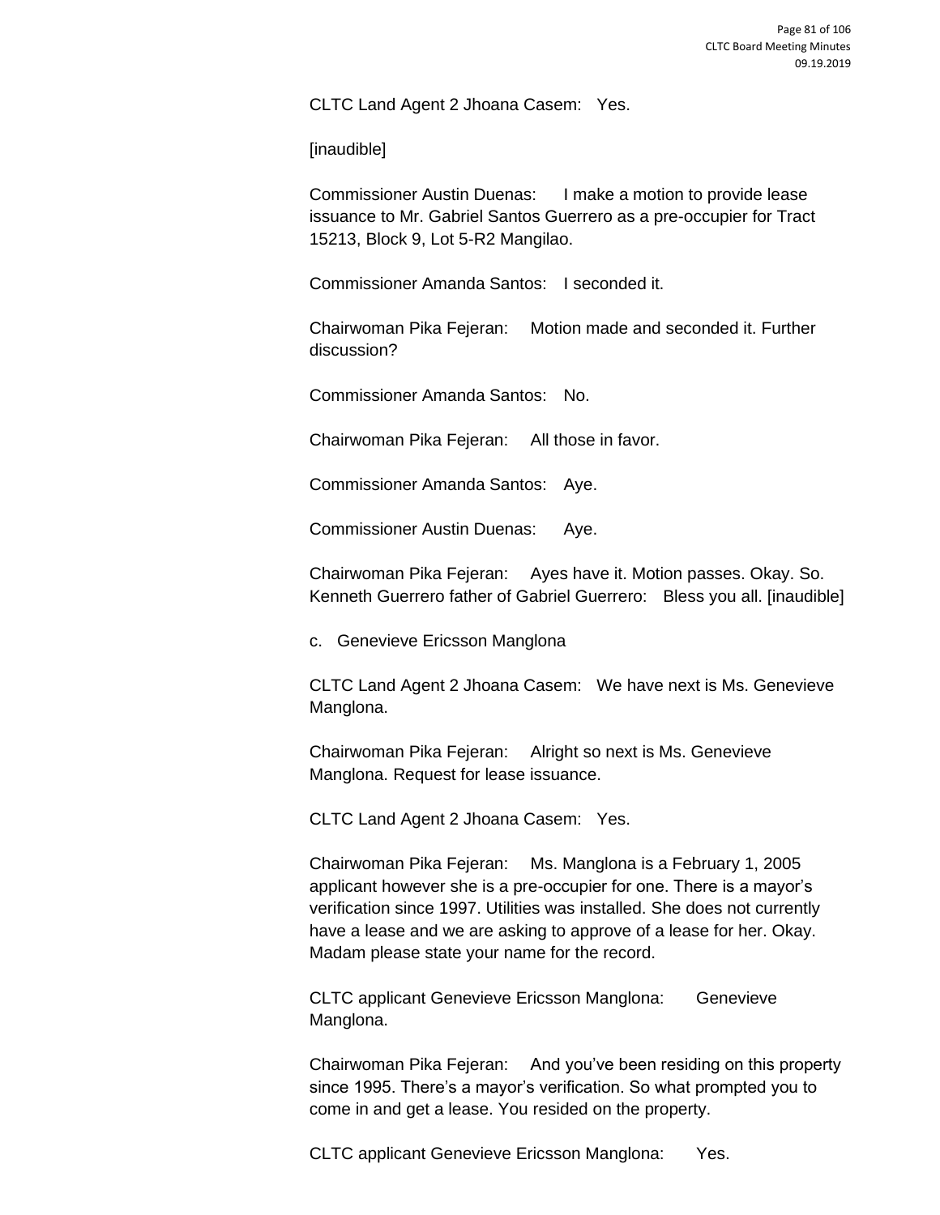CLTC Land Agent 2 Jhoana Casem: Yes.

[inaudible]

Commissioner Austin Duenas: I make a motion to provide lease issuance to Mr. Gabriel Santos Guerrero as a pre-occupier for Tract 15213, Block 9, Lot 5-R2 Mangilao.

Commissioner Amanda Santos: I seconded it.

Chairwoman Pika Fejeran: Motion made and seconded it. Further discussion?

Commissioner Amanda Santos: No.

Chairwoman Pika Fejeran: All those in favor.

Commissioner Amanda Santos: Aye.

Commissioner Austin Duenas: Aye.

Chairwoman Pika Fejeran: Ayes have it. Motion passes. Okay. So. Kenneth Guerrero father of Gabriel Guerrero: Bless you all. [inaudible]

c. Genevieve Ericsson Manglona

CLTC Land Agent 2 Jhoana Casem: We have next is Ms. Genevieve Manglona.

Chairwoman Pika Fejeran: Alright so next is Ms. Genevieve Manglona. Request for lease issuance.

CLTC Land Agent 2 Jhoana Casem: Yes.

Chairwoman Pika Fejeran: Ms. Manglona is a February 1, 2005 applicant however she is a pre-occupier for one. There is a mayor's verification since 1997. Utilities was installed. She does not currently have a lease and we are asking to approve of a lease for her. Okay. Madam please state your name for the record.

CLTC applicant Genevieve Ericsson Manglona: Genevieve Manglona.

Chairwoman Pika Fejeran: And you've been residing on this property since 1995. There's a mayor's verification. So what prompted you to come in and get a lease. You resided on the property.

CLTC applicant Genevieve Ericsson Manglona: Yes.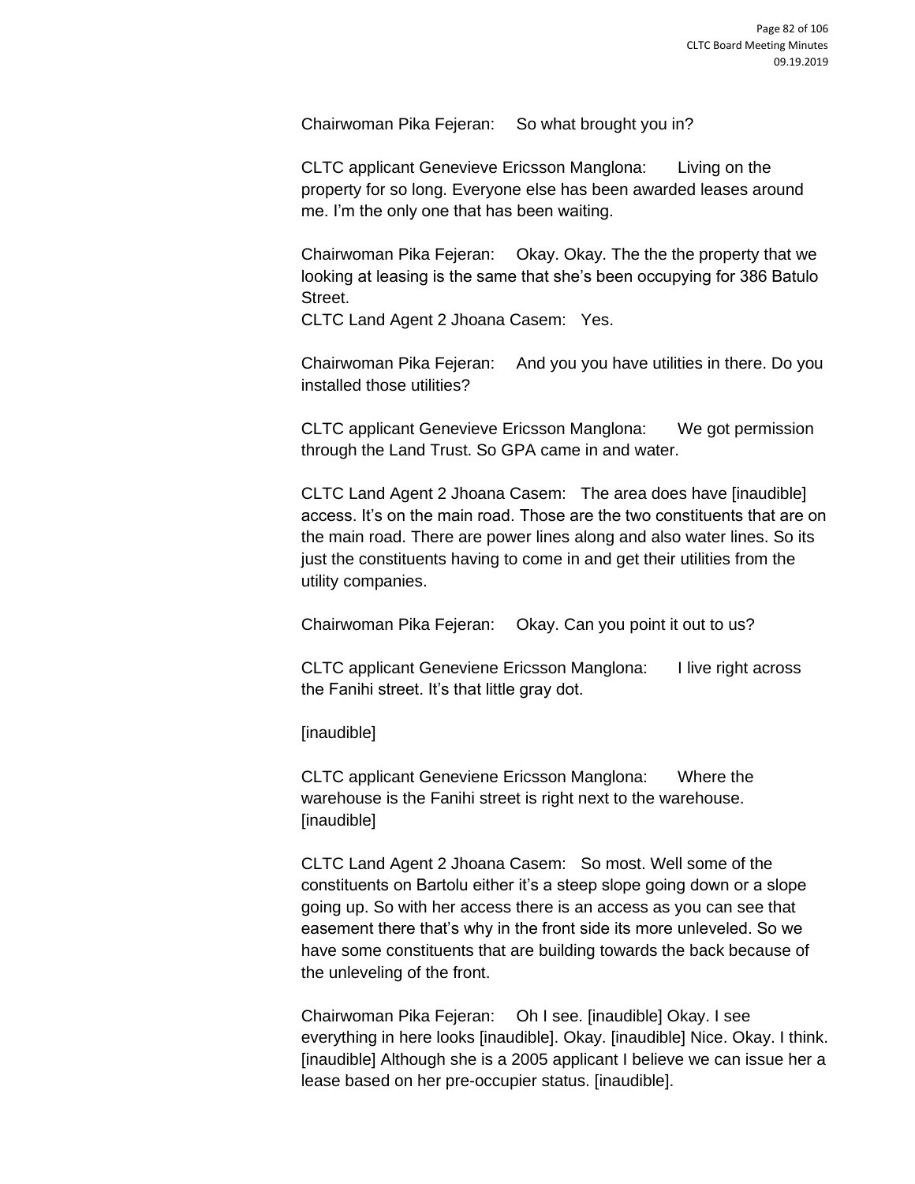Chairwoman Pika Fejeran: So what brought you in?

CLTC applicant Genevieve Ericsson Manglona: Living on the property for so long. Everyone else has been awarded leases around me. I'm the only one that has been waiting.

Chairwoman Pika Fejeran: Okay. Okay. The the the property that we looking at leasing is the same that she's been occupying for 386 Batulo Street.
CLTC Land Agent 2 Jhoana Casem: Yes.

Chairwoman Pika Fejeran: And you you have utilities in there. Do you installed those utilities?

CLTC applicant Genevieve Ericsson Manglona: We got permission through the Land Trust. So GPA came in and water.

CLTC Land Agent 2 Jhoana Casem: The area does have [inaudible] access. It's on the main road. Those are the two constituents that are on the main road. There are power lines along and also water lines. So its just the constituents having to come in and get their utilities from the utility companies.

Chairwoman Pika Fejeran: Okay. Can you point it out to us?

CLTC applicant Geneviene Ericsson Manglona: I live right across the Fanihi street. It's that little gray dot.

[inaudible]

CLTC applicant Geneviene Ericsson Manglona: Where the warehouse is the Fanihi street is right next to the warehouse. [inaudible]

CLTC Land Agent 2 Jhoana Casem: So most. Well some of the constituents on Bartolu either it's a steep slope going down or a slope going up. So with her access there is an access as you can see that easement there that's why in the front side its more unleveled. So we have some constituents that are building towards the back because of the unleveling of the front.

Chairwoman Pika Fejeran: Oh I see. [inaudible] Okay. I see everything in here looks [inaudible]. Okay. [inaudible] Nice. Okay. I think. [inaudible] Although she is a 2005 applicant I believe we can issue her a lease based on her pre-occupier status. [inaudible].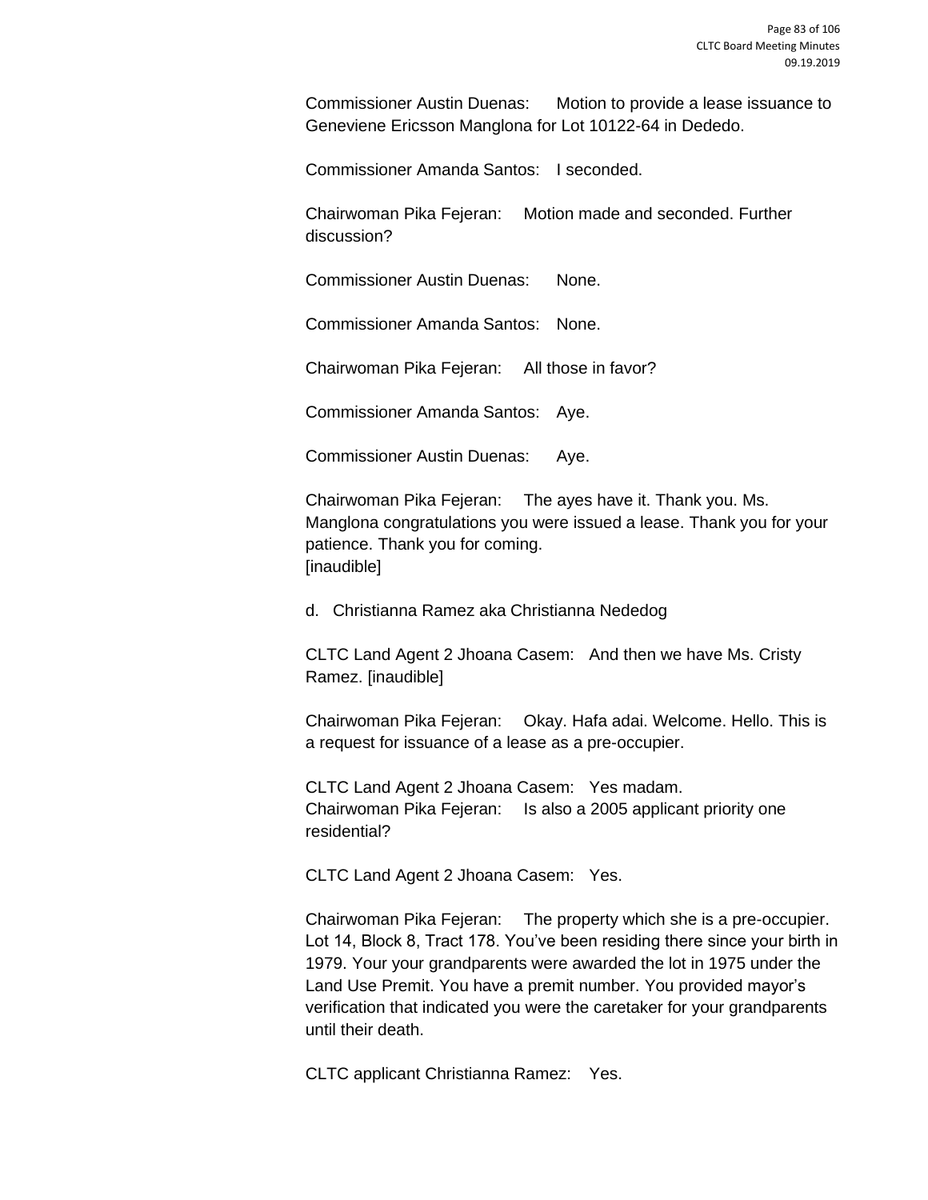Commissioner Austin Duenas: Motion to provide a lease issuance to Geneviene Ericsson Manglona for Lot 10122-64 in Dededo.

Commissioner Amanda Santos: I seconded.

Chairwoman Pika Fejeran: Motion made and seconded. Further discussion?

Commissioner Austin Duenas: None.

Commissioner Amanda Santos: None.

Chairwoman Pika Fejeran: All those in favor?

Commissioner Amanda Santos: Aye.

Commissioner Austin Duenas: Aye.

Chairwoman Pika Fejeran: The ayes have it. Thank you. Ms. Manglona congratulations you were issued a lease. Thank you for your patience. Thank you for coming.
[inaudible]

d. Christianna Ramez aka Christianna Nededog

CLTC Land Agent 2 Jhoana Casem: And then we have Ms. Cristy Ramez. [inaudible]

Chairwoman Pika Fejeran: Okay. Hafa adai. Welcome. Hello. This is a request for issuance of a lease as a pre-occupier.

CLTC Land Agent 2 Jhoana Casem: Yes madam.
Chairwoman Pika Fejeran: Is also a 2005 applicant priority one residential?

CLTC Land Agent 2 Jhoana Casem: Yes.

Chairwoman Pika Fejeran: The property which she is a pre-occupier. Lot 14, Block 8, Tract 178. You've been residing there since your birth in 1979. Your your grandparents were awarded the lot in 1975 under the Land Use Premit. You have a premit number. You provided mayor's verification that indicated you were the caretaker for your grandparents until their death.

CLTC applicant Christianna Ramez: Yes.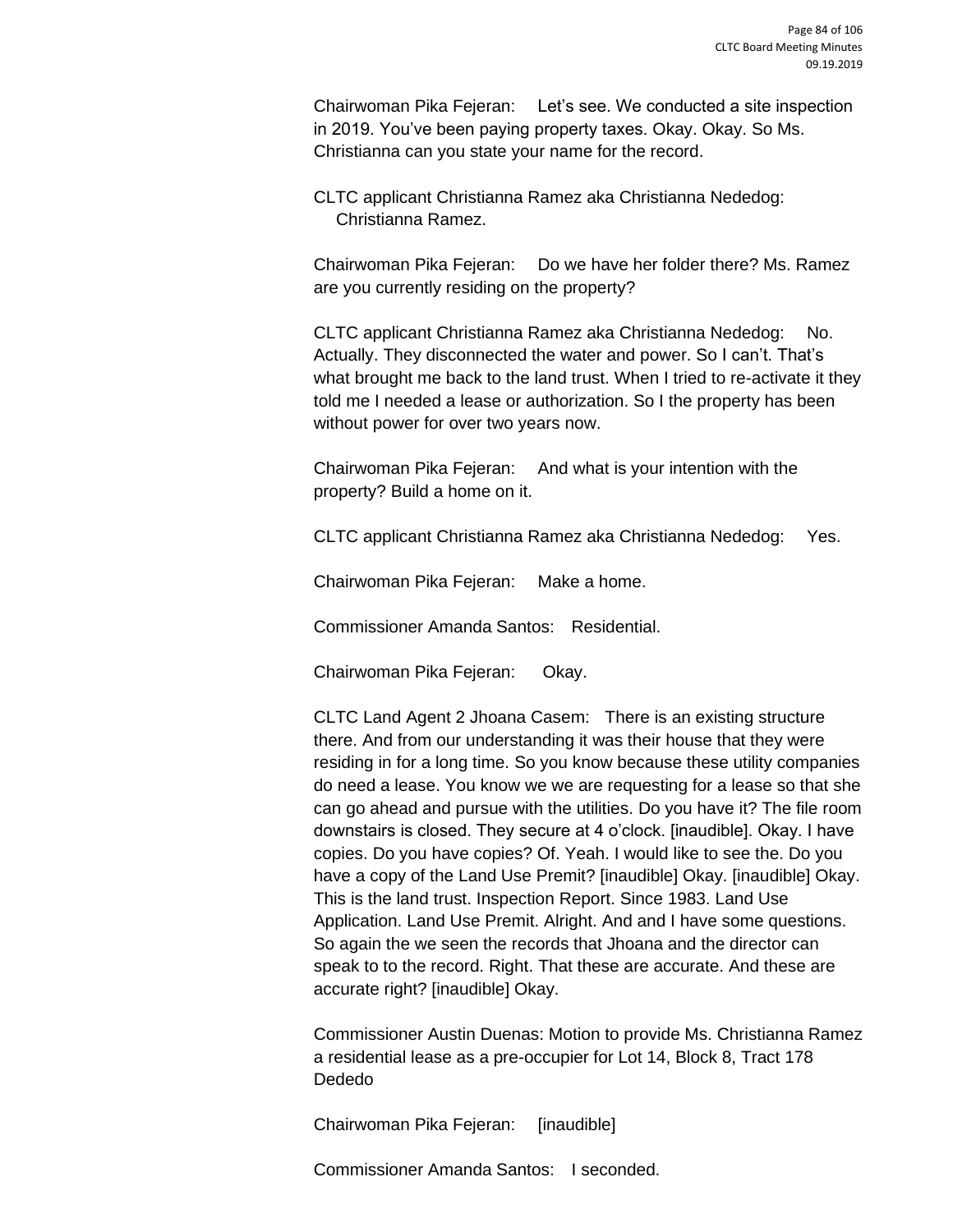Chairwoman Pika Fejeran: Let's see. We conducted a site inspection in 2019. You've been paying property taxes. Okay. Okay. So Ms. Christianna can you state your name for the record.

CLTC applicant Christianna Ramez aka Christianna Nededog: Christianna Ramez.

Chairwoman Pika Fejeran: Do we have her folder there? Ms. Ramez are you currently residing on the property?

CLTC applicant Christianna Ramez aka Christianna Nededog: No. Actually. They disconnected the water and power. So I can't. That's what brought me back to the land trust. When I tried to re-activate it they told me I needed a lease or authorization. So I the property has been without power for over two years now.

Chairwoman Pika Fejeran: And what is your intention with the property? Build a home on it.

CLTC applicant Christianna Ramez aka Christianna Nededog: Yes.

Chairwoman Pika Fejeran: Make a home.

Commissioner Amanda Santos: Residential.

Chairwoman Pika Fejeran: Okay.

CLTC Land Agent 2 Jhoana Casem: There is an existing structure there. And from our understanding it was their house that they were residing in for a long time. So you know because these utility companies do need a lease. You know we we are requesting for a lease so that she can go ahead and pursue with the utilities. Do you have it? The file room downstairs is closed. They secure at 4 o'clock. [inaudible]. Okay. I have copies. Do you have copies? Of. Yeah. I would like to see the. Do you have a copy of the Land Use Premit? [inaudible] Okay. [inaudible] Okay. This is the land trust. Inspection Report. Since 1983. Land Use Application. Land Use Premit. Alright. And and I have some questions. So again the we seen the records that Jhoana and the director can speak to to the record. Right. That these are accurate. And these are accurate right? [inaudible] Okay.

Commissioner Austin Duenas: Motion to provide Ms. Christianna Ramez a residential lease as a pre-occupier for Lot 14, Block 8, Tract 178 Dededo

Chairwoman Pika Fejeran: [inaudible]

Commissioner Amanda Santos: I seconded.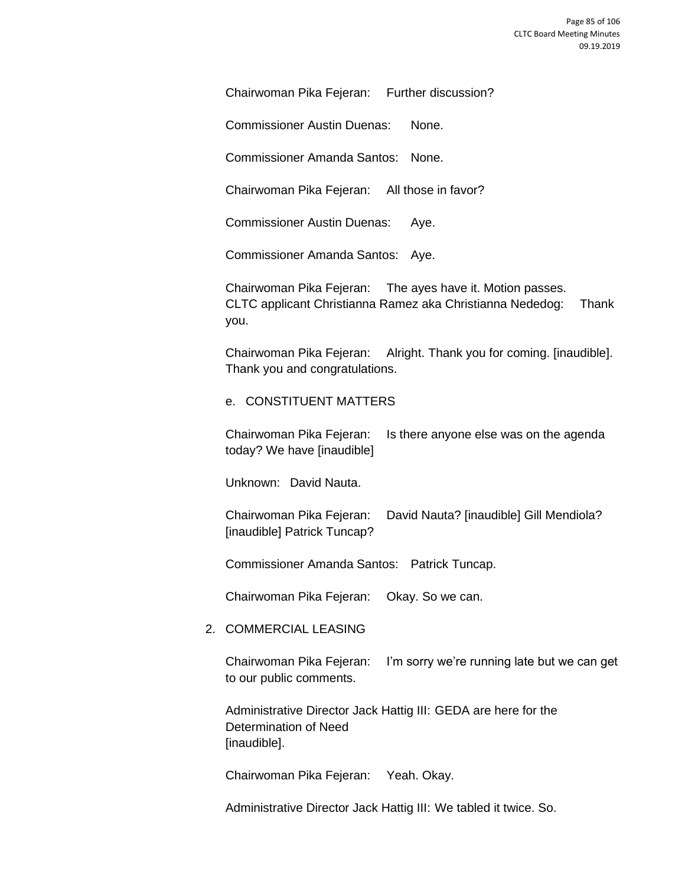Chairwoman Pika Fejeran: Further discussion?

Commissioner Austin Duenas: None.

Commissioner Amanda Santos: None.

Chairwoman Pika Fejeran: All those in favor?

Commissioner Austin Duenas: Aye.

Commissioner Amanda Santos: Aye.

Chairwoman Pika Fejeran: The ayes have it. Motion passes.
CLTC applicant Christianna Ramez aka Christianna Nededog: Thank you.

Chairwoman Pika Fejeran: Alright. Thank you for coming. [inaudible]. Thank you and congratulations.

e. CONSTITUENT MATTERS

Chairwoman Pika Fejeran: Is there anyone else was on the agenda today? We have [inaudible]

Unknown: David Nauta.

Chairwoman Pika Fejeran: David Nauta? [inaudible] Gill Mendiola? [inaudible] Patrick Tuncap?

Commissioner Amanda Santos: Patrick Tuncap.

Chairwoman Pika Fejeran: Okay. So we can.

2. COMMERCIAL LEASING

Chairwoman Pika Fejeran: I'm sorry we're running late but we can get to our public comments.

Administrative Director Jack Hattig III: GEDA are here for the Determination of Need [inaudible].

Chairwoman Pika Fejeran: Yeah. Okay.

Administrative Director Jack Hattig III: We tabled it twice. So.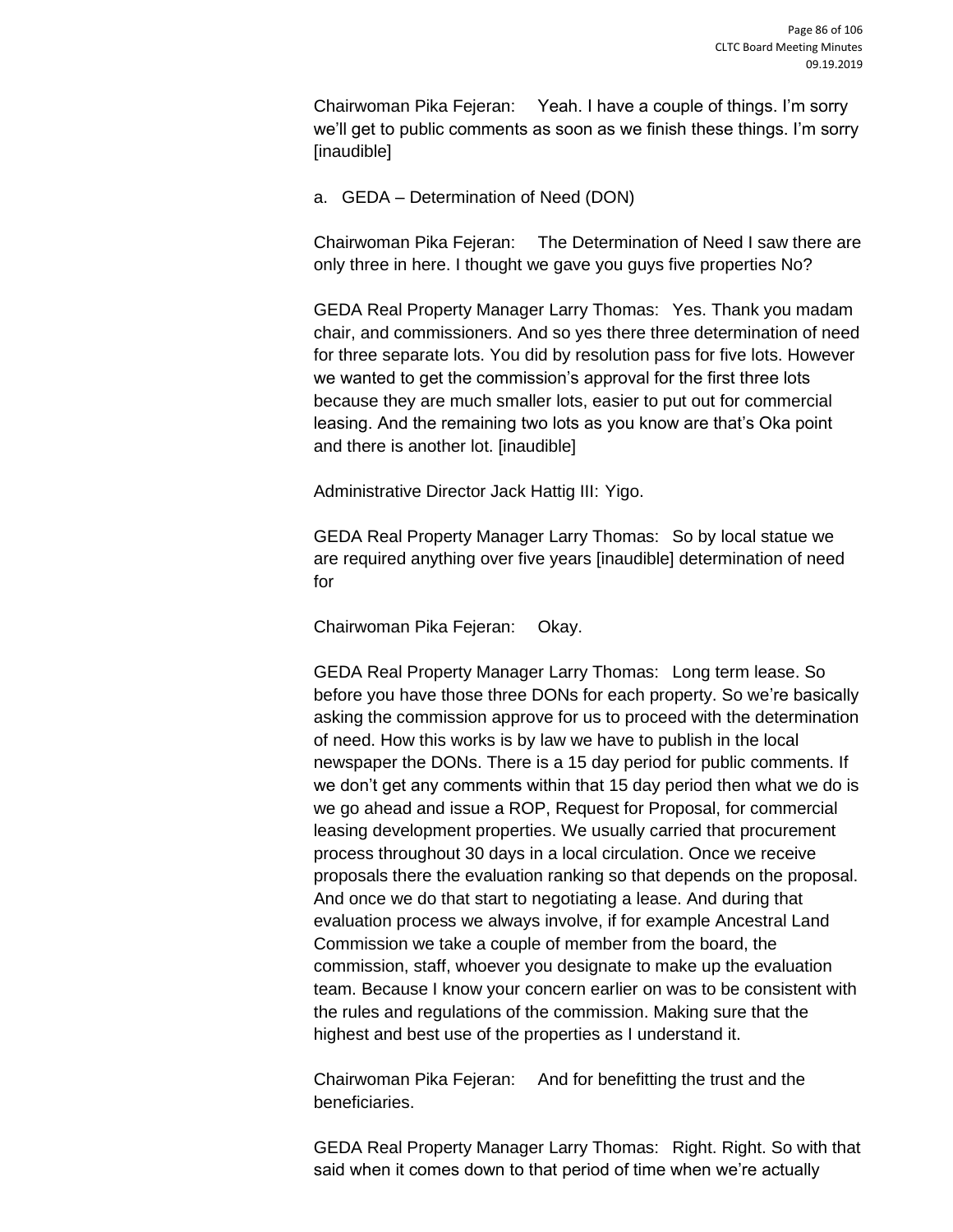Chairwoman Pika Fejeran: Yeah. I have a couple of things. I'm sorry we'll get to public comments as soon as we finish these things. I'm sorry [inaudible]

a. GEDA – Determination of Need (DON)

Chairwoman Pika Fejeran: The Determination of Need I saw there are only three in here. I thought we gave you guys five properties No?

GEDA Real Property Manager Larry Thomas: Yes. Thank you madam chair, and commissioners. And so yes there three determination of need for three separate lots. You did by resolution pass for five lots. However we wanted to get the commission's approval for the first three lots because they are much smaller lots, easier to put out for commercial leasing. And the remaining two lots as you know are that's Oka point and there is another lot. [inaudible]

Administrative Director Jack Hattig III: Yigo.

GEDA Real Property Manager Larry Thomas: So by local statue we are required anything over five years [inaudible] determination of need for

Chairwoman Pika Fejeran: Okay.

GEDA Real Property Manager Larry Thomas: Long term lease. So before you have those three DONs for each property. So we're basically asking the commission approve for us to proceed with the determination of need. How this works is by law we have to publish in the local newspaper the DONs. There is a 15 day period for public comments. If we don't get any comments within that 15 day period then what we do is we go ahead and issue a ROP, Request for Proposal, for commercial leasing development properties. We usually carried that procurement process throughout 30 days in a local circulation. Once we receive proposals there the evaluation ranking so that depends on the proposal. And once we do that start to negotiating a lease. And during that evaluation process we always involve, if for example Ancestral Land Commission we take a couple of member from the board, the commission, staff, whoever you designate to make up the evaluation team. Because I know your concern earlier on was to be consistent with the rules and regulations of the commission. Making sure that the highest and best use of the properties as I understand it.

Chairwoman Pika Fejeran: And for benefitting the trust and the beneficiaries.

GEDA Real Property Manager Larry Thomas: Right. Right. So with that said when it comes down to that period of time when we're actually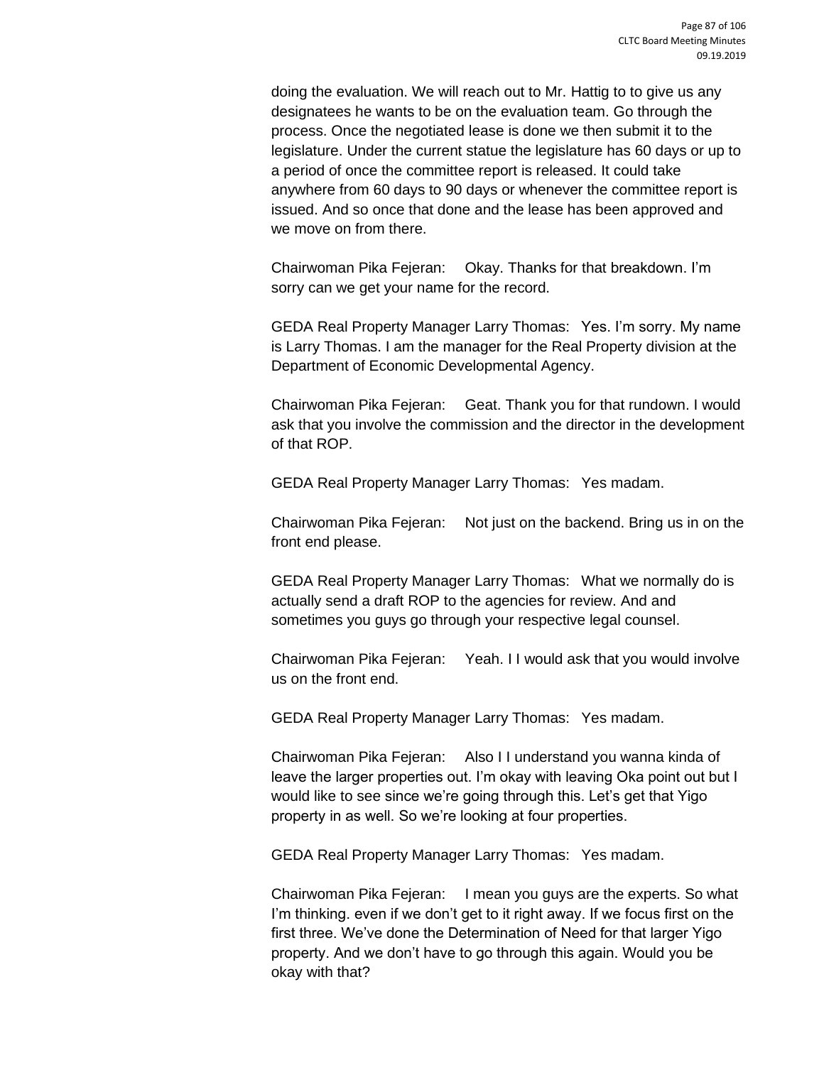doing the evaluation. We will reach out to Mr. Hattig to to give us any designatees he wants to be on the evaluation team. Go through the process. Once the negotiated lease is done we then submit it to the legislature. Under the current statue the legislature has 60 days or up to a period of once the committee report is released. It could take anywhere from 60 days to 90 days or whenever the committee report is issued. And so once that done and the lease has been approved and we move on from there.

Chairwoman Pika Fejeran: Okay. Thanks for that breakdown. I'm sorry can we get your name for the record.

GEDA Real Property Manager Larry Thomas: Yes. I'm sorry. My name is Larry Thomas. I am the manager for the Real Property division at the Department of Economic Developmental Agency.

Chairwoman Pika Fejeran: Geat. Thank you for that rundown. I would ask that you involve the commission and the director in the development of that ROP.

GEDA Real Property Manager Larry Thomas: Yes madam.

Chairwoman Pika Fejeran: Not just on the backend. Bring us in on the front end please.

GEDA Real Property Manager Larry Thomas: What we normally do is actually send a draft ROP to the agencies for review. And and sometimes you guys go through your respective legal counsel.

Chairwoman Pika Fejeran: Yeah. I I would ask that you would involve us on the front end.

GEDA Real Property Manager Larry Thomas: Yes madam.

Chairwoman Pika Fejeran: Also I I understand you wanna kinda of leave the larger properties out. I'm okay with leaving Oka point out but I would like to see since we're going through this. Let's get that Yigo property in as well. So we're looking at four properties.

GEDA Real Property Manager Larry Thomas: Yes madam.

Chairwoman Pika Fejeran: I mean you guys are the experts. So what I'm thinking. even if we don't get to it right away. If we focus first on the first three. We've done the Determination of Need for that larger Yigo property. And we don't have to go through this again. Would you be okay with that?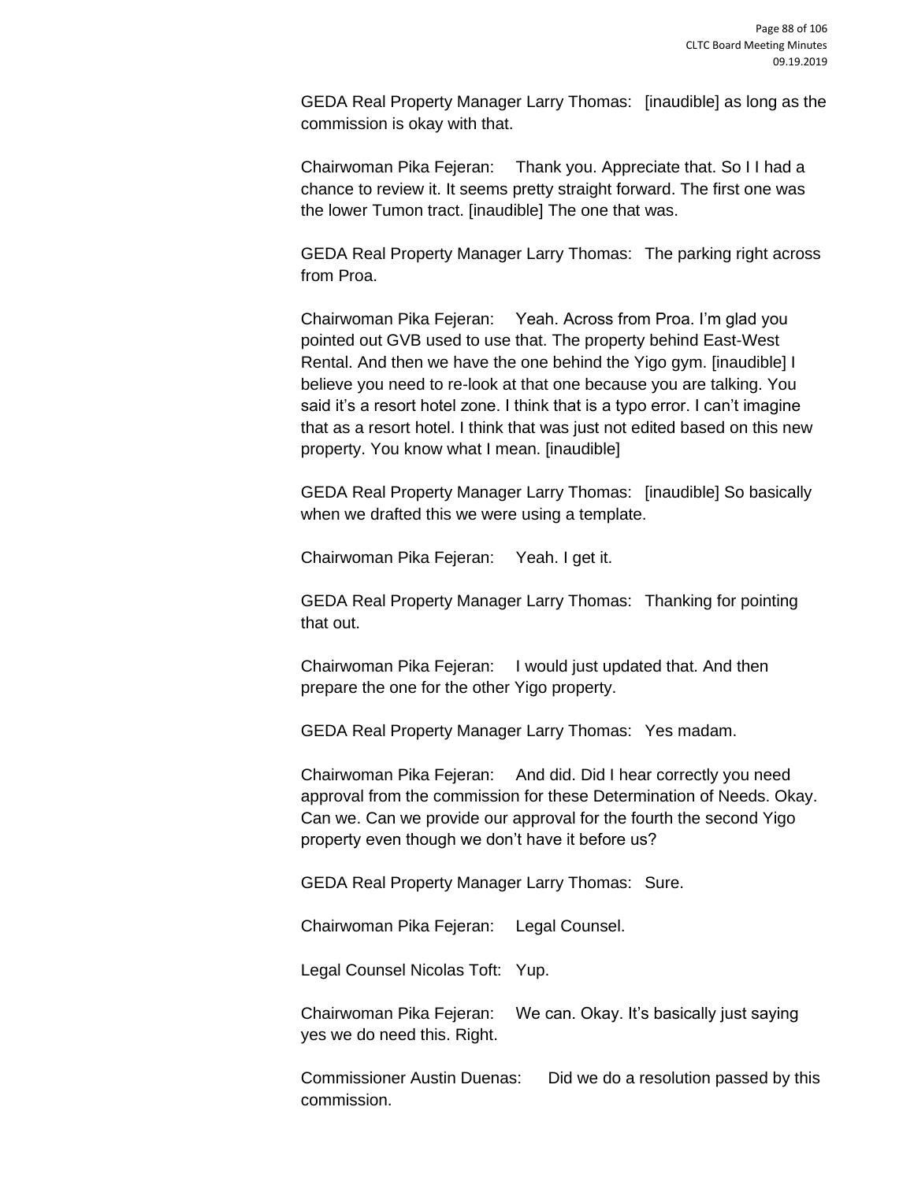GEDA Real Property Manager Larry Thomas: [inaudible] as long as the commission is okay with that.

Chairwoman Pika Fejeran: Thank you. Appreciate that. So I I had a chance to review it. It seems pretty straight forward. The first one was the lower Tumon tract. [inaudible] The one that was.

GEDA Real Property Manager Larry Thomas: The parking right across from Proa.

Chairwoman Pika Fejeran: Yeah. Across from Proa. I'm glad you pointed out GVB used to use that. The property behind East-West Rental. And then we have the one behind the Yigo gym. [inaudible] I believe you need to re-look at that one because you are talking. You said it's a resort hotel zone. I think that is a typo error. I can't imagine that as a resort hotel. I think that was just not edited based on this new property. You know what I mean. [inaudible]

GEDA Real Property Manager Larry Thomas: [inaudible] So basically when we drafted this we were using a template.

Chairwoman Pika Fejeran: Yeah. I get it.

GEDA Real Property Manager Larry Thomas: Thanking for pointing that out.

Chairwoman Pika Fejeran: I would just updated that. And then prepare the one for the other Yigo property.

GEDA Real Property Manager Larry Thomas: Yes madam.

Chairwoman Pika Fejeran: And did. Did I hear correctly you need approval from the commission for these Determination of Needs. Okay. Can we. Can we provide our approval for the fourth the second Yigo property even though we don't have it before us?

GEDA Real Property Manager Larry Thomas: Sure.

Chairwoman Pika Fejeran: Legal Counsel.

Legal Counsel Nicolas Toft: Yup.

Chairwoman Pika Fejeran: We can. Okay. It's basically just saying yes we do need this. Right.

Commissioner Austin Duenas: Did we do a resolution passed by this commission.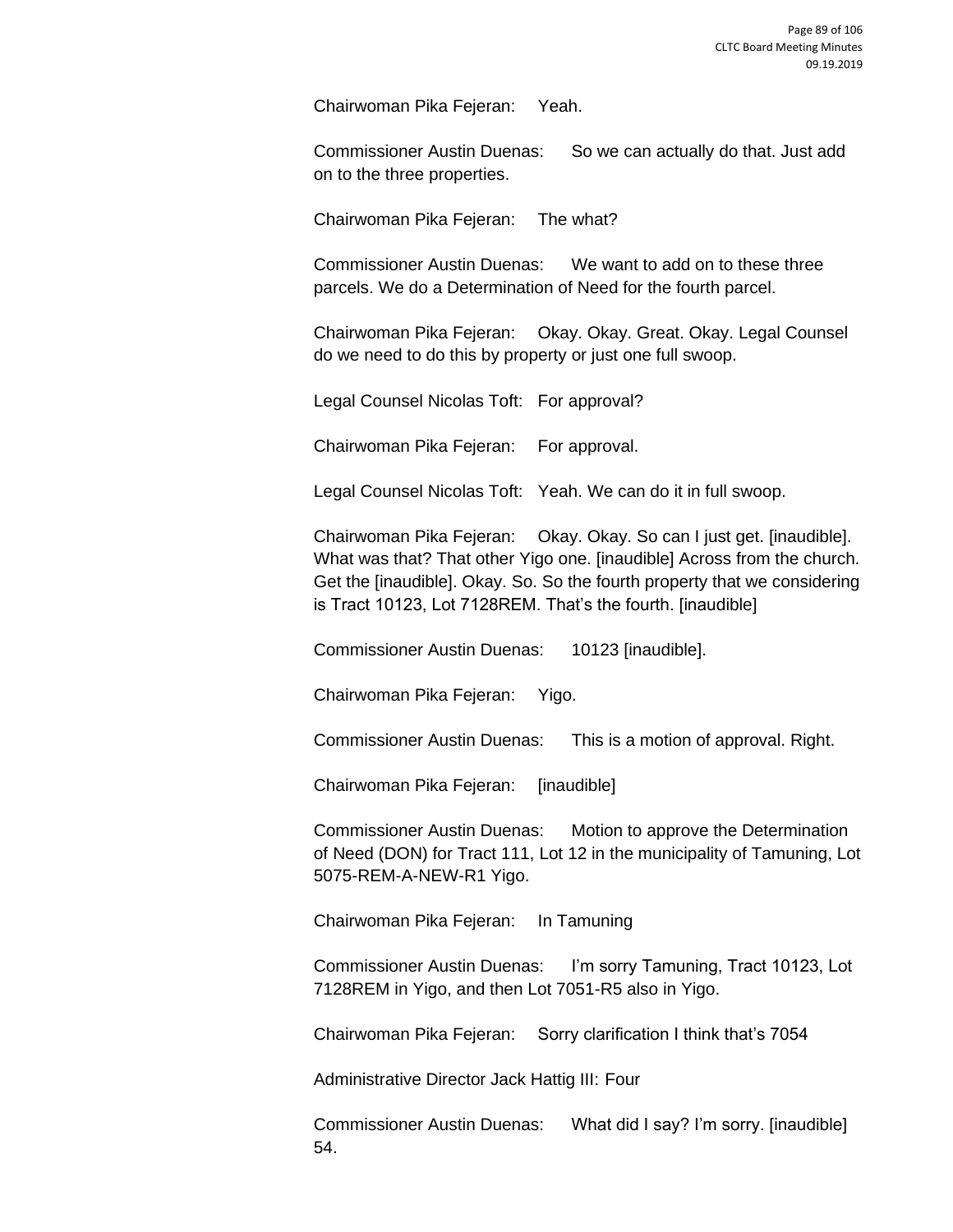Chairwoman Pika Fejeran: Yeah.

Commissioner Austin Duenas: So we can actually do that. Just add on to the three properties.

Chairwoman Pika Fejeran: The what?

Commissioner Austin Duenas: We want to add on to these three parcels. We do a Determination of Need for the fourth parcel.

Chairwoman Pika Fejeran: Okay. Okay. Great. Okay. Legal Counsel do we need to do this by property or just one full swoop.

Legal Counsel Nicolas Toft: For approval?

Chairwoman Pika Fejeran: For approval.

Legal Counsel Nicolas Toft: Yeah. We can do it in full swoop.

Chairwoman Pika Fejeran: Okay. Okay. So can I just get. [inaudible]. What was that? That other Yigo one. [inaudible] Across from the church. Get the [inaudible]. Okay. So. So the fourth property that we considering is Tract 10123, Lot 7128REM. That's the fourth. [inaudible]

Commissioner Austin Duenas: 10123 [inaudible].

Chairwoman Pika Fejeran: Yigo.

Commissioner Austin Duenas: This is a motion of approval. Right.

Chairwoman Pika Fejeran: [inaudible]

Commissioner Austin Duenas: Motion to approve the Determination of Need (DON) for Tract 111, Lot 12 in the municipality of Tamuning, Lot 5075-REM-A-NEW-R1 Yigo.

Chairwoman Pika Fejeran: In Tamuning

Commissioner Austin Duenas: I'm sorry Tamuning, Tract 10123, Lot 7128REM in Yigo, and then Lot 7051-R5 also in Yigo.

Chairwoman Pika Fejeran: Sorry clarification I think that's 7054

Administrative Director Jack Hattig III: Four

Commissioner Austin Duenas: What did I say? I'm sorry. [inaudible] 54.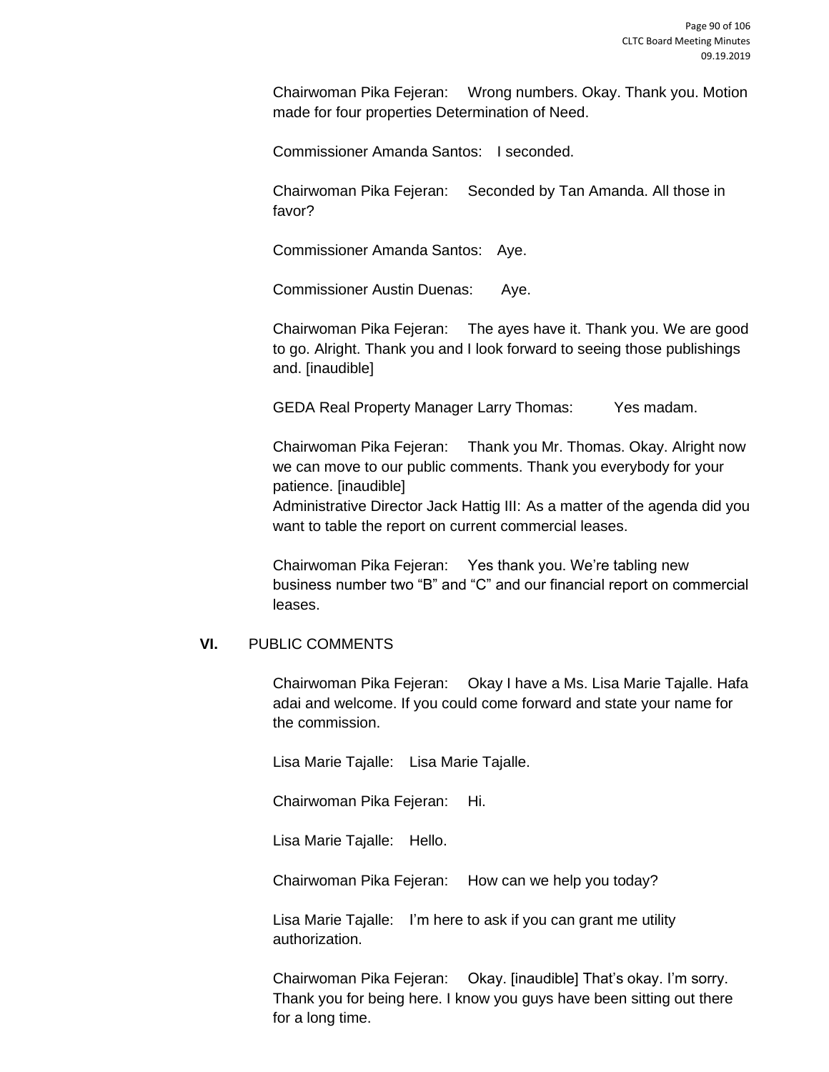Chairwoman Pika Fejeran: Wrong numbers. Okay. Thank you. Motion made for four properties Determination of Need.

Commissioner Amanda Santos: I seconded.

Chairwoman Pika Fejeran: Seconded by Tan Amanda. All those in favor?

Commissioner Amanda Santos: Aye.

Commissioner Austin Duenas: Aye.

Chairwoman Pika Fejeran: The ayes have it. Thank you. We are good to go. Alright. Thank you and I look forward to seeing those publishings and. [inaudible]

GEDA Real Property Manager Larry Thomas: Yes madam.

Chairwoman Pika Fejeran: Thank you Mr. Thomas. Okay. Alright now we can move to our public comments. Thank you everybody for your patience. [inaudible]

Administrative Director Jack Hattig III: As a matter of the agenda did you want to table the report on current commercial leases.

Chairwoman Pika Fejeran: Yes thank you. We're tabling new business number two "B" and "C" and our financial report on commercial leases.

## VI. PUBLIC COMMENTS

Chairwoman Pika Fejeran: Okay I have a Ms. Lisa Marie Tajalle. Hafa adai and welcome. If you could come forward and state your name for the commission.

Lisa Marie Tajalle: Lisa Marie Tajalle.

Chairwoman Pika Fejeran: Hi.

Lisa Marie Tajalle: Hello.

Chairwoman Pika Fejeran: How can we help you today?

Lisa Marie Tajalle: I'm here to ask if you can grant me utility authorization.

Chairwoman Pika Fejeran: Okay. [inaudible] That's okay. I'm sorry. Thank you for being here. I know you guys have been sitting out there for a long time.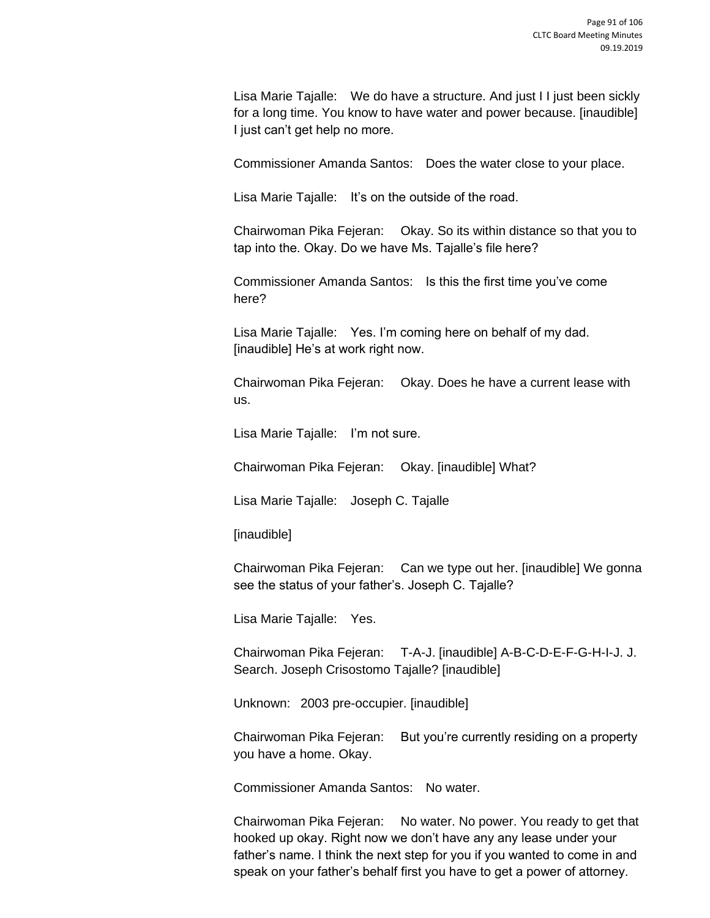Lisa Marie Tajalle: We do have a structure. And just I I just been sickly for a long time. You know to have water and power because. [inaudible] I just can't get help no more.

Commissioner Amanda Santos: Does the water close to your place.

Lisa Marie Tajalle: It's on the outside of the road.

Chairwoman Pika Fejeran: Okay. So its within distance so that you to tap into the. Okay. Do we have Ms. Tajalle's file here?

Commissioner Amanda Santos: Is this the first time you've come here?

Lisa Marie Tajalle: Yes. I'm coming here on behalf of my dad. [inaudible] He's at work right now.

Chairwoman Pika Fejeran: Okay. Does he have a current lease with us.

Lisa Marie Tajalle: I'm not sure.

Chairwoman Pika Fejeran: Okay. [inaudible] What?

Lisa Marie Tajalle: Joseph C. Tajalle

[inaudible]

Chairwoman Pika Fejeran: Can we type out her. [inaudible] We gonna see the status of your father's. Joseph C. Tajalle?

Lisa Marie Tajalle: Yes.

Chairwoman Pika Fejeran: T-A-J. [inaudible] A-B-C-D-E-F-G-H-I-J. J. Search. Joseph Crisostomo Tajalle? [inaudible]

Unknown: 2003 pre-occupier. [inaudible]

Chairwoman Pika Fejeran: But you're currently residing on a property you have a home. Okay.

Commissioner Amanda Santos: No water.

Chairwoman Pika Fejeran: No water. No power. You ready to get that hooked up okay. Right now we don't have any any lease under your father's name. I think the next step for you if you wanted to come in and speak on your father's behalf first you have to get a power of attorney.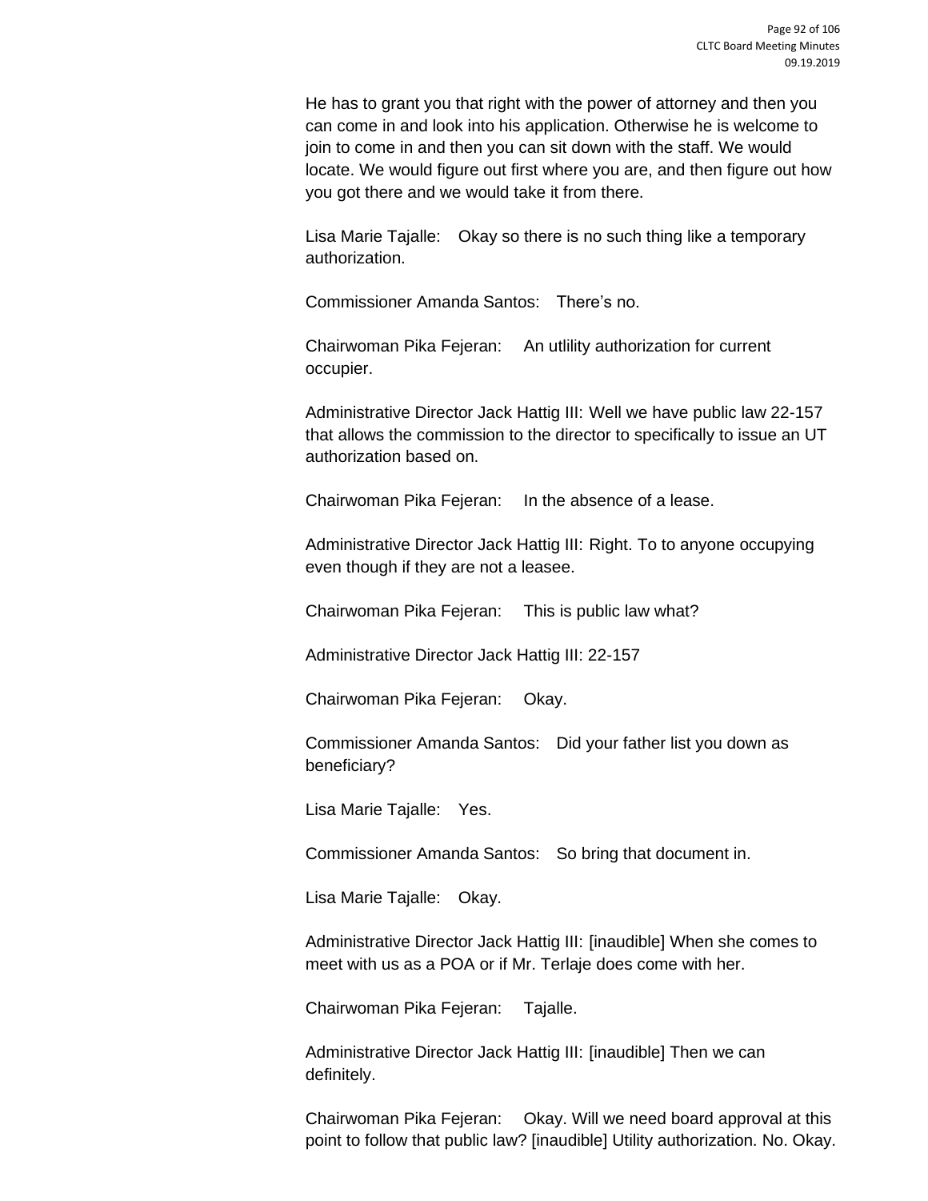He has to grant you that right with the power of attorney and then you can come in and look into his application. Otherwise he is welcome to join to come in and then you can sit down with the staff. We would locate. We would figure out first where you are, and then figure out how you got there and we would take it from there.

Lisa Marie Tajalle: Okay so there is no such thing like a temporary authorization.

Commissioner Amanda Santos: There's no.

Chairwoman Pika Fejeran: An utlility authorization for current occupier.

Administrative Director Jack Hattig III: Well we have public law 22-157 that allows the commission to the director to specifically to issue an UT authorization based on.

Chairwoman Pika Fejeran: In the absence of a lease.

Administrative Director Jack Hattig III: Right. To to anyone occupying even though if they are not a leasee.

Chairwoman Pika Fejeran: This is public law what?

Administrative Director Jack Hattig III: 22-157

Chairwoman Pika Fejeran: Okay.

Commissioner Amanda Santos: Did your father list you down as beneficiary?

Lisa Marie Tajalle: Yes.

Commissioner Amanda Santos: So bring that document in.

Lisa Marie Tajalle: Okay.

Administrative Director Jack Hattig III: [inaudible] When she comes to meet with us as a POA or if Mr. Terlaje does come with her.

Chairwoman Pika Fejeran: Tajalle.

Administrative Director Jack Hattig III: [inaudible] Then we can definitely.

Chairwoman Pika Fejeran: Okay. Will we need board approval at this point to follow that public law? [inaudible] Utility authorization. No. Okay.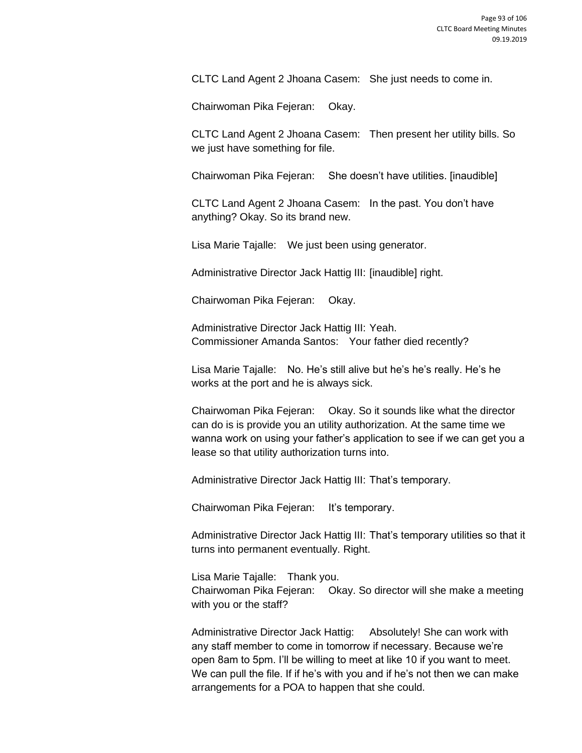CLTC Land Agent 2 Jhoana Casem: She just needs to come in.

Chairwoman Pika Fejeran: Okay.

CLTC Land Agent 2 Jhoana Casem: Then present her utility bills. So we just have something for file.

Chairwoman Pika Fejeran: She doesn't have utilities. [inaudible]

CLTC Land Agent 2 Jhoana Casem: In the past. You don't have anything? Okay. So its brand new.

Lisa Marie Tajalle: We just been using generator.

Administrative Director Jack Hattig III: [inaudible] right.

Chairwoman Pika Fejeran: Okay.

Administrative Director Jack Hattig III: Yeah.
Commissioner Amanda Santos: Your father died recently?

Lisa Marie Tajalle: No. He's still alive but he's he's really. He's he works at the port and he is always sick.

Chairwoman Pika Fejeran: Okay. So it sounds like what the director can do is is provide you an utility authorization. At the same time we wanna work on using your father's application to see if we can get you a lease so that utility authorization turns into.

Administrative Director Jack Hattig III: That's temporary.

Chairwoman Pika Fejeran: It's temporary.

Administrative Director Jack Hattig III: That's temporary utilities so that it turns into permanent eventually. Right.

Lisa Marie Tajalle: Thank you.
Chairwoman Pika Fejeran: Okay. So director will she make a meeting with you or the staff?

Administrative Director Jack Hattig: Absolutely! She can work with any staff member to come in tomorrow if necessary. Because we're open 8am to 5pm. I'll be willing to meet at like 10 if you want to meet. We can pull the file. If if he's with you and if he's not then we can make arrangements for a POA to happen that she could.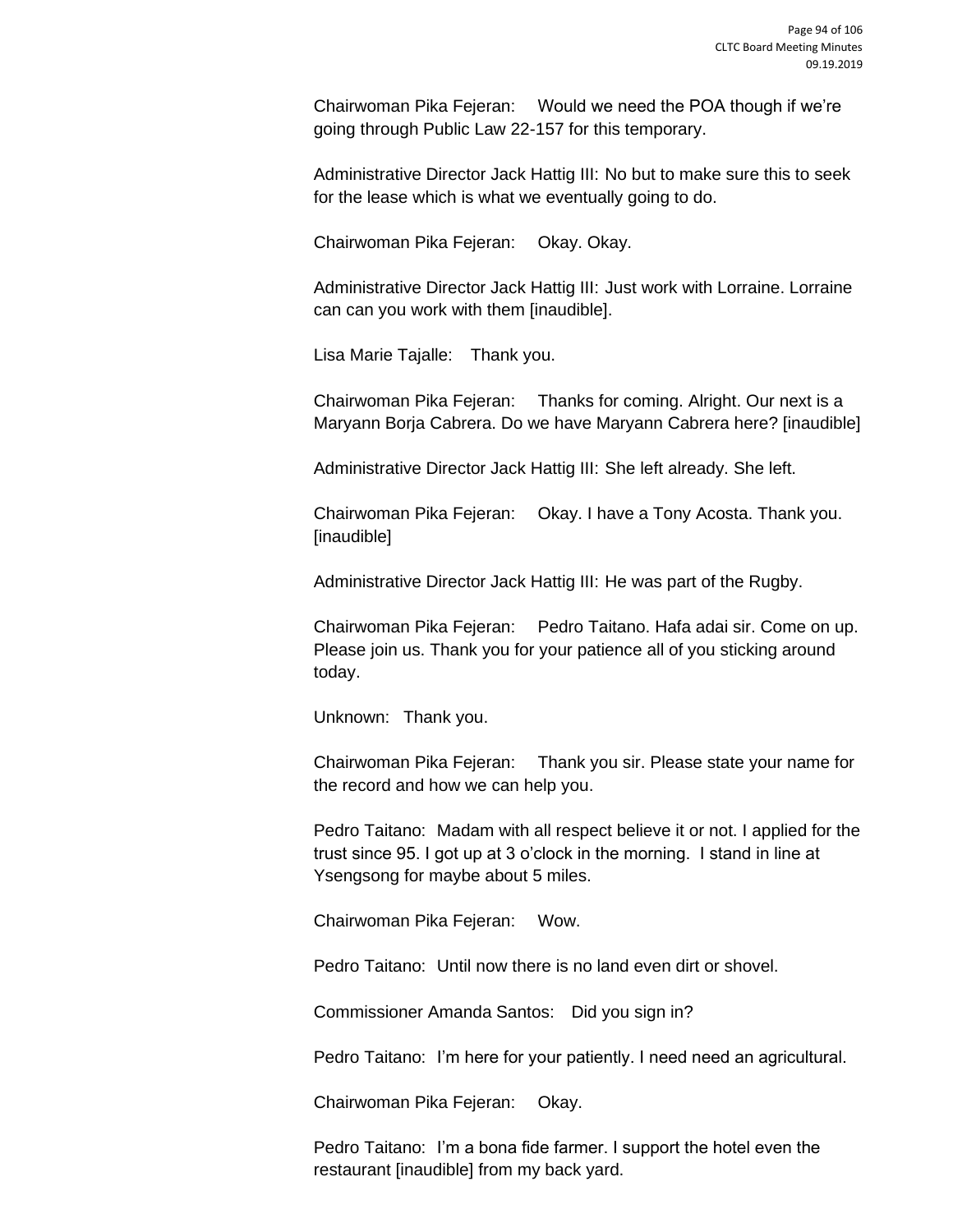Chairwoman Pika Fejeran: Would we need the POA though if we're going through Public Law 22-157 for this temporary.

Administrative Director Jack Hattig III: No but to make sure this to seek for the lease which is what we eventually going to do.

Chairwoman Pika Fejeran: Okay. Okay.

Administrative Director Jack Hattig III: Just work with Lorraine. Lorraine can can you work with them [inaudible].

Lisa Marie Tajalle: Thank you.

Chairwoman Pika Fejeran: Thanks for coming. Alright. Our next is a Maryann Borja Cabrera. Do we have Maryann Cabrera here? [inaudible]

Administrative Director Jack Hattig III: She left already. She left.

Chairwoman Pika Fejeran: Okay. I have a Tony Acosta. Thank you. [inaudible]

Administrative Director Jack Hattig III: He was part of the Rugby.

Chairwoman Pika Fejeran: Pedro Taitano. Hafa adai sir. Come on up. Please join us. Thank you for your patience all of you sticking around today.

Unknown: Thank you.

Chairwoman Pika Fejeran: Thank you sir. Please state your name for the record and how we can help you.

Pedro Taitano: Madam with all respect believe it or not. I applied for the trust since 95. I got up at 3 o'clock in the morning. I stand in line at Ysengsong for maybe about 5 miles.

Chairwoman Pika Fejeran: Wow.

Pedro Taitano: Until now there is no land even dirt or shovel.

Commissioner Amanda Santos: Did you sign in?

Pedro Taitano: I'm here for your patiently. I need need an agricultural.

Chairwoman Pika Fejeran: Okay.

Pedro Taitano: I'm a bona fide farmer. I support the hotel even the restaurant [inaudible] from my back yard.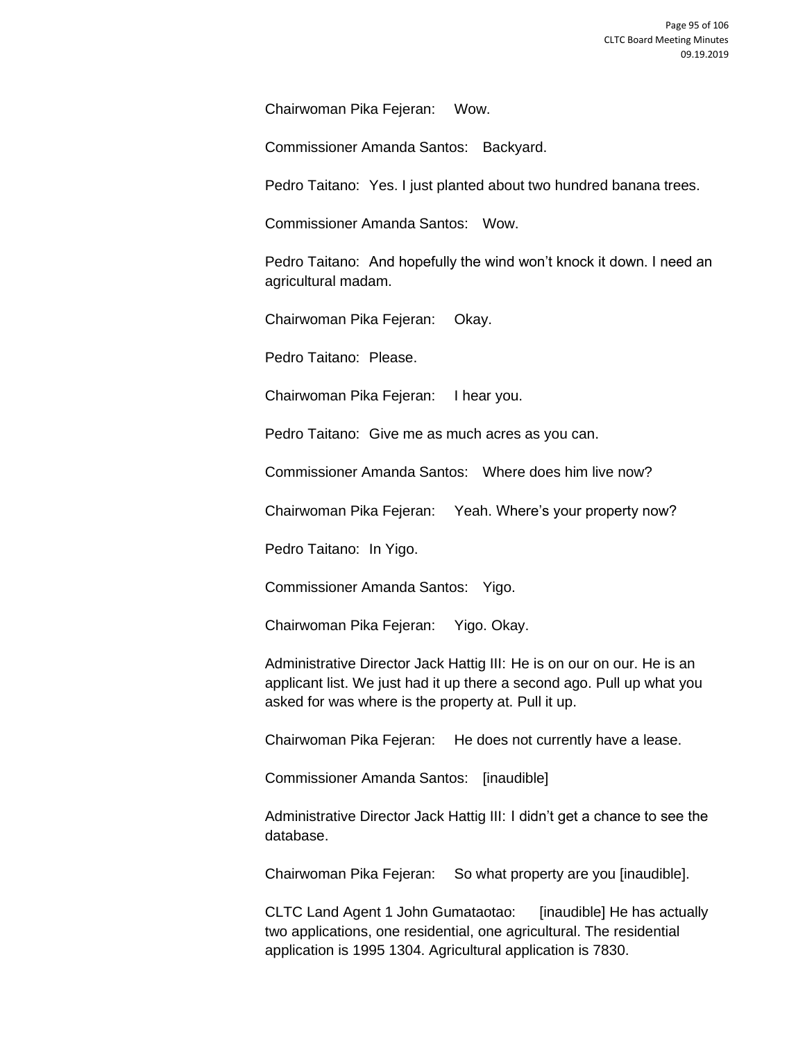Chairwoman Pika Fejeran: Wow.

Commissioner Amanda Santos: Backyard.

Pedro Taitano: Yes. I just planted about two hundred banana trees.

Commissioner Amanda Santos: Wow.

Pedro Taitano: And hopefully the wind won't knock it down. I need an agricultural madam.

Chairwoman Pika Fejeran: Okay.

Pedro Taitano: Please.

Chairwoman Pika Fejeran: I hear you.

Pedro Taitano: Give me as much acres as you can.

Commissioner Amanda Santos: Where does him live now?

Chairwoman Pika Fejeran: Yeah. Where's your property now?

Pedro Taitano: In Yigo.

Commissioner Amanda Santos: Yigo.

Chairwoman Pika Fejeran: Yigo. Okay.

Administrative Director Jack Hattig III: He is on our on our. He is an applicant list. We just had it up there a second ago. Pull up what you asked for was where is the property at. Pull it up.

Chairwoman Pika Fejeran: He does not currently have a lease.

Commissioner Amanda Santos: [inaudible]

Administrative Director Jack Hattig III: I didn't get a chance to see the database.

Chairwoman Pika Fejeran: So what property are you [inaudible].

CLTC Land Agent 1 John Gumataotao: [inaudible] He has actually two applications, one residential, one agricultural. The residential application is 1995 1304. Agricultural application is 7830.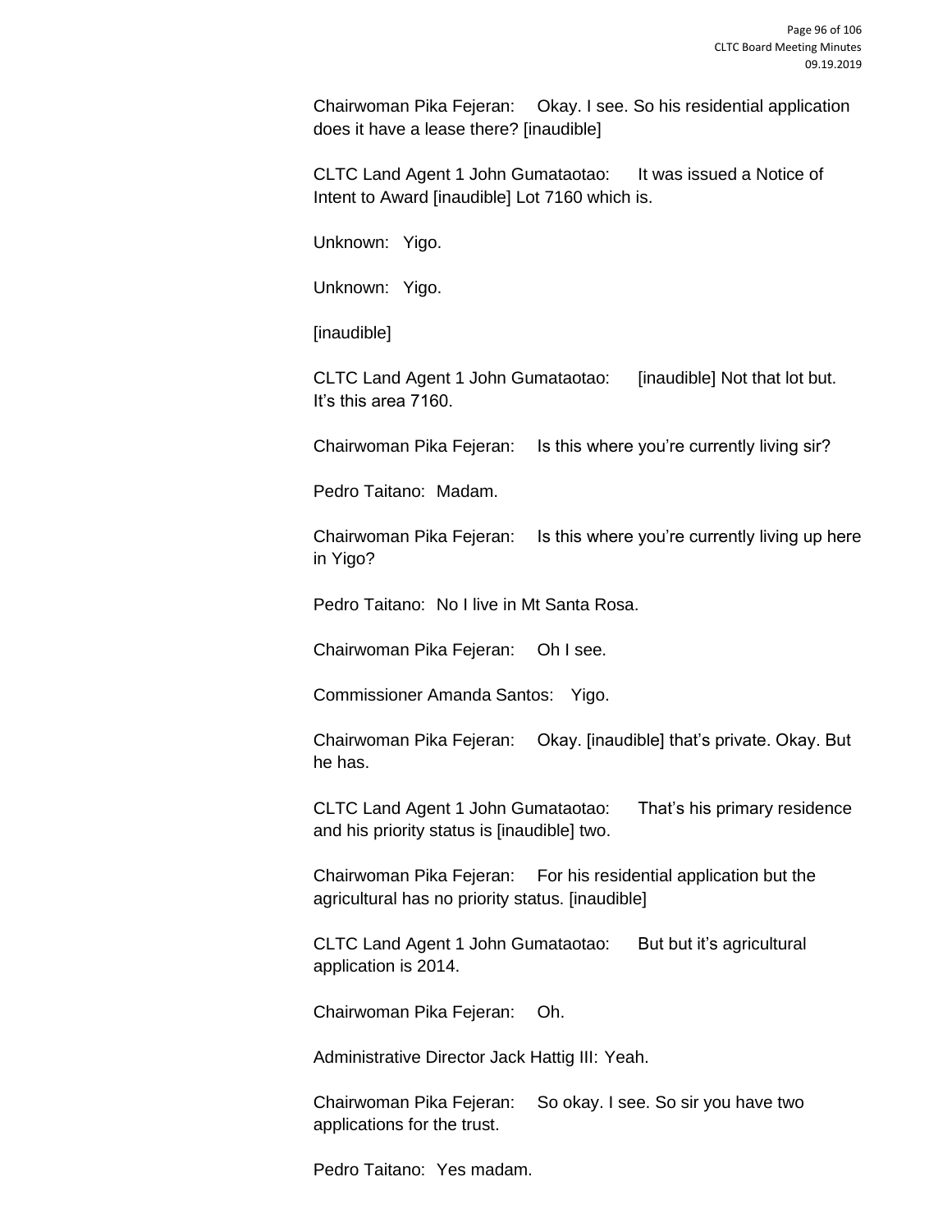Chairwoman Pika Fejeran: Okay. I see. So his residential application does it have a lease there? [inaudible]

CLTC Land Agent 1 John Gumataotao: It was issued a Notice of Intent to Award [inaudible] Lot 7160 which is.

Unknown: Yigo.

Unknown: Yigo.

[inaudible]

CLTC Land Agent 1 John Gumataotao: [inaudible] Not that lot but. It's this area 7160.

Chairwoman Pika Fejeran: Is this where you're currently living sir?

Pedro Taitano: Madam.

Chairwoman Pika Fejeran: Is this where you're currently living up here in Yigo?

Pedro Taitano: No I live in Mt Santa Rosa.

Chairwoman Pika Fejeran: Oh I see.

Commissioner Amanda Santos: Yigo.

Chairwoman Pika Fejeran: Okay. [inaudible] that's private. Okay. But he has.

CLTC Land Agent 1 John Gumataotao: That's his primary residence and his priority status is [inaudible] two.

Chairwoman Pika Fejeran: For his residential application but the agricultural has no priority status. [inaudible]

CLTC Land Agent 1 John Gumataotao: But but it's agricultural application is 2014.

Chairwoman Pika Fejeran: Oh.

Administrative Director Jack Hattig III: Yeah.

Chairwoman Pika Fejeran: So okay. I see. So sir you have two applications for the trust.

Pedro Taitano: Yes madam.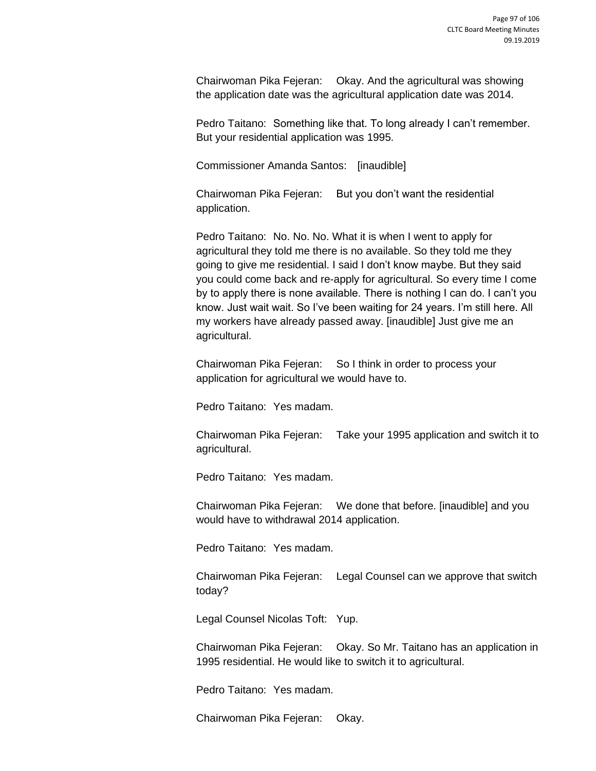Chairwoman Pika Fejeran: Okay. And the agricultural was showing the application date was the agricultural application date was 2014.

Pedro Taitano: Something like that. To long already I can't remember. But your residential application was 1995.

Commissioner Amanda Santos: [inaudible]

Chairwoman Pika Fejeran: But you don't want the residential application.

Pedro Taitano: No. No. No. What it is when I went to apply for agricultural they told me there is no available. So they told me they going to give me residential. I said I don't know maybe. But they said you could come back and re-apply for agricultural. So every time I come by to apply there is none available. There is nothing I can do. I can't you know. Just wait wait. So I've been waiting for 24 years. I'm still here. All my workers have already passed away. [inaudible] Just give me an agricultural.

Chairwoman Pika Fejeran: So I think in order to process your application for agricultural we would have to.

Pedro Taitano: Yes madam.

Chairwoman Pika Fejeran: Take your 1995 application and switch it to agricultural.

Pedro Taitano: Yes madam.

Chairwoman Pika Fejeran: We done that before. [inaudible] and you would have to withdrawal 2014 application.

Pedro Taitano: Yes madam.

Chairwoman Pika Fejeran: Legal Counsel can we approve that switch today?

Legal Counsel Nicolas Toft: Yup.

Chairwoman Pika Fejeran: Okay. So Mr. Taitano has an application in 1995 residential. He would like to switch it to agricultural.

Pedro Taitano: Yes madam.

Chairwoman Pika Fejeran: Okay.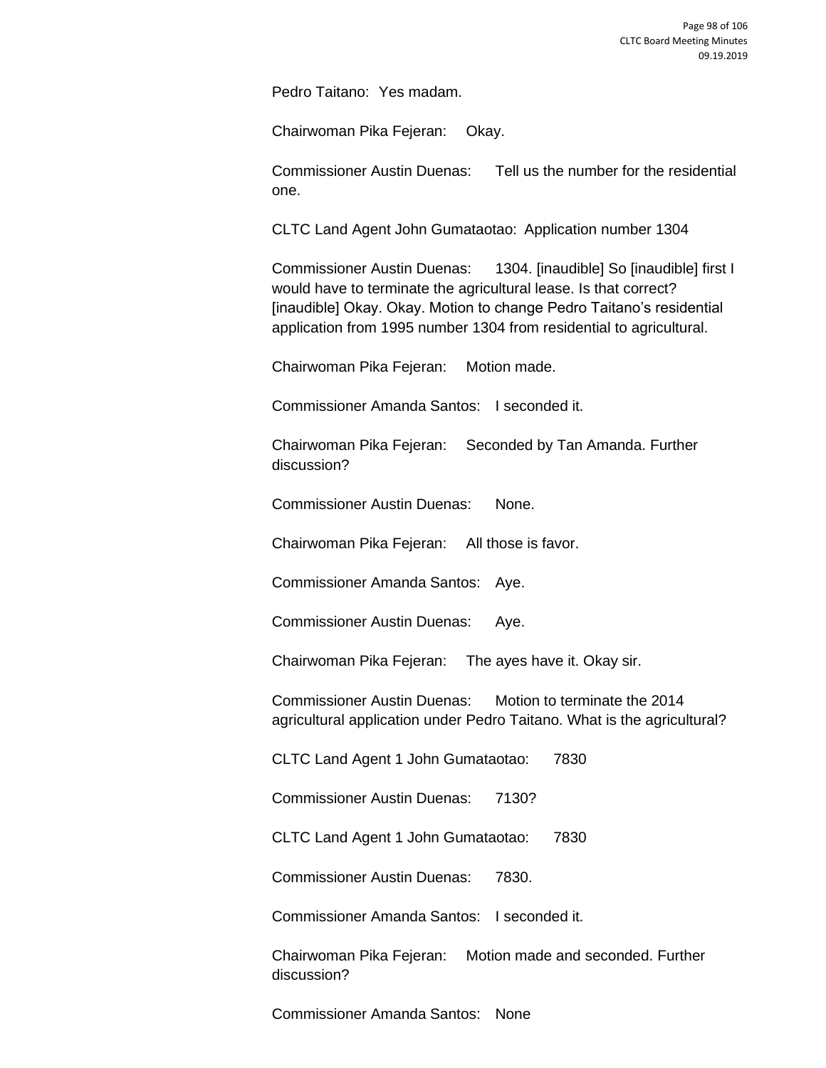Pedro Taitano: Yes madam.

Chairwoman Pika Fejeran: Okay.

Commissioner Austin Duenas: Tell us the number for the residential one.

CLTC Land Agent John Gumataotao: Application number 1304

Commissioner Austin Duenas: 1304. [inaudible] So [inaudible] first I would have to terminate the agricultural lease. Is that correct? [inaudible] Okay. Okay. Motion to change Pedro Taitano's residential application from 1995 number 1304 from residential to agricultural.

Chairwoman Pika Fejeran: Motion made.

Commissioner Amanda Santos: I seconded it.

Chairwoman Pika Fejeran: Seconded by Tan Amanda. Further discussion?

Commissioner Austin Duenas: None.

Chairwoman Pika Fejeran: All those is favor.

Commissioner Amanda Santos: Aye.

Commissioner Austin Duenas: Aye.

Chairwoman Pika Fejeran: The ayes have it. Okay sir.

Commissioner Austin Duenas: Motion to terminate the 2014 agricultural application under Pedro Taitano. What is the agricultural?

CLTC Land Agent 1 John Gumataotao: 7830

Commissioner Austin Duenas: 7130?

CLTC Land Agent 1 John Gumataotao: 7830

Commissioner Austin Duenas: 7830.

Commissioner Amanda Santos: I seconded it.

Chairwoman Pika Fejeran: Motion made and seconded. Further discussion?

Commissioner Amanda Santos: None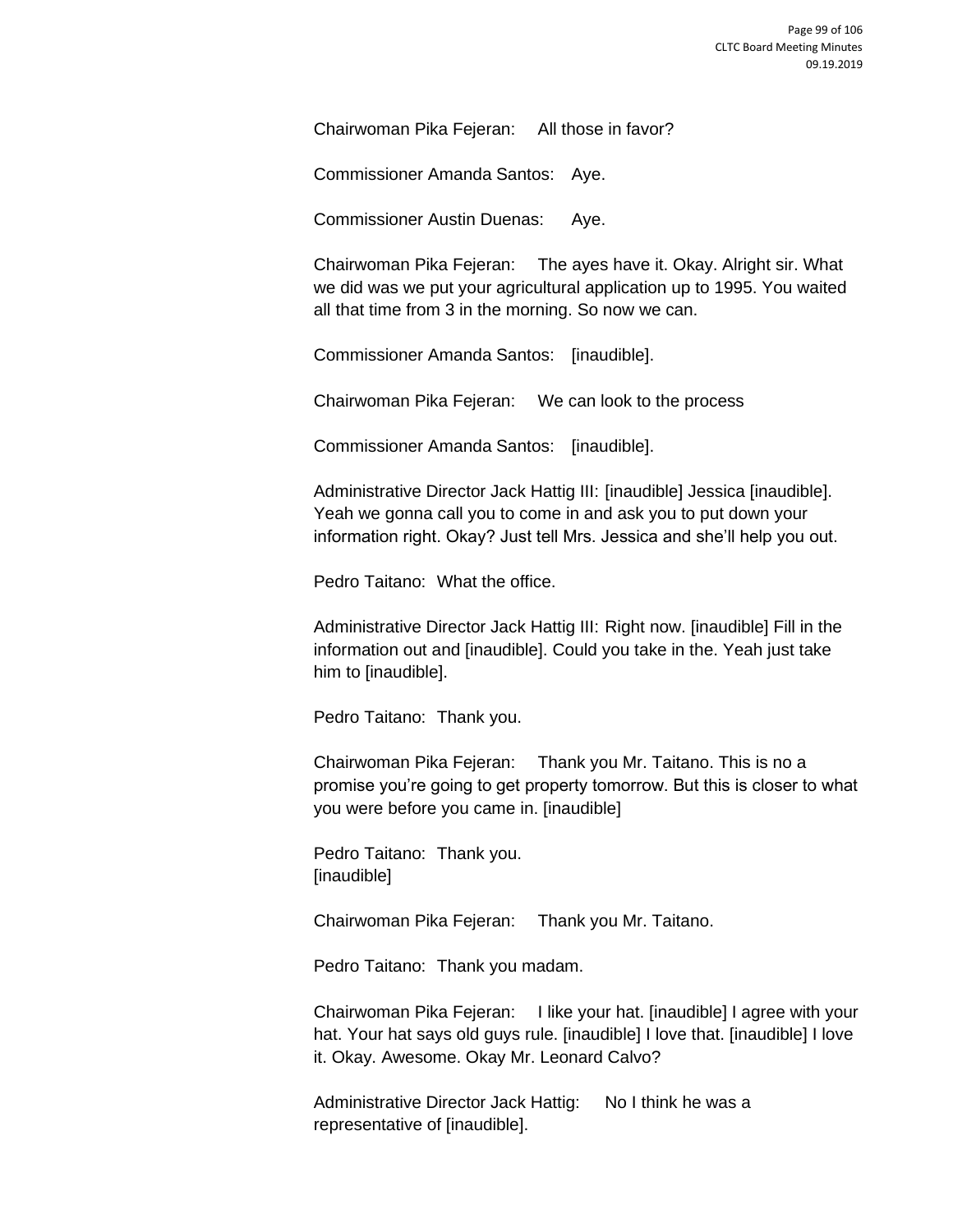Chairwoman Pika Fejeran: All those in favor?

Commissioner Amanda Santos: Aye.

Commissioner Austin Duenas: Aye.

Chairwoman Pika Fejeran: The ayes have it. Okay. Alright sir. What we did was we put your agricultural application up to 1995. You waited all that time from 3 in the morning. So now we can.

Commissioner Amanda Santos: [inaudible].

Chairwoman Pika Fejeran: We can look to the process

Commissioner Amanda Santos: [inaudible].

Administrative Director Jack Hattig III: [inaudible] Jessica [inaudible]. Yeah we gonna call you to come in and ask you to put down your information right. Okay? Just tell Mrs. Jessica and she'll help you out.

Pedro Taitano: What the office.

Administrative Director Jack Hattig III: Right now. [inaudible] Fill in the information out and [inaudible]. Could you take in the. Yeah just take him to [inaudible].

Pedro Taitano: Thank you.

Chairwoman Pika Fejeran: Thank you Mr. Taitano. This is no a promise you're going to get property tomorrow. But this is closer to what you were before you came in. [inaudible]

Pedro Taitano: Thank you.
[inaudible]

Chairwoman Pika Fejeran: Thank you Mr. Taitano.

Pedro Taitano: Thank you madam.

Chairwoman Pika Fejeran: I like your hat. [inaudible] I agree with your hat. Your hat says old guys rule. [inaudible] I love that. [inaudible] I love it. Okay. Awesome. Okay Mr. Leonard Calvo?

Administrative Director Jack Hattig: No I think he was a representative of [inaudible].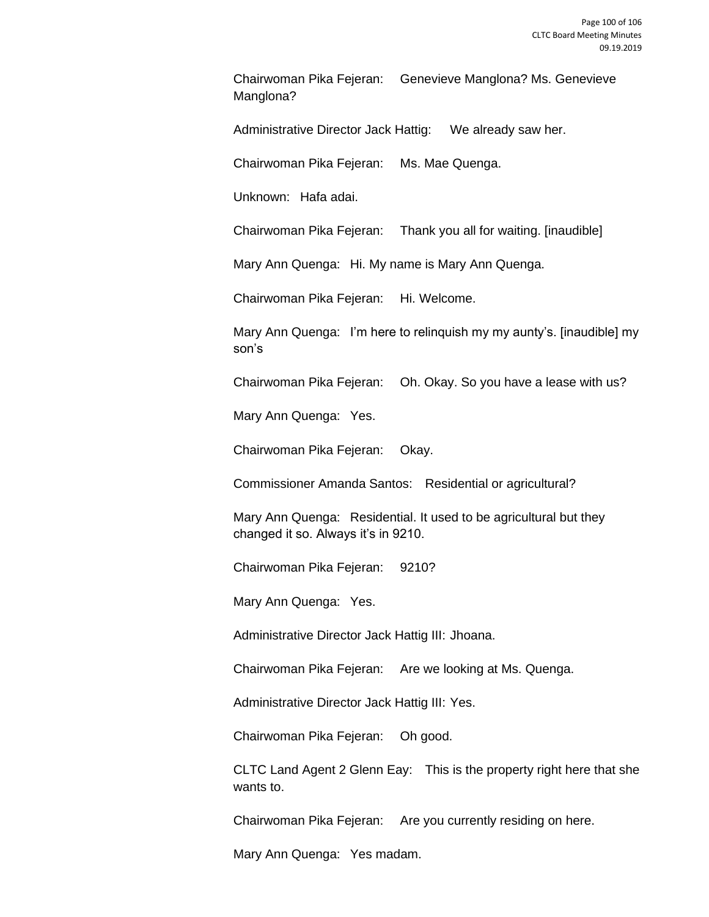Chairwoman Pika Fejeran: Genevieve Manglona? Ms. Genevieve Manglona?

Administrative Director Jack Hattig: We already saw her.

Chairwoman Pika Fejeran: Ms. Mae Quenga.

Unknown: Hafa adai.

Chairwoman Pika Fejeran: Thank you all for waiting. [inaudible]

Mary Ann Quenga: Hi. My name is Mary Ann Quenga.

Chairwoman Pika Fejeran: Hi. Welcome.

Mary Ann Quenga: I'm here to relinquish my my aunty's. [inaudible] my son's

Chairwoman Pika Fejeran: Oh. Okay. So you have a lease with us?

Mary Ann Quenga: Yes.

Chairwoman Pika Fejeran: Okay.

Commissioner Amanda Santos: Residential or agricultural?

Mary Ann Quenga: Residential. It used to be agricultural but they changed it so. Always it's in 9210.

Chairwoman Pika Fejeran: 9210?

Mary Ann Quenga: Yes.

Administrative Director Jack Hattig III: Jhoana.

Chairwoman Pika Fejeran: Are we looking at Ms. Quenga.

Administrative Director Jack Hattig III: Yes.

Chairwoman Pika Fejeran: Oh good.

CLTC Land Agent 2 Glenn Eay: This is the property right here that she wants to.

Chairwoman Pika Fejeran: Are you currently residing on here.

Mary Ann Quenga: Yes madam.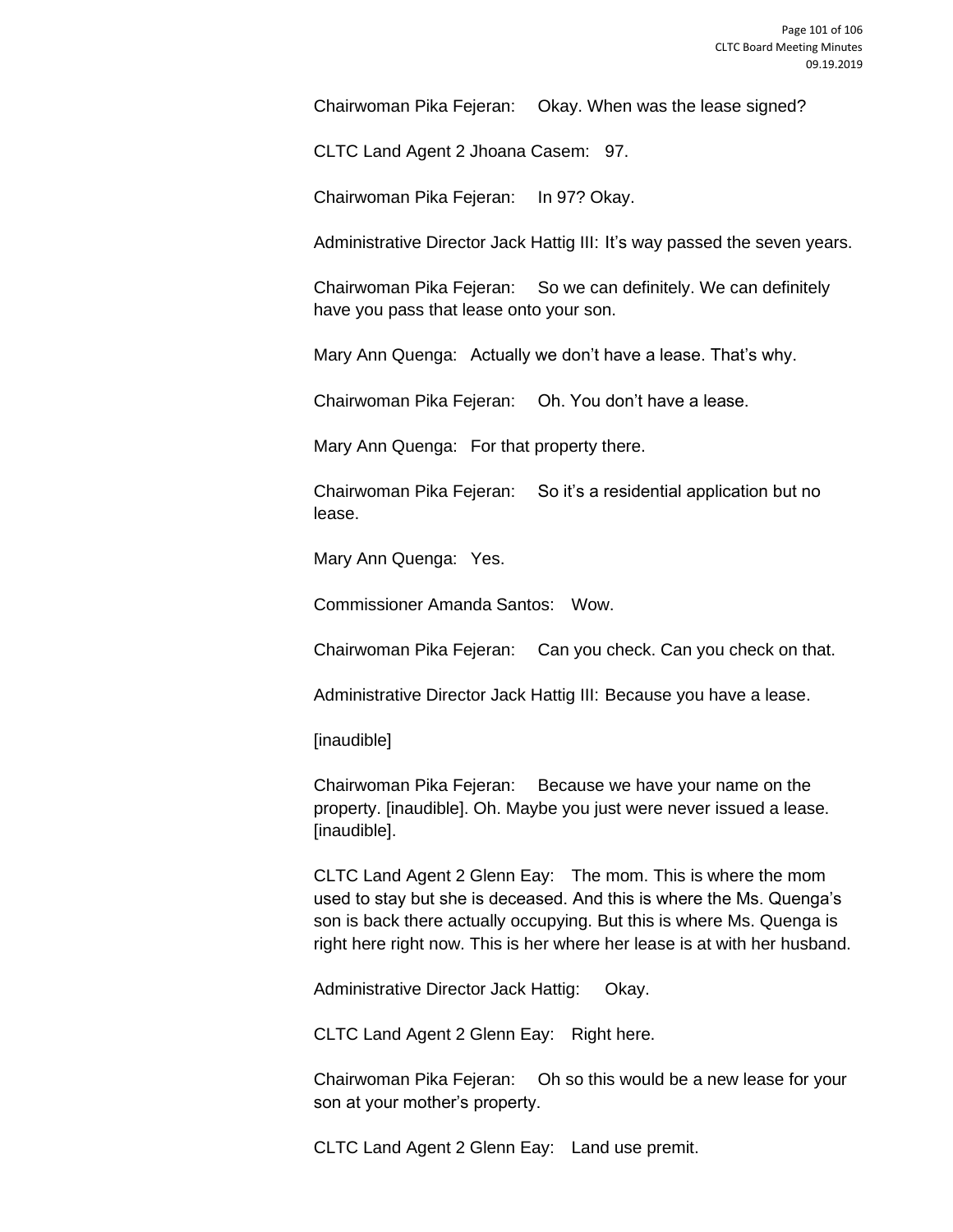Chairwoman Pika Fejeran: Okay. When was the lease signed?

CLTC Land Agent 2 Jhoana Casem: 97.

Chairwoman Pika Fejeran: In 97? Okay.

Administrative Director Jack Hattig III: It's way passed the seven years.

Chairwoman Pika Fejeran: So we can definitely. We can definitely have you pass that lease onto your son.

Mary Ann Quenga: Actually we don't have a lease. That's why.

Chairwoman Pika Fejeran: Oh. You don't have a lease.

Mary Ann Quenga: For that property there.

Chairwoman Pika Fejeran: So it's a residential application but no lease.

Mary Ann Quenga: Yes.

Commissioner Amanda Santos: Wow.

Chairwoman Pika Fejeran: Can you check. Can you check on that.

Administrative Director Jack Hattig III: Because you have a lease.

[inaudible]

Chairwoman Pika Fejeran: Because we have your name on the property. [inaudible]. Oh. Maybe you just were never issued a lease. [inaudible].

CLTC Land Agent 2 Glenn Eay: The mom. This is where the mom used to stay but she is deceased. And this is where the Ms. Quenga's son is back there actually occupying. But this is where Ms. Quenga is right here right now. This is her where her lease is at with her husband.

Administrative Director Jack Hattig: Okay.

CLTC Land Agent 2 Glenn Eay: Right here.

Chairwoman Pika Fejeran: Oh so this would be a new lease for your son at your mother's property.

CLTC Land Agent 2 Glenn Eay: Land use premit.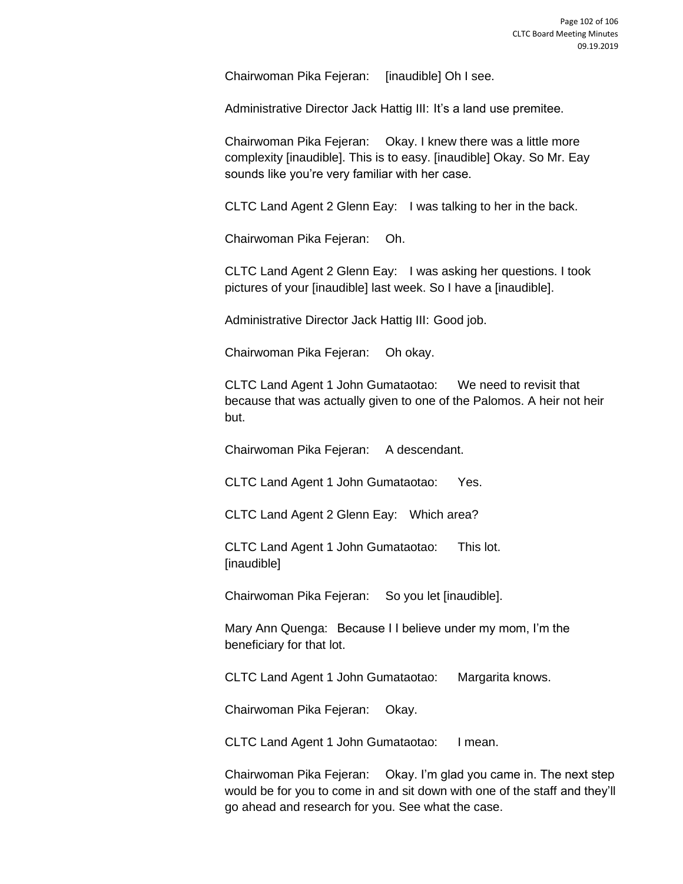Chairwoman Pika Fejeran: [inaudible] Oh I see.

Administrative Director Jack Hattig III: It's a land use premitee.

Chairwoman Pika Fejeran: Okay. I knew there was a little more complexity [inaudible]. This is to easy. [inaudible] Okay. So Mr. Eay sounds like you're very familiar with her case.

CLTC Land Agent 2 Glenn Eay: I was talking to her in the back.

Chairwoman Pika Fejeran: Oh.

CLTC Land Agent 2 Glenn Eay: I was asking her questions. I took pictures of your [inaudible] last week. So I have a [inaudible].

Administrative Director Jack Hattig III: Good job.

Chairwoman Pika Fejeran: Oh okay.

CLTC Land Agent 1 John Gumataotao: We need to revisit that because that was actually given to one of the Palomos. A heir not heir but.

Chairwoman Pika Fejeran: A descendant.

CLTC Land Agent 1 John Gumataotao: Yes.

CLTC Land Agent 2 Glenn Eay: Which area?

CLTC Land Agent 1 John Gumataotao: This lot.
[inaudible]

Chairwoman Pika Fejeran: So you let [inaudible].

Mary Ann Quenga: Because I I believe under my mom, I'm the beneficiary for that lot.

CLTC Land Agent 1 John Gumataotao: Margarita knows.

Chairwoman Pika Fejeran: Okay.

CLTC Land Agent 1 John Gumataotao: I mean.

Chairwoman Pika Fejeran: Okay. I'm glad you came in. The next step would be for you to come in and sit down with one of the staff and they'll go ahead and research for you. See what the case.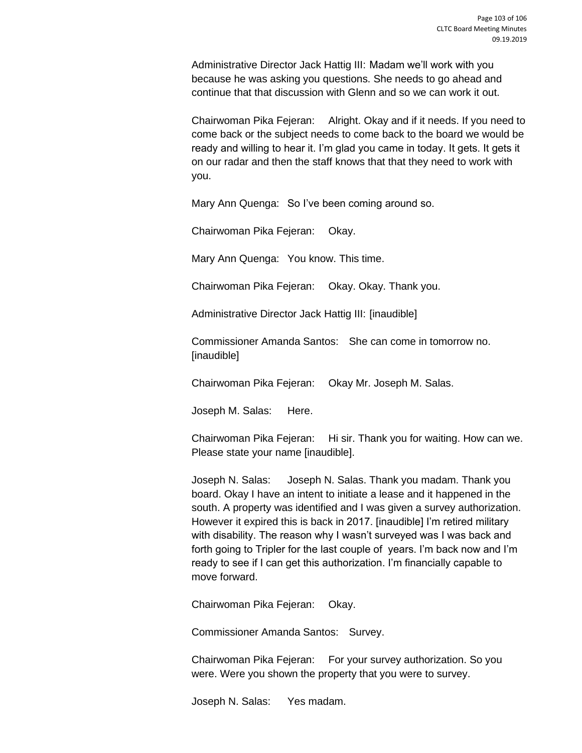Administrative Director Jack Hattig III: Madam we'll work with you because he was asking you questions. She needs to go ahead and continue that that discussion with Glenn and so we can work it out.

Chairwoman Pika Fejeran: Alright. Okay and if it needs. If you need to come back or the subject needs to come back to the board we would be ready and willing to hear it. I'm glad you came in today. It gets. It gets it on our radar and then the staff knows that that they need to work with you.

Mary Ann Quenga: So I've been coming around so.

Chairwoman Pika Fejeran: Okay.

Mary Ann Quenga: You know. This time.

Chairwoman Pika Fejeran: Okay. Okay. Thank you.

Administrative Director Jack Hattig III: [inaudible]

Commissioner Amanda Santos: She can come in tomorrow no. [inaudible]

Chairwoman Pika Fejeran: Okay Mr. Joseph M. Salas.

Joseph M. Salas: Here.

Chairwoman Pika Fejeran: Hi sir. Thank you for waiting. How can we. Please state your name [inaudible].

Joseph N. Salas: Joseph N. Salas. Thank you madam. Thank you board. Okay I have an intent to initiate a lease and it happened in the south. A property was identified and I was given a survey authorization. However it expired this is back in 2017. [inaudible] I'm retired military with disability. The reason why I wasn't surveyed was I was back and forth going to Tripler for the last couple of years. I'm back now and I'm ready to see if I can get this authorization. I'm financially capable to move forward.

Chairwoman Pika Fejeran: Okay.

Commissioner Amanda Santos: Survey.

Chairwoman Pika Fejeran: For your survey authorization. So you were. Were you shown the property that you were to survey.

Joseph N. Salas: Yes madam.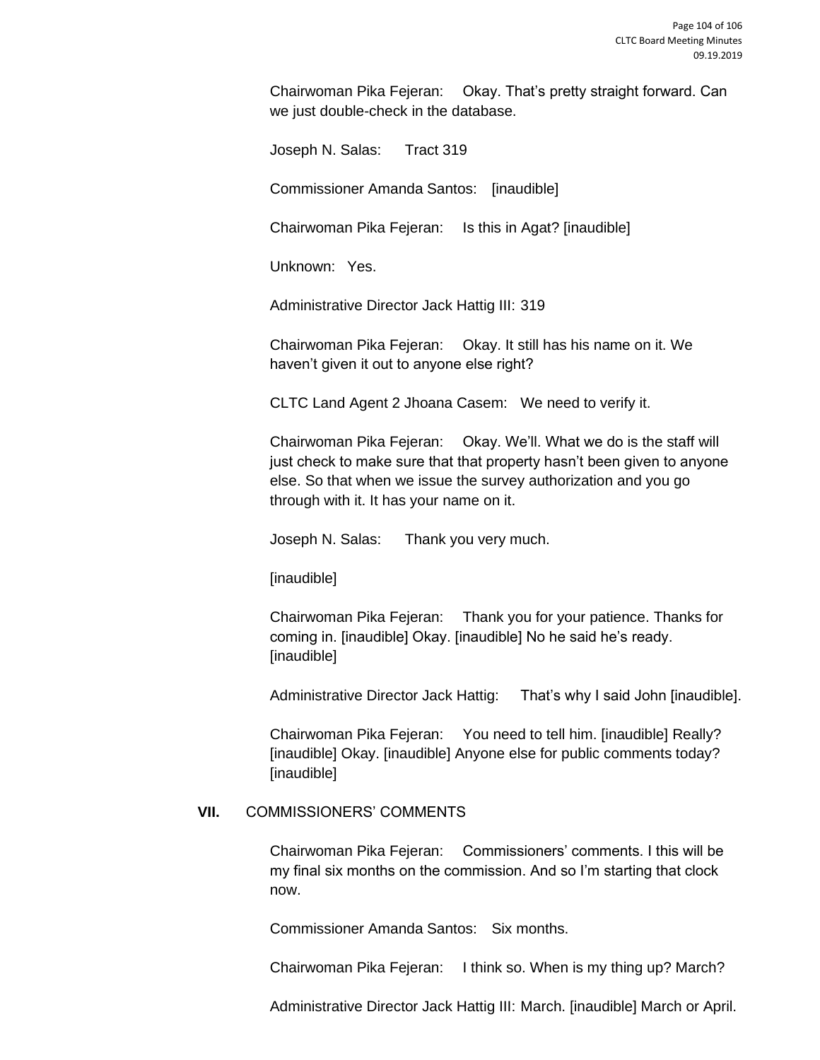Chairwoman Pika Fejeran: Okay. That's pretty straight forward. Can we just double-check in the database.

Joseph N. Salas: Tract 319

Commissioner Amanda Santos: [inaudible]

Chairwoman Pika Fejeran: Is this in Agat? [inaudible]

Unknown: Yes.

Administrative Director Jack Hattig III: 319

Chairwoman Pika Fejeran: Okay. It still has his name on it. We haven't given it out to anyone else right?

CLTC Land Agent 2 Jhoana Casem: We need to verify it.

Chairwoman Pika Fejeran: Okay. We'll. What we do is the staff will just check to make sure that that property hasn't been given to anyone else. So that when we issue the survey authorization and you go through with it. It has your name on it.

Joseph N. Salas: Thank you very much.

[inaudible]

Chairwoman Pika Fejeran: Thank you for your patience. Thanks for coming in. [inaudible] Okay. [inaudible] No he said he's ready. [inaudible]

Administrative Director Jack Hattig: That's why I said John [inaudible].

Chairwoman Pika Fejeran: You need to tell him. [inaudible] Really? [inaudible] Okay. [inaudible] Anyone else for public comments today? [inaudible]

## VII. COMMISSIONERS' COMMENTS

Chairwoman Pika Fejeran: Commissioners' comments. I this will be my final six months on the commission. And so I'm starting that clock now.

Commissioner Amanda Santos: Six months.

Chairwoman Pika Fejeran: I think so. When is my thing up? March?

Administrative Director Jack Hattig III: March. [inaudible] March or April.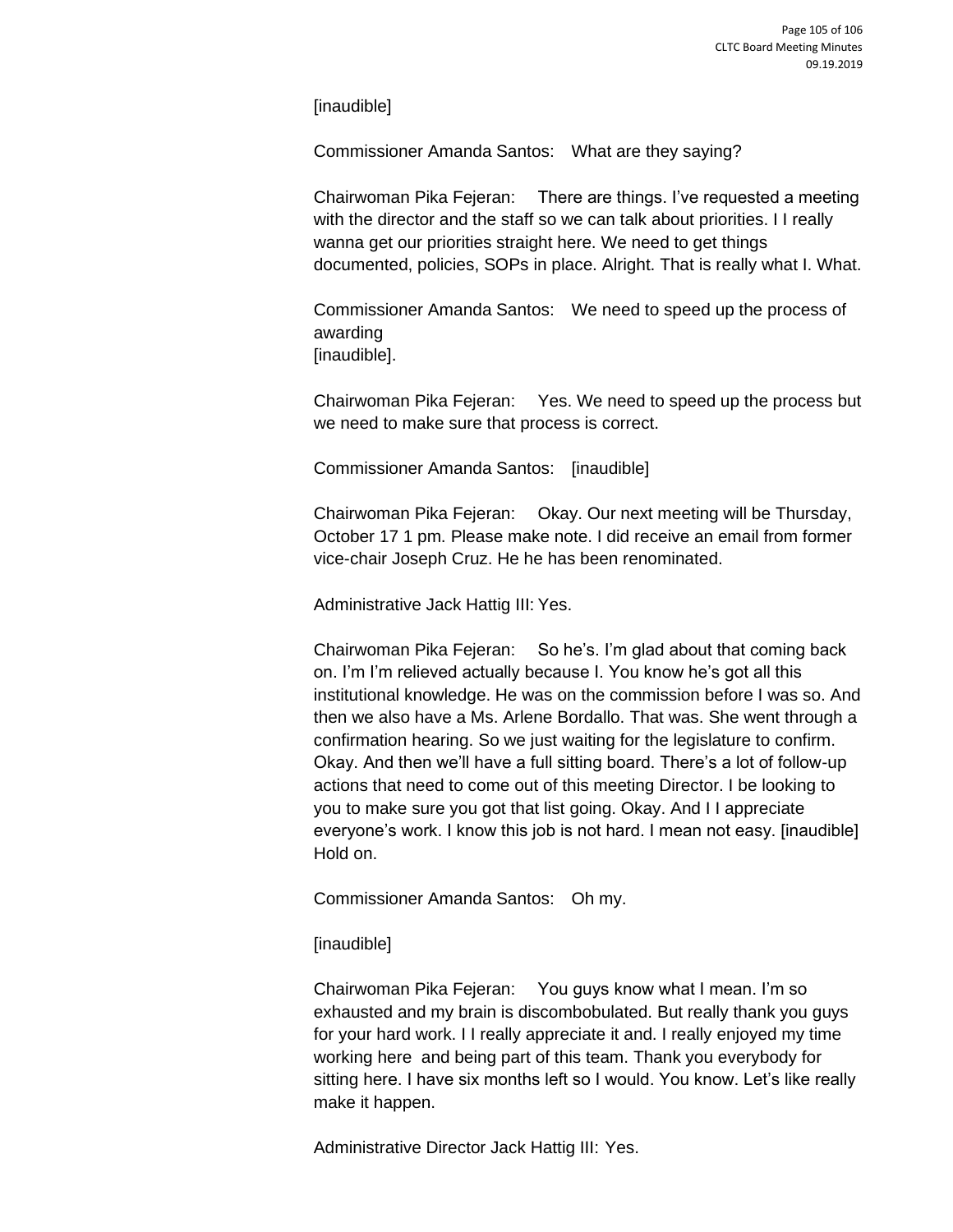[inaudible]

Commissioner Amanda Santos: What are they saying?

Chairwoman Pika Fejeran: There are things. I've requested a meeting with the director and the staff so we can talk about priorities. I I really wanna get our priorities straight here. We need to get things documented, policies, SOPs in place. Alright. That is really what I. What.

Commissioner Amanda Santos: We need to speed up the process of awarding
[inaudible].

Chairwoman Pika Fejeran: Yes. We need to speed up the process but we need to make sure that process is correct.

Commissioner Amanda Santos: [inaudible]

Chairwoman Pika Fejeran: Okay. Our next meeting will be Thursday, October 17 1 pm. Please make note. I did receive an email from former vice-chair Joseph Cruz. He he has been renominated.

Administrative Jack Hattig III: Yes.

Chairwoman Pika Fejeran: So he's. I'm glad about that coming back on. I'm I'm relieved actually because I. You know he's got all this institutional knowledge. He was on the commission before I was so. And then we also have a Ms. Arlene Bordallo. That was. She went through a confirmation hearing. So we just waiting for the legislature to confirm. Okay. And then we'll have a full sitting board. There's a lot of follow-up actions that need to come out of this meeting Director. I be looking to you to make sure you got that list going. Okay. And I I appreciate everyone's work. I know this job is not hard. I mean not easy. [inaudible] Hold on.

Commissioner Amanda Santos: Oh my.

[inaudible]

Chairwoman Pika Fejeran: You guys know what I mean. I'm so exhausted and my brain is discombobulated. But really thank you guys for your hard work. I I really appreciate it and. I really enjoyed my time working here and being part of this team. Thank you everybody for sitting here. I have six months left so I would. You know. Let's like really make it happen.

Administrative Director Jack Hattig III: Yes.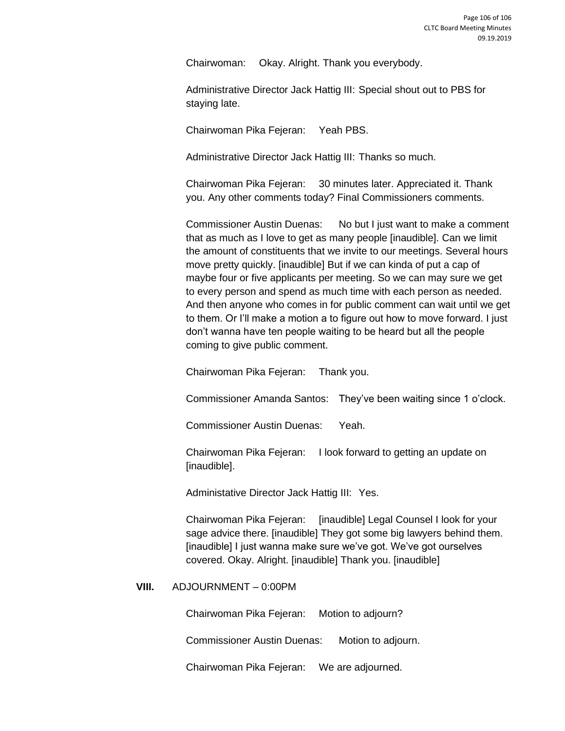Chairwoman: Okay. Alright. Thank you everybody.

Administrative Director Jack Hattig III: Special shout out to PBS for staying late.

Chairwoman Pika Fejeran: Yeah PBS.

Administrative Director Jack Hattig III: Thanks so much.

Chairwoman Pika Fejeran: 30 minutes later. Appreciated it. Thank you. Any other comments today? Final Commissioners comments.

Commissioner Austin Duenas: No but I just want to make a comment that as much as I love to get as many people [inaudible]. Can we limit the amount of constituents that we invite to our meetings. Several hours move pretty quickly. [inaudible] But if we can kinda of put a cap of maybe four or five applicants per meeting. So we can may sure we get to every person and spend as much time with each person as needed. And then anyone who comes in for public comment can wait until we get to them. Or I'll make a motion a to figure out how to move forward. I just don't wanna have ten people waiting to be heard but all the people coming to give public comment.

Chairwoman Pika Fejeran: Thank you.

Commissioner Amanda Santos: They've been waiting since 1 o'clock.

Commissioner Austin Duenas: Yeah.

Chairwoman Pika Fejeran: I look forward to getting an update on [inaudible].

Administative Director Jack Hattig III: Yes.

Chairwoman Pika Fejeran: [inaudible] Legal Counsel I look for your sage advice there. [inaudible] They got some big lawyers behind them. [inaudible] I just wanna make sure we've got. We've got ourselves covered. Okay. Alright. [inaudible] Thank you. [inaudible]

## VIII. ADJOURNMENT – 0:00PM

Chairwoman Pika Fejeran: Motion to adjourn?

Commissioner Austin Duenas: Motion to adjourn.

Chairwoman Pika Fejeran: We are adjourned.